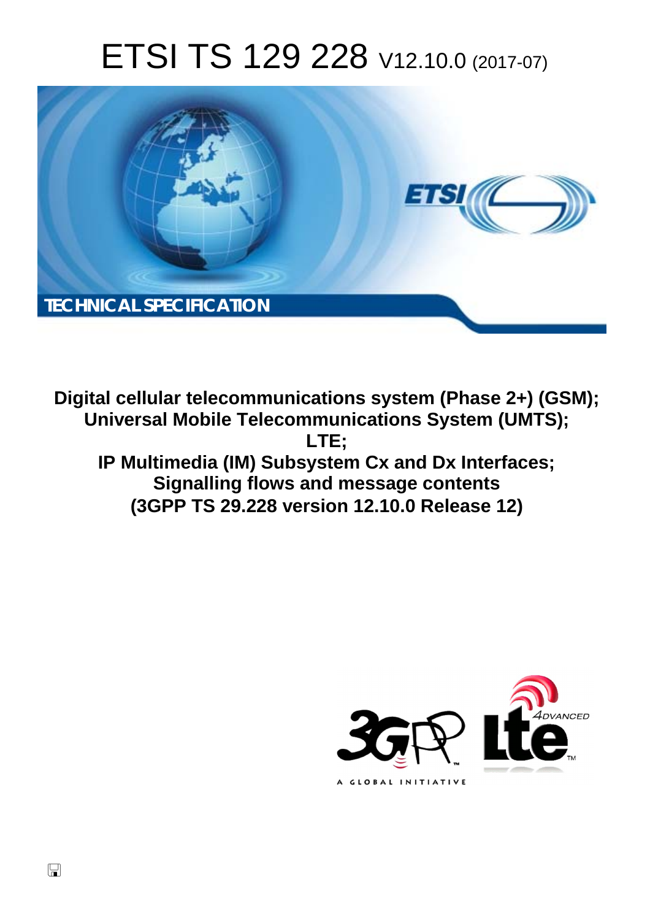# ETSI TS 129 228 V12.10.0 (2017-07)

TECHNICAL SPECIFICATION

**Digital cellular telecommunications system (Phase 2+) (GSM); Universal Mobile Telecommunications System (UMTS); LTE; IP Multimedia (IM) Subsystem Cx and Dx Interfaces; Signalling flows and message contents (3GPP TS 29.228 version 12.10.0 Release 12)**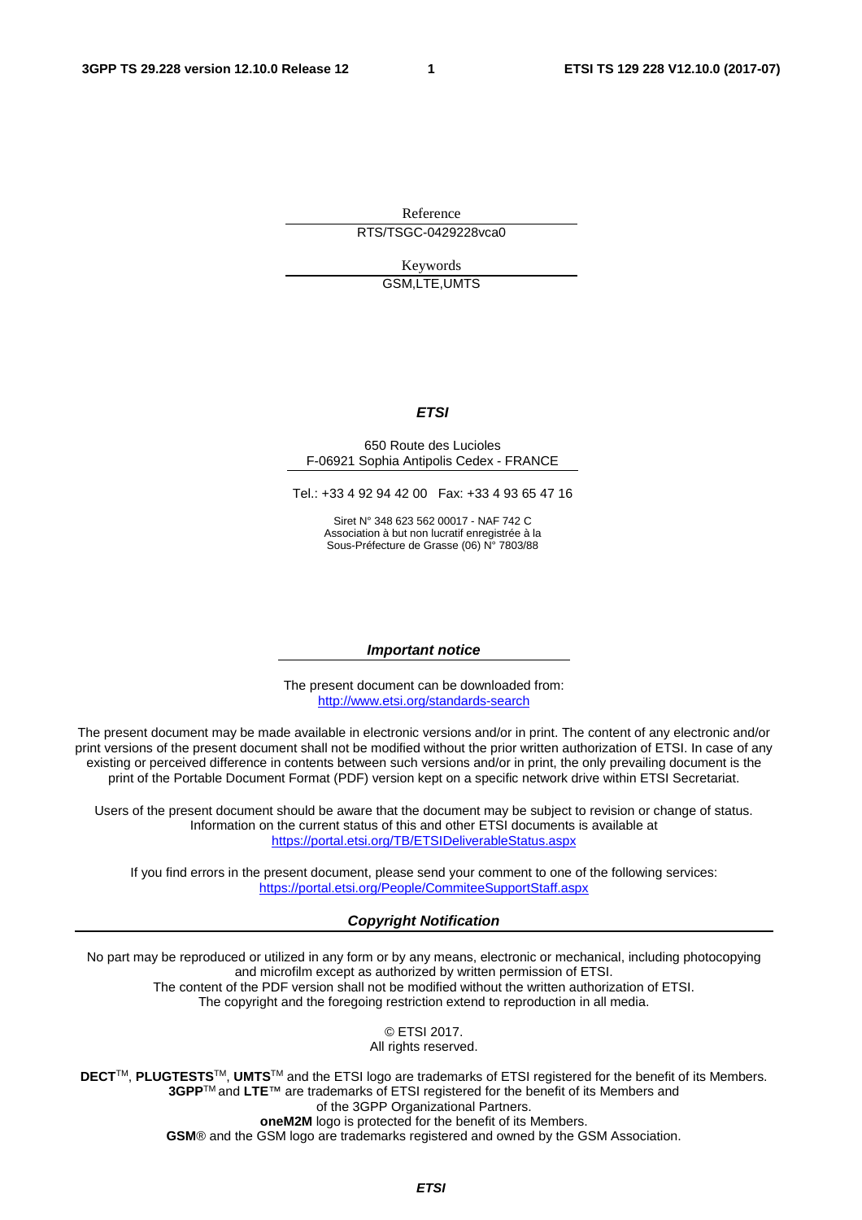Reference

RTS/TSGC-0429228vca0

Keywords

GSM,LTE,UMTS

***ETSI***

650 Route des Lucioles
F-06921 Sophia Antipolis Cedex - FRANCE

Tel.: +33 4 92 94 42 00 Fax: +33 4 93 65 47 16

Siret N° 348 623 562 00017 - NAF 742 C
Association à but non lucratif enregistrée à la
Sous-Préfecture de Grasse (06) N° 7803/88

***Important notice***

The present document can be downloaded from:
http://www.etsi.org/standards-search

The present document may be made available in electronic versions and/or in print. The content of any electronic and/or print versions of the present document shall not be modified without the prior written authorization of ETSI. In case of any existing or perceived difference in contents between such versions and/or in print, the only prevailing document is the print of the Portable Document Format (PDF) version kept on a specific network drive within ETSI Secretariat.

Users of the present document should be aware that the document may be subject to revision or change of status. Information on the current status of this and other ETSI documents is available at
https://portal.etsi.org/TB/ETSIDeliverableStatus.aspx

If you find errors in the present document, please send your comment to one of the following services:
https://portal.etsi.org/People/CommiteeSupportStaff.aspx

***Copyright Notification***

No part may be reproduced or utilized in any form or by any means, electronic or mechanical, including photocopying and microfilm except as authorized by written permission of ETSI.
The content of the PDF version shall not be modified without the written authorization of ETSI.
The copyright and the foregoing restriction extend to reproduction in all media.

© ETSI 2017.
All rights reserved.

**DECT**™, **PLUGTESTS**™, **UMTS**™ and the ETSI logo are trademarks of ETSI registered for the benefit of its Members.
**3GPP**™ and **LTE**™ are trademarks of ETSI registered for the benefit of its Members and
of the 3GPP Organizational Partners.
**oneM2M** logo is protected for the benefit of its Members.
**GSM**® and the GSM logo are trademarks registered and owned by the GSM Association.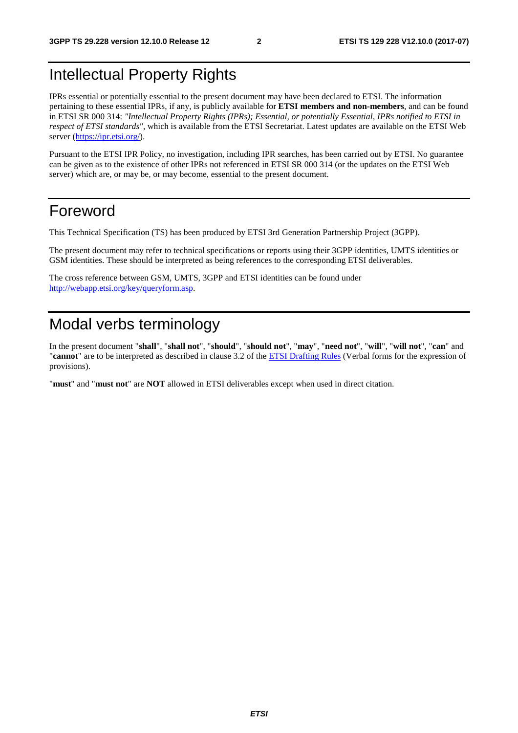# Intellectual Property Rights

IPRs essential or potentially essential to the present document may have been declared to ETSI. The information pertaining to these essential IPRs, if any, is publicly available for **ETSI members and non-members**, and can be found in ETSI SR 000 314: *"Intellectual Property Rights (IPRs); Essential, or potentially Essential, IPRs notified to ETSI in respect of ETSI standards"*, which is available from the ETSI Secretariat. Latest updates are available on the ETSI Web server (https://ipr.etsi.org/).

Pursuant to the ETSI IPR Policy, no investigation, including IPR searches, has been carried out by ETSI. No guarantee can be given as to the existence of other IPRs not referenced in ETSI SR 000 314 (or the updates on the ETSI Web server) which are, or may be, or may become, essential to the present document.

# Foreword

This Technical Specification (TS) has been produced by ETSI 3rd Generation Partnership Project (3GPP).

The present document may refer to technical specifications or reports using their 3GPP identities, UMTS identities or GSM identities. These should be interpreted as being references to the corresponding ETSI deliverables.

The cross reference between GSM, UMTS, 3GPP and ETSI identities can be found under http://webapp.etsi.org/key/queryform.asp.

# Modal verbs terminology

In the present document "**shall**", "**shall not**", "**should**", "**should not**", "**may**", "**need not**", "**will**", "**will not**", "**can**" and "**cannot**" are to be interpreted as described in clause 3.2 of the ETSI Drafting Rules (Verbal forms for the expression of provisions).

"**must**" and "**must not**" are **NOT** allowed in ETSI deliverables except when used in direct citation.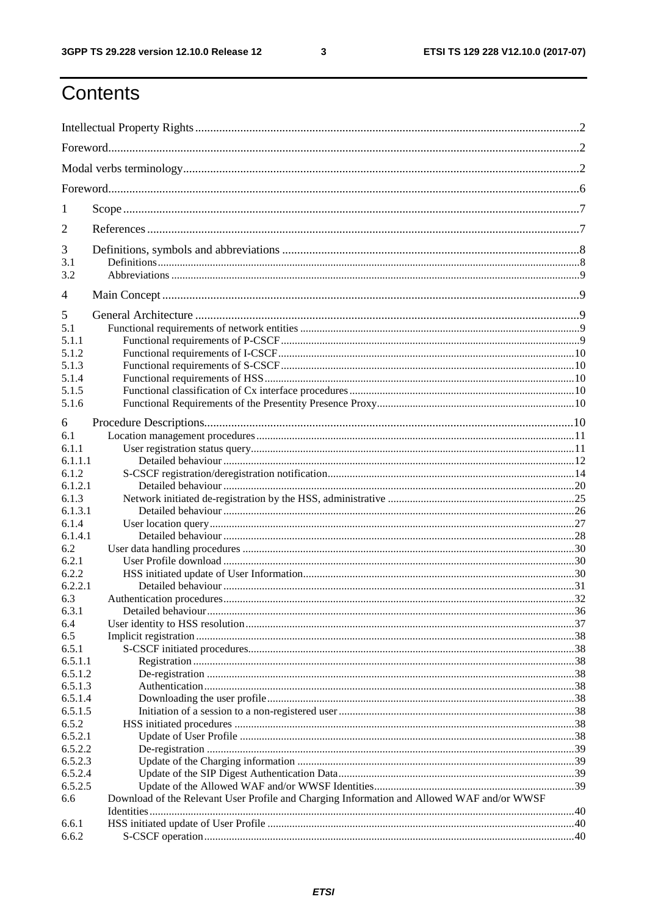# Contents

Intellectual Property Rights ..... 2
Foreword ..... 2
Modal verbs terminology ..... 2
Foreword ..... 6
1 Scope ..... 7
2 References ..... 7
3 Definitions, symbols and abbreviations ..... 8
3.1 Definitions ..... 8
3.2 Abbreviations ..... 9
4 Main Concept ..... 9
5 General Architecture ..... 9
5.1 Functional requirements of network entities ..... 9
5.1.1 Functional requirements of P-CSCF ..... 9
5.1.2 Functional requirements of I-CSCF ..... 10
5.1.3 Functional requirements of S-CSCF ..... 10
5.1.4 Functional requirements of HSS ..... 10
5.1.5 Functional classification of Cx interface procedures ..... 10
5.1.6 Functional Requirements of the Presentity Presence Proxy ..... 10
6 Procedure Descriptions ..... 10
6.1 Location management procedures ..... 11
6.1.1 User registration status query ..... 11
6.1.1.1 Detailed behaviour ..... 12
6.1.2 S-CSCF registration/deregistration notification ..... 14
6.1.2.1 Detailed behaviour ..... 20
6.1.3 Network initiated de-registration by the HSS, administrative ..... 25
6.1.3.1 Detailed behaviour ..... 26
6.1.4 User location query ..... 27
6.1.4.1 Detailed behaviour ..... 28
6.2 User data handling procedures ..... 30
6.2.1 User Profile download ..... 30
6.2.2 HSS initiated update of User Information ..... 30
6.2.2.1 Detailed behaviour ..... 31
6.3 Authentication procedures ..... 32
6.3.1 Detailed behaviour ..... 36
6.4 User identity to HSS resolution ..... 37
6.5 Implicit registration ..... 38
6.5.1 S-CSCF initiated procedures ..... 38
6.5.1.1 Registration ..... 38
6.5.1.2 De-registration ..... 38
6.5.1.3 Authentication ..... 38
6.5.1.4 Downloading the user profile ..... 38
6.5.1.5 Initiation of a session to a non-registered user ..... 38
6.5.2 HSS initiated procedures ..... 38
6.5.2.1 Update of User Profile ..... 38
6.5.2.2 De-registration ..... 39
6.5.2.3 Update of the Charging information ..... 39
6.5.2.4 Update of the SIP Digest Authentication Data ..... 39
6.5.2.5 Update of the Allowed WAF and/or WWSF Identities ..... 39
6.6 Download of the Relevant User Profile and Charging Information and Allowed WAF and/or WWSF Identities ..... 40
6.6.1 HSS initiated update of User Profile ..... 40
6.6.2 S-CSCF operation ..... 40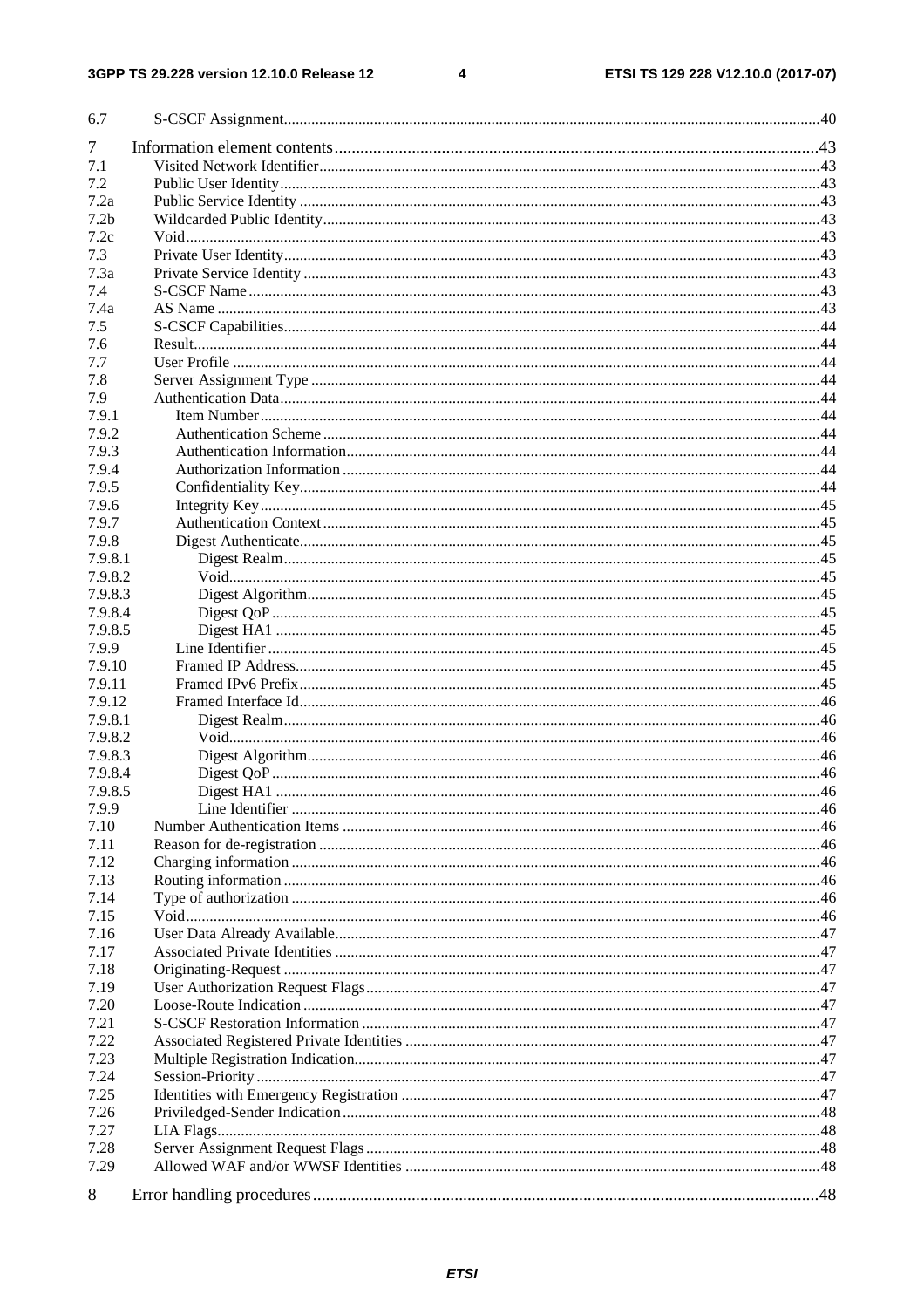6.7 S-CSCF Assignment........................................................................................................................................40

7 Information element contents................................................................................................................43

7.1 Visited Network Identifier...............................................................................................................................43

7.2 Public User Identity.........................................................................................................................................43

7.2a Public Service Identity ....................................................................................................................................43

7.2b Wildcarded Public Identity..............................................................................................................................43

7.2c Void.................................................................................................................................................................43

7.3 Private User Identity........................................................................................................................................43

7.3a Private Service Identity ...................................................................................................................................43

7.4 S-CSCF Name .................................................................................................................................................43

7.4a AS Name .........................................................................................................................................................43

7.5 S-CSCF Capabilities........................................................................................................................................44

7.6 Result...............................................................................................................................................................44

7.7 User Profile .....................................................................................................................................................44

7.8 Server Assignment Type .................................................................................................................................44

7.9 Authentication Data.........................................................................................................................................44

7.9.1 Item Number..............................................................................................................................................44

7.9.2 Authentication Scheme ..............................................................................................................................44

7.9.3 Authentication Information........................................................................................................................44

7.9.4 Authorization Information .........................................................................................................................44

7.9.5 Confidentiality Key....................................................................................................................................44

7.9.6 Integrity Key..............................................................................................................................................45

7.9.7 Authentication Context..............................................................................................................................45

7.9.8 Digest Authenticate....................................................................................................................................45

7.9.8.1 Digest Realm........................................................................................................................................45

7.9.8.2 Void......................................................................................................................................................45

7.9.8.3 Digest Algorithm..................................................................................................................................45

7.9.8.4 Digest QoP ...........................................................................................................................................45

7.9.8.5 Digest HA1 ..........................................................................................................................................45

7.9.9 Line Identifier ............................................................................................................................................45

7.9.10 Framed IP Address.....................................................................................................................................45

7.9.11 Framed IPv6 Prefix....................................................................................................................................45

7.9.12 Framed Interface Id....................................................................................................................................46

7.9.8.1 Digest Realm........................................................................................................................................46

7.9.8.2 Void......................................................................................................................................................46

7.9.8.3 Digest Algorithm..................................................................................................................................46

7.9.8.4 Digest QoP ...........................................................................................................................................46

7.9.8.5 Digest HA1 ..........................................................................................................................................46

7.9.9 Line Identifier ......................................................................................................................................46

7.10 Number Authentication Items .........................................................................................................................46

7.11 Reason for de-registration ...............................................................................................................................46

7.12 Charging information ......................................................................................................................................46

7.13 Routing information ........................................................................................................................................46

7.14 Type of authorization ......................................................................................................................................46

7.15 Void.................................................................................................................................................................46

7.16 User Data Already Available...........................................................................................................................47

7.17 Associated Private Identities ...........................................................................................................................47

7.18 Originating-Request ........................................................................................................................................47

7.19 User Authorization Request Flags...................................................................................................................47

7.20 Loose-Route Indication ...................................................................................................................................47

7.21 S-CSCF Restoration Information ....................................................................................................................47

7.22 Associated Registered Private Identities .........................................................................................................47

7.23 Multiple Registration Indication......................................................................................................................47

7.24 Session-Priority ...............................................................................................................................................47

7.25 Identities with Emergency Registration ..........................................................................................................47

7.26 Priviledged-Sender Indication.........................................................................................................................48

7.27 LIA Flags.........................................................................................................................................................48

7.28 Server Assignment Request Flags...................................................................................................................48

7.29 Allowed WAF and/or WWSF Identities .........................................................................................................48

8 Error handling procedures.....................................................................................................................48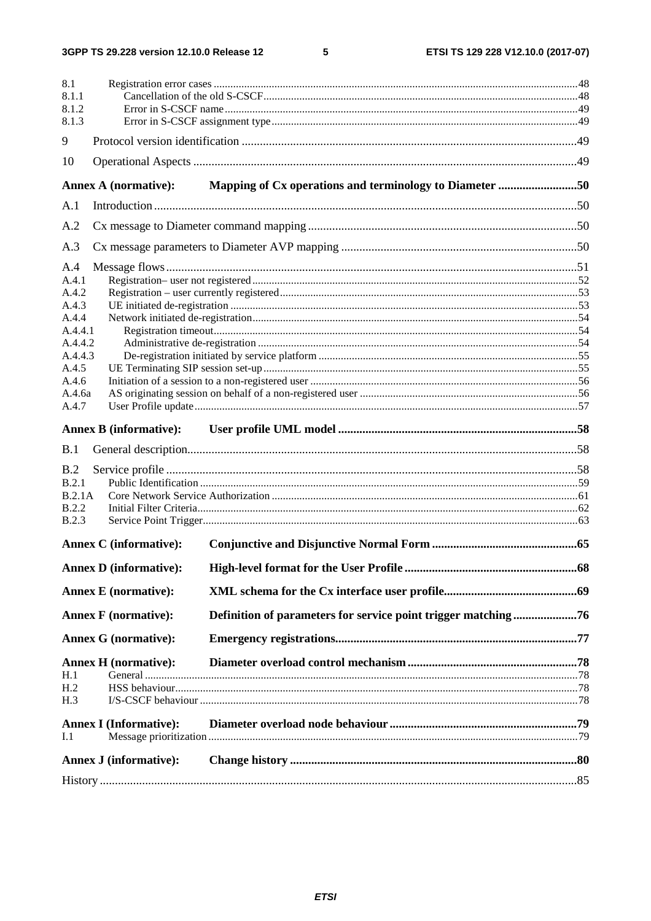8.1 Registration error cases ........................................................................................................................................48
8.1.1 Cancellation of the old S-CSCF ......................................................................................................................48
8.1.2 Error in S-CSCF name.....................................................................................................................................49
8.1.3 Error in S-CSCF assignment type....................................................................................................................49

9 Protocol version identification .............................................................................................................49

10 Operational Aspects ..............................................................................................................................49

**Annex A (normative): Mapping of Cx operations and terminology to Diameter ..........................50**

A.1 Introduction ...........................................................................................................................................50

A.2 Cx message to Diameter command mapping .........................................................................................50

A.3 Cx message parameters to Diameter AVP mapping ..............................................................................50

A.4 Message flows .......................................................................................................................................51
A.4.1 Registration– user not registered .....................................................................................................................52
A.4.2 Registration – user currently registered ...........................................................................................................53
A.4.3 UE initiated de-registration .............................................................................................................................53
A.4.4 Network initiated de-registration .....................................................................................................................54
A.4.4.1 Registration timeout....................................................................................................................................54
A.4.4.2 Administrative de-registration ...................................................................................................................54
A.4.4.3 De-registration initiated by service platform .............................................................................................55
A.4.5 UE Terminating SIP session set-up .................................................................................................................55
A.4.6 Initiation of a session to a non-registered user .................................................................................................56
A.4.6a AS originating session on behalf of a non-registered user ...............................................................................56
A.4.7 User Profile update ...........................................................................................................................................57

**Annex B (informative): User profile UML model ...............................................................................58**

B.1 General description.................................................................................................................................58

B.2 Service profile .......................................................................................................................................58
B.2.1 Public Identification .........................................................................................................................................59
B.2.1A Core Network Service Authorization ...............................................................................................................61
B.2.2 Initial Filter Criteria..........................................................................................................................................62
B.2.3 Service Point Trigger........................................................................................................................................63

**Annex C (informative): Conjunctive and Disjunctive Normal Form ................................................65**

**Annex D (informative): High-level format for the User Profile .........................................................68**

**Annex E (normative): XML schema for the Cx interface user profile............................................69**

**Annex F (normative): Definition of parameters for service point trigger matching .....................76**

**Annex G (normative): Emergency registrations...............................................................................77**

**Annex H (normative): Diameter overload control mechanism ........................................................78**
H.1 General ............................................................................................................................................78
H.2 HSS behaviour.................................................................................................................................78
H.3 I/S-CSCF behaviour ........................................................................................................................78

**Annex I (Informative): Diameter overload node behaviour ..............................................................79**
I.1 Message prioritization .....................................................................................................................79

**Annex J (informative): Change history ..............................................................................................80**

History ............................................................................................................................................................85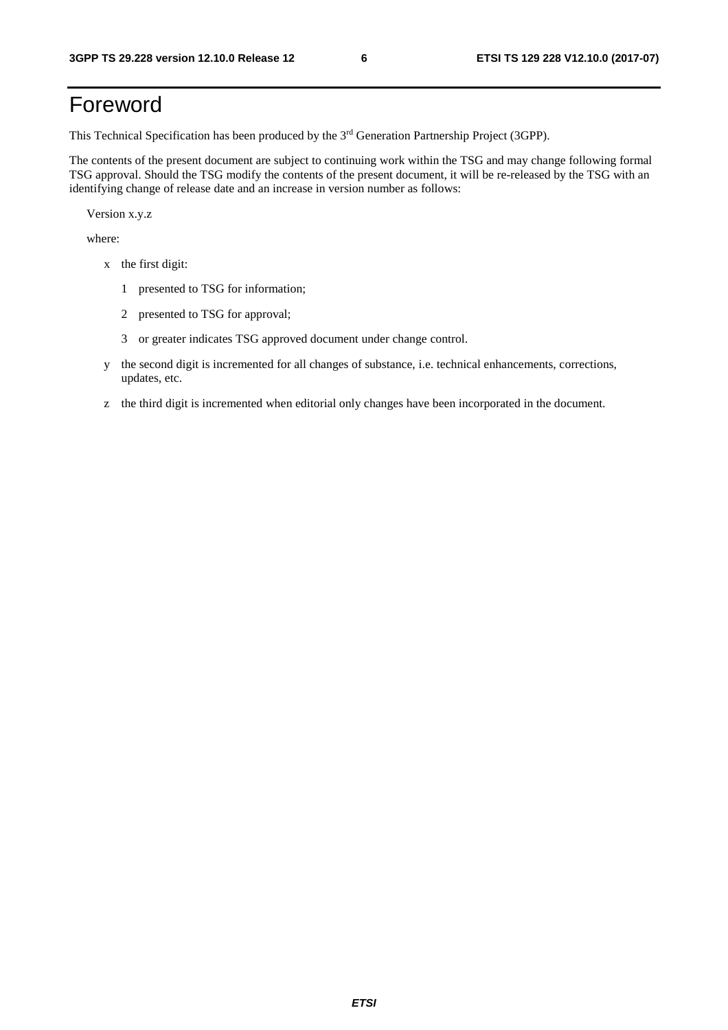# Foreword

This Technical Specification has been produced by the 3rd Generation Partnership Project (3GPP).

The contents of the present document are subject to continuing work within the TSG and may change following formal TSG approval. Should the TSG modify the contents of the present document, it will be re-released by the TSG with an identifying change of release date and an increase in version number as follows:

Version x.y.z

where:

- x the first digit:
  - 1 presented to TSG for information;
  - 2 presented to TSG for approval;
  - 3 or greater indicates TSG approved document under change control.
- y the second digit is incremented for all changes of substance, i.e. technical enhancements, corrections, updates, etc.
- z the third digit is incremented when editorial only changes have been incorporated in the document.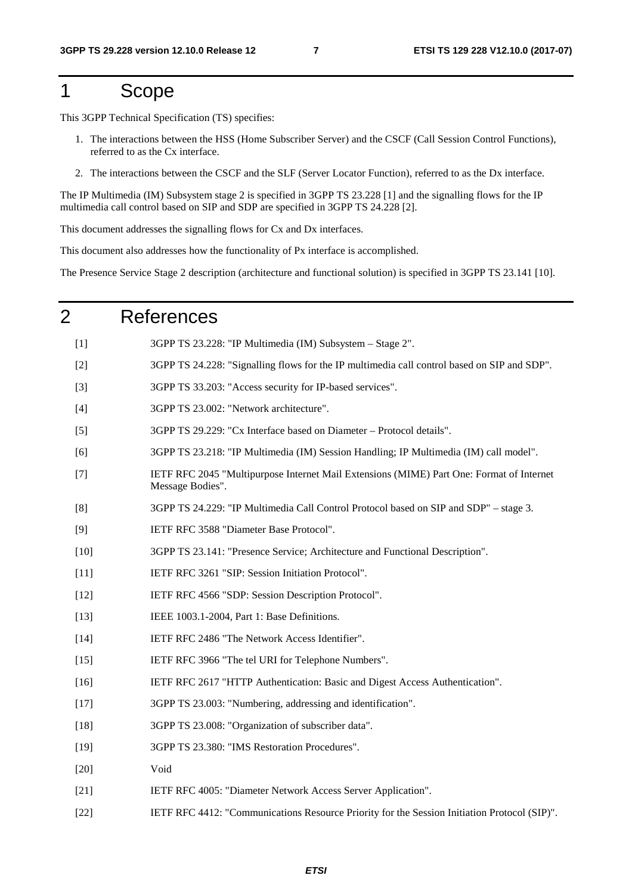# 1 Scope

This 3GPP Technical Specification (TS) specifies:

1. The interactions between the HSS (Home Subscriber Server) and the CSCF (Call Session Control Functions), referred to as the Cx interface.
2. The interactions between the CSCF and the SLF (Server Locator Function), referred to as the Dx interface.

The IP Multimedia (IM) Subsystem stage 2 is specified in 3GPP TS 23.228 [1] and the signalling flows for the IP multimedia call control based on SIP and SDP are specified in 3GPP TS 24.228 [2].

This document addresses the signalling flows for Cx and Dx interfaces.

This document also addresses how the functionality of Px interface is accomplished.

The Presence Service Stage 2 description (architecture and functional solution) is specified in 3GPP TS 23.141 [10].

# 2 References

[1] 3GPP TS 23.228: "IP Multimedia (IM) Subsystem – Stage 2".

[2] 3GPP TS 24.228: "Signalling flows for the IP multimedia call control based on SIP and SDP".

[3] 3GPP TS 33.203: "Access security for IP-based services".

[4] 3GPP TS 23.002: "Network architecture".

[5] 3GPP TS 29.229: "Cx Interface based on Diameter – Protocol details".

[6] 3GPP TS 23.218: "IP Multimedia (IM) Session Handling; IP Multimedia (IM) call model".

[7] IETF RFC 2045 "Multipurpose Internet Mail Extensions (MIME) Part One: Format of Internet Message Bodies".

[8] 3GPP TS 24.229: "IP Multimedia Call Control Protocol based on SIP and SDP" – stage 3.

[9] IETF RFC 3588 "Diameter Base Protocol".

[10] 3GPP TS 23.141: "Presence Service; Architecture and Functional Description".

[11] IETF RFC 3261 "SIP: Session Initiation Protocol".

[12] IETF RFC 4566 "SDP: Session Description Protocol".

[13] IEEE 1003.1-2004, Part 1: Base Definitions.

[14] IETF RFC 2486 "The Network Access Identifier".

[15] IETF RFC 3966 "The tel URI for Telephone Numbers".

[16] IETF RFC 2617 "HTTP Authentication: Basic and Digest Access Authentication".

[17] 3GPP TS 23.003: "Numbering, addressing and identification".

[18] 3GPP TS 23.008: "Organization of subscriber data".

[19] 3GPP TS 23.380: "IMS Restoration Procedures".

[20] Void

[21] IETF RFC 4005: "Diameter Network Access Server Application".

[22] IETF RFC 4412: "Communications Resource Priority for the Session Initiation Protocol (SIP)".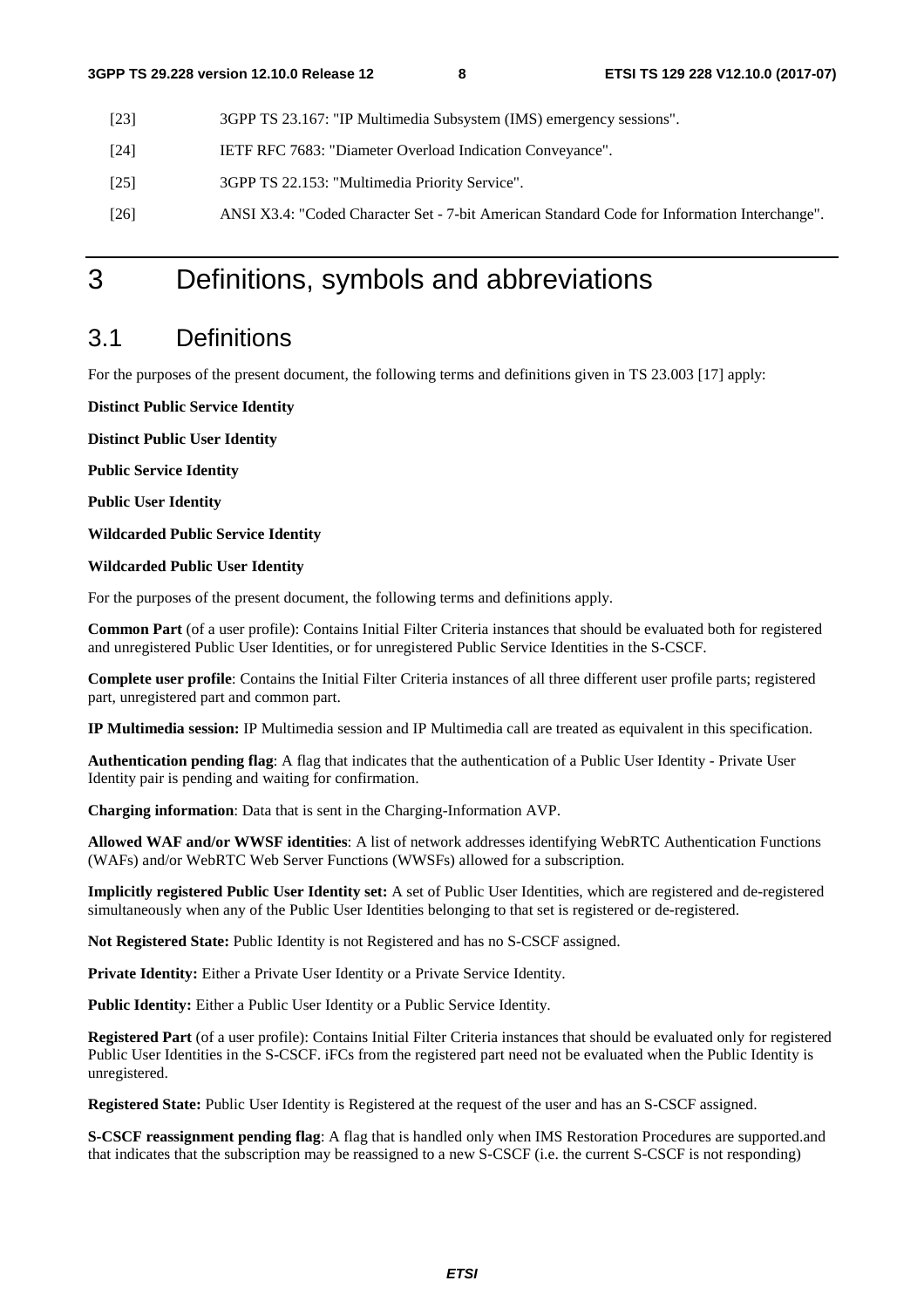[23] 3GPP TS 23.167: "IP Multimedia Subsystem (IMS) emergency sessions".

[24] IETF RFC 7683: "Diameter Overload Indication Conveyance".

[25] 3GPP TS 22.153: "Multimedia Priority Service".

[26] ANSI X3.4: "Coded Character Set - 7-bit American Standard Code for Information Interchange".

# 3 Definitions, symbols and abbreviations

## 3.1 Definitions

For the purposes of the present document, the following terms and definitions given in TS 23.003 [17] apply:

**Distinct Public Service Identity**

**Distinct Public User Identity**

**Public Service Identity**

**Public User Identity**

**Wildcarded Public Service Identity**

**Wildcarded Public User Identity**

For the purposes of the present document, the following terms and definitions apply.

**Common Part** (of a user profile): Contains Initial Filter Criteria instances that should be evaluated both for registered and unregistered Public User Identities, or for unregistered Public Service Identities in the S-CSCF.

**Complete user profile**: Contains the Initial Filter Criteria instances of all three different user profile parts; registered part, unregistered part and common part.

**IP Multimedia session:** IP Multimedia session and IP Multimedia call are treated as equivalent in this specification.

**Authentication pending flag**: A flag that indicates that the authentication of a Public User Identity - Private User Identity pair is pending and waiting for confirmation.

**Charging information**: Data that is sent in the Charging-Information AVP.

**Allowed WAF and/or WWSF identities**: A list of network addresses identifying WebRTC Authentication Functions (WAFs) and/or WebRTC Web Server Functions (WWSFs) allowed for a subscription.

**Implicitly registered Public User Identity set:** A set of Public User Identities, which are registered and de-registered simultaneously when any of the Public User Identities belonging to that set is registered or de-registered.

**Not Registered State:** Public Identity is not Registered and has no S-CSCF assigned.

**Private Identity:** Either a Private User Identity or a Private Service Identity.

**Public Identity:** Either a Public User Identity or a Public Service Identity.

**Registered Part** (of a user profile): Contains Initial Filter Criteria instances that should be evaluated only for registered Public User Identities in the S-CSCF. iFCs from the registered part need not be evaluated when the Public Identity is unregistered.

**Registered State:** Public User Identity is Registered at the request of the user and has an S-CSCF assigned.

**S-CSCF reassignment pending flag**: A flag that is handled only when IMS Restoration Procedures are supported.and that indicates that the subscription may be reassigned to a new S-CSCF (i.e. the current S-CSCF is not responding)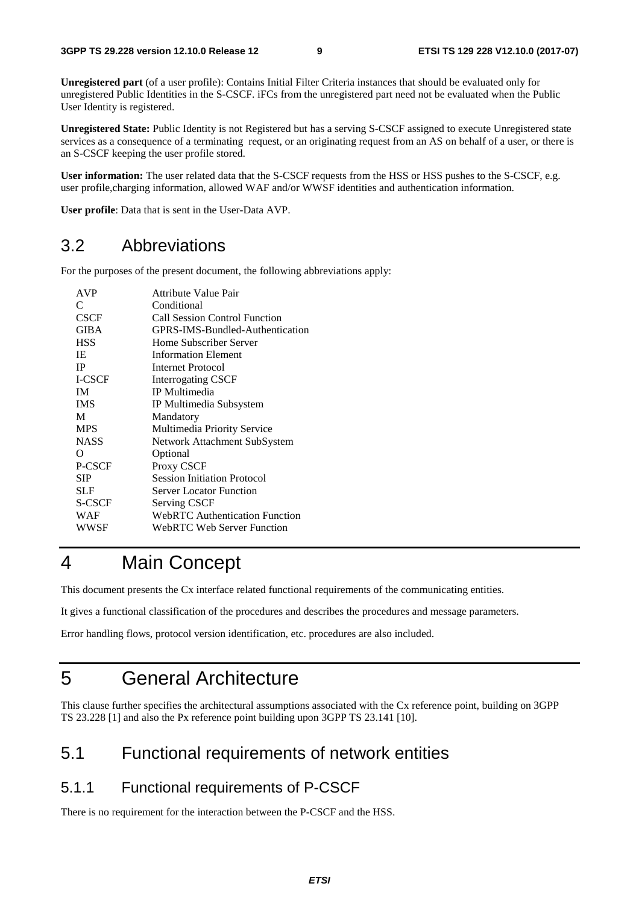**Unregistered part** (of a user profile): Contains Initial Filter Criteria instances that should be evaluated only for unregistered Public Identities in the S-CSCF. iFCs from the unregistered part need not be evaluated when the Public User Identity is registered.

**Unregistered State:** Public Identity is not Registered but has a serving S-CSCF assigned to execute Unregistered state services as a consequence of a terminating request, or an originating request from an AS on behalf of a user, or there is an S-CSCF keeping the user profile stored.

**User information:** The user related data that the S-CSCF requests from the HSS or HSS pushes to the S-CSCF, e.g. user profile,charging information, allowed WAF and/or WWSF identities and authentication information.

**User profile**: Data that is sent in the User-Data AVP.

## 3.2 Abbreviations

For the purposes of the present document, the following abbreviations apply:

| | |
|---|---|
| AVP | Attribute Value Pair |
| C | Conditional |
| CSCF | Call Session Control Function |
| GIBA | GPRS-IMS-Bundled-Authentication |
| HSS | Home Subscriber Server |
| IE | Information Element |
| IP | Internet Protocol |
| I-CSCF | Interrogating CSCF |
| IM | IP Multimedia |
| IMS | IP Multimedia Subsystem |
| M | Mandatory |
| MPS | Multimedia Priority Service |
| NASS | Network Attachment SubSystem |
| O | Optional |
| P-CSCF | Proxy CSCF |
| SIP | Session Initiation Protocol |
| SLF | Server Locator Function |
| S-CSCF | Serving CSCF |
| WAF | WebRTC Authentication Function |
| WWSF | WebRTC Web Server Function |

# 4 Main Concept

This document presents the Cx interface related functional requirements of the communicating entities.

It gives a functional classification of the procedures and describes the procedures and message parameters.

Error handling flows, protocol version identification, etc. procedures are also included.

# 5 General Architecture

This clause further specifies the architectural assumptions associated with the Cx reference point, building on 3GPP TS 23.228 [1] and also the Px reference point building upon 3GPP TS 23.141 [10].

## 5.1 Functional requirements of network entities

### 5.1.1 Functional requirements of P-CSCF

There is no requirement for the interaction between the P-CSCF and the HSS.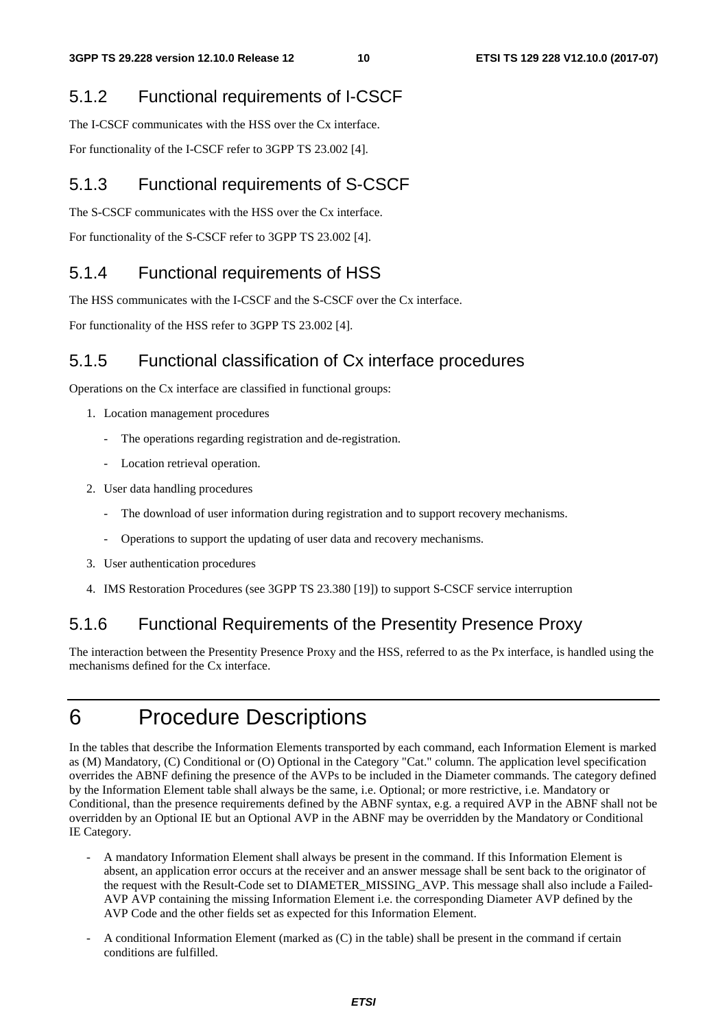### 5.1.2 Functional requirements of I-CSCF

The I-CSCF communicates with the HSS over the Cx interface.

For functionality of the I-CSCF refer to 3GPP TS 23.002 [4].

### 5.1.3 Functional requirements of S-CSCF

The S-CSCF communicates with the HSS over the Cx interface.

For functionality of the S-CSCF refer to 3GPP TS 23.002 [4].

### 5.1.4 Functional requirements of HSS

The HSS communicates with the I-CSCF and the S-CSCF over the Cx interface.

For functionality of the HSS refer to 3GPP TS 23.002 [4].

### 5.1.5 Functional classification of Cx interface procedures

Operations on the Cx interface are classified in functional groups:

1. Location management procedures
   - The operations regarding registration and de-registration.
   - Location retrieval operation.
2. User data handling procedures
   - The download of user information during registration and to support recovery mechanisms.
   - Operations to support the updating of user data and recovery mechanisms.
3. User authentication procedures
4. IMS Restoration Procedures (see 3GPP TS 23.380 [19]) to support S-CSCF service interruption

### 5.1.6 Functional Requirements of the Presentity Presence Proxy

The interaction between the Presentity Presence Proxy and the HSS, referred to as the Px interface, is handled using the mechanisms defined for the Cx interface.

# 6 Procedure Descriptions

In the tables that describe the Information Elements transported by each command, each Information Element is marked as (M) Mandatory, (C) Conditional or (O) Optional in the Category "Cat." column. The application level specification overrides the ABNF defining the presence of the AVPs to be included in the Diameter commands. The category defined by the Information Element table shall always be the same, i.e. Optional; or more restrictive, i.e. Mandatory or Conditional, than the presence requirements defined by the ABNF syntax, e.g. a required AVP in the ABNF shall not be overridden by an Optional IE but an Optional AVP in the ABNF may be overridden by the Mandatory or Conditional IE Category.

- A mandatory Information Element shall always be present in the command. If this Information Element is absent, an application error occurs at the receiver and an answer message shall be sent back to the originator of the request with the Result-Code set to DIAMETER_MISSING_AVP. This message shall also include a Failed-AVP AVP containing the missing Information Element i.e. the corresponding Diameter AVP defined by the AVP Code and the other fields set as expected for this Information Element.
- A conditional Information Element (marked as (C) in the table) shall be present in the command if certain conditions are fulfilled.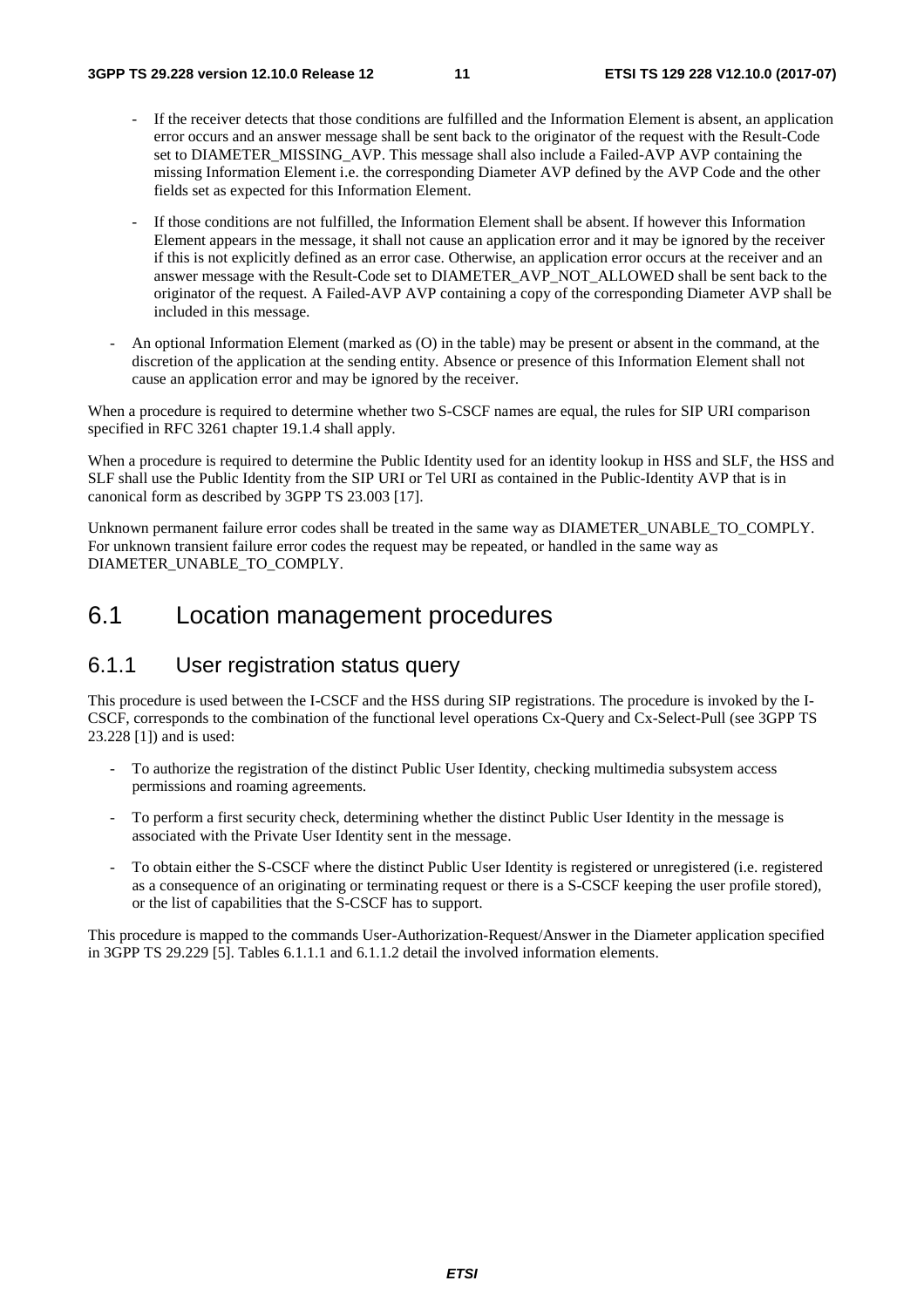- If the receiver detects that those conditions are fulfilled and the Information Element is absent, an application error occurs and an answer message shall be sent back to the originator of the request with the Result-Code set to DIAMETER_MISSING_AVP. This message shall also include a Failed-AVP AVP containing the missing Information Element i.e. the corresponding Diameter AVP defined by the AVP Code and the other fields set as expected for this Information Element.

  - If those conditions are not fulfilled, the Information Element shall be absent. If however this Information Element appears in the message, it shall not cause an application error and it may be ignored by the receiver if this is not explicitly defined as an error case. Otherwise, an application error occurs at the receiver and an answer message with the Result-Code set to DIAMETER_AVP_NOT_ALLOWED shall be sent back to the originator of the request. A Failed-AVP AVP containing a copy of the corresponding Diameter AVP shall be included in this message.

- An optional Information Element (marked as (O) in the table) may be present or absent in the command, at the discretion of the application at the sending entity. Absence or presence of this Information Element shall not cause an application error and may be ignored by the receiver.

When a procedure is required to determine whether two S-CSCF names are equal, the rules for SIP URI comparison specified in RFC 3261 chapter 19.1.4 shall apply.

When a procedure is required to determine the Public Identity used for an identity lookup in HSS and SLF, the HSS and SLF shall use the Public Identity from the SIP URI or Tel URI as contained in the Public-Identity AVP that is in canonical form as described by 3GPP TS 23.003 [17].

Unknown permanent failure error codes shall be treated in the same way as DIAMETER_UNABLE_TO_COMPLY. For unknown transient failure error codes the request may be repeated, or handled in the same way as DIAMETER_UNABLE_TO_COMPLY.

## 6.1 Location management procedures

### 6.1.1 User registration status query

This procedure is used between the I-CSCF and the HSS during SIP registrations. The procedure is invoked by the I-CSCF, corresponds to the combination of the functional level operations Cx-Query and Cx-Select-Pull (see 3GPP TS 23.228 [1]) and is used:

- To authorize the registration of the distinct Public User Identity, checking multimedia subsystem access permissions and roaming agreements.

- To perform a first security check, determining whether the distinct Public User Identity in the message is associated with the Private User Identity sent in the message.

- To obtain either the S-CSCF where the distinct Public User Identity is registered or unregistered (i.e. registered as a consequence of an originating or terminating request or there is a S-CSCF keeping the user profile stored), or the list of capabilities that the S-CSCF has to support.

This procedure is mapped to the commands User-Authorization-Request/Answer in the Diameter application specified in 3GPP TS 29.229 [5]. Tables 6.1.1.1 and 6.1.1.2 detail the involved information elements.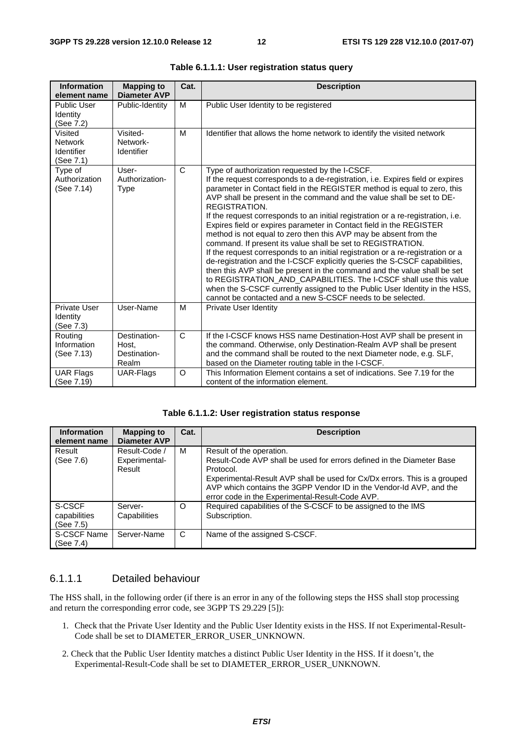**Table 6.1.1.1: User registration status query**

| Information element name | Mapping to Diameter AVP | Cat. | Description |
|---|---|---|---|
| Public User Identity (See 7.2) | Public-Identity | M | Public User Identity to be registered |
| Visited Network Identifier (See 7.1) | Visited-Network-Identifier | M | Identifier that allows the home network to identify the visited network |
| Type of Authorization (See 7.14) | User-Authorization-Type | C | Type of authorization requested by the I-CSCF.<br>If the request corresponds to a de-registration, i.e. Expires field or expires parameter in Contact field in the REGISTER method is equal to zero, this AVP shall be present in the command and the value shall be set to DE-REGISTRATION.<br>If the request corresponds to an initial registration or a re-registration, i.e. Expires field or expires parameter in Contact field in the REGISTER method is not equal to zero then this AVP may be absent from the command. If present its value shall be set to REGISTRATION.<br>If the request corresponds to an initial registration or a re-registration or a de-registration and the I-CSCF explicitly queries the S-CSCF capabilities, then this AVP shall be present in the command and the value shall be set to REGISTRATION_AND_CAPABILITIES. The I-CSCF shall use this value when the S-CSCF currently assigned to the Public User Identity in the HSS, cannot be contacted and a new S-CSCF needs to be selected. |
| Private User Identity (See 7.3) | User-Name | M | Private User Identity |
| Routing Information (See 7.13) | Destination-Host, Destination-Realm | C | If the I-CSCF knows HSS name Destination-Host AVP shall be present in the command. Otherwise, only Destination-Realm AVP shall be present and the command shall be routed to the next Diameter node, e.g. SLF, based on the Diameter routing table in the I-CSCF. |
| UAR Flags (See 7.19) | UAR-Flags | O | This Information Element contains a set of indications. See 7.19 for the content of the information element. |

**Table 6.1.1.2: User registration status response**

| Information element name | Mapping to Diameter AVP | Cat. | Description |
|---|---|---|---|
| Result (See 7.6) | Result-Code / Experimental-Result | M | Result of the operation.<br>Result-Code AVP shall be used for errors defined in the Diameter Base Protocol.<br>Experimental-Result AVP shall be used for Cx/Dx errors. This is a grouped AVP which contains the 3GPP Vendor ID in the Vendor-Id AVP, and the error code in the Experimental-Result-Code AVP. |
| S-CSCF capabilities (See 7.5) | Server-Capabilities | O | Required capabilities of the S-CSCF to be assigned to the IMS Subscription. |
| S-CSCF Name (See 7.4) | Server-Name | C | Name of the assigned S-CSCF. |

### 6.1.1.1 Detailed behaviour

The HSS shall, in the following order (if there is an error in any of the following steps the HSS shall stop processing and return the corresponding error code, see 3GPP TS 29.229 [5]):

1. Check that the Private User Identity and the Public User Identity exists in the HSS. If not Experimental-Result-Code shall be set to DIAMETER_ERROR_USER_UNKNOWN.

2. Check that the Public User Identity matches a distinct Public User Identity in the HSS. If it doesn't, the Experimental-Result-Code shall be set to DIAMETER_ERROR_USER_UNKNOWN.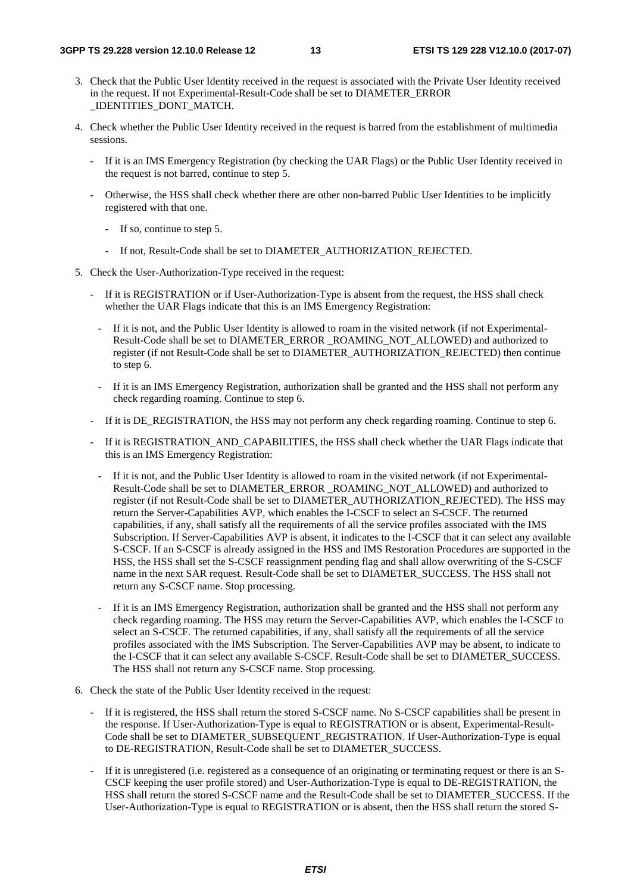3. Check that the Public User Identity received in the request is associated with the Private User Identity received in the request. If not Experimental-Result-Code shall be set to DIAMETER_ERROR _IDENTITIES_DONT_MATCH.

4. Check whether the Public User Identity received in the request is barred from the establishment of multimedia sessions.

   - If it is an IMS Emergency Registration (by checking the UAR Flags) or the Public User Identity received in the request is not barred, continue to step 5.

   - Otherwise, the HSS shall check whether there are other non-barred Public User Identities to be implicitly registered with that one.

     - If so, continue to step 5.

     - If not, Result-Code shall be set to DIAMETER_AUTHORIZATION_REJECTED.

5. Check the User-Authorization-Type received in the request:

   - If it is REGISTRATION or if User-Authorization-Type is absent from the request, the HSS shall check whether the UAR Flags indicate that this is an IMS Emergency Registration:

     - If it is not, and the Public User Identity is allowed to roam in the visited network (if not Experimental-Result-Code shall be set to DIAMETER_ERROR _ROAMING_NOT_ALLOWED) and authorized to register (if not Result-Code shall be set to DIAMETER_AUTHORIZATION_REJECTED) then continue to step 6.

     - If it is an IMS Emergency Registration, authorization shall be granted and the HSS shall not perform any check regarding roaming. Continue to step 6.

   - If it is DE_REGISTRATION, the HSS may not perform any check regarding roaming. Continue to step 6.

   - If it is REGISTRATION_AND_CAPABILITIES, the HSS shall check whether the UAR Flags indicate that this is an IMS Emergency Registration:

     - If it is not, and the Public User Identity is allowed to roam in the visited network (if not Experimental-Result-Code shall be set to DIAMETER_ERROR _ROAMING_NOT_ALLOWED) and authorized to register (if not Result-Code shall be set to DIAMETER_AUTHORIZATION_REJECTED). The HSS may return the Server-Capabilities AVP, which enables the I-CSCF to select an S-CSCF. The returned capabilities, if any, shall satisfy all the requirements of all the service profiles associated with the IMS Subscription. If Server-Capabilities AVP is absent, it indicates to the I-CSCF that it can select any available S-CSCF. If an S-CSCF is already assigned in the HSS and IMS Restoration Procedures are supported in the HSS, the HSS shall set the S-CSCF reassignment pending flag and shall allow overwriting of the S-CSCF name in the next SAR request. Result-Code shall be set to DIAMETER_SUCCESS. The HSS shall not return any S-CSCF name. Stop processing.

     - If it is an IMS Emergency Registration, authorization shall be granted and the HSS shall not perform any check regarding roaming. The HSS may return the Server-Capabilities AVP, which enables the I-CSCF to select an S-CSCF. The returned capabilities, if any, shall satisfy all the requirements of all the service profiles associated with the IMS Subscription. The Server-Capabilities AVP may be absent, to indicate to the I-CSCF that it can select any available S-CSCF. Result-Code shall be set to DIAMETER_SUCCESS. The HSS shall not return any S-CSCF name. Stop processing.

6. Check the state of the Public User Identity received in the request:

   - If it is registered, the HSS shall return the stored S-CSCF name. No S-CSCF capabilities shall be present in the response. If User-Authorization-Type is equal to REGISTRATION or is absent, Experimental-Result-Code shall be set to DIAMETER_SUBSEQUENT_REGISTRATION. If User-Authorization-Type is equal to DE-REGISTRATION, Result-Code shall be set to DIAMETER_SUCCESS.

   - If it is unregistered (i.e. registered as a consequence of an originating or terminating request or there is an S-CSCF keeping the user profile stored) and User-Authorization-Type is equal to DE-REGISTRATION, the HSS shall return the stored S-CSCF name and the Result-Code shall be set to DIAMETER_SUCCESS. If the User-Authorization-Type is equal to REGISTRATION or is absent, then the HSS shall return the stored S-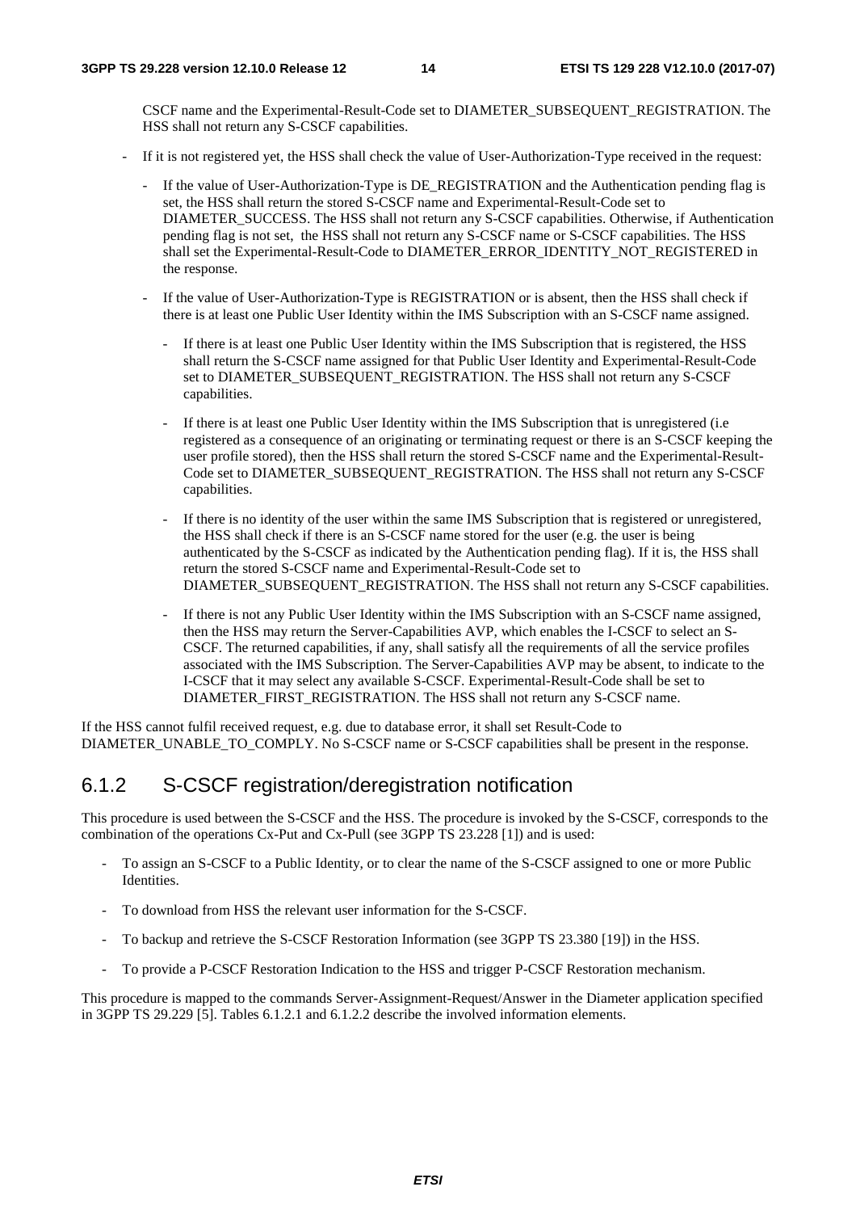CSCF name and the Experimental-Result-Code set to DIAMETER_SUBSEQUENT_REGISTRATION. The HSS shall not return any S-CSCF capabilities.

- If it is not registered yet, the HSS shall check the value of User-Authorization-Type received in the request:
  - If the value of User-Authorization-Type is DE_REGISTRATION and the Authentication pending flag is set, the HSS shall return the stored S-CSCF name and Experimental-Result-Code set to DIAMETER_SUCCESS. The HSS shall not return any S-CSCF capabilities. Otherwise, if Authentication pending flag is not set, the HSS shall not return any S-CSCF name or S-CSCF capabilities. The HSS shall set the Experimental-Result-Code to DIAMETER_ERROR_IDENTITY_NOT_REGISTERED in the response.
  - If the value of User-Authorization-Type is REGISTRATION or is absent, then the HSS shall check if there is at least one Public User Identity within the IMS Subscription with an S-CSCF name assigned.
    - If there is at least one Public User Identity within the IMS Subscription that is registered, the HSS shall return the S-CSCF name assigned for that Public User Identity and Experimental-Result-Code set to DIAMETER_SUBSEQUENT_REGISTRATION. The HSS shall not return any S-CSCF capabilities.
    - If there is at least one Public User Identity within the IMS Subscription that is unregistered (i.e registered as a consequence of an originating or terminating request or there is an S-CSCF keeping the user profile stored), then the HSS shall return the stored S-CSCF name and the Experimental-Result-Code set to DIAMETER_SUBSEQUENT_REGISTRATION. The HSS shall not return any S-CSCF capabilities.
    - If there is no identity of the user within the same IMS Subscription that is registered or unregistered, the HSS shall check if there is an S-CSCF name stored for the user (e.g. the user is being authenticated by the S-CSCF as indicated by the Authentication pending flag). If it is, the HSS shall return the stored S-CSCF name and Experimental-Result-Code set to DIAMETER_SUBSEQUENT_REGISTRATION. The HSS shall not return any S-CSCF capabilities.
    - If there is not any Public User Identity within the IMS Subscription with an S-CSCF name assigned, then the HSS may return the Server-Capabilities AVP, which enables the I-CSCF to select an S-CSCF. The returned capabilities, if any, shall satisfy all the requirements of all the service profiles associated with the IMS Subscription. The Server-Capabilities AVP may be absent, to indicate to the I-CSCF that it may select any available S-CSCF. Experimental-Result-Code shall be set to DIAMETER_FIRST_REGISTRATION. The HSS shall not return any S-CSCF name.

If the HSS cannot fulfil received request, e.g. due to database error, it shall set Result-Code to DIAMETER_UNABLE_TO_COMPLY. No S-CSCF name or S-CSCF capabilities shall be present in the response.

### 6.1.2 S-CSCF registration/deregistration notification

This procedure is used between the S-CSCF and the HSS. The procedure is invoked by the S-CSCF, corresponds to the combination of the operations Cx-Put and Cx-Pull (see 3GPP TS 23.228 [1]) and is used:

- To assign an S-CSCF to a Public Identity, or to clear the name of the S-CSCF assigned to one or more Public Identities.
- To download from HSS the relevant user information for the S-CSCF.
- To backup and retrieve the S-CSCF Restoration Information (see 3GPP TS 23.380 [19]) in the HSS.
- To provide a P-CSCF Restoration Indication to the HSS and trigger P-CSCF Restoration mechanism.

This procedure is mapped to the commands Server-Assignment-Request/Answer in the Diameter application specified in 3GPP TS 29.229 [5]. Tables 6.1.2.1 and 6.1.2.2 describe the involved information elements.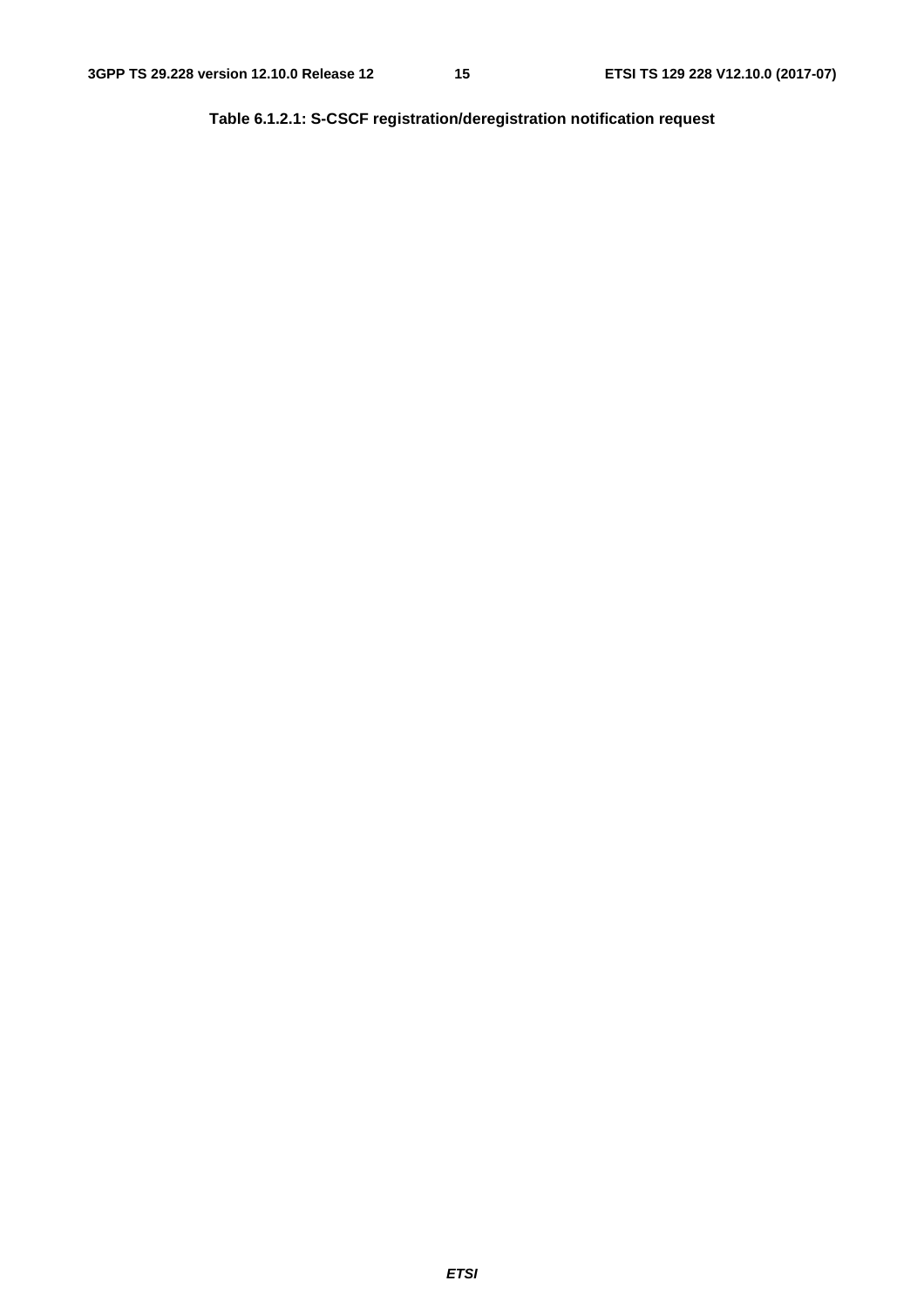**Table 6.1.2.1: S-CSCF registration/deregistration notification request**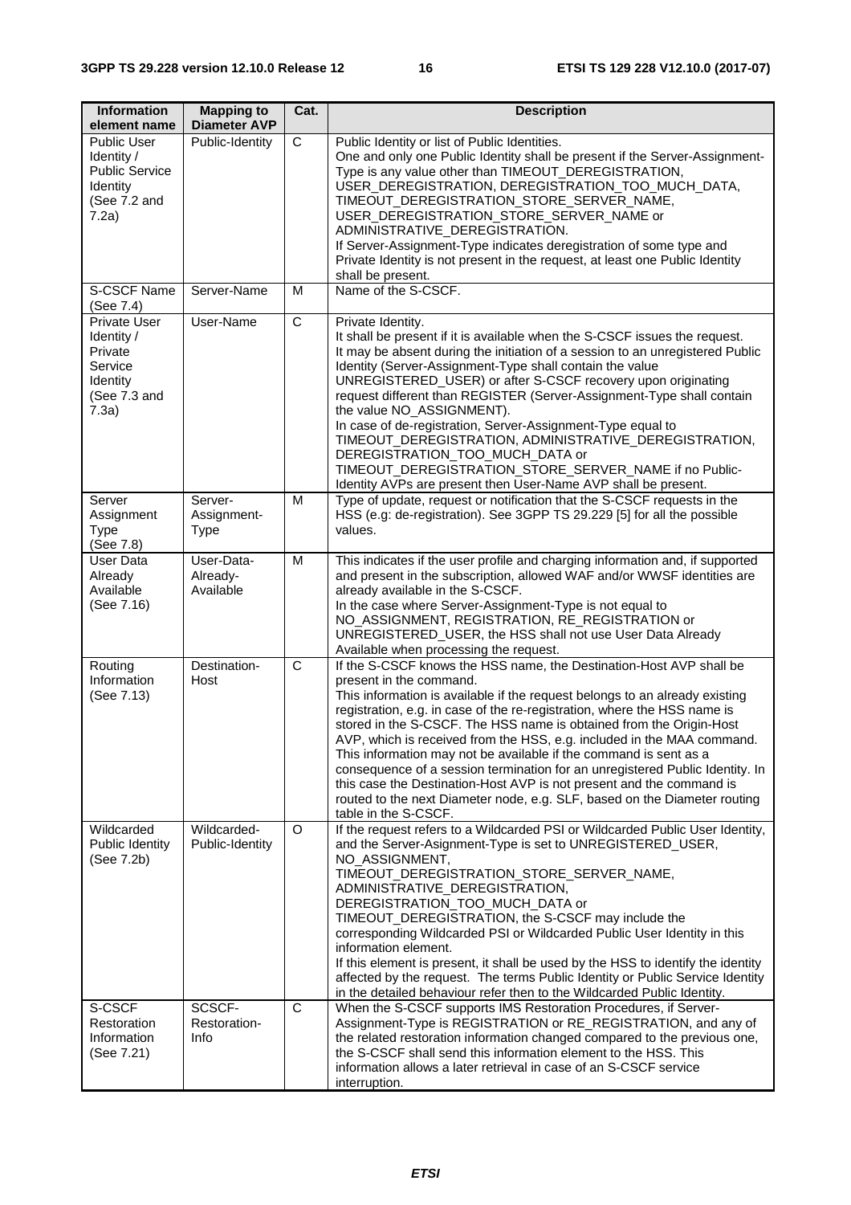| Information element name | Mapping to Diameter AVP | Cat. | Description |
|---|---|---|---|
| Public User Identity / Public Service Identity (See 7.2 and 7.2a) | Public-Identity | C | Public Identity or list of Public Identities.<br>One and only one Public Identity shall be present if the Server-Assignment-Type is any value other than TIMEOUT_DEREGISTRATION, USER_DEREGISTRATION, DEREGISTRATION_TOO_MUCH_DATA, TIMEOUT_DEREGISTRATION_STORE_SERVER_NAME, USER_DEREGISTRATION_STORE_SERVER_NAME or ADMINISTRATIVE_DEREGISTRATION.<br>If Server-Assignment-Type indicates deregistration of some type and Private Identity is not present in the request, at least one Public Identity shall be present. |
| S-CSCF Name (See 7.4) | Server-Name | M | Name of the S-CSCF. |
| Private User Identity / Private Service Identity (See 7.3 and 7.3a) | User-Name | C | Private Identity.<br>It shall be present if it is available when the S-CSCF issues the request.<br>It may be absent during the initiation of a session to an unregistered Public Identity (Server-Assignment-Type shall contain the value UNREGISTERED_USER) or after S-CSCF recovery upon originating request different than REGISTER (Server-Assignment-Type shall contain the value NO_ASSIGNMENT).<br>In case of de-registration, Server-Assignment-Type equal to TIMEOUT_DEREGISTRATION, ADMINISTRATIVE_DEREGISTRATION, DEREGISTRATION_TOO_MUCH_DATA or TIMEOUT_DEREGISTRATION_STORE_SERVER_NAME if no Public-Identity AVPs are present then User-Name AVP shall be present. |
| Server Assignment Type (See 7.8) | Server-Assignment-Type | M | Type of update, request or notification that the S-CSCF requests in the HSS (e.g: de-registration). See 3GPP TS 29.229 [5] for all the possible values. |
| User Data Already Available (See 7.16) | User-Data-Already-Available | M | This indicates if the user profile and charging information and, if supported and present in the subscription, allowed WAF and/or WWSF identities are already available in the S-CSCF.<br>In the case where Server-Assignment-Type is not equal to NO_ASSIGNMENT, REGISTRATION, RE_REGISTRATION or UNREGISTERED_USER, the HSS shall not use User Data Already Available when processing the request. |
| Routing Information (See 7.13) | Destination-Host | C | If the S-CSCF knows the HSS name, the Destination-Host AVP shall be present in the command.<br>This information is available if the request belongs to an already existing registration, e.g. in case of the re-registration, where the HSS name is stored in the S-CSCF. The HSS name is obtained from the Origin-Host AVP, which is received from the HSS, e.g. included in the MAA command.<br>This information may not be available if the command is sent as a consequence of a session termination for an unregistered Public Identity. In this case the Destination-Host AVP is not present and the command is routed to the next Diameter node, e.g. SLF, based on the Diameter routing table in the S-CSCF. |
| Wildcarded Public Identity (See 7.2b) | Wildcarded-Public-Identity | O | If the request refers to a Wildcarded PSI or Wildcarded Public User Identity, and the Server-Asignment-Type is set to UNREGISTERED_USER, NO_ASSIGNMENT, TIMEOUT_DEREGISTRATION_STORE_SERVER_NAME, ADMINISTRATIVE_DEREGISTRATION, DEREGISTRATION_TOO_MUCH_DATA or TIMEOUT_DEREGISTRATION, the S-CSCF may include the corresponding Wildcarded PSI or Wildcarded Public User Identity in this information element.<br>If this element is present, it shall be used by the HSS to identify the identity affected by the request. The terms Public Identity or Public Service Identity in the detailed behaviour refer then to the Wildcarded Public Identity. |
| S-CSCF Restoration Information (See 7.21) | SCSCF-Restoration-Info | C | When the S-CSCF supports IMS Restoration Procedures, if Server-Assignment-Type is REGISTRATION or RE_REGISTRATION, and any of the related restoration information changed compared to the previous one, the S-CSCF shall send this information element to the HSS. This information allows a later retrieval in case of an S-CSCF service interruption. |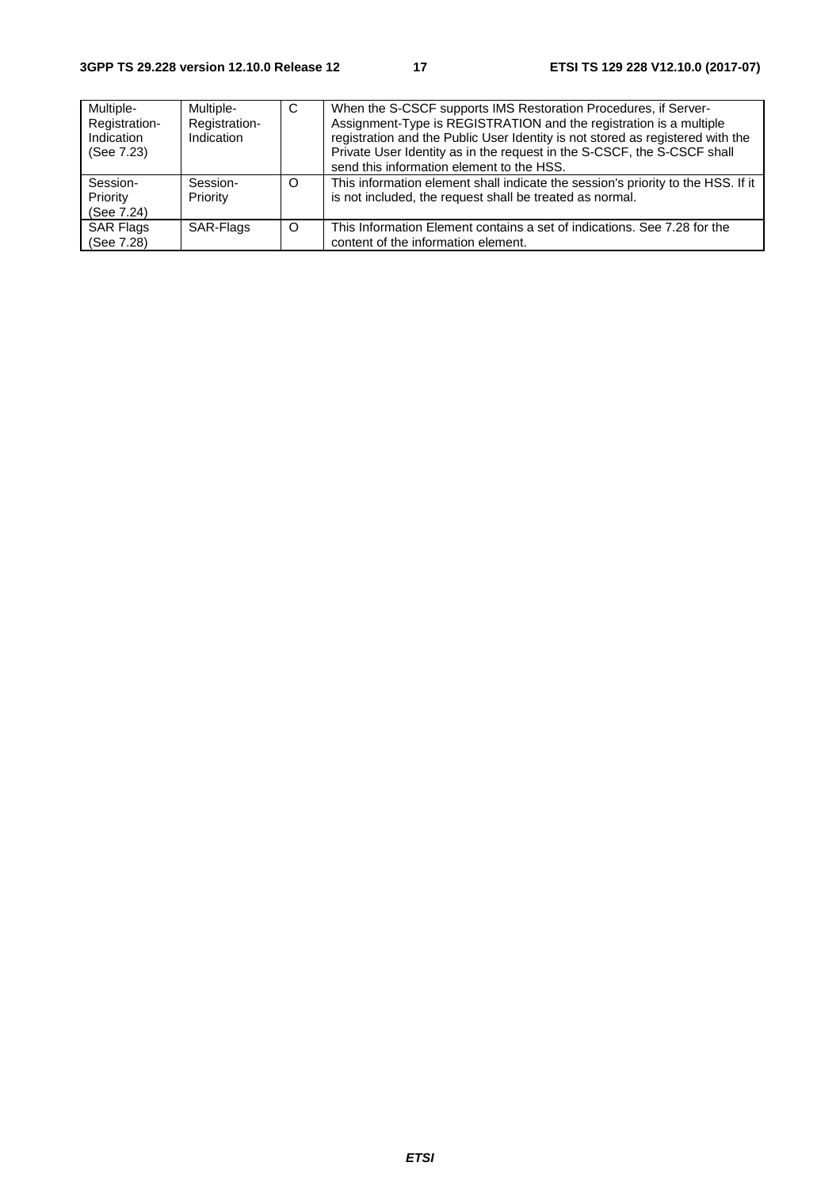| Multiple-Registration-Indication (See 7.23) | Multiple-Registration-Indication | C | When the S-CSCF supports IMS Restoration Procedures, if Server-Assignment-Type is REGISTRATION and the registration is a multiple registration and the Public User Identity is not stored as registered with the Private User Identity as in the request in the S-CSCF, the S-CSCF shall send this information element to the HSS. |
|---|---|---|---|
| Session-Priority (See 7.24) | Session-Priority | O | This information element shall indicate the session's priority to the HSS. If it is not included, the request shall be treated as normal. |
| SAR Flags (See 7.28) | SAR-Flags | O | This Information Element contains a set of indications. See 7.28 for the content of the information element. |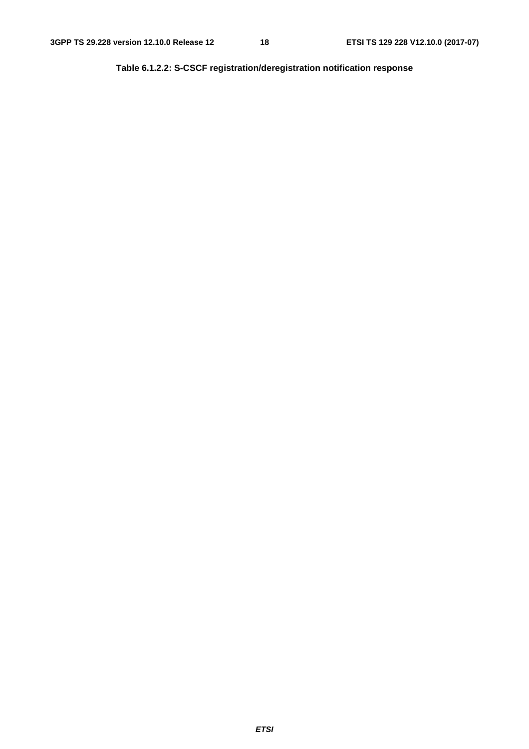**Table 6.1.2.2: S-CSCF registration/deregistration notification response**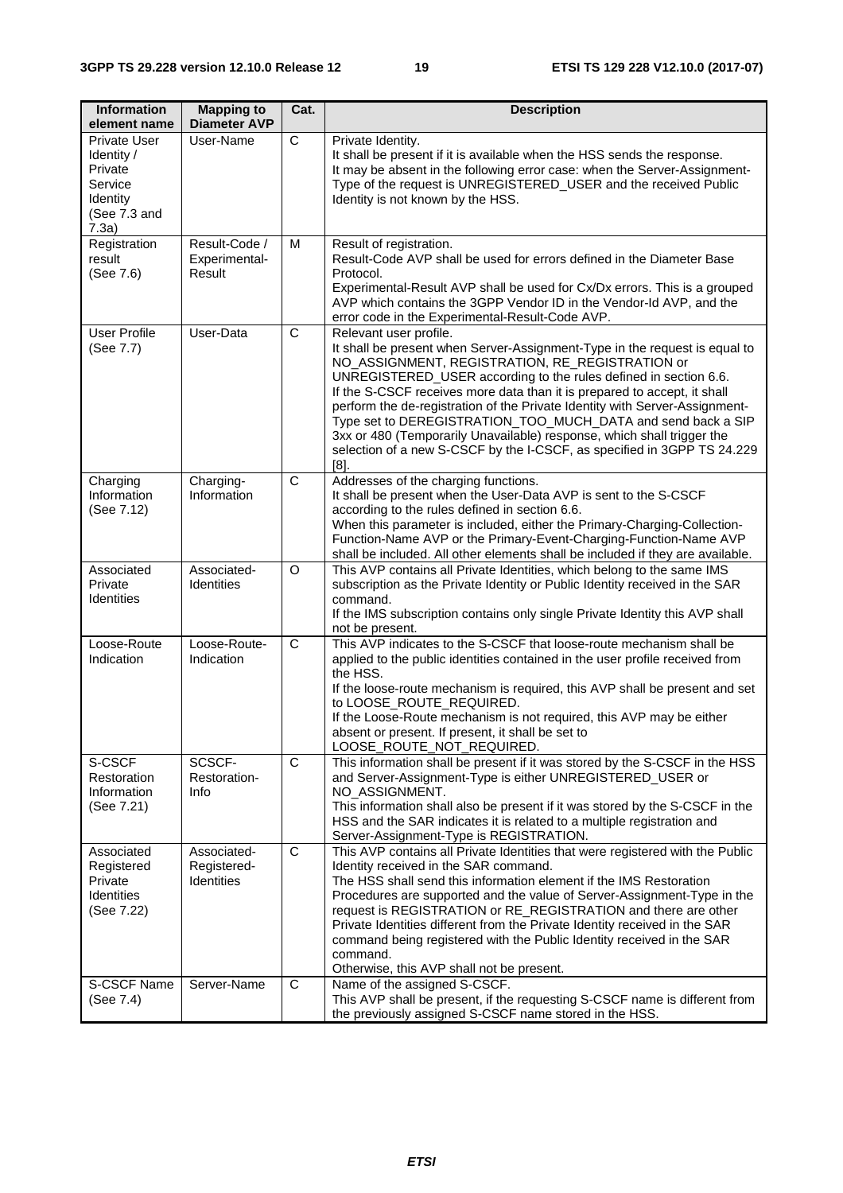| Information element name | Mapping to Diameter AVP | Cat. | Description |
|---|---|---|---|
| Private User Identity / Private Service Identity (See 7.3 and 7.3a) | User-Name | C | Private Identity.<br>It shall be present if it is available when the HSS sends the response.<br>It may be absent in the following error case: when the Server-Assignment-Type of the request is UNREGISTERED_USER and the received Public Identity is not known by the HSS. |
| Registration result (See 7.6) | Result-Code / Experimental-Result | M | Result of registration.<br>Result-Code AVP shall be used for errors defined in the Diameter Base Protocol.<br>Experimental-Result AVP shall be used for Cx/Dx errors. This is a grouped AVP which contains the 3GPP Vendor ID in the Vendor-Id AVP, and the error code in the Experimental-Result-Code AVP. |
| User Profile (See 7.7) | User-Data | C | Relevant user profile.<br>It shall be present when Server-Assignment-Type in the request is equal to NO_ASSIGNMENT, REGISTRATION, RE_REGISTRATION or UNREGISTERED_USER according to the rules defined in section 6.6.<br>If the S-CSCF receives more data than it is prepared to accept, it shall perform the de-registration of the Private Identity with Server-Assignment-Type set to DEREGISTRATION_TOO_MUCH_DATA and send back a SIP 3xx or 480 (Temporarily Unavailable) response, which shall trigger the selection of a new S-CSCF by the I-CSCF, as specified in 3GPP TS 24.229 [8]. |
| Charging Information (See 7.12) | Charging-Information | C | Addresses of the charging functions.<br>It shall be present when the User-Data AVP is sent to the S-CSCF according to the rules defined in section 6.6.<br>When this parameter is included, either the Primary-Charging-Collection-Function-Name AVP or the Primary-Event-Charging-Function-Name AVP shall be included. All other elements shall be included if they are available. |
| Associated Private Identities | Associated-Identities | O | This AVP contains all Private Identities, which belong to the same IMS subscription as the Private Identity or Public Identity received in the SAR command.<br>If the IMS subscription contains only single Private Identity this AVP shall not be present. |
| Loose-Route Indication | Loose-Route-Indication | C | This AVP indicates to the S-CSCF that loose-route mechanism shall be applied to the public identities contained in the user profile received from the HSS.<br>If the loose-route mechanism is required, this AVP shall be present and set to LOOSE_ROUTE_REQUIRED.<br>If the Loose-Route mechanism is not required, this AVP may be either absent or present. If present, it shall be set to LOOSE_ROUTE_NOT_REQUIRED. |
| S-CSCF Restoration Information (See 7.21) | SCSCF-Restoration-Info | C | This information shall be present if it was stored by the S-CSCF in the HSS and Server-Assignment-Type is either UNREGISTERED_USER or NO_ASSIGNMENT.<br>This information shall also be present if it was stored by the S-CSCF in the HSS and the SAR indicates it is related to a multiple registration and Server-Assignment-Type is REGISTRATION. |
| Associated Registered Private Identities (See 7.22) | Associated-Registered-Identities | C | This AVP contains all Private Identities that were registered with the Public Identity received in the SAR command.<br>The HSS shall send this information element if the IMS Restoration Procedures are supported and the value of Server-Assignment-Type in the request is REGISTRATION or RE_REGISTRATION and there are other Private Identities different from the Private Identity received in the SAR command being registered with the Public Identity received in the SAR command.<br>Otherwise, this AVP shall not be present. |
| S-CSCF Name (See 7.4) | Server-Name | C | Name of the assigned S-CSCF.<br>This AVP shall be present, if the requesting S-CSCF name is different from the previously assigned S-CSCF name stored in the HSS. |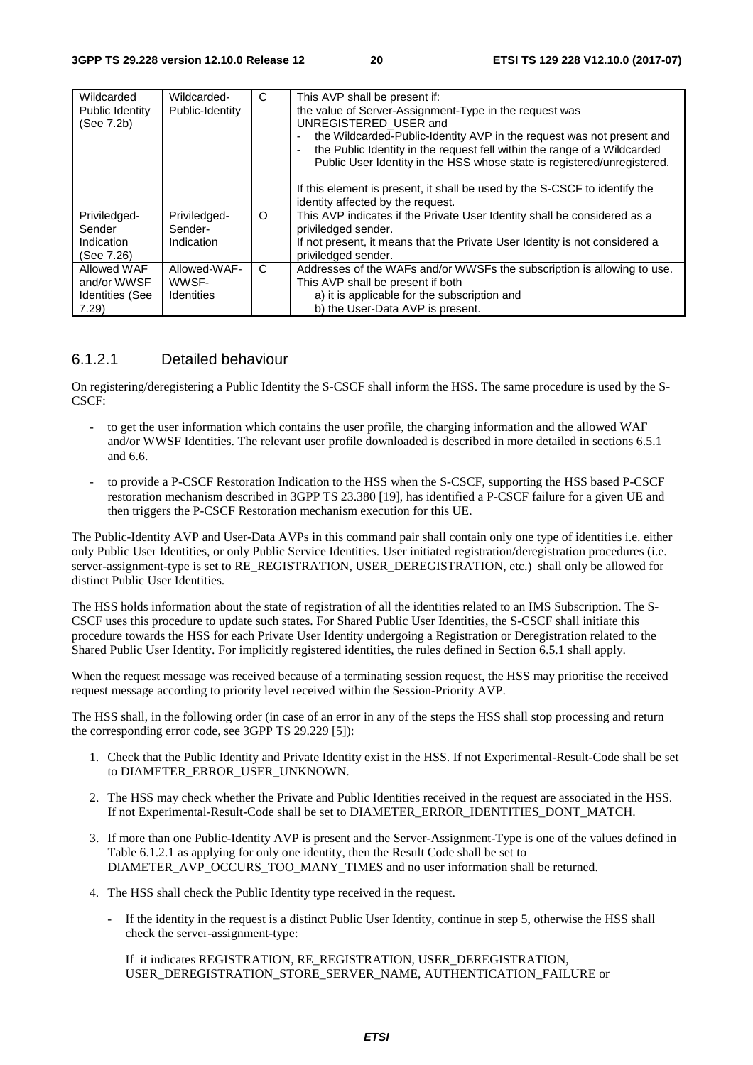| Wildcarded Public Identity (See 7.2b) | Wildcarded-Public-Identity | C | This AVP shall be present if:<br>the value of Server-Assignment-Type in the request was UNREGISTERED_USER and<br>- the Wildcarded-Public-Identity AVP in the request was not present and<br>- the Public Identity in the request fell within the range of a Wildcarded Public User Identity in the HSS whose state is registered/unregistered.<br><br>If this element is present, it shall be used by the S-CSCF to identify the identity affected by the request. |
|---|---|---|---|
| Priviledged-Sender Indication (See 7.26) | Priviledged-Sender-Indication | O | This AVP indicates if the Private User Identity shall be considered as a priviledged sender.<br>If not present, it means that the Private User Identity is not considered a priviledged sender. |
| Allowed WAF and/or WWSF Identities (See 7.29) | Allowed-WAF-WWSF-Identities | C | Addresses of the WAFs and/or WWSFs the subscription is allowing to use.<br>This AVP shall be present if both<br>a) it is applicable for the subscription and<br>b) the User-Data AVP is present. |

#### 6.1.2.1 Detailed behaviour

On registering/deregistering a Public Identity the S-CSCF shall inform the HSS. The same procedure is used by the S-CSCF:

- to get the user information which contains the user profile, the charging information and the allowed WAF and/or WWSF Identities. The relevant user profile downloaded is described in more detailed in sections 6.5.1 and 6.6.
- to provide a P-CSCF Restoration Indication to the HSS when the S-CSCF, supporting the HSS based P-CSCF restoration mechanism described in 3GPP TS 23.380 [19], has identified a P-CSCF failure for a given UE and then triggers the P-CSCF Restoration mechanism execution for this UE.

The Public-Identity AVP and User-Data AVPs in this command pair shall contain only one type of identities i.e. either only Public User Identities, or only Public Service Identities. User initiated registration/deregistration procedures (i.e. server-assignment-type is set to RE_REGISTRATION, USER_DEREGISTRATION, etc.) shall only be allowed for distinct Public User Identities.

The HSS holds information about the state of registration of all the identities related to an IMS Subscription. The S-CSCF uses this procedure to update such states. For Shared Public User Identities, the S-CSCF shall initiate this procedure towards the HSS for each Private User Identity undergoing a Registration or Deregistration related to the Shared Public User Identity. For implicitly registered identities, the rules defined in Section 6.5.1 shall apply.

When the request message was received because of a terminating session request, the HSS may prioritise the received request message according to priority level received within the Session-Priority AVP.

The HSS shall, in the following order (in case of an error in any of the steps the HSS shall stop processing and return the corresponding error code, see 3GPP TS 29.229 [5]):

1. Check that the Public Identity and Private Identity exist in the HSS. If not Experimental-Result-Code shall be set to DIAMETER_ERROR_USER_UNKNOWN.
2. The HSS may check whether the Private and Public Identities received in the request are associated in the HSS. If not Experimental-Result-Code shall be set to DIAMETER_ERROR_IDENTITIES_DONT_MATCH.
3. If more than one Public-Identity AVP is present and the Server-Assignment-Type is one of the values defined in Table 6.1.2.1 as applying for only one identity, then the Result Code shall be set to DIAMETER_AVP_OCCURS_TOO_MANY_TIMES and no user information shall be returned.
4. The HSS shall check the Public Identity type received in the request.
   - If the identity in the request is a distinct Public User Identity, continue in step 5, otherwise the HSS shall check the server-assignment-type:

     If it indicates REGISTRATION, RE_REGISTRATION, USER_DEREGISTRATION, USER_DEREGISTRATION_STORE_SERVER_NAME, AUTHENTICATION_FAILURE or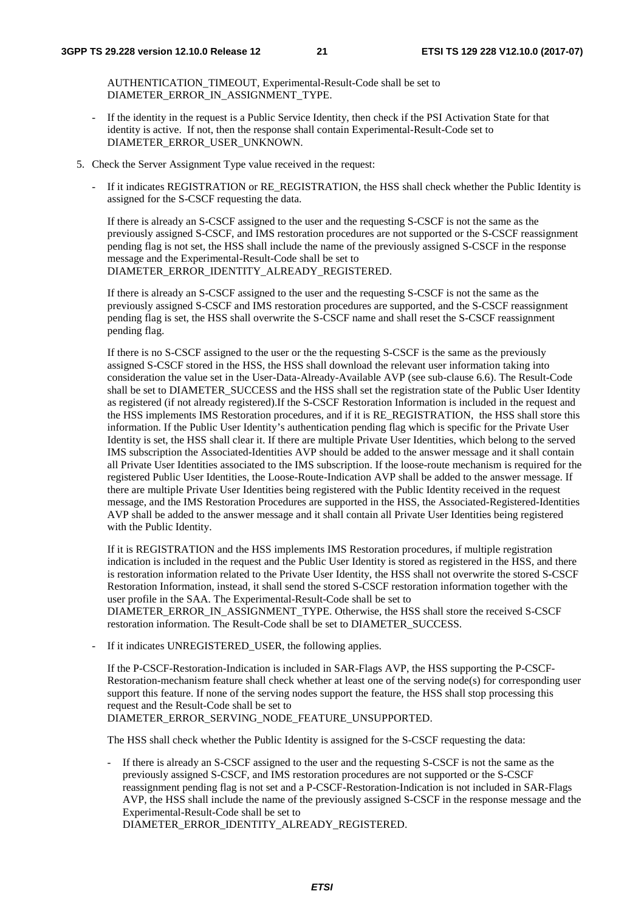AUTHENTICATION_TIMEOUT, Experimental-Result-Code shall be set to DIAMETER_ERROR_IN_ASSIGNMENT_TYPE.

- If the identity in the request is a Public Service Identity, then check if the PSI Activation State for that identity is active. If not, then the response shall contain Experimental-Result-Code set to DIAMETER_ERROR_USER_UNKNOWN.

5. Check the Server Assignment Type value received in the request:

   - If it indicates REGISTRATION or RE_REGISTRATION, the HSS shall check whether the Public Identity is assigned for the S-CSCF requesting the data.

     If there is already an S-CSCF assigned to the user and the requesting S-CSCF is not the same as the previously assigned S-CSCF, and IMS restoration procedures are not supported or the S-CSCF reassignment pending flag is not set, the HSS shall include the name of the previously assigned S-CSCF in the response message and the Experimental-Result-Code shall be set to DIAMETER_ERROR_IDENTITY_ALREADY_REGISTERED.

     If there is already an S-CSCF assigned to the user and the requesting S-CSCF is not the same as the previously assigned S-CSCF and IMS restoration procedures are supported, and the S-CSCF reassignment pending flag is set, the HSS shall overwrite the S-CSCF name and shall reset the S-CSCF reassignment pending flag.

     If there is no S-CSCF assigned to the user or the the requesting S-CSCF is the same as the previously assigned S-CSCF stored in the HSS, the HSS shall download the relevant user information taking into consideration the value set in the User-Data-Already-Available AVP (see sub-clause 6.6). The Result-Code shall be set to DIAMETER_SUCCESS and the HSS shall set the registration state of the Public User Identity as registered (if not already registered).If the S-CSCF Restoration Information is included in the request and the HSS implements IMS Restoration procedures, and if it is RE_REGISTRATION, the HSS shall store this information. If the Public User Identity's authentication pending flag which is specific for the Private User Identity is set, the HSS shall clear it. If there are multiple Private User Identities, which belong to the served IMS subscription the Associated-Identities AVP should be added to the answer message and it shall contain all Private User Identities associated to the IMS subscription. If the loose-route mechanism is required for the registered Public User Identities, the Loose-Route-Indication AVP shall be added to the answer message. If there are multiple Private User Identities being registered with the Public Identity received in the request message, and the IMS Restoration Procedures are supported in the HSS, the Associated-Registered-Identities AVP shall be added to the answer message and it shall contain all Private User Identities being registered with the Public Identity.

     If it is REGISTRATION and the HSS implements IMS Restoration procedures, if multiple registration indication is included in the request and the Public User Identity is stored as registered in the HSS, and there is restoration information related to the Private User Identity, the HSS shall not overwrite the stored S-CSCF Restoration Information, instead, it shall send the stored S-CSCF restoration information together with the user profile in the SAA. The Experimental-Result-Code shall be set to DIAMETER_ERROR_IN_ASSIGNMENT_TYPE. Otherwise, the HSS shall store the received S-CSCF restoration information. The Result-Code shall be set to DIAMETER_SUCCESS.

   - If it indicates UNREGISTERED_USER, the following applies.

     If the P-CSCF-Restoration-Indication is included in SAR-Flags AVP, the HSS supporting the P-CSCF-Restoration-mechanism feature shall check whether at least one of the serving node(s) for corresponding user support this feature. If none of the serving nodes support the feature, the HSS shall stop processing this request and the Result-Code shall be set to DIAMETER_ERROR_SERVING_NODE_FEATURE_UNSUPPORTED.

     The HSS shall check whether the Public Identity is assigned for the S-CSCF requesting the data:

     - If there is already an S-CSCF assigned to the user and the requesting S-CSCF is not the same as the previously assigned S-CSCF, and IMS restoration procedures are not supported or the S-CSCF reassignment pending flag is not set and a P-CSCF-Restoration-Indication is not included in SAR-Flags AVP, the HSS shall include the name of the previously assigned S-CSCF in the response message and the Experimental-Result-Code shall be set to DIAMETER_ERROR_IDENTITY_ALREADY_REGISTERED.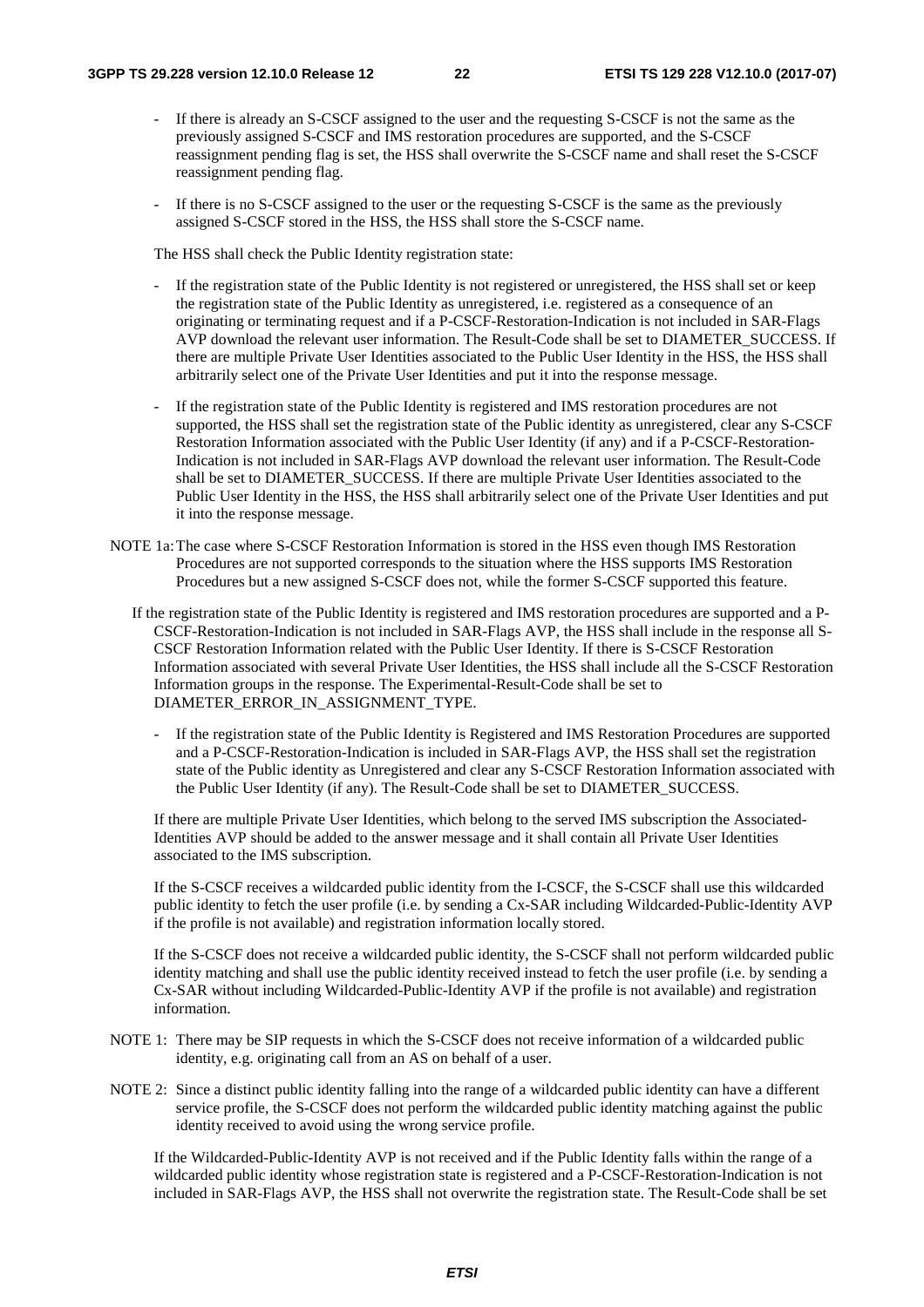- If there is already an S-CSCF assigned to the user and the requesting S-CSCF is not the same as the previously assigned S-CSCF and IMS restoration procedures are supported, and the S-CSCF reassignment pending flag is set, the HSS shall overwrite the S-CSCF name and shall reset the S-CSCF reassignment pending flag.
- If there is no S-CSCF assigned to the user or the requesting S-CSCF is the same as the previously assigned S-CSCF stored in the HSS, the HSS shall store the S-CSCF name.

The HSS shall check the Public Identity registration state:

- If the registration state of the Public Identity is not registered or unregistered, the HSS shall set or keep the registration state of the Public Identity as unregistered, i.e. registered as a consequence of an originating or terminating request and if a P-CSCF-Restoration-Indication is not included in SAR-Flags AVP download the relevant user information. The Result-Code shall be set to DIAMETER_SUCCESS. If there are multiple Private User Identities associated to the Public User Identity in the HSS, the HSS shall arbitrarily select one of the Private User Identities and put it into the response message.
- If the registration state of the Public Identity is registered and IMS restoration procedures are not supported, the HSS shall set the registration state of the Public identity as unregistered, clear any S-CSCF Restoration Information associated with the Public User Identity (if any) and if a P-CSCF-Restoration-Indication is not included in SAR-Flags AVP download the relevant user information. The Result-Code shall be set to DIAMETER_SUCCESS. If there are multiple Private User Identities associated to the Public User Identity in the HSS, the HSS shall arbitrarily select one of the Private User Identities and put it into the response message.

NOTE 1a: The case where S-CSCF Restoration Information is stored in the HSS even though IMS Restoration Procedures are not supported corresponds to the situation where the HSS supports IMS Restoration Procedures but a new assigned S-CSCF does not, while the former S-CSCF supported this feature.

If the registration state of the Public Identity is registered and IMS restoration procedures are supported and a P-CSCF-Restoration-Indication is not included in SAR-Flags AVP, the HSS shall include in the response all S-CSCF Restoration Information related with the Public User Identity. If there is S-CSCF Restoration Information associated with several Private User Identities, the HSS shall include all the S-CSCF Restoration Information groups in the response. The Experimental-Result-Code shall be set to DIAMETER_ERROR_IN_ASSIGNMENT_TYPE.

- If the registration state of the Public Identity is Registered and IMS Restoration Procedures are supported and a P-CSCF-Restoration-Indication is included in SAR-Flags AVP, the HSS shall set the registration state of the Public identity as Unregistered and clear any S-CSCF Restoration Information associated with the Public User Identity (if any). The Result-Code shall be set to DIAMETER_SUCCESS.

If there are multiple Private User Identities, which belong to the served IMS subscription the Associated-Identities AVP should be added to the answer message and it shall contain all Private User Identities associated to the IMS subscription.

If the S-CSCF receives a wildcarded public identity from the I-CSCF, the S-CSCF shall use this wildcarded public identity to fetch the user profile (i.e. by sending a Cx-SAR including Wildcarded-Public-Identity AVP if the profile is not available) and registration information locally stored.

If the S-CSCF does not receive a wildcarded public identity, the S-CSCF shall not perform wildcarded public identity matching and shall use the public identity received instead to fetch the user profile (i.e. by sending a Cx-SAR without including Wildcarded-Public-Identity AVP if the profile is not available) and registration information.

NOTE 1: There may be SIP requests in which the S-CSCF does not receive information of a wildcarded public identity, e.g. originating call from an AS on behalf of a user.

NOTE 2: Since a distinct public identity falling into the range of a wildcarded public identity can have a different service profile, the S-CSCF does not perform the wildcarded public identity matching against the public identity received to avoid using the wrong service profile.

If the Wildcarded-Public-Identity AVP is not received and if the Public Identity falls within the range of a wildcarded public identity whose registration state is registered and a P-CSCF-Restoration-Indication is not included in SAR-Flags AVP, the HSS shall not overwrite the registration state. The Result-Code shall be set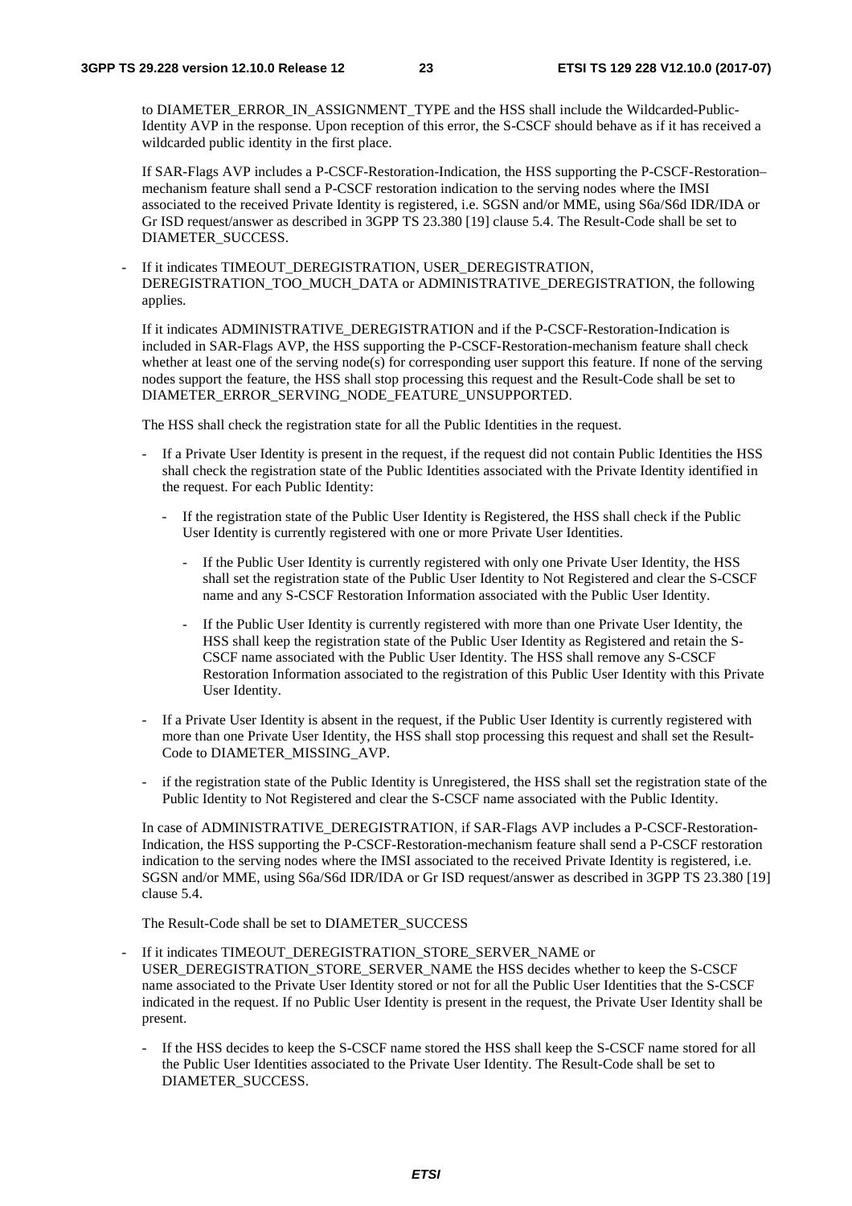to DIAMETER_ERROR_IN_ASSIGNMENT_TYPE and the HSS shall include the Wildcarded-Public-Identity AVP in the response. Upon reception of this error, the S-CSCF should behave as if it has received a wildcarded public identity in the first place.

If SAR-Flags AVP includes a P-CSCF-Restoration-Indication, the HSS supporting the P-CSCF-Restoration–mechanism feature shall send a P-CSCF restoration indication to the serving nodes where the IMSI associated to the received Private Identity is registered, i.e. SGSN and/or MME, using S6a/S6d IDR/IDA or Gr ISD request/answer as described in 3GPP TS 23.380 [19] clause 5.4. The Result-Code shall be set to DIAMETER_SUCCESS.

- If it indicates TIMEOUT_DEREGISTRATION, USER_DEREGISTRATION, DEREGISTRATION_TOO_MUCH_DATA or ADMINISTRATIVE_DEREGISTRATION, the following applies.

  If it indicates ADMINISTRATIVE_DEREGISTRATION and if the P-CSCF-Restoration-Indication is included in SAR-Flags AVP, the HSS supporting the P-CSCF-Restoration-mechanism feature shall check whether at least one of the serving node(s) for corresponding user support this feature. If none of the serving nodes support the feature, the HSS shall stop processing this request and the Result-Code shall be set to DIAMETER_ERROR_SERVING_NODE_FEATURE_UNSUPPORTED.

  The HSS shall check the registration state for all the Public Identities in the request.

  - If a Private User Identity is present in the request, if the request did not contain Public Identities the HSS shall check the registration state of the Public Identities associated with the Private Identity identified in the request. For each Public Identity:

    - If the registration state of the Public User Identity is Registered, the HSS shall check if the Public User Identity is currently registered with one or more Private User Identities.

      - If the Public User Identity is currently registered with only one Private User Identity, the HSS shall set the registration state of the Public User Identity to Not Registered and clear the S-CSCF name and any S-CSCF Restoration Information associated with the Public User Identity.

      - If the Public User Identity is currently registered with more than one Private User Identity, the HSS shall keep the registration state of the Public User Identity as Registered and retain the S-CSCF name associated with the Public User Identity. The HSS shall remove any S-CSCF Restoration Information associated to the registration of this Public User Identity with this Private User Identity.

  - If a Private User Identity is absent in the request, if the Public User Identity is currently registered with more than one Private User Identity, the HSS shall stop processing this request and shall set the Result-Code to DIAMETER_MISSING_AVP.

  - if the registration state of the Public Identity is Unregistered, the HSS shall set the registration state of the Public Identity to Not Registered and clear the S-CSCF name associated with the Public Identity.

  In case of ADMINISTRATIVE_DEREGISTRATION, if SAR-Flags AVP includes a P-CSCF-Restoration-Indication, the HSS supporting the P-CSCF-Restoration-mechanism feature shall send a P-CSCF restoration indication to the serving nodes where the IMSI associated to the received Private Identity is registered, i.e. SGSN and/or MME, using S6a/S6d IDR/IDA or Gr ISD request/answer as described in 3GPP TS 23.380 [19] clause 5.4.

  The Result-Code shall be set to DIAMETER_SUCCESS

- If it indicates TIMEOUT_DEREGISTRATION_STORE_SERVER_NAME or USER_DEREGISTRATION_STORE_SERVER_NAME the HSS decides whether to keep the S-CSCF name associated to the Private User Identity stored or not for all the Public User Identities that the S-CSCF indicated in the request. If no Public User Identity is present in the request, the Private User Identity shall be present.

  - If the HSS decides to keep the S-CSCF name stored the HSS shall keep the S-CSCF name stored for all the Public User Identities associated to the Private User Identity. The Result-Code shall be set to DIAMETER_SUCCESS.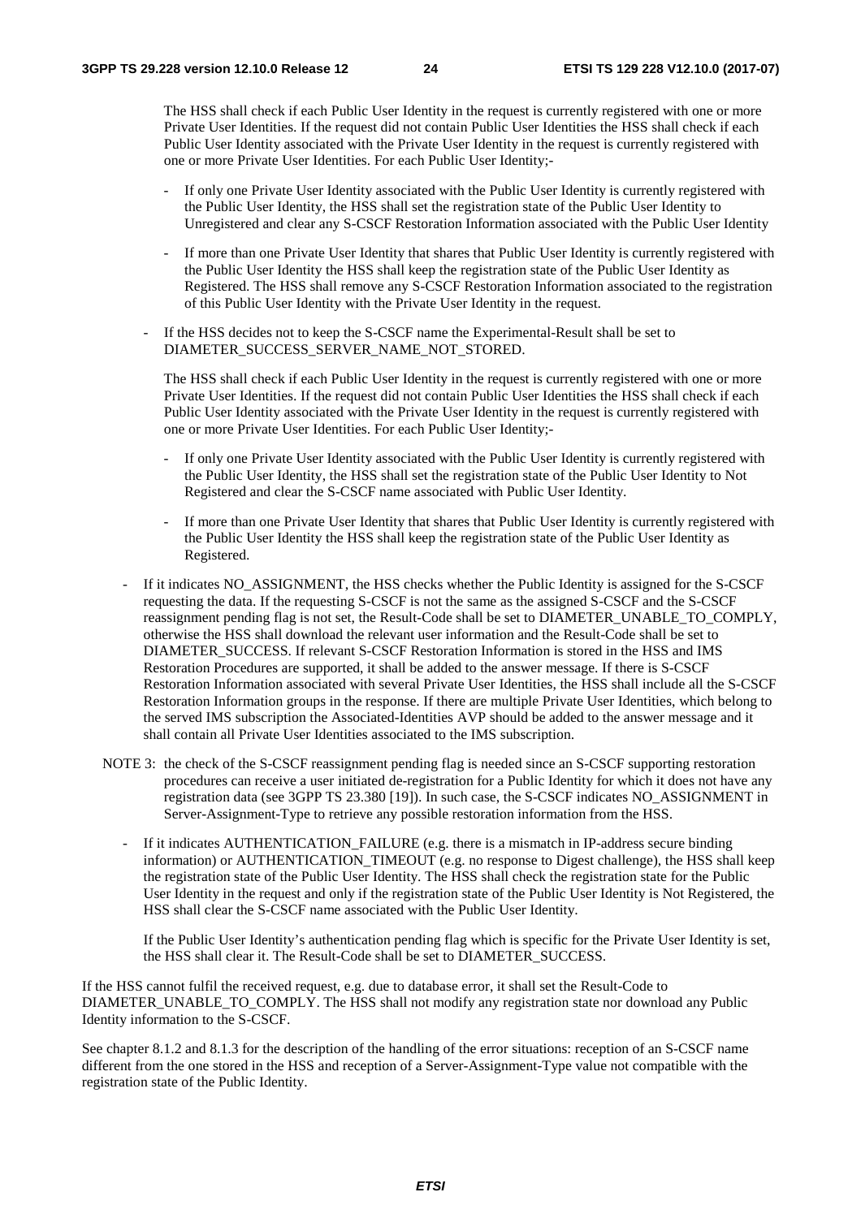The HSS shall check if each Public User Identity in the request is currently registered with one or more Private User Identities. If the request did not contain Public User Identities the HSS shall check if each Public User Identity associated with the Private User Identity in the request is currently registered with one or more Private User Identities. For each Public User Identity;-

  - If only one Private User Identity associated with the Public User Identity is currently registered with the Public User Identity, the HSS shall set the registration state of the Public User Identity to Unregistered and clear any S-CSCF Restoration Information associated with the Public User Identity
  - If more than one Private User Identity that shares that Public User Identity is currently registered with the Public User Identity the HSS shall keep the registration state of the Public User Identity as Registered. The HSS shall remove any S-CSCF Restoration Information associated to the registration of this Public User Identity with the Private User Identity in the request.

- If the HSS decides not to keep the S-CSCF name the Experimental-Result shall be set to DIAMETER_SUCCESS_SERVER_NAME_NOT_STORED.

  The HSS shall check if each Public User Identity in the request is currently registered with one or more Private User Identities. If the request did not contain Public User Identities the HSS shall check if each Public User Identity associated with the Private User Identity in the request is currently registered with one or more Private User Identities. For each Public User Identity;-

  - If only one Private User Identity associated with the Public User Identity is currently registered with the Public User Identity, the HSS shall set the registration state of the Public User Identity to Not Registered and clear the S-CSCF name associated with Public User Identity.
  - If more than one Private User Identity that shares that Public User Identity is currently registered with the Public User Identity the HSS shall keep the registration state of the Public User Identity as Registered.

- If it indicates NO_ASSIGNMENT, the HSS checks whether the Public Identity is assigned for the S-CSCF requesting the data. If the requesting S-CSCF is not the same as the assigned S-CSCF and the S-CSCF reassignment pending flag is not set, the Result-Code shall be set to DIAMETER_UNABLE_TO_COMPLY, otherwise the HSS shall download the relevant user information and the Result-Code shall be set to DIAMETER_SUCCESS. If relevant S-CSCF Restoration Information is stored in the HSS and IMS Restoration Procedures are supported, it shall be added to the answer message. If there is S-CSCF Restoration Information associated with several Private User Identities, the HSS shall include all the S-CSCF Restoration Information groups in the response. If there are multiple Private User Identities, which belong to the served IMS subscription the Associated-Identities AVP should be added to the answer message and it shall contain all Private User Identities associated to the IMS subscription.

NOTE 3: the check of the S-CSCF reassignment pending flag is needed since an S-CSCF supporting restoration procedures can receive a user initiated de-registration for a Public Identity for which it does not have any registration data (see 3GPP TS 23.380 [19]). In such case, the S-CSCF indicates NO_ASSIGNMENT in Server-Assignment-Type to retrieve any possible restoration information from the HSS.

- If it indicates AUTHENTICATION_FAILURE (e.g. there is a mismatch in IP-address secure binding information) or AUTHENTICATION_TIMEOUT (e.g. no response to Digest challenge), the HSS shall keep the registration state of the Public User Identity. The HSS shall check the registration state for the Public User Identity in the request and only if the registration state of the Public User Identity is Not Registered, the HSS shall clear the S-CSCF name associated with the Public User Identity.

  If the Public User Identity's authentication pending flag which is specific for the Private User Identity is set, the HSS shall clear it. The Result-Code shall be set to DIAMETER_SUCCESS.

If the HSS cannot fulfil the received request, e.g. due to database error, it shall set the Result-Code to DIAMETER_UNABLE_TO_COMPLY. The HSS shall not modify any registration state nor download any Public Identity information to the S-CSCF.

See chapter 8.1.2 and 8.1.3 for the description of the handling of the error situations: reception of an S-CSCF name different from the one stored in the HSS and reception of a Server-Assignment-Type value not compatible with the registration state of the Public Identity.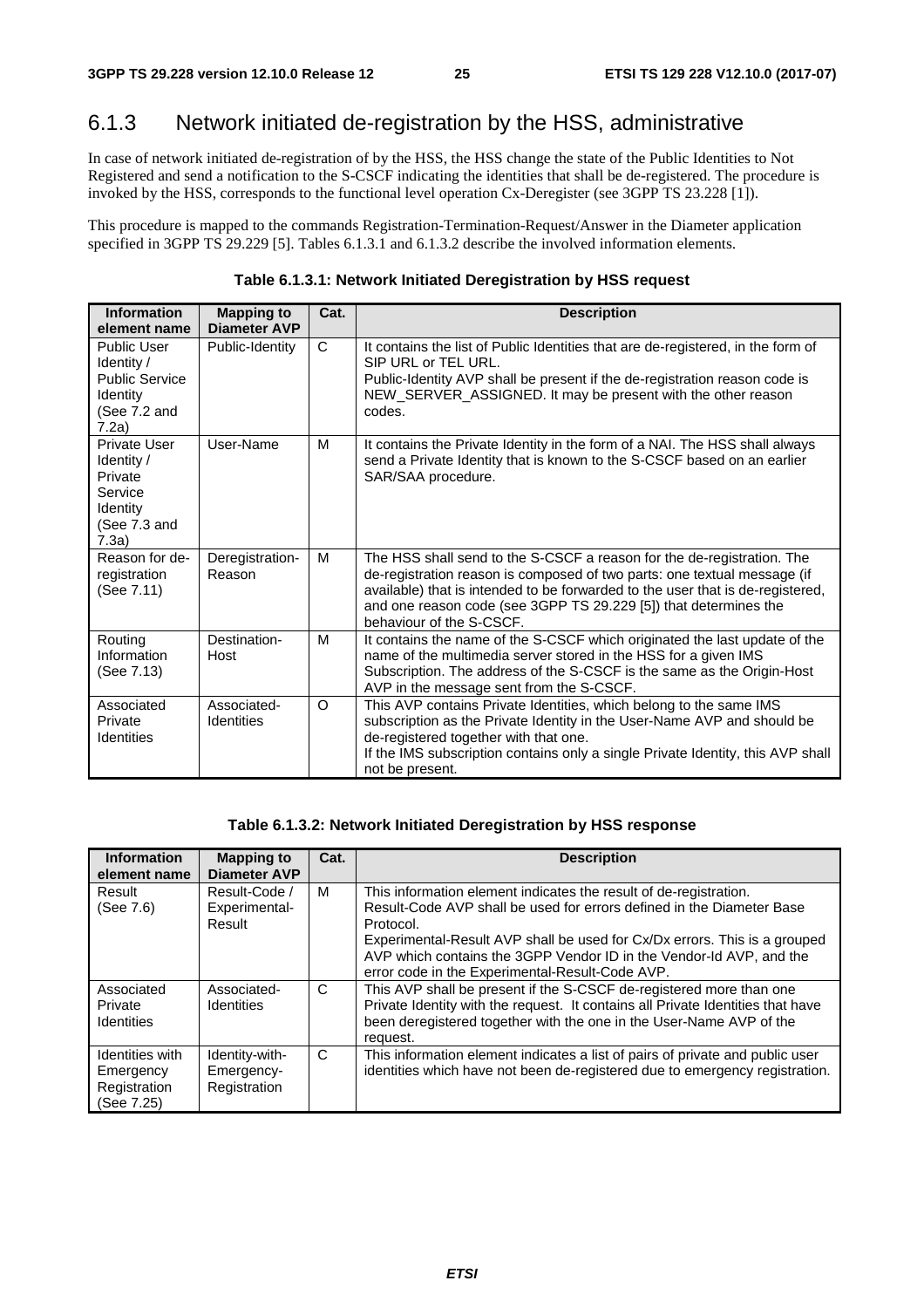### 6.1.3 Network initiated de-registration by the HSS, administrative

In case of network initiated de-registration of by the HSS, the HSS change the state of the Public Identities to Not Registered and send a notification to the S-CSCF indicating the identities that shall be de-registered. The procedure is invoked by the HSS, corresponds to the functional level operation Cx-Deregister (see 3GPP TS 23.228 [1]).

This procedure is mapped to the commands Registration-Termination-Request/Answer in the Diameter application specified in 3GPP TS 29.229 [5]. Tables 6.1.3.1 and 6.1.3.2 describe the involved information elements.

**Table 6.1.3.1: Network Initiated Deregistration by HSS request**

| Information element name | Mapping to Diameter AVP | Cat. | Description |
|---|---|---|---|
| Public User Identity / Public Service Identity (See 7.2 and 7.2a) | Public-Identity | C | It contains the list of Public Identities that are de-registered, in the form of SIP URL or TEL URL.<br>Public-Identity AVP shall be present if the de-registration reason code is NEW_SERVER_ASSIGNED. It may be present with the other reason codes. |
| Private User Identity / Private Service Identity (See 7.3 and 7.3a) | User-Name | M | It contains the Private Identity in the form of a NAI. The HSS shall always send a Private Identity that is known to the S-CSCF based on an earlier SAR/SAA procedure. |
| Reason for de-registration (See 7.11) | Deregistration-Reason | M | The HSS shall send to the S-CSCF a reason for the de-registration. The de-registration reason is composed of two parts: one textual message (if available) that is intended to be forwarded to the user that is de-registered, and one reason code (see 3GPP TS 29.229 [5]) that determines the behaviour of the S-CSCF. |
| Routing Information (See 7.13) | Destination-Host | M | It contains the name of the S-CSCF which originated the last update of the name of the multimedia server stored in the HSS for a given IMS Subscription. The address of the S-CSCF is the same as the Origin-Host AVP in the message sent from the S-CSCF. |
| Associated Private Identities | Associated-Identities | O | This AVP contains Private Identities, which belong to the same IMS subscription as the Private Identity in the User-Name AVP and should be de-registered together with that one.<br>If the IMS subscription contains only a single Private Identity, this AVP shall not be present. |

**Table 6.1.3.2: Network Initiated Deregistration by HSS response**

| Information element name | Mapping to Diameter AVP | Cat. | Description |
|---|---|---|---|
| Result (See 7.6) | Result-Code / Experimental-Result | M | This information element indicates the result of de-registration.<br>Result-Code AVP shall be used for errors defined in the Diameter Base Protocol.<br>Experimental-Result AVP shall be used for Cx/Dx errors. This is a grouped AVP which contains the 3GPP Vendor ID in the Vendor-Id AVP, and the error code in the Experimental-Result-Code AVP. |
| Associated Private Identities | Associated-Identities | C | This AVP shall be present if the S-CSCF de-registered more than one Private Identity with the request. It contains all Private Identities that have been deregistered together with the one in the User-Name AVP of the request. |
| Identities with Emergency Registration (See 7.25) | Identity-with-Emergency-Registration | C | This information element indicates a list of pairs of private and public user identities which have not been de-registered due to emergency registration. |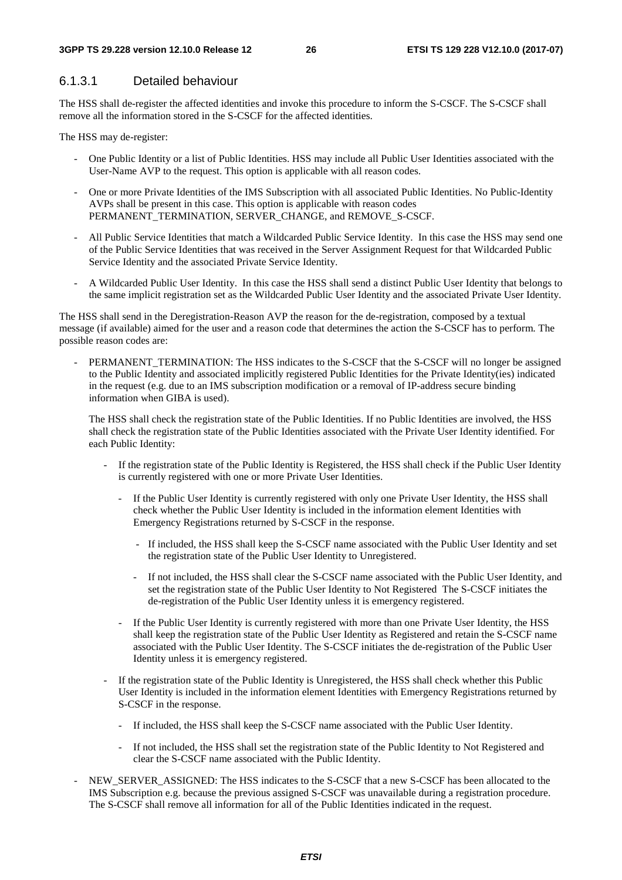#### 6.1.3.1 Detailed behaviour

The HSS shall de-register the affected identities and invoke this procedure to inform the S-CSCF. The S-CSCF shall remove all the information stored in the S-CSCF for the affected identities.

The HSS may de-register:

- One Public Identity or a list of Public Identities. HSS may include all Public User Identities associated with the User-Name AVP to the request. This option is applicable with all reason codes.
- One or more Private Identities of the IMS Subscription with all associated Public Identities. No Public-Identity AVPs shall be present in this case. This option is applicable with reason codes PERMANENT_TERMINATION, SERVER_CHANGE, and REMOVE_S-CSCF.
- All Public Service Identities that match a Wildcarded Public Service Identity. In this case the HSS may send one of the Public Service Identities that was received in the Server Assignment Request for that Wildcarded Public Service Identity and the associated Private Service Identity.
- A Wildcarded Public User Identity. In this case the HSS shall send a distinct Public User Identity that belongs to the same implicit registration set as the Wildcarded Public User Identity and the associated Private User Identity.

The HSS shall send in the Deregistration-Reason AVP the reason for the de-registration, composed by a textual message (if available) aimed for the user and a reason code that determines the action the S-CSCF has to perform. The possible reason codes are:

- PERMANENT_TERMINATION: The HSS indicates to the S-CSCF that the S-CSCF will no longer be assigned to the Public Identity and associated implicitly registered Public Identities for the Private Identity(ies) indicated in the request (e.g. due to an IMS subscription modification or a removal of IP-address secure binding information when GIBA is used).

  The HSS shall check the registration state of the Public Identities. If no Public Identities are involved, the HSS shall check the registration state of the Public Identities associated with the Private User Identity identified. For each Public Identity:

  - If the registration state of the Public Identity is Registered, the HSS shall check if the Public User Identity is currently registered with one or more Private User Identities.
    - If the Public User Identity is currently registered with only one Private User Identity, the HSS shall check whether the Public User Identity is included in the information element Identities with Emergency Registrations returned by S-CSCF in the response.
      - If included, the HSS shall keep the S-CSCF name associated with the Public User Identity and set the registration state of the Public User Identity to Unregistered.
      - If not included, the HSS shall clear the S-CSCF name associated with the Public User Identity, and set the registration state of the Public User Identity to Not Registered The S-CSCF initiates the de-registration of the Public User Identity unless it is emergency registered.
    - If the Public User Identity is currently registered with more than one Private User Identity, the HSS shall keep the registration state of the Public User Identity as Registered and retain the S-CSCF name associated with the Public User Identity. The S-CSCF initiates the de-registration of the Public User Identity unless it is emergency registered.
  - If the registration state of the Public Identity is Unregistered, the HSS shall check whether this Public User Identity is included in the information element Identities with Emergency Registrations returned by S-CSCF in the response.
    - If included, the HSS shall keep the S-CSCF name associated with the Public User Identity.
    - If not included, the HSS shall set the registration state of the Public Identity to Not Registered and clear the S-CSCF name associated with the Public Identity.
- NEW_SERVER_ASSIGNED: The HSS indicates to the S-CSCF that a new S-CSCF has been allocated to the IMS Subscription e.g. because the previous assigned S-CSCF was unavailable during a registration procedure. The S-CSCF shall remove all information for all of the Public Identities indicated in the request.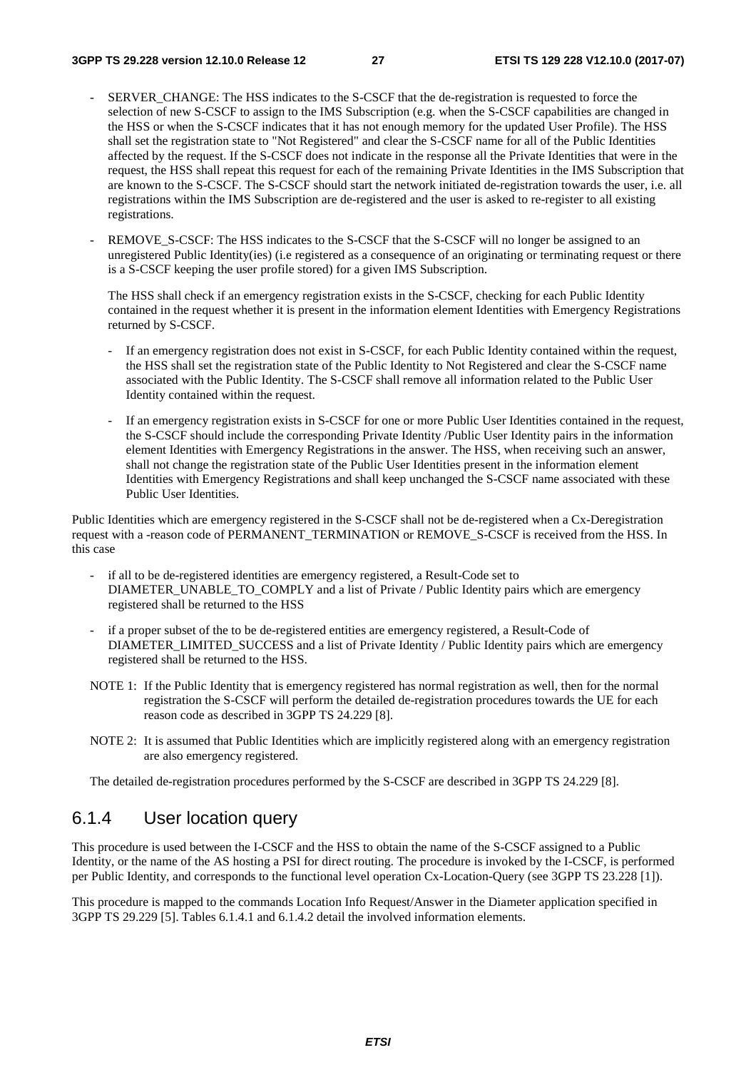- SERVER_CHANGE: The HSS indicates to the S-CSCF that the de-registration is requested to force the selection of new S-CSCF to assign to the IMS Subscription (e.g. when the S-CSCF capabilities are changed in the HSS or when the S-CSCF indicates that it has not enough memory for the updated User Profile). The HSS shall set the registration state to "Not Registered" and clear the S-CSCF name for all of the Public Identities affected by the request. If the S-CSCF does not indicate in the response all the Private Identities that were in the request, the HSS shall repeat this request for each of the remaining Private Identities in the IMS Subscription that are known to the S-CSCF. The S-CSCF should start the network initiated de-registration towards the user, i.e. all registrations within the IMS Subscription are de-registered and the user is asked to re-register to all existing registrations.

- REMOVE_S-CSCF: The HSS indicates to the S-CSCF that the S-CSCF will no longer be assigned to an unregistered Public Identity(ies) (i.e registered as a consequence of an originating or terminating request or there is a S-CSCF keeping the user profile stored) for a given IMS Subscription.

  The HSS shall check if an emergency registration exists in the S-CSCF, checking for each Public Identity contained in the request whether it is present in the information element Identities with Emergency Registrations returned by S-CSCF.

  - If an emergency registration does not exist in S-CSCF, for each Public Identity contained within the request, the HSS shall set the registration state of the Public Identity to Not Registered and clear the S-CSCF name associated with the Public Identity. The S-CSCF shall remove all information related to the Public User Identity contained within the request.

  - If an emergency registration exists in S-CSCF for one or more Public User Identities contained in the request, the S-CSCF should include the corresponding Private Identity /Public User Identity pairs in the information element Identities with Emergency Registrations in the answer. The HSS, when receiving such an answer, shall not change the registration state of the Public User Identities present in the information element Identities with Emergency Registrations and shall keep unchanged the S-CSCF name associated with these Public User Identities.

Public Identities which are emergency registered in the S-CSCF shall not be de-registered when a Cx-Deregistration request with a -reason code of PERMANENT_TERMINATION or REMOVE_S-CSCF is received from the HSS. In this case

- if all to be de-registered identities are emergency registered, a Result-Code set to DIAMETER_UNABLE_TO_COMPLY and a list of Private / Public Identity pairs which are emergency registered shall be returned to the HSS

- if a proper subset of the to be de-registered entities are emergency registered, a Result-Code of DIAMETER_LIMITED_SUCCESS and a list of Private Identity / Public Identity pairs which are emergency registered shall be returned to the HSS.

NOTE 1: If the Public Identity that is emergency registered has normal registration as well, then for the normal registration the S-CSCF will perform the detailed de-registration procedures towards the UE for each reason code as described in 3GPP TS 24.229 [8].

NOTE 2: It is assumed that Public Identities which are implicitly registered along with an emergency registration are also emergency registered.

The detailed de-registration procedures performed by the S-CSCF are described in 3GPP TS 24.229 [8].

## 6.1.4 User location query

This procedure is used between the I-CSCF and the HSS to obtain the name of the S-CSCF assigned to a Public Identity, or the name of the AS hosting a PSI for direct routing. The procedure is invoked by the I-CSCF, is performed per Public Identity, and corresponds to the functional level operation Cx-Location-Query (see 3GPP TS 23.228 [1]).

This procedure is mapped to the commands Location Info Request/Answer in the Diameter application specified in 3GPP TS 29.229 [5]. Tables 6.1.4.1 and 6.1.4.2 detail the involved information elements.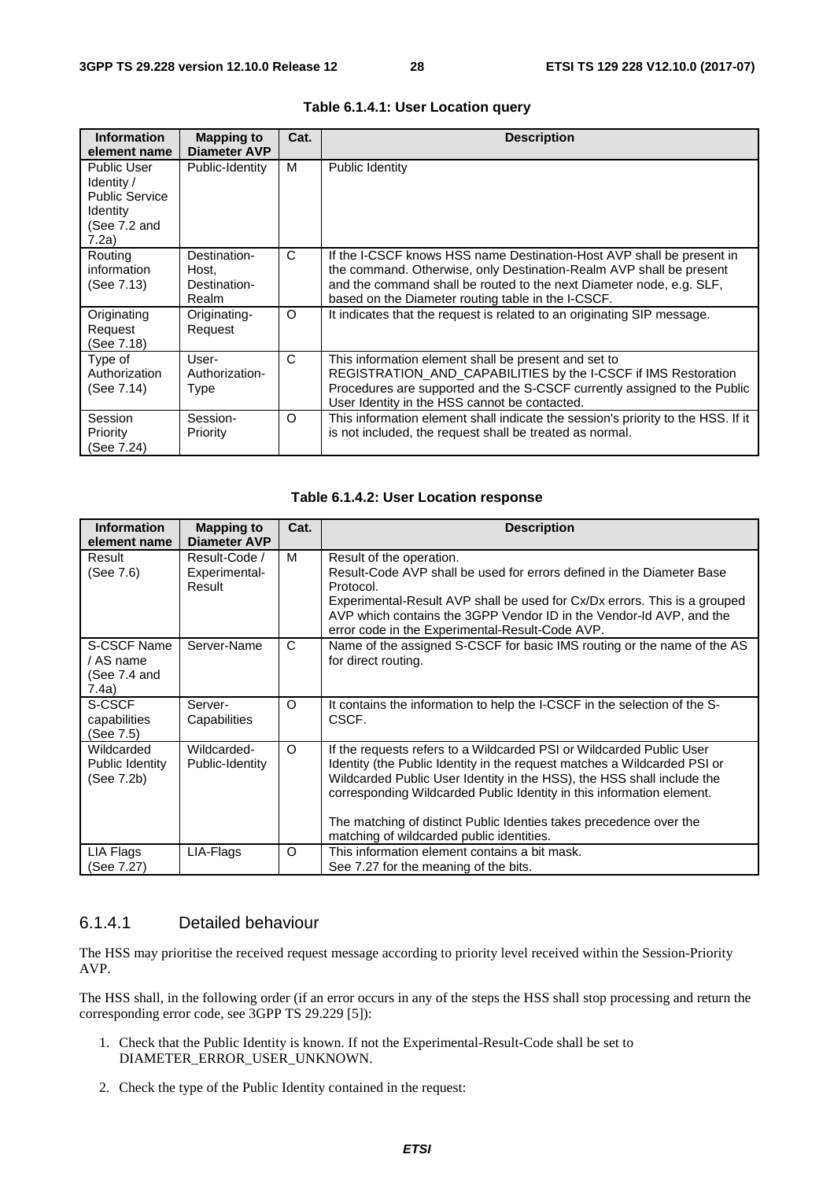**Table 6.1.4.1: User Location query**

| Information element name | Mapping to Diameter AVP | Cat. | Description |
|---|---|---|---|
| Public User Identity / Public Service Identity (See 7.2 and 7.2a) | Public-Identity | M | Public Identity |
| Routing information (See 7.13) | Destination-Host, Destination-Realm | C | If the I-CSCF knows HSS name Destination-Host AVP shall be present in the command. Otherwise, only Destination-Realm AVP shall be present and the command shall be routed to the next Diameter node, e.g. SLF, based on the Diameter routing table in the I-CSCF. |
| Originating Request (See 7.18) | Originating-Request | O | It indicates that the request is related to an originating SIP message. |
| Type of Authorization (See 7.14) | User-Authorization-Type | C | This information element shall be present and set to REGISTRATION_AND_CAPABILITIES by the I-CSCF if IMS Restoration Procedures are supported and the S-CSCF currently assigned to the Public User Identity in the HSS cannot be contacted. |
| Session Priority (See 7.24) | Session-Priority | O | This information element shall indicate the session's priority to the HSS. If it is not included, the request shall be treated as normal. |

**Table 6.1.4.2: User Location response**

| Information element name | Mapping to Diameter AVP | Cat. | Description |
|---|---|---|---|
| Result (See 7.6) | Result-Code / Experimental-Result | M | Result of the operation.<br>Result-Code AVP shall be used for errors defined in the Diameter Base Protocol.<br>Experimental-Result AVP shall be used for Cx/Dx errors. This is a grouped AVP which contains the 3GPP Vendor ID in the Vendor-Id AVP, and the error code in the Experimental-Result-Code AVP. |
| S-CSCF Name / AS name (See 7.4 and 7.4a) | Server-Name | C | Name of the assigned S-CSCF for basic IMS routing or the name of the AS for direct routing. |
| S-CSCF capabilities (See 7.5) | Server-Capabilities | O | It contains the information to help the I-CSCF in the selection of the S-CSCF. |
| Wildcarded Public Identity (See 7.2b) | Wildcarded-Public-Identity | O | If the requests refers to a Wildcarded PSI or Wildcarded Public User Identity (the Public Identity in the request matches a Wildcarded PSI or Wildcarded Public User Identity in the HSS), the HSS shall include the corresponding Wildcarded Public Identity in this information element.<br><br>The matching of distinct Public Identies takes precedence over the matching of wildcarded public identities. |
| LIA Flags (See 7.27) | LIA-Flags | O | This information element contains a bit mask.<br>See 7.27 for the meaning of the bits. |

### 6.1.4.1 Detailed behaviour

The HSS may prioritise the received request message according to priority level received within the Session-Priority AVP.

The HSS shall, in the following order (if an error occurs in any of the steps the HSS shall stop processing and return the corresponding error code, see 3GPP TS 29.229 [5]):

1. Check that the Public Identity is known. If not the Experimental-Result-Code shall be set to DIAMETER_ERROR_USER_UNKNOWN.

2. Check the type of the Public Identity contained in the request: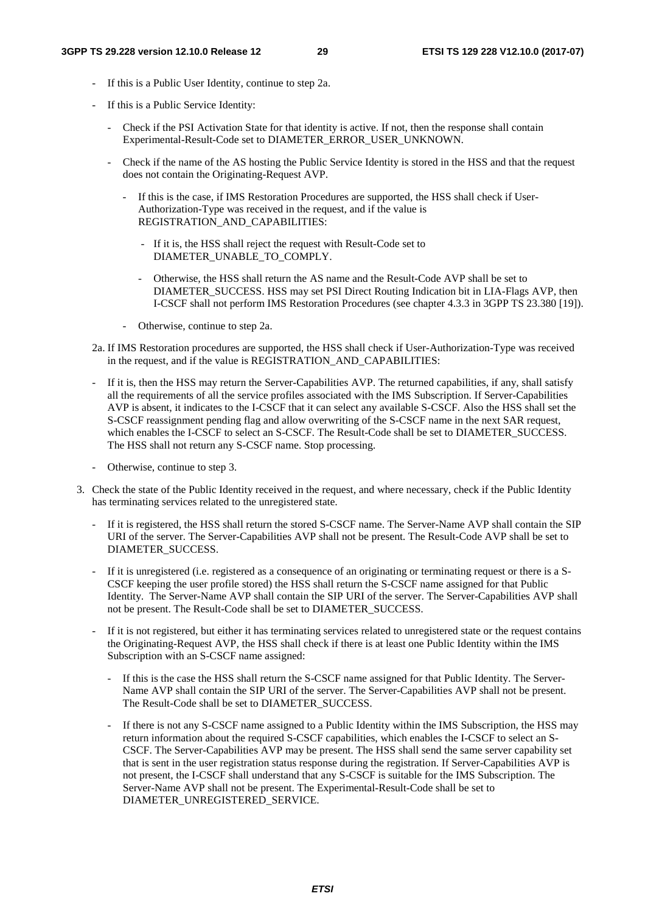- If this is a Public User Identity, continue to step 2a.

- If this is a Public Service Identity:

  - Check if the PSI Activation State for that identity is active. If not, then the response shall contain Experimental-Result-Code set to DIAMETER_ERROR_USER_UNKNOWN.

  - Check if the name of the AS hosting the Public Service Identity is stored in the HSS and that the request does not contain the Originating-Request AVP.

    - If this is the case, if IMS Restoration Procedures are supported, the HSS shall check if User-Authorization-Type was received in the request, and if the value is REGISTRATION_AND_CAPABILITIES:

      - If it is, the HSS shall reject the request with Result-Code set to DIAMETER_UNABLE_TO_COMPLY.

      - Otherwise, the HSS shall return the AS name and the Result-Code AVP shall be set to DIAMETER_SUCCESS. HSS may set PSI Direct Routing Indication bit in LIA-Flags AVP, then I-CSCF shall not perform IMS Restoration Procedures (see chapter 4.3.3 in 3GPP TS 23.380 [19]).

    - Otherwise, continue to step 2a.

2a. If IMS Restoration procedures are supported, the HSS shall check if User-Authorization-Type was received in the request, and if the value is REGISTRATION_AND_CAPABILITIES:

- If it is, then the HSS may return the Server-Capabilities AVP. The returned capabilities, if any, shall satisfy all the requirements of all the service profiles associated with the IMS Subscription. If Server-Capabilities AVP is absent, it indicates to the I-CSCF that it can select any available S-CSCF. Also the HSS shall set the S-CSCF reassignment pending flag and allow overwriting of the S-CSCF name in the next SAR request, which enables the I-CSCF to select an S-CSCF. The Result-Code shall be set to DIAMETER_SUCCESS. The HSS shall not return any S-CSCF name. Stop processing.

- Otherwise, continue to step 3.

3. Check the state of the Public Identity received in the request, and where necessary, check if the Public Identity has terminating services related to the unregistered state.

   - If it is registered, the HSS shall return the stored S-CSCF name. The Server-Name AVP shall contain the SIP URI of the server. The Server-Capabilities AVP shall not be present. The Result-Code AVP shall be set to DIAMETER_SUCCESS.

   - If it is unregistered (i.e. registered as a consequence of an originating or terminating request or there is a S-CSCF keeping the user profile stored) the HSS shall return the S-CSCF name assigned for that Public Identity. The Server-Name AVP shall contain the SIP URI of the server. The Server-Capabilities AVP shall not be present. The Result-Code shall be set to DIAMETER_SUCCESS.

   - If it is not registered, but either it has terminating services related to unregistered state or the request contains the Originating-Request AVP, the HSS shall check if there is at least one Public Identity within the IMS Subscription with an S-CSCF name assigned:

     - If this is the case the HSS shall return the S-CSCF name assigned for that Public Identity. The Server-Name AVP shall contain the SIP URI of the server. The Server-Capabilities AVP shall not be present. The Result-Code shall be set to DIAMETER_SUCCESS.

     - If there is not any S-CSCF name assigned to a Public Identity within the IMS Subscription, the HSS may return information about the required S-CSCF capabilities, which enables the I-CSCF to select an S-CSCF. The Server-Capabilities AVP may be present. The HSS shall send the same server capability set that is sent in the user registration status response during the registration. If Server-Capabilities AVP is not present, the I-CSCF shall understand that any S-CSCF is suitable for the IMS Subscription. The Server-Name AVP shall not be present. The Experimental-Result-Code shall be set to DIAMETER_UNREGISTERED_SERVICE.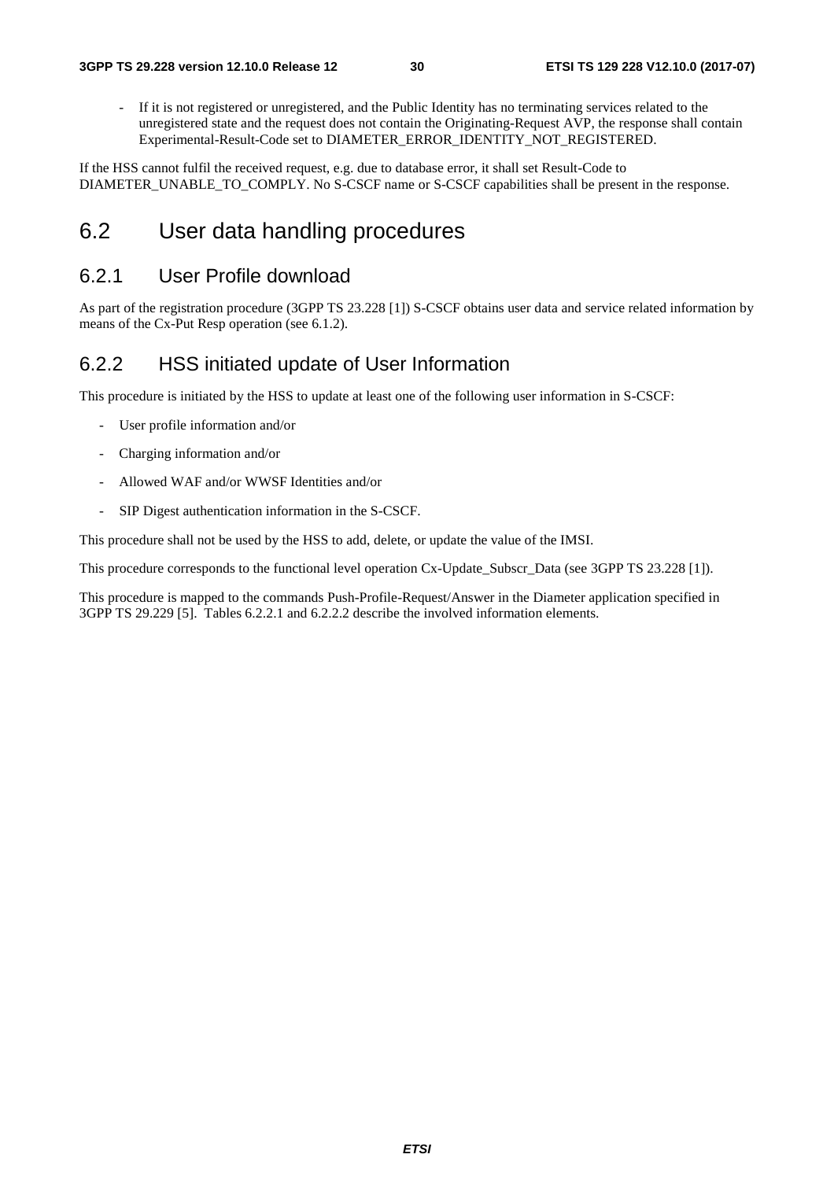- If it is not registered or unregistered, and the Public Identity has no terminating services related to the unregistered state and the request does not contain the Originating-Request AVP, the response shall contain Experimental-Result-Code set to DIAMETER_ERROR_IDENTITY_NOT_REGISTERED.

If the HSS cannot fulfil the received request, e.g. due to database error, it shall set Result-Code to DIAMETER_UNABLE_TO_COMPLY. No S-CSCF name or S-CSCF capabilities shall be present in the response.

# 6.2 User data handling procedures

## 6.2.1 User Profile download

As part of the registration procedure (3GPP TS 23.228 [1]) S-CSCF obtains user data and service related information by means of the Cx-Put Resp operation (see 6.1.2).

## 6.2.2 HSS initiated update of User Information

This procedure is initiated by the HSS to update at least one of the following user information in S-CSCF:

- User profile information and/or
- Charging information and/or
- Allowed WAF and/or WWSF Identities and/or
- SIP Digest authentication information in the S-CSCF.

This procedure shall not be used by the HSS to add, delete, or update the value of the IMSI.

This procedure corresponds to the functional level operation Cx-Update_Subscr_Data (see 3GPP TS 23.228 [1]).

This procedure is mapped to the commands Push-Profile-Request/Answer in the Diameter application specified in 3GPP TS 29.229 [5]. Tables 6.2.2.1 and 6.2.2.2 describe the involved information elements.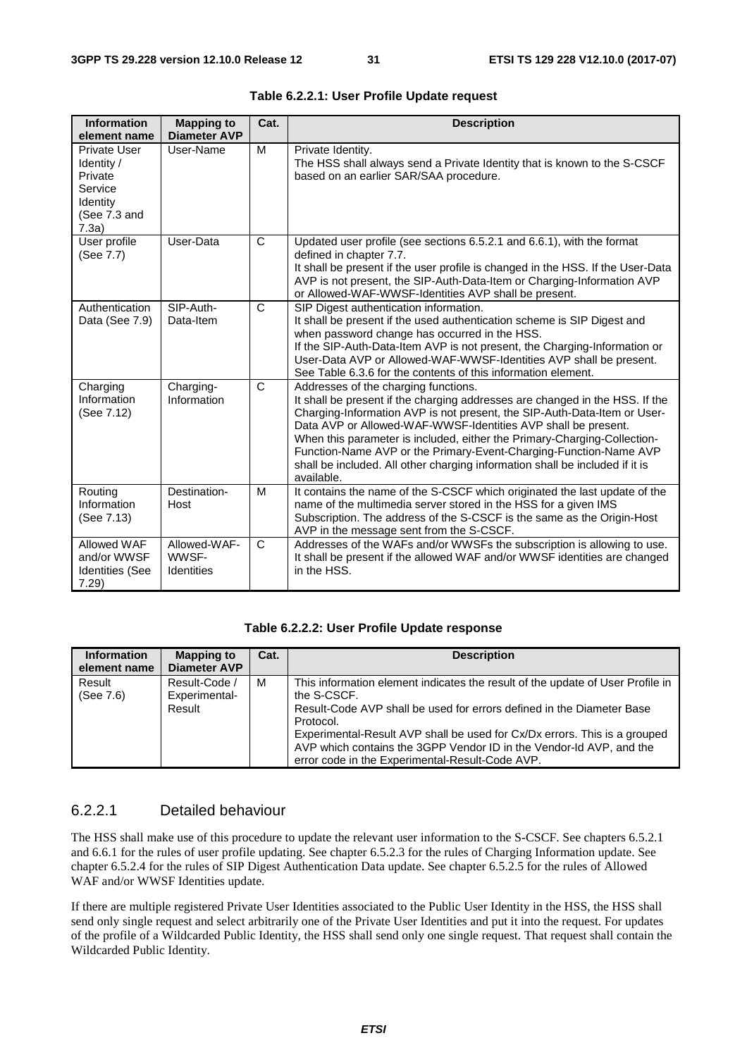**Table 6.2.2.1: User Profile Update request**

| Information element name | Mapping to Diameter AVP | Cat. | Description |
|---|---|---|---|
| Private User Identity / Private Service Identity (See 7.3 and 7.3a) | User-Name | M | Private Identity.<br>The HSS shall always send a Private Identity that is known to the S-CSCF based on an earlier SAR/SAA procedure. |
| User profile (See 7.7) | User-Data | C | Updated user profile (see sections 6.5.2.1 and 6.6.1), with the format defined in chapter 7.7.<br>It shall be present if the user profile is changed in the HSS. If the User-Data AVP is not present, the SIP-Auth-Data-Item or Charging-Information AVP or Allowed-WAF-WWSF-Identities AVP shall be present. |
| Authentication Data (See 7.9) | SIP-Auth-Data-Item | C | SIP Digest authentication information.<br>It shall be present if the used authentication scheme is SIP Digest and when password change has occurred in the HSS.<br>If the SIP-Auth-Data-Item AVP is not present, the Charging-Information or User-Data AVP or Allowed-WAF-WWSF-Identities AVP shall be present.<br>See Table 6.3.6 for the contents of this information element. |
| Charging Information (See 7.12) | Charging-Information | C | Addresses of the charging functions.<br>It shall be present if the charging addresses are changed in the HSS. If the Charging-Information AVP is not present, the SIP-Auth-Data-Item or User-Data AVP or Allowed-WAF-WWSF-Identities AVP shall be present.<br>When this parameter is included, either the Primary-Charging-Collection-Function-Name AVP or the Primary-Event-Charging-Function-Name AVP shall be included. All other charging information shall be included if it is available. |
| Routing Information (See 7.13) | Destination-Host | M | It contains the name of the S-CSCF which originated the last update of the name of the multimedia server stored in the HSS for a given IMS Subscription. The address of the S-CSCF is the same as the Origin-Host AVP in the message sent from the S-CSCF. |
| Allowed WAF and/or WWSF Identities (See 7.29) | Allowed-WAF-WWSF-Identities | C | Addresses of the WAFs and/or WWSFs the subscription is allowing to use.<br>It shall be present if the allowed WAF and/or WWSF identities are changed in the HSS. |

**Table 6.2.2.2: User Profile Update response**

| Information element name | Mapping to Diameter AVP | Cat. | Description |
|---|---|---|---|
| Result (See 7.6) | Result-Code / Experimental-Result | M | This information element indicates the result of the update of User Profile in the S-CSCF.<br>Result-Code AVP shall be used for errors defined in the Diameter Base Protocol.<br>Experimental-Result AVP shall be used for Cx/Dx errors. This is a grouped AVP which contains the 3GPP Vendor ID in the Vendor-Id AVP, and the error code in the Experimental-Result-Code AVP. |

### 6.2.2.1 Detailed behaviour

The HSS shall make use of this procedure to update the relevant user information to the S-CSCF. See chapters 6.5.2.1 and 6.6.1 for the rules of user profile updating. See chapter 6.5.2.3 for the rules of Charging Information update. See chapter 6.5.2.4 for the rules of SIP Digest Authentication Data update. See chapter 6.5.2.5 for the rules of Allowed WAF and/or WWSF Identities update.

If there are multiple registered Private User Identities associated to the Public User Identity in the HSS, the HSS shall send only single request and select arbitrarily one of the Private User Identities and put it into the request. For updates of the profile of a Wildcarded Public Identity, the HSS shall send only one single request. That request shall contain the Wildcarded Public Identity.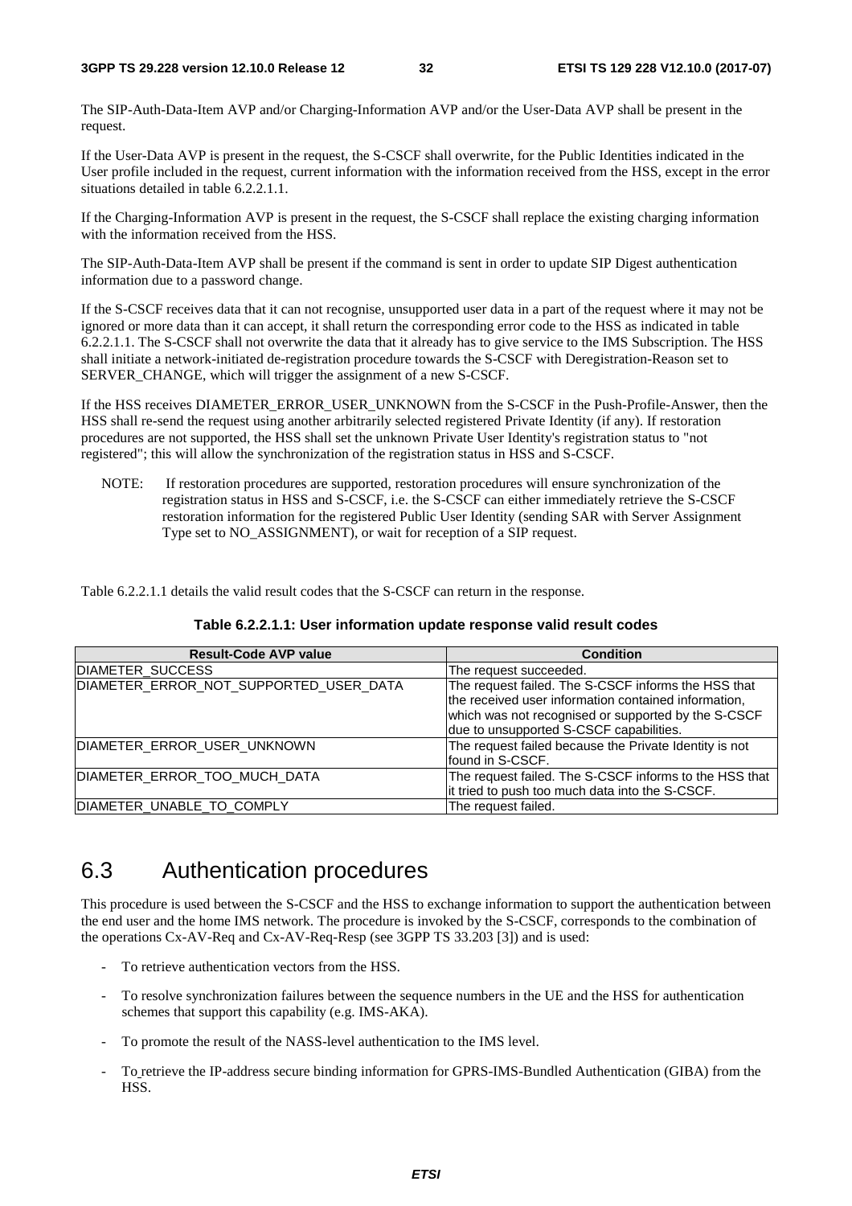The SIP-Auth-Data-Item AVP and/or Charging-Information AVP and/or the User-Data AVP shall be present in the request.

If the User-Data AVP is present in the request, the S-CSCF shall overwrite, for the Public Identities indicated in the User profile included in the request, current information with the information received from the HSS, except in the error situations detailed in table 6.2.2.1.1.

If the Charging-Information AVP is present in the request, the S-CSCF shall replace the existing charging information with the information received from the HSS.

The SIP-Auth-Data-Item AVP shall be present if the command is sent in order to update SIP Digest authentication information due to a password change.

If the S-CSCF receives data that it can not recognise, unsupported user data in a part of the request where it may not be ignored or more data than it can accept, it shall return the corresponding error code to the HSS as indicated in table 6.2.2.1.1. The S-CSCF shall not overwrite the data that it already has to give service to the IMS Subscription. The HSS shall initiate a network-initiated de-registration procedure towards the S-CSCF with Deregistration-Reason set to SERVER_CHANGE, which will trigger the assignment of a new S-CSCF.

If the HSS receives DIAMETER_ERROR_USER_UNKNOWN from the S-CSCF in the Push-Profile-Answer, then the HSS shall re-send the request using another arbitrarily selected registered Private Identity (if any). If restoration procedures are not supported, the HSS shall set the unknown Private User Identity's registration status to "not registered"; this will allow the synchronization of the registration status in HSS and S-CSCF.

NOTE: If restoration procedures are supported, restoration procedures will ensure synchronization of the registration status in HSS and S-CSCF, i.e. the S-CSCF can either immediately retrieve the S-CSCF restoration information for the registered Public User Identity (sending SAR with Server Assignment Type set to NO_ASSIGNMENT), or wait for reception of a SIP request.

Table 6.2.2.1.1 details the valid result codes that the S-CSCF can return in the response.

**Table 6.2.2.1.1: User information update response valid result codes**

| Result-Code AVP value | Condition |
|---|---|
| DIAMETER_SUCCESS | The request succeeded. |
| DIAMETER_ERROR_NOT_SUPPORTED_USER_DATA | The request failed. The S-CSCF informs the HSS that the received user information contained information, which was not recognised or supported by the S-CSCF due to unsupported S-CSCF capabilities. |
| DIAMETER_ERROR_USER_UNKNOWN | The request failed because the Private Identity is not found in S-CSCF. |
| DIAMETER_ERROR_TOO_MUCH_DATA | The request failed. The S-CSCF informs to the HSS that it tried to push too much data into the S-CSCF. |
| DIAMETER_UNABLE_TO_COMPLY | The request failed. |

## 6.3 Authentication procedures

This procedure is used between the S-CSCF and the HSS to exchange information to support the authentication between the end user and the home IMS network. The procedure is invoked by the S-CSCF, corresponds to the combination of the operations Cx-AV-Req and Cx-AV-Req-Resp (see 3GPP TS 33.203 [3]) and is used:

- To retrieve authentication vectors from the HSS.
- To resolve synchronization failures between the sequence numbers in the UE and the HSS for authentication schemes that support this capability (e.g. IMS-AKA).
- To promote the result of the NASS-level authentication to the IMS level.
- To retrieve the IP-address secure binding information for GPRS-IMS-Bundled Authentication (GIBA) from the HSS.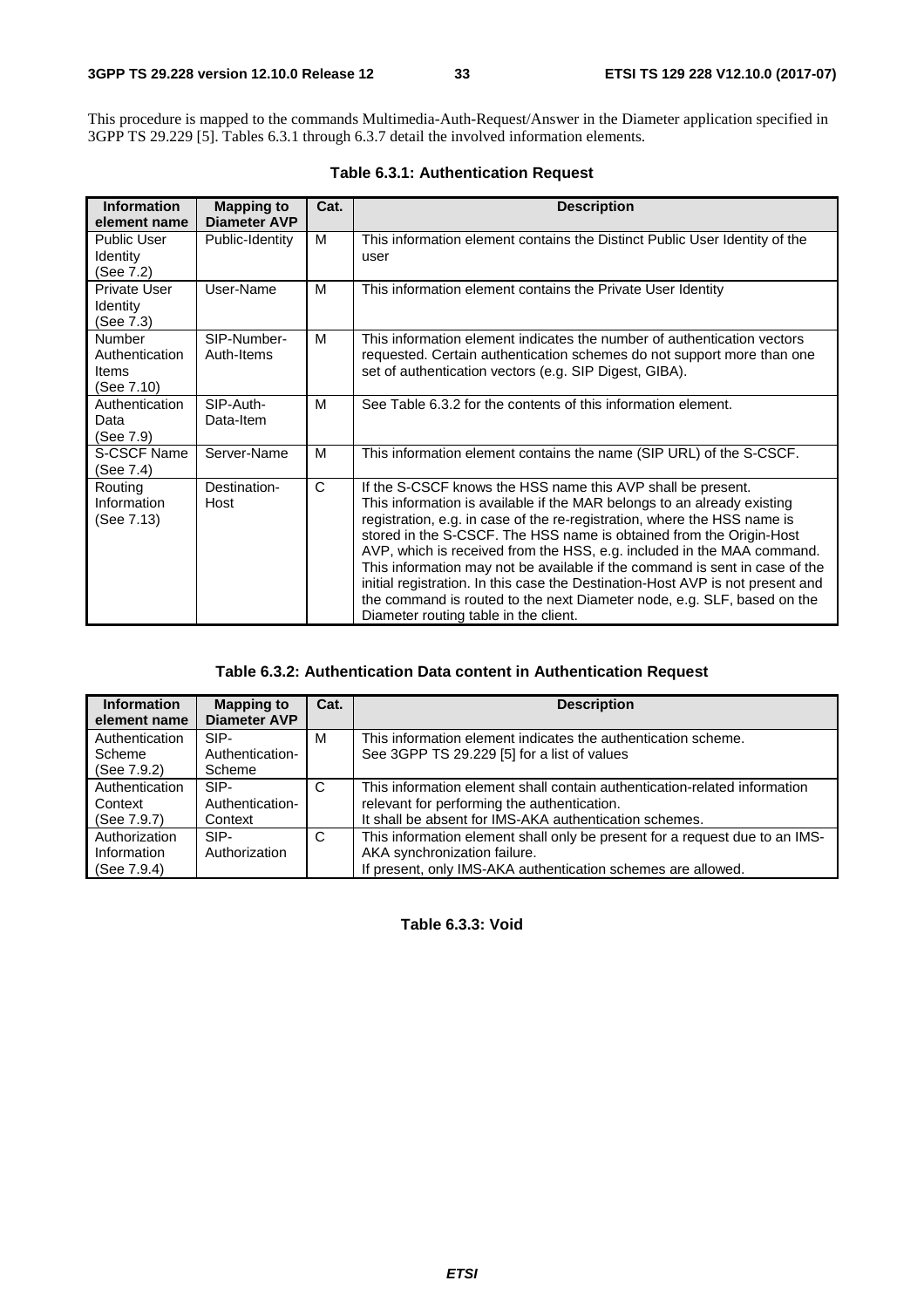This procedure is mapped to the commands Multimedia-Auth-Request/Answer in the Diameter application specified in 3GPP TS 29.229 [5]. Tables 6.3.1 through 6.3.7 detail the involved information elements.

**Table 6.3.1: Authentication Request**

| Information element name | Mapping to Diameter AVP | Cat. | Description |
|---|---|---|---|
| Public User Identity (See 7.2) | Public-Identity | M | This information element contains the Distinct Public User Identity of the user |
| Private User Identity (See 7.3) | User-Name | M | This information element contains the Private User Identity |
| Number Authentication Items (See 7.10) | SIP-Number-Auth-Items | M | This information element indicates the number of authentication vectors requested. Certain authentication schemes do not support more than one set of authentication vectors (e.g. SIP Digest, GIBA). |
| Authentication Data (See 7.9) | SIP-Auth-Data-Item | M | See Table 6.3.2 for the contents of this information element. |
| S-CSCF Name (See 7.4) | Server-Name | M | This information element contains the name (SIP URL) of the S-CSCF. |
| Routing Information (See 7.13) | Destination-Host | C | If the S-CSCF knows the HSS name this AVP shall be present. This information is available if the MAR belongs to an already existing registration, e.g. in case of the re-registration, where the HSS name is stored in the S-CSCF. The HSS name is obtained from the Origin-Host AVP, which is received from the HSS, e.g. included in the MAA command. This information may not be available if the command is sent in case of the initial registration. In this case the Destination-Host AVP is not present and the command is routed to the next Diameter node, e.g. SLF, based on the Diameter routing table in the client. |

**Table 6.3.2: Authentication Data content in Authentication Request**

| Information element name | Mapping to Diameter AVP | Cat. | Description |
|---|---|---|---|
| Authentication Scheme (See 7.9.2) | SIP-Authentication-Scheme | M | This information element indicates the authentication scheme. See 3GPP TS 29.229 [5] for a list of values |
| Authentication Context (See 7.9.7) | SIP-Authentication-Context | C | This information element shall contain authentication-related information relevant for performing the authentication. It shall be absent for IMS-AKA authentication schemes. |
| Authorization Information (See 7.9.4) | SIP-Authorization | C | This information element shall only be present for a request due to an IMS-AKA synchronization failure. If present, only IMS-AKA authentication schemes are allowed. |

**Table 6.3.3: Void**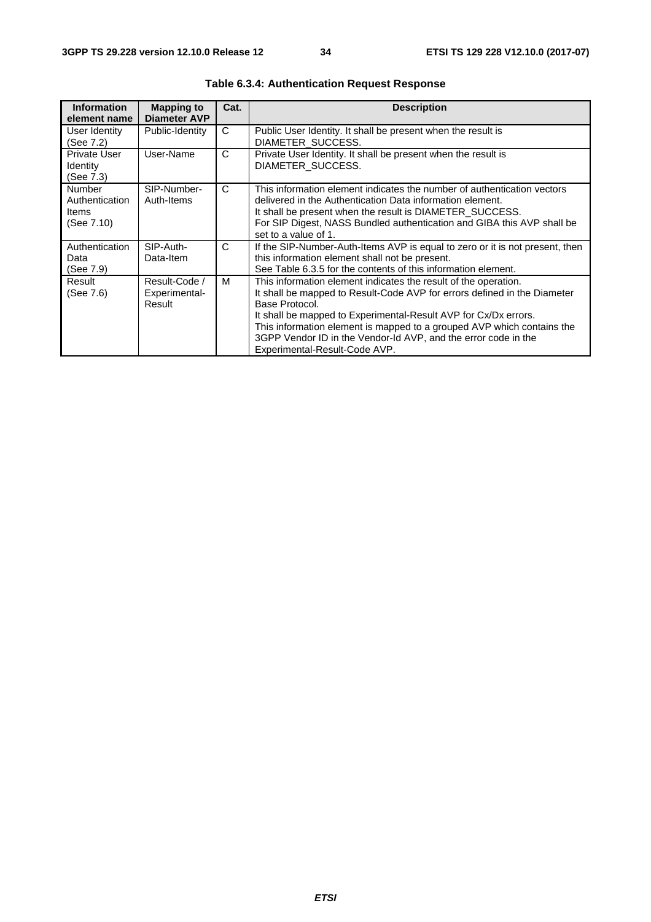**Table 6.3.4: Authentication Request Response**

| Information element name | Mapping to Diameter AVP | Cat. | Description |
|---|---|---|---|
| User Identity (See 7.2) | Public-Identity | C | Public User Identity. It shall be present when the result is DIAMETER_SUCCESS. |
| Private User Identity (See 7.3) | User-Name | C | Private User Identity. It shall be present when the result is DIAMETER_SUCCESS. |
| Number Authentication Items (See 7.10) | SIP-Number-Auth-Items | C | This information element indicates the number of authentication vectors delivered in the Authentication Data information element. It shall be present when the result is DIAMETER_SUCCESS. For SIP Digest, NASS Bundled authentication and GIBA this AVP shall be set to a value of 1. |
| Authentication Data (See 7.9) | SIP-Auth-Data-Item | C | If the SIP-Number-Auth-Items AVP is equal to zero or it is not present, then this information element shall not be present. See Table 6.3.5 for the contents of this information element. |
| Result (See 7.6) | Result-Code / Experimental-Result | M | This information element indicates the result of the operation. It shall be mapped to Result-Code AVP for errors defined in the Diameter Base Protocol. It shall be mapped to Experimental-Result AVP for Cx/Dx errors. This information element is mapped to a grouped AVP which contains the 3GPP Vendor ID in the Vendor-Id AVP, and the error code in the Experimental-Result-Code AVP. |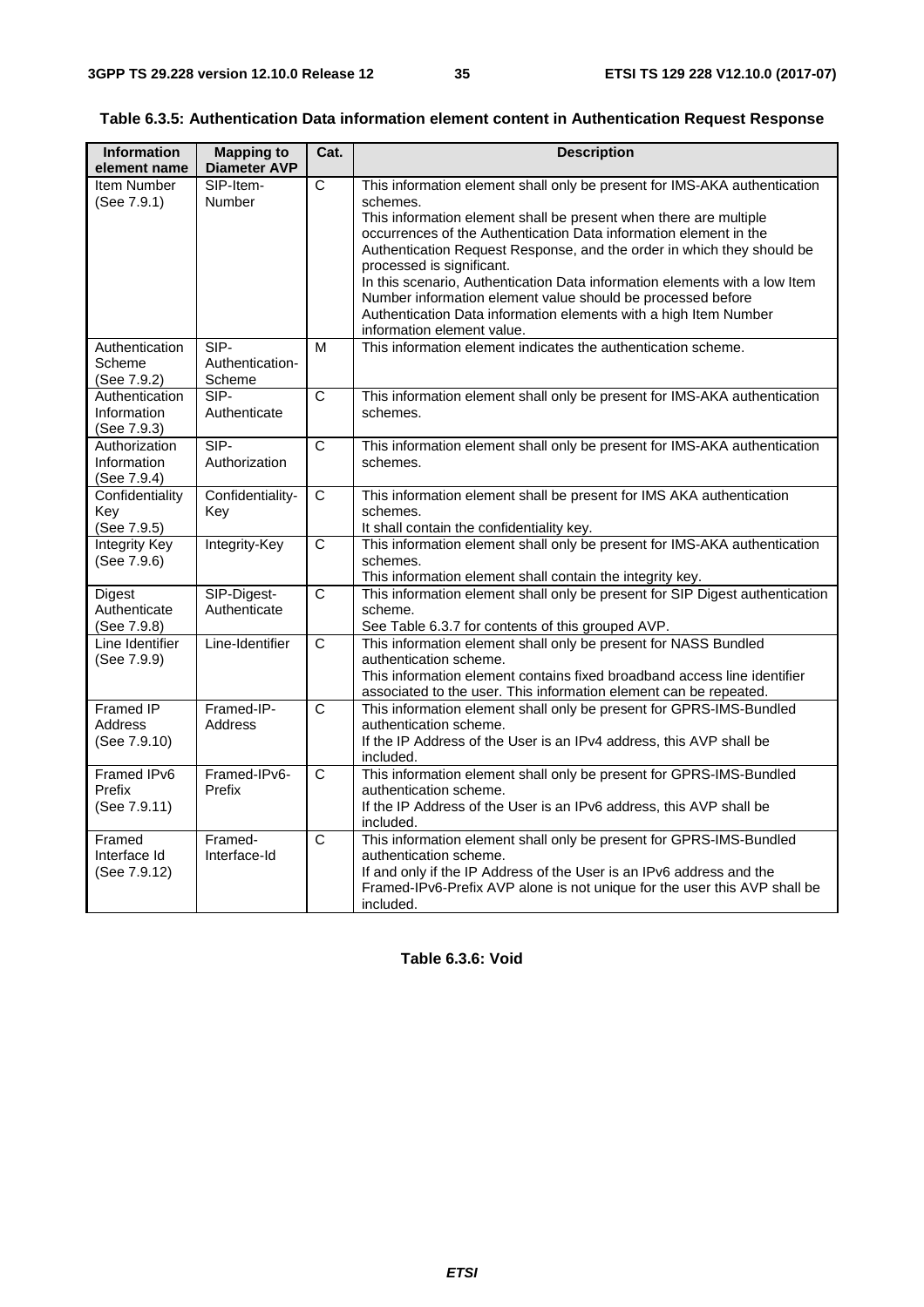**Table 6.3.5: Authentication Data information element content in Authentication Request Response**

| Information element name | Mapping to Diameter AVP | Cat. | Description |
|---|---|---|---|
| Item Number (See 7.9.1) | SIP-Item-Number | C | This information element shall only be present for IMS-AKA authentication schemes. This information element shall be present when there are multiple occurrences of the Authentication Data information element in the Authentication Request Response, and the order in which they should be processed is significant. In this scenario, Authentication Data information elements with a low Item Number information element value should be processed before Authentication Data information elements with a high Item Number information element value. |
| Authentication Scheme (See 7.9.2) | SIP-Authentication-Scheme | M | This information element indicates the authentication scheme. |
| Authentication Information (See 7.9.3) | SIP-Authenticate | C | This information element shall only be present for IMS-AKA authentication schemes. |
| Authorization Information (See 7.9.4) | SIP-Authorization | C | This information element shall only be present for IMS-AKA authentication schemes. |
| Confidentiality Key (See 7.9.5) | Confidentiality-Key | C | This information element shall be present for IMS AKA authentication schemes. It shall contain the confidentiality key. |
| Integrity Key (See 7.9.6) | Integrity-Key | C | This information element shall only be present for IMS-AKA authentication schemes. This information element shall contain the integrity key. |
| Digest Authenticate (See 7.9.8) | SIP-Digest-Authenticate | C | This information element shall only be present for SIP Digest authentication scheme. See Table 6.3.7 for contents of this grouped AVP. |
| Line Identifier (See 7.9.9) | Line-Identifier | C | This information element shall only be present for NASS Bundled authentication scheme. This information element contains fixed broadband access line identifier associated to the user. This information element can be repeated. |
| Framed IP Address (See 7.9.10) | Framed-IP-Address | C | This information element shall only be present for GPRS-IMS-Bundled authentication scheme. If the IP Address of the User is an IPv4 address, this AVP shall be included. |
| Framed IPv6 Prefix (See 7.9.11) | Framed-IPv6-Prefix | C | This information element shall only be present for GPRS-IMS-Bundled authentication scheme. If the IP Address of the User is an IPv6 address, this AVP shall be included. |
| Framed Interface Id (See 7.9.12) | Framed-Interface-Id | C | This information element shall only be present for GPRS-IMS-Bundled authentication scheme. If and only if the IP Address of the User is an IPv6 address and the Framed-IPv6-Prefix AVP alone is not unique for the user this AVP shall be included. |

**Table 6.3.6: Void**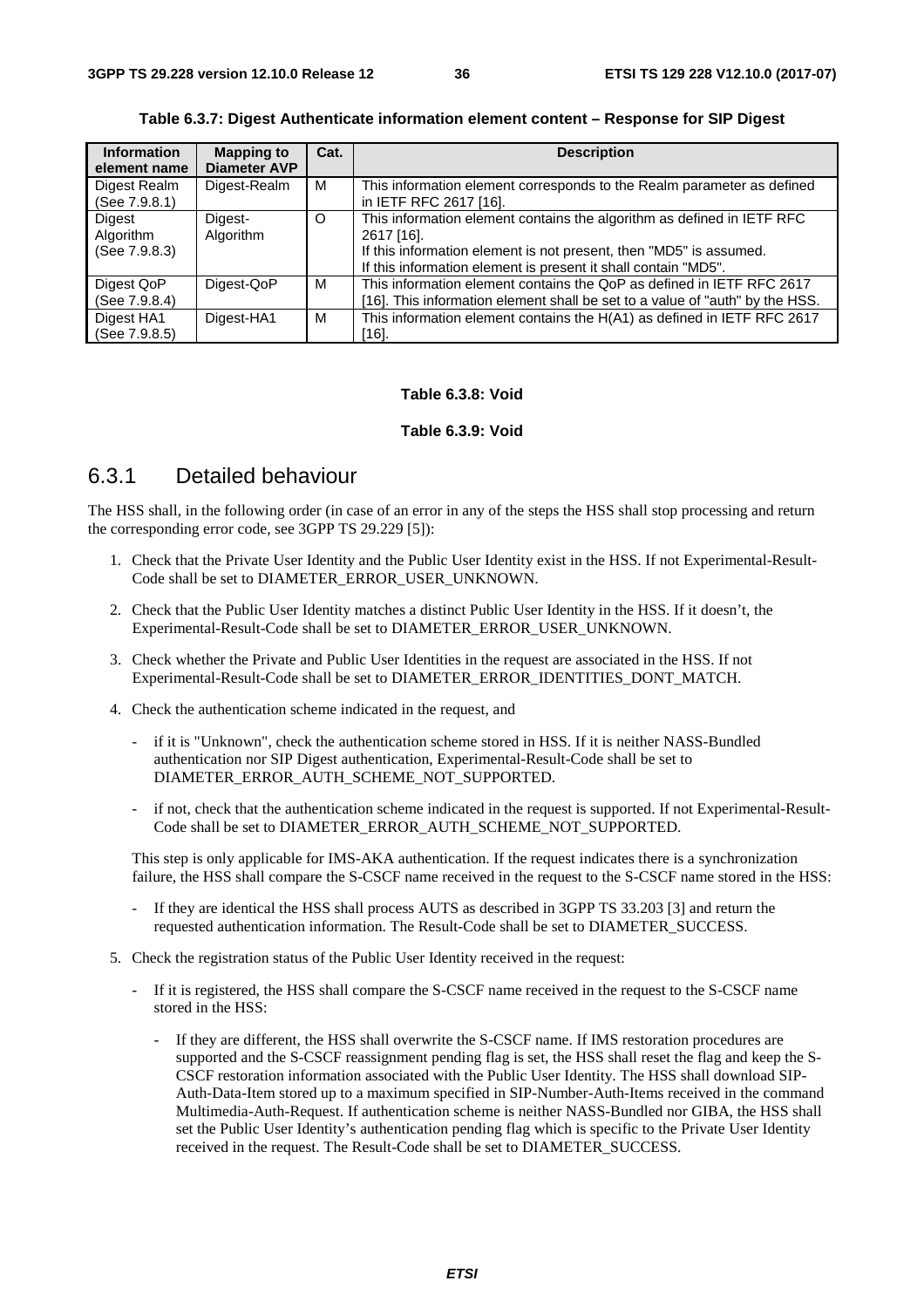**Table 6.3.7: Digest Authenticate information element content – Response for SIP Digest**

| Information element name | Mapping to Diameter AVP | Cat. | Description |
|---|---|---|---|
| Digest Realm (See 7.9.8.1) | Digest-Realm | M | This information element corresponds to the Realm parameter as defined in IETF RFC 2617 [16]. |
| Digest Algorithm (See 7.9.8.3) | Digest-Algorithm | O | This information element contains the algorithm as defined in IETF RFC 2617 [16].<br>If this information element is not present, then "MD5" is assumed.<br>If this information element is present it shall contain "MD5". |
| Digest QoP (See 7.9.8.4) | Digest-QoP | M | This information element contains the QoP as defined in IETF RFC 2617 [16]. This information element shall be set to a value of "auth" by the HSS. |
| Digest HA1 (See 7.9.8.5) | Digest-HA1 | M | This information element contains the H(A1) as defined in IETF RFC 2617 [16]. |

**Table 6.3.8: Void**

**Table 6.3.9: Void**

## 6.3.1 Detailed behaviour

The HSS shall, in the following order (in case of an error in any of the steps the HSS shall stop processing and return the corresponding error code, see 3GPP TS 29.229 [5]):

1. Check that the Private User Identity and the Public User Identity exist in the HSS. If not Experimental-Result-Code shall be set to DIAMETER_ERROR_USER_UNKNOWN.

2. Check that the Public User Identity matches a distinct Public User Identity in the HSS. If it doesn't, the Experimental-Result-Code shall be set to DIAMETER_ERROR_USER_UNKNOWN.

3. Check whether the Private and Public User Identities in the request are associated in the HSS. If not Experimental-Result-Code shall be set to DIAMETER_ERROR_IDENTITIES_DONT_MATCH.

4. Check the authentication scheme indicated in the request, and

   - if it is "Unknown", check the authentication scheme stored in HSS. If it is neither NASS-Bundled authentication nor SIP Digest authentication, Experimental-Result-Code shall be set to DIAMETER_ERROR_AUTH_SCHEME_NOT_SUPPORTED.

   - if not, check that the authentication scheme indicated in the request is supported. If not Experimental-Result-Code shall be set to DIAMETER_ERROR_AUTH_SCHEME_NOT_SUPPORTED.

   This step is only applicable for IMS-AKA authentication. If the request indicates there is a synchronization failure, the HSS shall compare the S-CSCF name received in the request to the S-CSCF name stored in the HSS:

   - If they are identical the HSS shall process AUTS as described in 3GPP TS 33.203 [3] and return the requested authentication information. The Result-Code shall be set to DIAMETER_SUCCESS.

5. Check the registration status of the Public User Identity received in the request:

   - If it is registered, the HSS shall compare the S-CSCF name received in the request to the S-CSCF name stored in the HSS:

     - If they are different, the HSS shall overwrite the S-CSCF name. If IMS restoration procedures are supported and the S-CSCF reassignment pending flag is set, the HSS shall reset the flag and keep the S-CSCF restoration information associated with the Public User Identity. The HSS shall download SIP-Auth-Data-Item stored up to a maximum specified in SIP-Number-Auth-Items received in the command Multimedia-Auth-Request. If authentication scheme is neither NASS-Bundled nor GIBA, the HSS shall set the Public User Identity's authentication pending flag which is specific to the Private User Identity received in the request. The Result-Code shall be set to DIAMETER_SUCCESS.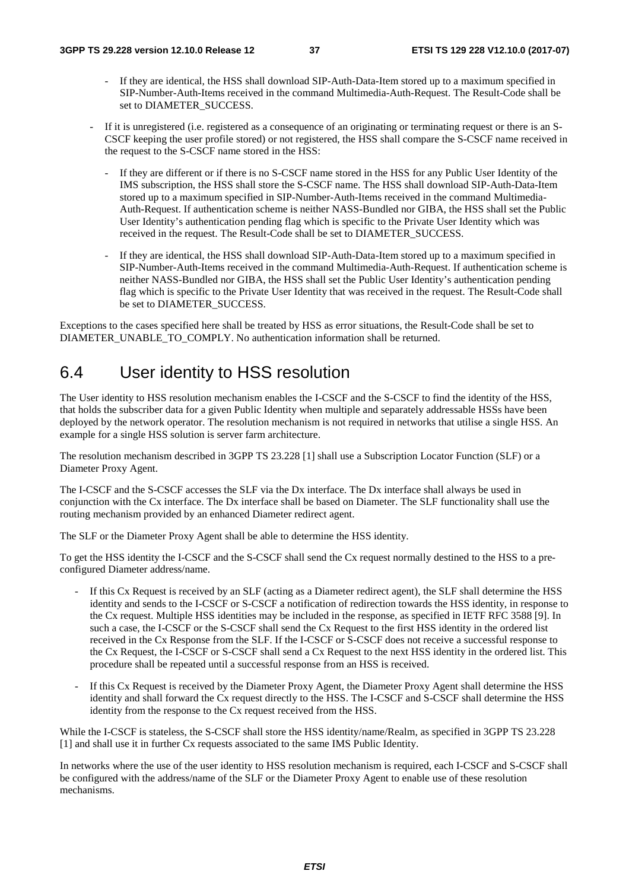- If they are identical, the HSS shall download SIP-Auth-Data-Item stored up to a maximum specified in SIP-Number-Auth-Items received in the command Multimedia-Auth-Request. The Result-Code shall be set to DIAMETER_SUCCESS.

- If it is unregistered (i.e. registered as a consequence of an originating or terminating request or there is an S-CSCF keeping the user profile stored) or not registered, the HSS shall compare the S-CSCF name received in the request to the S-CSCF name stored in the HSS:
    - If they are different or if there is no S-CSCF name stored in the HSS for any Public User Identity of the IMS subscription, the HSS shall store the S-CSCF name. The HSS shall download SIP-Auth-Data-Item stored up to a maximum specified in SIP-Number-Auth-Items received in the command Multimedia-Auth-Request. If authentication scheme is neither NASS-Bundled nor GIBA, the HSS shall set the Public User Identity's authentication pending flag which is specific to the Private User Identity which was received in the request. The Result-Code shall be set to DIAMETER_SUCCESS.
    - If they are identical, the HSS shall download SIP-Auth-Data-Item stored up to a maximum specified in SIP-Number-Auth-Items received in the command Multimedia-Auth-Request. If authentication scheme is neither NASS-Bundled nor GIBA, the HSS shall set the Public User Identity's authentication pending flag which is specific to the Private User Identity that was received in the request. The Result-Code shall be set to DIAMETER_SUCCESS.

Exceptions to the cases specified here shall be treated by HSS as error situations, the Result-Code shall be set to DIAMETER_UNABLE_TO_COMPLY. No authentication information shall be returned.

## 6.4 User identity to HSS resolution

The User identity to HSS resolution mechanism enables the I-CSCF and the S-CSCF to find the identity of the HSS, that holds the subscriber data for a given Public Identity when multiple and separately addressable HSSs have been deployed by the network operator. The resolution mechanism is not required in networks that utilise a single HSS. An example for a single HSS solution is server farm architecture.

The resolution mechanism described in 3GPP TS 23.228 [1] shall use a Subscription Locator Function (SLF) or a Diameter Proxy Agent.

The I-CSCF and the S-CSCF accesses the SLF via the Dx interface. The Dx interface shall always be used in conjunction with the Cx interface. The Dx interface shall be based on Diameter. The SLF functionality shall use the routing mechanism provided by an enhanced Diameter redirect agent.

The SLF or the Diameter Proxy Agent shall be able to determine the HSS identity.

To get the HSS identity the I-CSCF and the S-CSCF shall send the Cx request normally destined to the HSS to a pre-configured Diameter address/name.

- If this Cx Request is received by an SLF (acting as a Diameter redirect agent), the SLF shall determine the HSS identity and sends to the I-CSCF or S-CSCF a notification of redirection towards the HSS identity, in response to the Cx request. Multiple HSS identities may be included in the response, as specified in IETF RFC 3588 [9]. In such a case, the I-CSCF or the S-CSCF shall send the Cx Request to the first HSS identity in the ordered list received in the Cx Response from the SLF. If the I-CSCF or S-CSCF does not receive a successful response to the Cx Request, the I-CSCF or S-CSCF shall send a Cx Request to the next HSS identity in the ordered list. This procedure shall be repeated until a successful response from an HSS is received.
- If this Cx Request is received by the Diameter Proxy Agent, the Diameter Proxy Agent shall determine the HSS identity and shall forward the Cx request directly to the HSS. The I-CSCF and S-CSCF shall determine the HSS identity from the response to the Cx request received from the HSS.

While the I-CSCF is stateless, the S-CSCF shall store the HSS identity/name/Realm, as specified in 3GPP TS 23.228 [1] and shall use it in further Cx requests associated to the same IMS Public Identity.

In networks where the use of the user identity to HSS resolution mechanism is required, each I-CSCF and S-CSCF shall be configured with the address/name of the SLF or the Diameter Proxy Agent to enable use of these resolution mechanisms.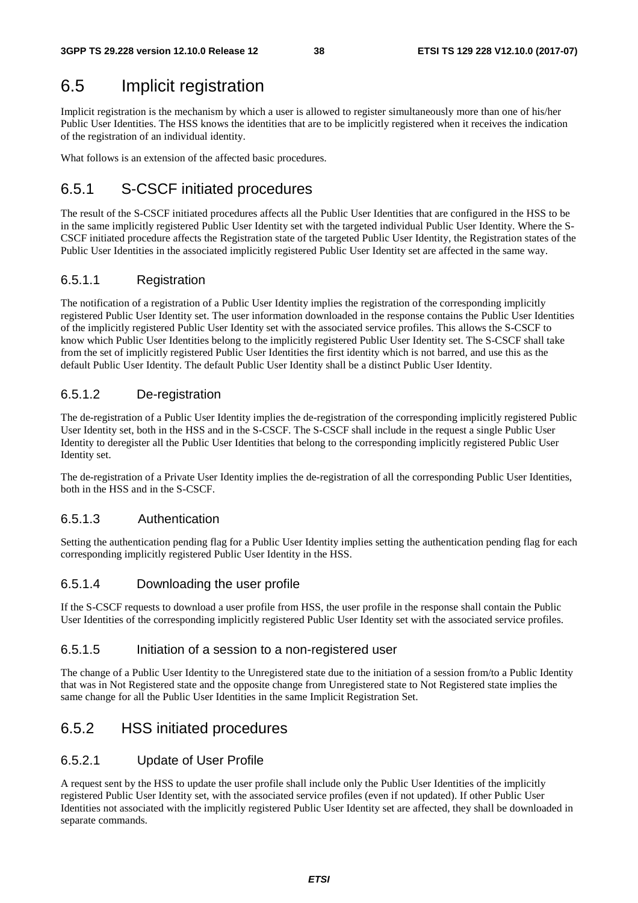## 6.5 Implicit registration

Implicit registration is the mechanism by which a user is allowed to register simultaneously more than one of his/her Public User Identities. The HSS knows the identities that are to be implicitly registered when it receives the indication of the registration of an individual identity.

What follows is an extension of the affected basic procedures.

### 6.5.1 S-CSCF initiated procedures

The result of the S-CSCF initiated procedures affects all the Public User Identities that are configured in the HSS to be in the same implicitly registered Public User Identity set with the targeted individual Public User Identity. Where the S-CSCF initiated procedure affects the Registration state of the targeted Public User Identity, the Registration states of the Public User Identities in the associated implicitly registered Public User Identity set are affected in the same way.

#### 6.5.1.1 Registration

The notification of a registration of a Public User Identity implies the registration of the corresponding implicitly registered Public User Identity set. The user information downloaded in the response contains the Public User Identities of the implicitly registered Public User Identity set with the associated service profiles. This allows the S-CSCF to know which Public User Identities belong to the implicitly registered Public User Identity set. The S-CSCF shall take from the set of implicitly registered Public User Identities the first identity which is not barred, and use this as the default Public User Identity. The default Public User Identity shall be a distinct Public User Identity.

#### 6.5.1.2 De-registration

The de-registration of a Public User Identity implies the de-registration of the corresponding implicitly registered Public User Identity set, both in the HSS and in the S-CSCF. The S-CSCF shall include in the request a single Public User Identity to deregister all the Public User Identities that belong to the corresponding implicitly registered Public User Identity set.

The de-registration of a Private User Identity implies the de-registration of all the corresponding Public User Identities, both in the HSS and in the S-CSCF.

#### 6.5.1.3 Authentication

Setting the authentication pending flag for a Public User Identity implies setting the authentication pending flag for each corresponding implicitly registered Public User Identity in the HSS.

#### 6.5.1.4 Downloading the user profile

If the S-CSCF requests to download a user profile from HSS, the user profile in the response shall contain the Public User Identities of the corresponding implicitly registered Public User Identity set with the associated service profiles.

#### 6.5.1.5 Initiation of a session to a non-registered user

The change of a Public User Identity to the Unregistered state due to the initiation of a session from/to a Public Identity that was in Not Registered state and the opposite change from Unregistered state to Not Registered state implies the same change for all the Public User Identities in the same Implicit Registration Set.

### 6.5.2 HSS initiated procedures

#### 6.5.2.1 Update of User Profile

A request sent by the HSS to update the user profile shall include only the Public User Identities of the implicitly registered Public User Identity set, with the associated service profiles (even if not updated). If other Public User Identities not associated with the implicitly registered Public User Identity set are affected, they shall be downloaded in separate commands.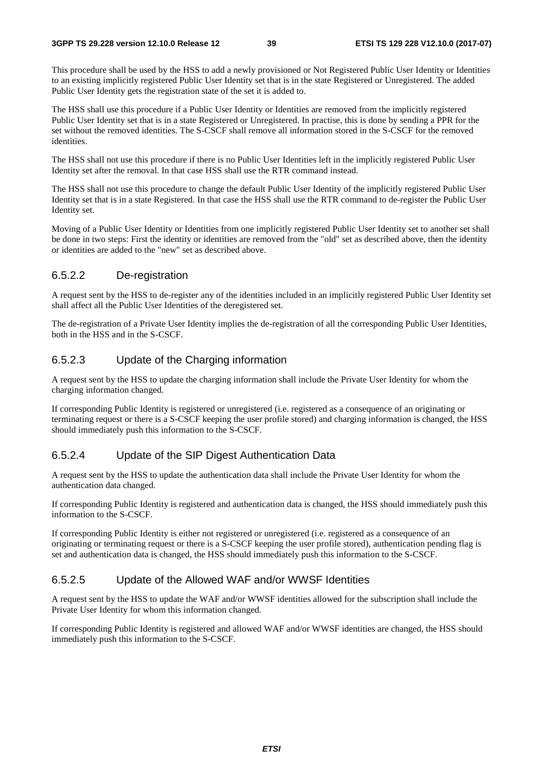This procedure shall be used by the HSS to add a newly provisioned or Not Registered Public User Identity or Identities to an existing implicitly registered Public User Identity set that is in the state Registered or Unregistered. The added Public User Identity gets the registration state of the set it is added to.

The HSS shall use this procedure if a Public User Identity or Identities are removed from the implicitly registered Public User Identity set that is in a state Registered or Unregistered. In practise, this is done by sending a PPR for the set without the removed identities. The S-CSCF shall remove all information stored in the S-CSCF for the removed identities.

The HSS shall not use this procedure if there is no Public User Identities left in the implicitly registered Public User Identity set after the removal. In that case HSS shall use the RTR command instead.

The HSS shall not use this procedure to change the default Public User Identity of the implicitly registered Public User Identity set that is in a state Registered. In that case the HSS shall use the RTR command to de-register the Public User Identity set.

Moving of a Public User Identity or Identities from one implicitly registered Public User Identity set to another set shall be done in two steps: First the identity or identities are removed from the "old" set as described above, then the identity or identities are added to the "new" set as described above.

#### 6.5.2.2 De-registration

A request sent by the HSS to de-register any of the identities included in an implicitly registered Public User Identity set shall affect all the Public User Identities of the deregistered set.

The de-registration of a Private User Identity implies the de-registration of all the corresponding Public User Identities, both in the HSS and in the S-CSCF.

#### 6.5.2.3 Update of the Charging information

A request sent by the HSS to update the charging information shall include the Private User Identity for whom the charging information changed.

If corresponding Public Identity is registered or unregistered (i.e. registered as a consequence of an originating or terminating request or there is a S-CSCF keeping the user profile stored) and charging information is changed, the HSS should immediately push this information to the S-CSCF.

#### 6.5.2.4 Update of the SIP Digest Authentication Data

A request sent by the HSS to update the authentication data shall include the Private User Identity for whom the authentication data changed.

If corresponding Public Identity is registered and authentication data is changed, the HSS should immediately push this information to the S-CSCF.

If corresponding Public Identity is either not registered or unregistered (i.e. registered as a consequence of an originating or terminating request or there is a S-CSCF keeping the user profile stored), authentication pending flag is set and authentication data is changed, the HSS should immediately push this information to the S-CSCF.

#### 6.5.2.5 Update of the Allowed WAF and/or WWSF Identities

A request sent by the HSS to update the WAF and/or WWSF identities allowed for the subscription shall include the Private User Identity for whom this information changed.

If corresponding Public Identity is registered and allowed WAF and/or WWSF identities are changed, the HSS should immediately push this information to the S-CSCF.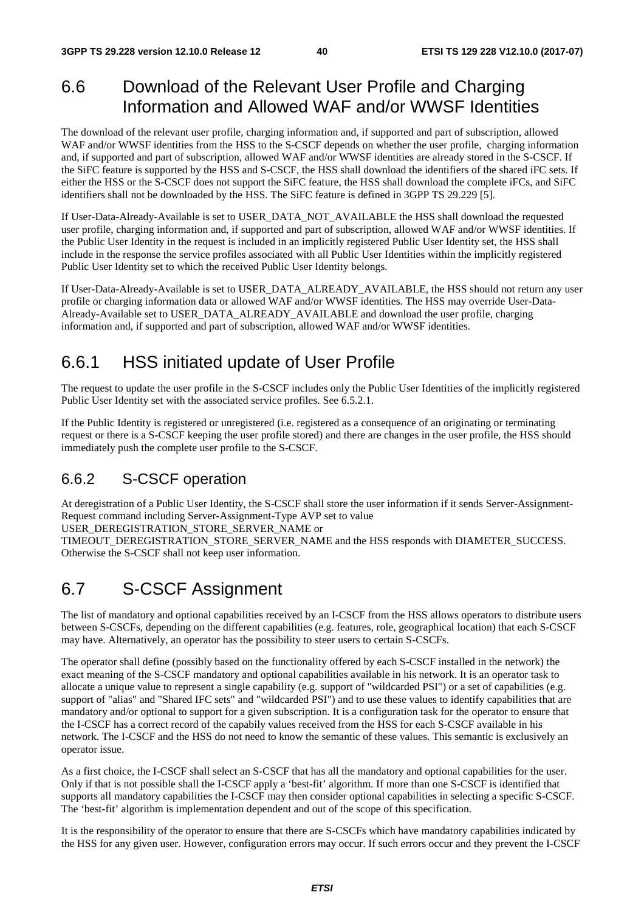## 6.6 Download of the Relevant User Profile and Charging Information and Allowed WAF and/or WWSF Identities

The download of the relevant user profile, charging information and, if supported and part of subscription, allowed WAF and/or WWSF identities from the HSS to the S-CSCF depends on whether the user profile, charging information and, if supported and part of subscription, allowed WAF and/or WWSF identities are already stored in the S-CSCF. If the SiFC feature is supported by the HSS and S-CSCF, the HSS shall download the identifiers of the shared iFC sets. If either the HSS or the S-CSCF does not support the SiFC feature, the HSS shall download the complete iFCs, and SiFC identifiers shall not be downloaded by the HSS. The SiFC feature is defined in 3GPP TS 29.229 [5].

If User-Data-Already-Available is set to USER_DATA_NOT_AVAILABLE the HSS shall download the requested user profile, charging information and, if supported and part of subscription, allowed WAF and/or WWSF identities. If the Public User Identity in the request is included in an implicitly registered Public User Identity set, the HSS shall include in the response the service profiles associated with all Public User Identities within the implicitly registered Public User Identity set to which the received Public User Identity belongs.

If User-Data-Already-Available is set to USER_DATA_ALREADY_AVAILABLE, the HSS should not return any user profile or charging information data or allowed WAF and/or WWSF identities. The HSS may override User-Data-Already-Available set to USER_DATA_ALREADY_AVAILABLE and download the user profile, charging information and, if supported and part of subscription, allowed WAF and/or WWSF identities.

### 6.6.1 HSS initiated update of User Profile

The request to update the user profile in the S-CSCF includes only the Public User Identities of the implicitly registered Public User Identity set with the associated service profiles. See 6.5.2.1.

If the Public Identity is registered or unregistered (i.e. registered as a consequence of an originating or terminating request or there is a S-CSCF keeping the user profile stored) and there are changes in the user profile, the HSS should immediately push the complete user profile to the S-CSCF.

### 6.6.2 S-CSCF operation

At deregistration of a Public User Identity, the S-CSCF shall store the user information if it sends Server-Assignment-Request command including Server-Assignment-Type AVP set to value USER_DEREGISTRATION_STORE_SERVER_NAME or TIMEOUT_DEREGISTRATION_STORE_SERVER_NAME and the HSS responds with DIAMETER_SUCCESS. Otherwise the S-CSCF shall not keep user information.

## 6.7 S-CSCF Assignment

The list of mandatory and optional capabilities received by an I-CSCF from the HSS allows operators to distribute users between S-CSCFs, depending on the different capabilities (e.g. features, role, geographical location) that each S-CSCF may have. Alternatively, an operator has the possibility to steer users to certain S-CSCFs.

The operator shall define (possibly based on the functionality offered by each S-CSCF installed in the network) the exact meaning of the S-CSCF mandatory and optional capabilities available in his network. It is an operator task to allocate a unique value to represent a single capability (e.g. support of "wildcarded PSI") or a set of capabilities (e.g. support of "alias" and "Shared IFC sets" and "wildcarded PSI") and to use these values to identify capabilities that are mandatory and/or optional to support for a given subscription. It is a configuration task for the operator to ensure that the I-CSCF has a correct record of the capabily values received from the HSS for each S-CSCF available in his network. The I-CSCF and the HSS do not need to know the semantic of these values. This semantic is exclusively an operator issue.

As a first choice, the I-CSCF shall select an S-CSCF that has all the mandatory and optional capabilities for the user. Only if that is not possible shall the I-CSCF apply a 'best-fit' algorithm. If more than one S-CSCF is identified that supports all mandatory capabilities the I-CSCF may then consider optional capabilities in selecting a specific S-CSCF. The 'best-fit' algorithm is implementation dependent and out of the scope of this specification.

It is the responsibility of the operator to ensure that there are S-CSCFs which have mandatory capabilities indicated by the HSS for any given user. However, configuration errors may occur. If such errors occur and they prevent the I-CSCF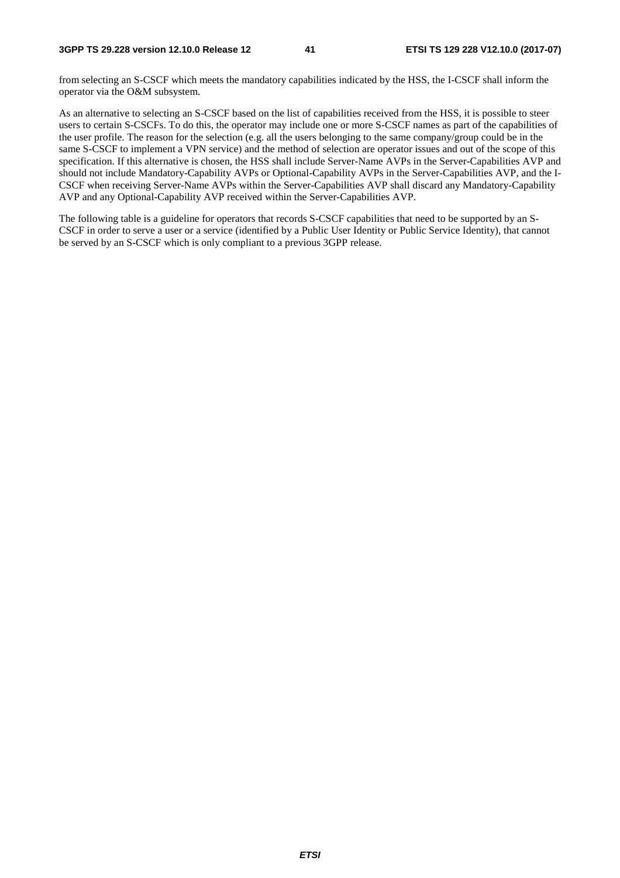from selecting an S-CSCF which meets the mandatory capabilities indicated by the HSS, the I-CSCF shall inform the operator via the O&M subsystem.

As an alternative to selecting an S-CSCF based on the list of capabilities received from the HSS, it is possible to steer users to certain S-CSCFs. To do this, the operator may include one or more S-CSCF names as part of the capabilities of the user profile. The reason for the selection (e.g. all the users belonging to the same company/group could be in the same S-CSCF to implement a VPN service) and the method of selection are operator issues and out of the scope of this specification. If this alternative is chosen, the HSS shall include Server-Name AVPs in the Server-Capabilities AVP and should not include Mandatory-Capability AVPs or Optional-Capability AVPs in the Server-Capabilities AVP, and the I-CSCF when receiving Server-Name AVPs within the Server-Capabilities AVP shall discard any Mandatory-Capability AVP and any Optional-Capability AVP received within the Server-Capabilities AVP.

The following table is a guideline for operators that records S-CSCF capabilities that need to be supported by an S-CSCF in order to serve a user or a service (identified by a Public User Identity or Public Service Identity), that cannot be served by an S-CSCF which is only compliant to a previous 3GPP release.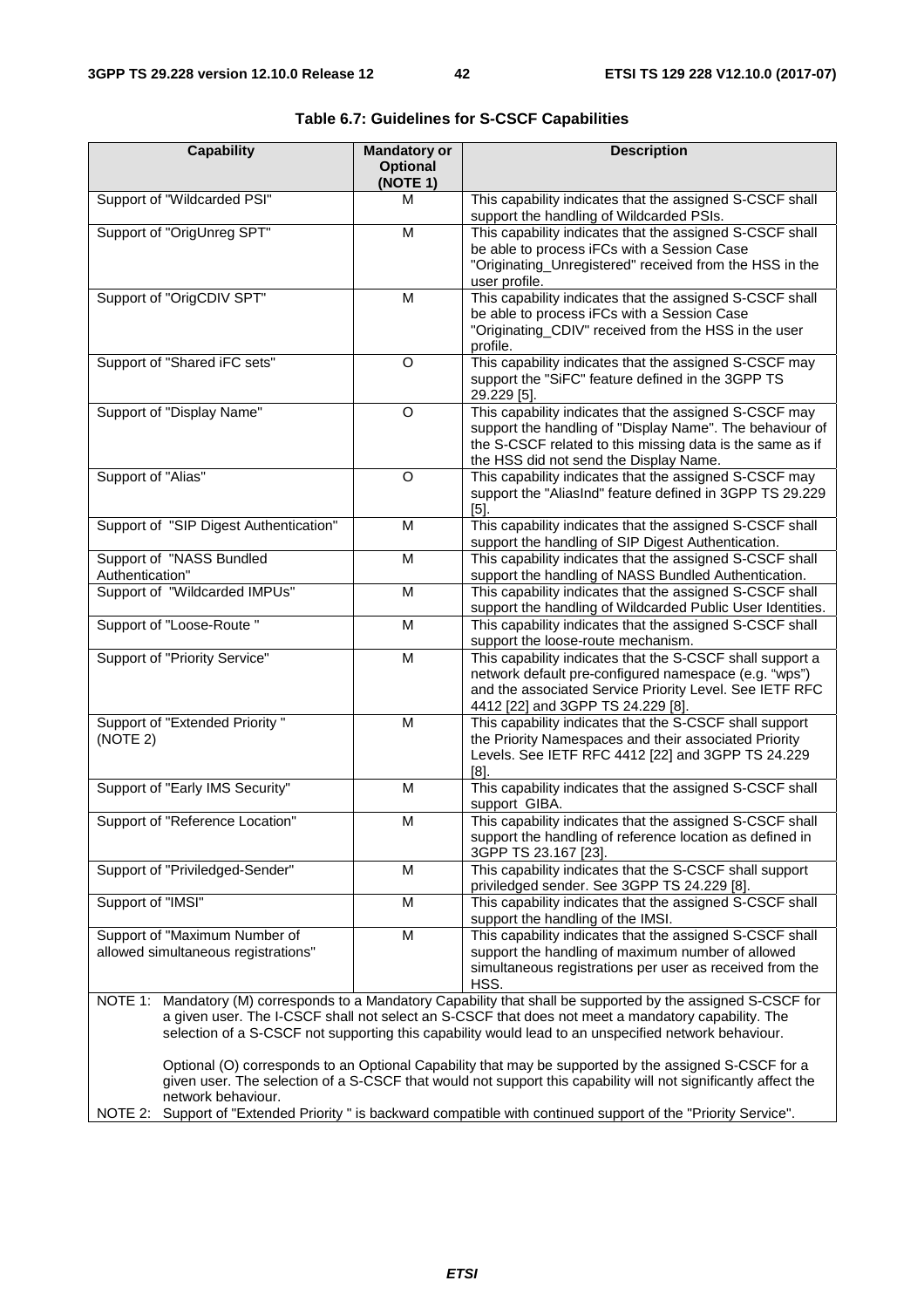**Table 6.7: Guidelines for S-CSCF Capabilities**

| Capability | Mandatory or Optional (NOTE 1) | Description |
|---|---|---|
| Support of "Wildcarded PSI" | M | This capability indicates that the assigned S-CSCF shall support the handling of Wildcarded PSIs. |
| Support of "OrigUnreg SPT" | M | This capability indicates that the assigned S-CSCF shall be able to process iFCs with a Session Case "Originating_Unregistered" received from the HSS in the user profile. |
| Support of "OrigCDIV SPT" | M | This capability indicates that the assigned S-CSCF shall be able to process iFCs with a Session Case "Originating_CDIV" received from the HSS in the user profile. |
| Support of "Shared iFC sets" | O | This capability indicates that the assigned S-CSCF may support the "SiFC" feature defined in the 3GPP TS 29.229 [5]. |
| Support of "Display Name" | O | This capability indicates that the assigned S-CSCF may support the handling of "Display Name". The behaviour of the S-CSCF related to this missing data is the same as if the HSS did not send the Display Name. |
| Support of "Alias" | O | This capability indicates that the assigned S-CSCF may support the "AliasInd" feature defined in 3GPP TS 29.229 [5]. |
| Support of "SIP Digest Authentication" | M | This capability indicates that the assigned S-CSCF shall support the handling of SIP Digest Authentication. |
| Support of "NASS Bundled Authentication" | M | This capability indicates that the assigned S-CSCF shall support the handling of NASS Bundled Authentication. |
| Support of "Wildcarded IMPUs" | M | This capability indicates that the assigned S-CSCF shall support the handling of Wildcarded Public User Identities. |
| Support of "Loose-Route " | M | This capability indicates that the assigned S-CSCF shall support the loose-route mechanism. |
| Support of "Priority Service" | M | This capability indicates that the S-CSCF shall support a network default pre-configured namespace (e.g. "wps") and the associated Service Priority Level. See IETF RFC 4412 [22] and 3GPP TS 24.229 [8]. |
| Support of "Extended Priority " (NOTE 2) | M | This capability indicates that the S-CSCF shall support the Priority Namespaces and their associated Priority Levels. See IETF RFC 4412 [22] and 3GPP TS 24.229 [8]. |
| Support of "Early IMS Security" | M | This capability indicates that the assigned S-CSCF shall support GIBA. |
| Support of "Reference Location" | M | This capability indicates that the assigned S-CSCF shall support the handling of reference location as defined in 3GPP TS 23.167 [23]. |
| Support of "Priviledged-Sender" | M | This capability indicates that the S-CSCF shall support priviledged sender. See 3GPP TS 24.229 [8]. |
| Support of "IMSI" | M | This capability indicates that the assigned S-CSCF shall support the handling of the IMSI. |
| Support of "Maximum Number of allowed simultaneous registrations" | M | This capability indicates that the assigned S-CSCF shall support the handling of maximum number of allowed simultaneous registrations per user as received from the HSS. |
| NOTE 1: Mandatory (M) corresponds to a Mandatory Capability that shall be supported by the assigned S-CSCF for a given user. The I-CSCF shall not select an S-CSCF that does not meet a mandatory capability. The selection of a S-CSCF not supporting this capability would lead to an unspecified network behaviour. <br><br> Optional (O) corresponds to an Optional Capability that may be supported by the assigned S-CSCF for a given user. The selection of a S-CSCF that would not support this capability will not significantly affect the network behaviour. <br> NOTE 2: Support of "Extended Priority " is backward compatible with continued support of the "Priority Service". | | |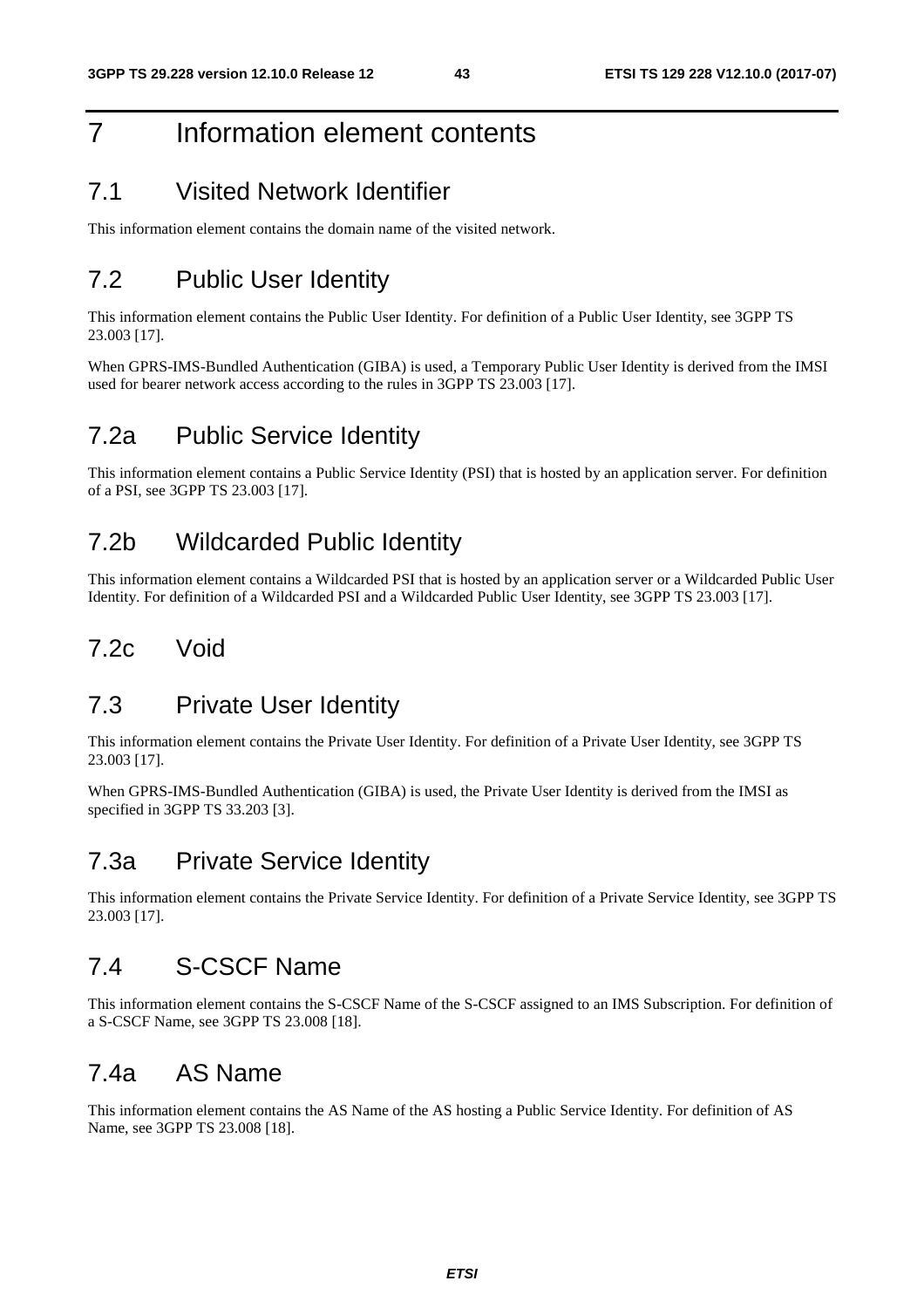# 7 Information element contents

## 7.1 Visited Network Identifier

This information element contains the domain name of the visited network.

## 7.2 Public User Identity

This information element contains the Public User Identity. For definition of a Public User Identity, see 3GPP TS 23.003 [17].

When GPRS-IMS-Bundled Authentication (GIBA) is used, a Temporary Public User Identity is derived from the IMSI used for bearer network access according to the rules in 3GPP TS 23.003 [17].

## 7.2a Public Service Identity

This information element contains a Public Service Identity (PSI) that is hosted by an application server. For definition of a PSI, see 3GPP TS 23.003 [17].

## 7.2b Wildcarded Public Identity

This information element contains a Wildcarded PSI that is hosted by an application server or a Wildcarded Public User Identity. For definition of a Wildcarded PSI and a Wildcarded Public User Identity, see 3GPP TS 23.003 [17].

## 7.2c Void

## 7.3 Private User Identity

This information element contains the Private User Identity. For definition of a Private User Identity, see 3GPP TS 23.003 [17].

When GPRS-IMS-Bundled Authentication (GIBA) is used, the Private User Identity is derived from the IMSI as specified in 3GPP TS 33.203 [3].

## 7.3a Private Service Identity

This information element contains the Private Service Identity. For definition of a Private Service Identity, see 3GPP TS 23.003 [17].

## 7.4 S-CSCF Name

This information element contains the S-CSCF Name of the S-CSCF assigned to an IMS Subscription. For definition of a S-CSCF Name, see 3GPP TS 23.008 [18].

## 7.4a AS Name

This information element contains the AS Name of the AS hosting a Public Service Identity. For definition of AS Name, see 3GPP TS 23.008 [18].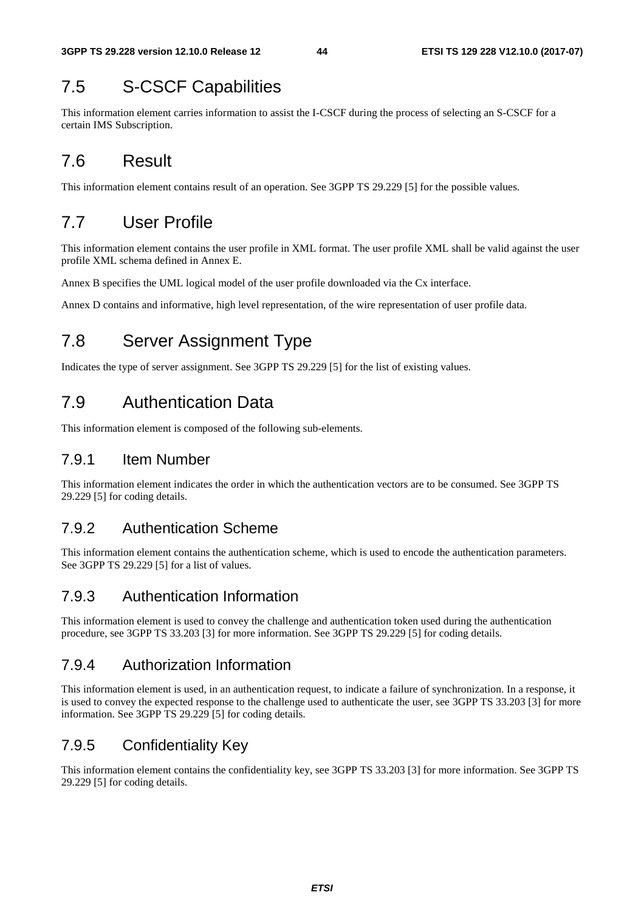## 7.5 S-CSCF Capabilities

This information element carries information to assist the I-CSCF during the process of selecting an S-CSCF for a certain IMS Subscription.

## 7.6 Result

This information element contains result of an operation. See 3GPP TS 29.229 [5] for the possible values.

## 7.7 User Profile

This information element contains the user profile in XML format. The user profile XML shall be valid against the user profile XML schema defined in Annex E.

Annex B specifies the UML logical model of the user profile downloaded via the Cx interface.

Annex D contains and informative, high level representation, of the wire representation of user profile data.

## 7.8 Server Assignment Type

Indicates the type of server assignment. See 3GPP TS 29.229 [5] for the list of existing values.

## 7.9 Authentication Data

This information element is composed of the following sub-elements.

### 7.9.1 Item Number

This information element indicates the order in which the authentication vectors are to be consumed. See 3GPP TS 29.229 [5] for coding details.

### 7.9.2 Authentication Scheme

This information element contains the authentication scheme, which is used to encode the authentication parameters. See 3GPP TS 29.229 [5] for a list of values.

### 7.9.3 Authentication Information

This information element is used to convey the challenge and authentication token used during the authentication procedure, see 3GPP TS 33.203 [3] for more information. See 3GPP TS 29.229 [5] for coding details.

### 7.9.4 Authorization Information

This information element is used, in an authentication request, to indicate a failure of synchronization. In a response, it is used to convey the expected response to the challenge used to authenticate the user, see 3GPP TS 33.203 [3] for more information. See 3GPP TS 29.229 [5] for coding details.

### 7.9.5 Confidentiality Key

This information element contains the confidentiality key, see 3GPP TS 33.203 [3] for more information. See 3GPP TS 29.229 [5] for coding details.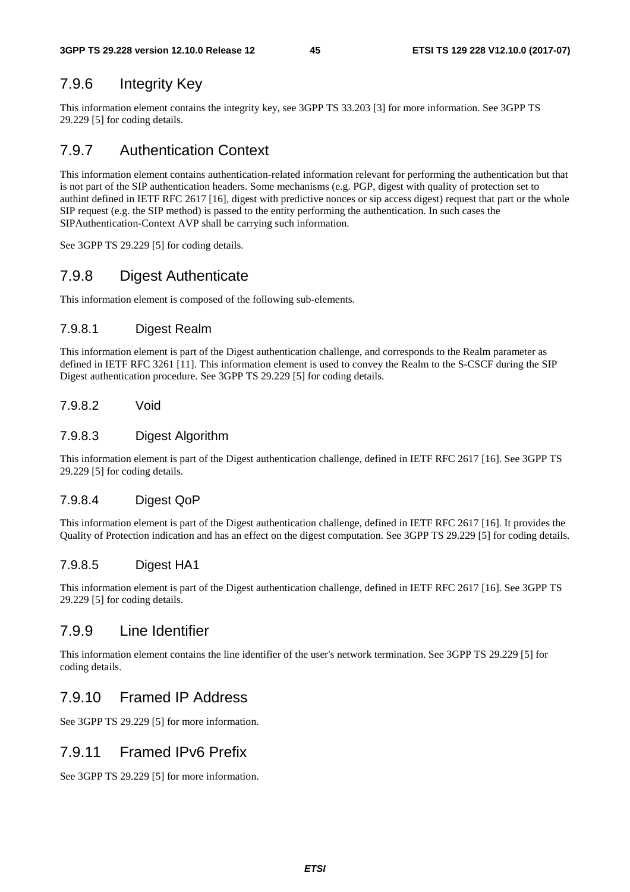### 7.9.6 Integrity Key

This information element contains the integrity key, see 3GPP TS 33.203 [3] for more information. See 3GPP TS 29.229 [5] for coding details.

### 7.9.7 Authentication Context

This information element contains authentication-related information relevant for performing the authentication but that is not part of the SIP authentication headers. Some mechanisms (e.g. PGP, digest with quality of protection set to authint defined in IETF RFC 2617 [16], digest with predictive nonces or sip access digest) request that part or the whole SIP request (e.g. the SIP method) is passed to the entity performing the authentication. In such cases the SIPAuthentication-Context AVP shall be carrying such information.

See 3GPP TS 29.229 [5] for coding details.

### 7.9.8 Digest Authenticate

This information element is composed of the following sub-elements.

#### 7.9.8.1 Digest Realm

This information element is part of the Digest authentication challenge, and corresponds to the Realm parameter as defined in IETF RFC 3261 [11]. This information element is used to convey the Realm to the S-CSCF during the SIP Digest authentication procedure. See 3GPP TS 29.229 [5] for coding details.

#### 7.9.8.2 Void

#### 7.9.8.3 Digest Algorithm

This information element is part of the Digest authentication challenge, defined in IETF RFC 2617 [16]. See 3GPP TS 29.229 [5] for coding details.

#### 7.9.8.4 Digest QoP

This information element is part of the Digest authentication challenge, defined in IETF RFC 2617 [16]. It provides the Quality of Protection indication and has an effect on the digest computation. See 3GPP TS 29.229 [5] for coding details.

#### 7.9.8.5 Digest HA1

This information element is part of the Digest authentication challenge, defined in IETF RFC 2617 [16]. See 3GPP TS 29.229 [5] for coding details.

### 7.9.9 Line Identifier

This information element contains the line identifier of the user's network termination. See 3GPP TS 29.229 [5] for coding details.

### 7.9.10 Framed IP Address

See 3GPP TS 29.229 [5] for more information.

### 7.9.11 Framed IPv6 Prefix

See 3GPP TS 29.229 [5] for more information.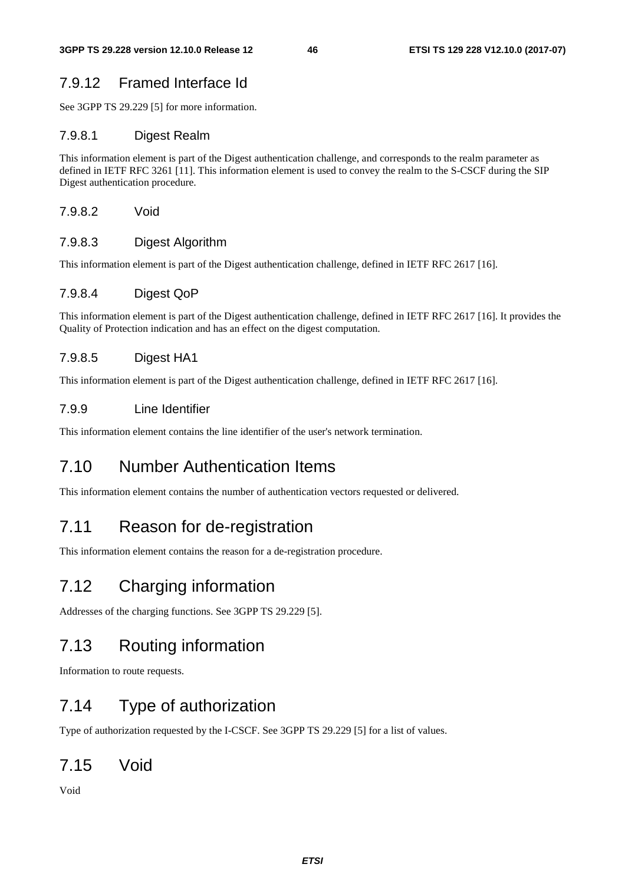### 7.9.12 Framed Interface Id

See 3GPP TS 29.229 [5] for more information.

#### 7.9.8.1 Digest Realm

This information element is part of the Digest authentication challenge, and corresponds to the realm parameter as defined in IETF RFC 3261 [11]. This information element is used to convey the realm to the S-CSCF during the SIP Digest authentication procedure.

#### 7.9.8.2 Void

#### 7.9.8.3 Digest Algorithm

This information element is part of the Digest authentication challenge, defined in IETF RFC 2617 [16].

#### 7.9.8.4 Digest QoP

This information element is part of the Digest authentication challenge, defined in IETF RFC 2617 [16]. It provides the Quality of Protection indication and has an effect on the digest computation.

#### 7.9.8.5 Digest HA1

This information element is part of the Digest authentication challenge, defined in IETF RFC 2617 [16].

### 7.9.9 Line Identifier

This information element contains the line identifier of the user's network termination.

## 7.10 Number Authentication Items

This information element contains the number of authentication vectors requested or delivered.

## 7.11 Reason for de-registration

This information element contains the reason for a de-registration procedure.

## 7.12 Charging information

Addresses of the charging functions. See 3GPP TS 29.229 [5].

## 7.13 Routing information

Information to route requests.

## 7.14 Type of authorization

Type of authorization requested by the I-CSCF. See 3GPP TS 29.229 [5] for a list of values.

## 7.15 Void

Void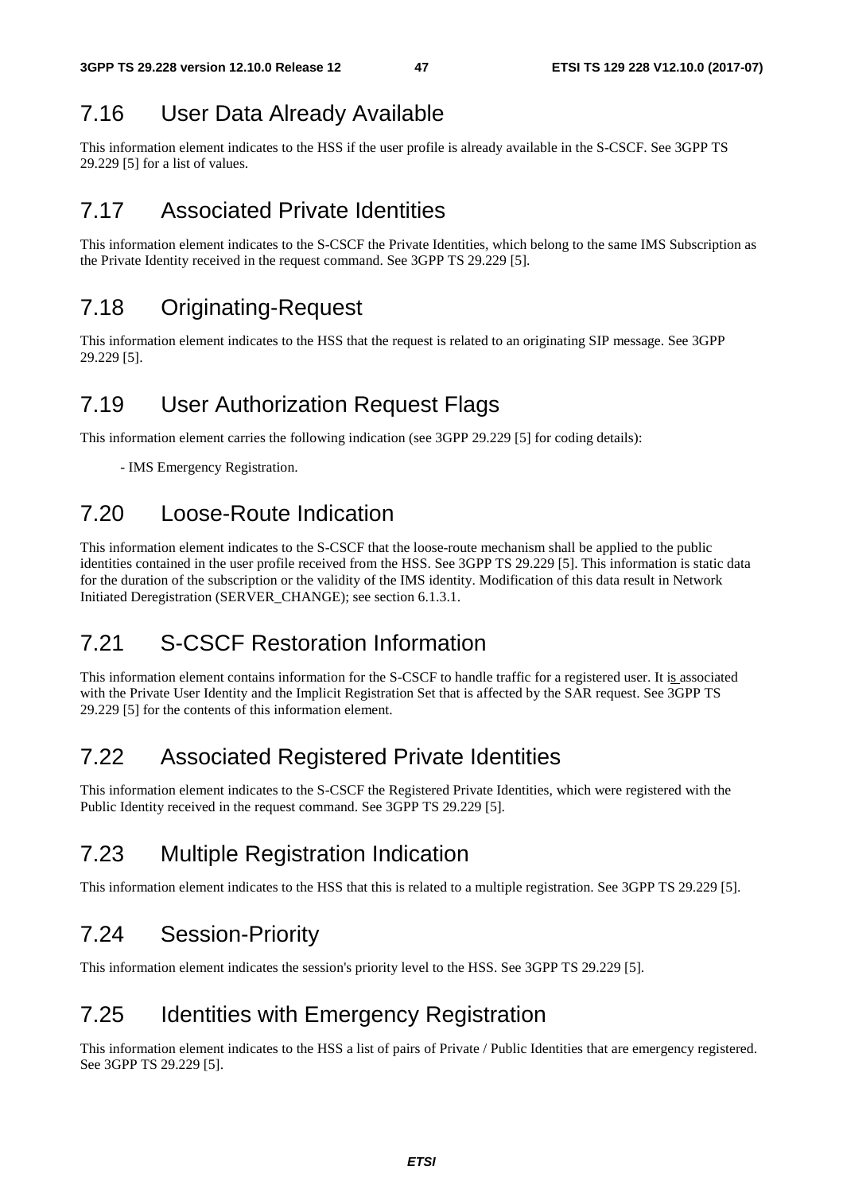## 7.16 User Data Already Available

This information element indicates to the HSS if the user profile is already available in the S-CSCF. See 3GPP TS 29.229 [5] for a list of values.

## 7.17 Associated Private Identities

This information element indicates to the S-CSCF the Private Identities, which belong to the same IMS Subscription as the Private Identity received in the request command. See 3GPP TS 29.229 [5].

## 7.18 Originating-Request

This information element indicates to the HSS that the request is related to an originating SIP message. See 3GPP 29.229 [5].

## 7.19 User Authorization Request Flags

This information element carries the following indication (see 3GPP 29.229 [5] for coding details):

- IMS Emergency Registration.

## 7.20 Loose-Route Indication

This information element indicates to the S-CSCF that the loose-route mechanism shall be applied to the public identities contained in the user profile received from the HSS. See 3GPP TS 29.229 [5]. This information is static data for the duration of the subscription or the validity of the IMS identity. Modification of this data result in Network Initiated Deregistration (SERVER_CHANGE); see section 6.1.3.1.

## 7.21 S-CSCF Restoration Information

This information element contains information for the S-CSCF to handle traffic for a registered user. It is associated with the Private User Identity and the Implicit Registration Set that is affected by the SAR request. See 3GPP TS 29.229 [5] for the contents of this information element.

## 7.22 Associated Registered Private Identities

This information element indicates to the S-CSCF the Registered Private Identities, which were registered with the Public Identity received in the request command. See 3GPP TS 29.229 [5].

## 7.23 Multiple Registration Indication

This information element indicates to the HSS that this is related to a multiple registration. See 3GPP TS 29.229 [5].

## 7.24 Session-Priority

This information element indicates the session's priority level to the HSS. See 3GPP TS 29.229 [5].

## 7.25 Identities with Emergency Registration

This information element indicates to the HSS a list of pairs of Private / Public Identities that are emergency registered. See 3GPP TS 29.229 [5].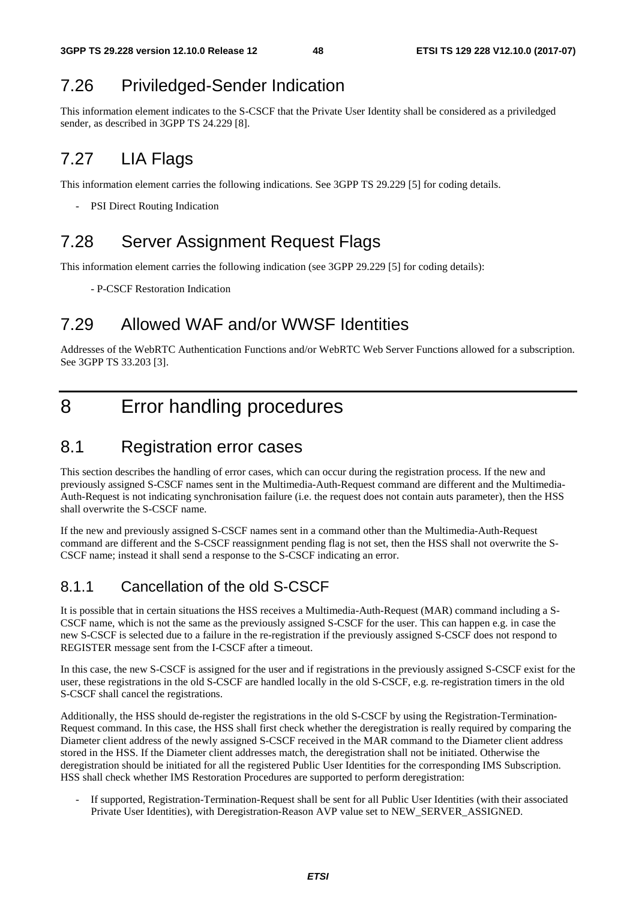## 7.26 Priviledged-Sender Indication

This information element indicates to the S-CSCF that the Private User Identity shall be considered as a priviledged sender, as described in 3GPP TS 24.229 [8].

## 7.27 LIA Flags

This information element carries the following indications. See 3GPP TS 29.229 [5] for coding details.

- PSI Direct Routing Indication

## 7.28 Server Assignment Request Flags

This information element carries the following indication (see 3GPP 29.229 [5] for coding details):

- P-CSCF Restoration Indication

## 7.29 Allowed WAF and/or WWSF Identities

Addresses of the WebRTC Authentication Functions and/or WebRTC Web Server Functions allowed for a subscription. See 3GPP TS 33.203 [3].

# 8 Error handling procedures

## 8.1 Registration error cases

This section describes the handling of error cases, which can occur during the registration process. If the new and previously assigned S-CSCF names sent in the Multimedia-Auth-Request command are different and the Multimedia-Auth-Request is not indicating synchronisation failure (i.e. the request does not contain auts parameter), then the HSS shall overwrite the S-CSCF name.

If the new and previously assigned S-CSCF names sent in a command other than the Multimedia-Auth-Request command are different and the S-CSCF reassignment pending flag is not set, then the HSS shall not overwrite the S-CSCF name; instead it shall send a response to the S-CSCF indicating an error.

### 8.1.1 Cancellation of the old S-CSCF

It is possible that in certain situations the HSS receives a Multimedia-Auth-Request (MAR) command including a S-CSCF name, which is not the same as the previously assigned S-CSCF for the user. This can happen e.g. in case the new S-CSCF is selected due to a failure in the re-registration if the previously assigned S-CSCF does not respond to REGISTER message sent from the I-CSCF after a timeout.

In this case, the new S-CSCF is assigned for the user and if registrations in the previously assigned S-CSCF exist for the user, these registrations in the old S-CSCF are handled locally in the old S-CSCF, e.g. re-registration timers in the old S-CSCF shall cancel the registrations.

Additionally, the HSS should de-register the registrations in the old S-CSCF by using the Registration-Termination-Request command. In this case, the HSS shall first check whether the deregistration is really required by comparing the Diameter client address of the newly assigned S-CSCF received in the MAR command to the Diameter client address stored in the HSS. If the Diameter client addresses match, the deregistration shall not be initiated. Otherwise the deregistration should be initiated for all the registered Public User Identities for the corresponding IMS Subscription. HSS shall check whether IMS Restoration Procedures are supported to perform deregistration:

- If supported, Registration-Termination-Request shall be sent for all Public User Identities (with their associated Private User Identities), with Deregistration-Reason AVP value set to NEW_SERVER_ASSIGNED.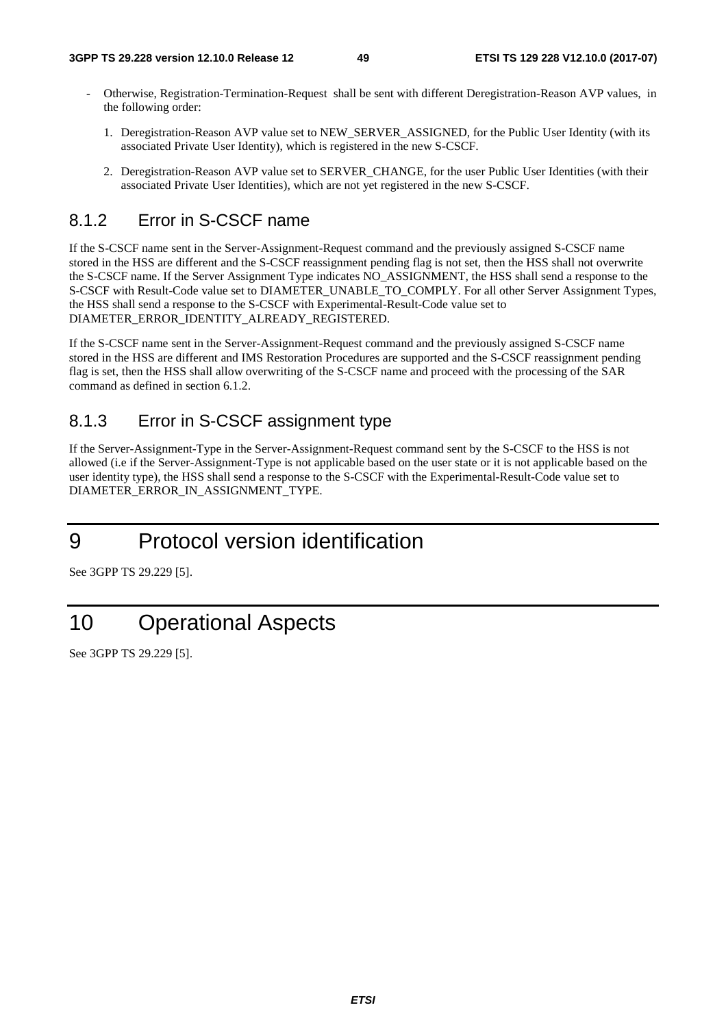- Otherwise, Registration-Termination-Request shall be sent with different Deregistration-Reason AVP values, in the following order:

  1. Deregistration-Reason AVP value set to NEW_SERVER_ASSIGNED, for the Public User Identity (with its associated Private User Identity), which is registered in the new S-CSCF.

  2. Deregistration-Reason AVP value set to SERVER_CHANGE, for the user Public User Identities (with their associated Private User Identities), which are not yet registered in the new S-CSCF.

### 8.1.2 Error in S-CSCF name

If the S-CSCF name sent in the Server-Assignment-Request command and the previously assigned S-CSCF name stored in the HSS are different and the S-CSCF reassignment pending flag is not set, then the HSS shall not overwrite the S-CSCF name. If the Server Assignment Type indicates NO_ASSIGNMENT, the HSS shall send a response to the S-CSCF with Result-Code value set to DIAMETER_UNABLE_TO_COMPLY. For all other Server Assignment Types, the HSS shall send a response to the S-CSCF with Experimental-Result-Code value set to DIAMETER_ERROR_IDENTITY_ALREADY_REGISTERED.

If the S-CSCF name sent in the Server-Assignment-Request command and the previously assigned S-CSCF name stored in the HSS are different and IMS Restoration Procedures are supported and the S-CSCF reassignment pending flag is set, then the HSS shall allow overwriting of the S-CSCF name and proceed with the processing of the SAR command as defined in section 6.1.2.

### 8.1.3 Error in S-CSCF assignment type

If the Server-Assignment-Type in the Server-Assignment-Request command sent by the S-CSCF to the HSS is not allowed (i.e if the Server-Assignment-Type is not applicable based on the user state or it is not applicable based on the user identity type), the HSS shall send a response to the S-CSCF with the Experimental-Result-Code value set to DIAMETER_ERROR_IN_ASSIGNMENT_TYPE.

# 9 Protocol version identification

See 3GPP TS 29.229 [5].

# 10 Operational Aspects

See 3GPP TS 29.229 [5].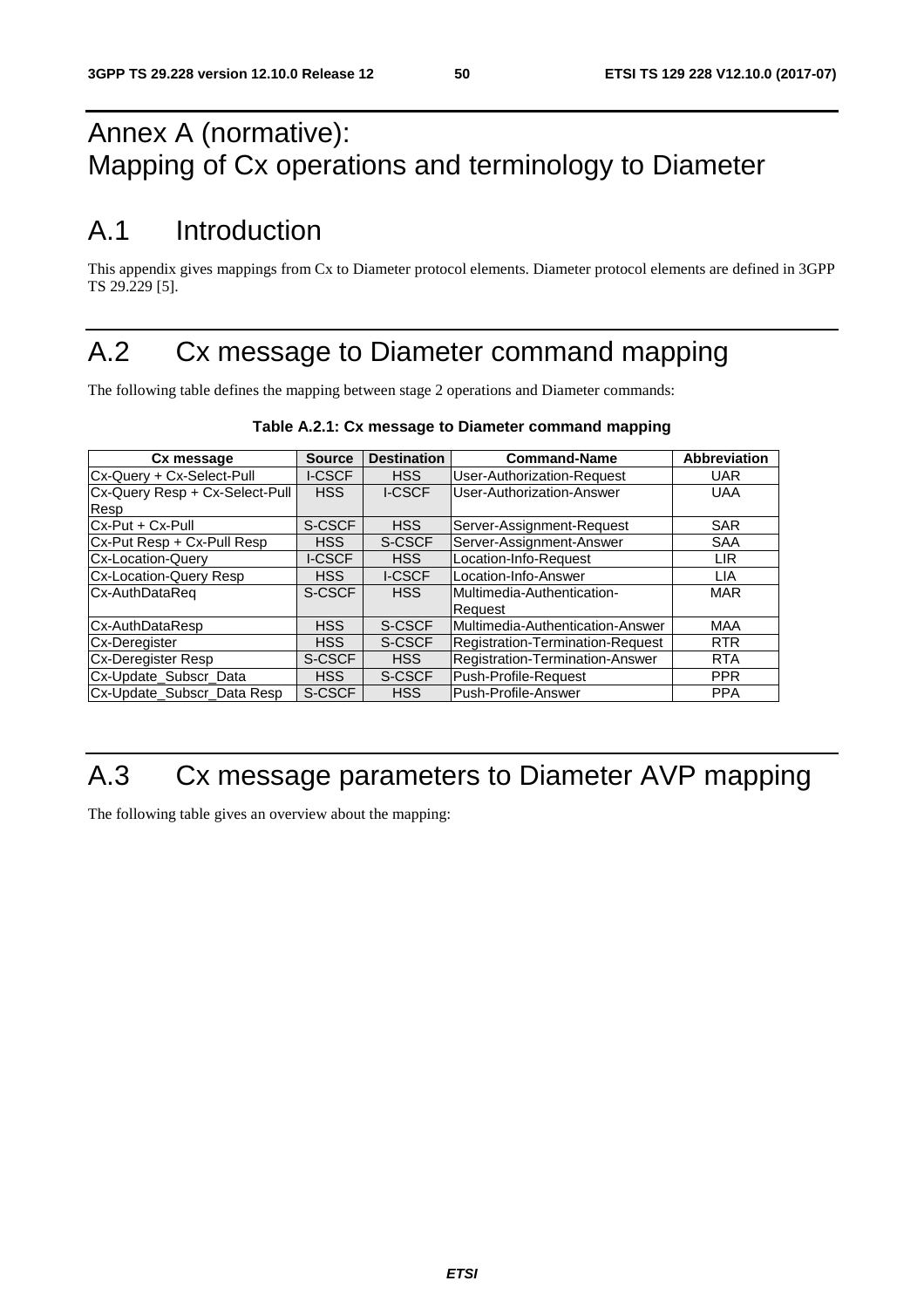# Annex A (normative): Mapping of Cx operations and terminology to Diameter

## A.1 Introduction

This appendix gives mappings from Cx to Diameter protocol elements. Diameter protocol elements are defined in 3GPP TS 29.229 [5].

## A.2 Cx message to Diameter command mapping

The following table defines the mapping between stage 2 operations and Diameter commands:

**Table A.2.1: Cx message to Diameter command mapping**

| Cx message | Source | Destination | Command-Name | Abbreviation |
|---|---|---|---|---|
| Cx-Query + Cx-Select-Pull | I-CSCF | HSS | User-Authorization-Request | UAR |
| Cx-Query Resp + Cx-Select-Pull Resp | HSS | I-CSCF | User-Authorization-Answer | UAA |
| Cx-Put + Cx-Pull | S-CSCF | HSS | Server-Assignment-Request | SAR |
| Cx-Put Resp + Cx-Pull Resp | HSS | S-CSCF | Server-Assignment-Answer | SAA |
| Cx-Location-Query | I-CSCF | HSS | Location-Info-Request | LIR |
| Cx-Location-Query Resp | HSS | I-CSCF | Location-Info-Answer | LIA |
| Cx-AuthDataReq | S-CSCF | HSS | Multimedia-Authentication-Request | MAR |
| Cx-AuthDataResp | HSS | S-CSCF | Multimedia-Authentication-Answer | MAA |
| Cx-Deregister | HSS | S-CSCF | Registration-Termination-Request | RTR |
| Cx-Deregister Resp | S-CSCF | HSS | Registration-Termination-Answer | RTA |
| Cx-Update_Subscr_Data | HSS | S-CSCF | Push-Profile-Request | PPR |
| Cx-Update_Subscr_Data Resp | S-CSCF | HSS | Push-Profile-Answer | PPA |

## A.3 Cx message parameters to Diameter AVP mapping

The following table gives an overview about the mapping: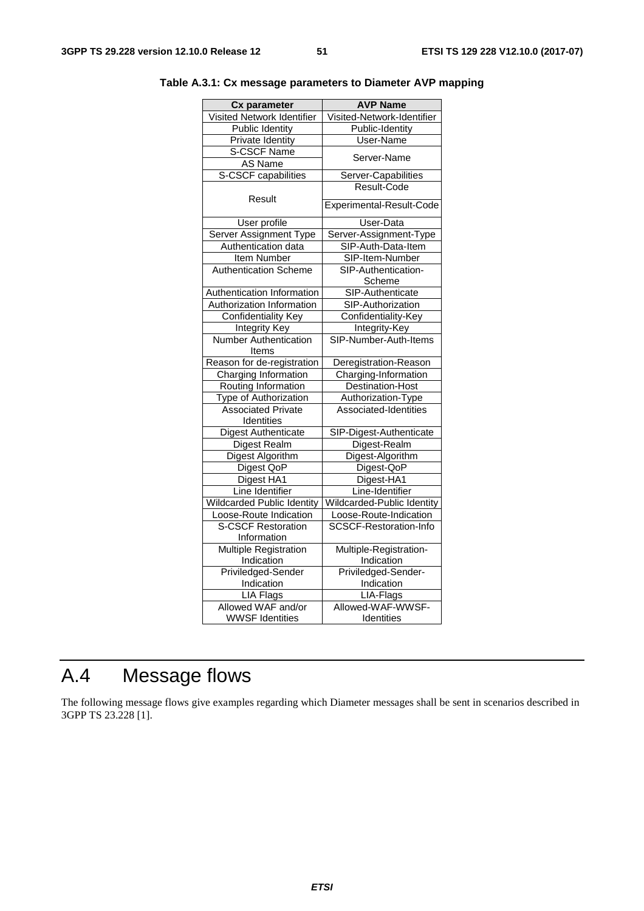**Table A.3.1: Cx message parameters to Diameter AVP mapping**

| Cx parameter | AVP Name |
|---|---|
| Visited Network Identifier | Visited-Network-Identifier |
| Public Identity | Public-Identity |
| Private Identity | User-Name |
| S-CSCF Name | Server-Name |
| AS Name | |
| S-CSCF capabilities | Server-Capabilities |
| Result | Result-Code |
| | Experimental-Result-Code |
| User profile | User-Data |
| Server Assignment Type | Server-Assignment-Type |
| Authentication data | SIP-Auth-Data-Item |
| Item Number | SIP-Item-Number |
| Authentication Scheme | SIP-Authentication-Scheme |
| Authentication Information | SIP-Authenticate |
| Authorization Information | SIP-Authorization |
| Confidentiality Key | Confidentiality-Key |
| Integrity Key | Integrity-Key |
| Number Authentication Items | SIP-Number-Auth-Items |
| Reason for de-registration | Deregistration-Reason |
| Charging Information | Charging-Information |
| Routing Information | Destination-Host |
| Type of Authorization | Authorization-Type |
| Associated Private Identities | Associated-Identities |
| Digest Authenticate | SIP-Digest-Authenticate |
| Digest Realm | Digest-Realm |
| Digest Algorithm | Digest-Algorithm |
| Digest QoP | Digest-QoP |
| Digest HA1 | Digest-HA1 |
| Line Identifier | Line-Identifier |
| Wildcarded Public Identity | Wildcarded-Public Identity |
| Loose-Route Indication | Loose-Route-Indication |
| S-CSCF Restoration Information | SCSCF-Restoration-Info |
| Multiple Registration Indication | Multiple-Registration-Indication |
| Priviledged-Sender Indication | Priviledged-Sender-Indication |
| LIA Flags | LIA-Flags |
| Allowed WAF and/or WWSF Identities | Allowed-WAF-WWSF-Identities |

# A.4 Message flows

The following message flows give examples regarding which Diameter messages shall be sent in scenarios described in 3GPP TS 23.228 [1].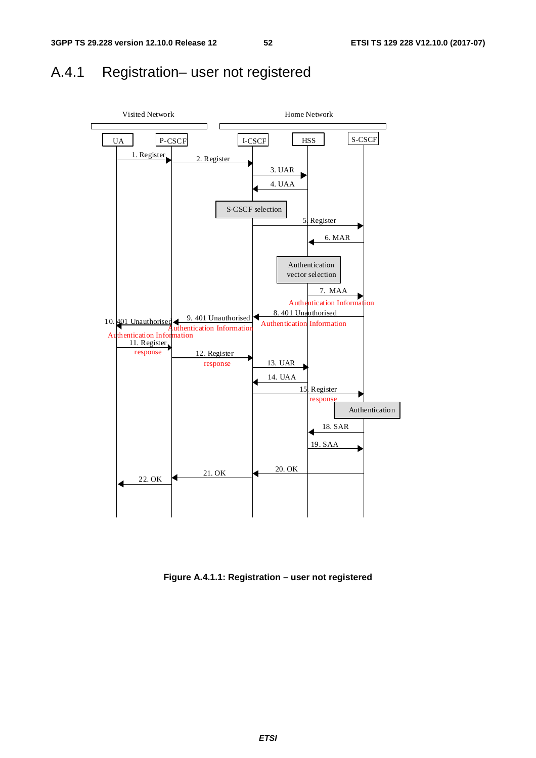## A.4.1 Registration– user not registered

**Figure A.4.1.1: Registration – user not registered**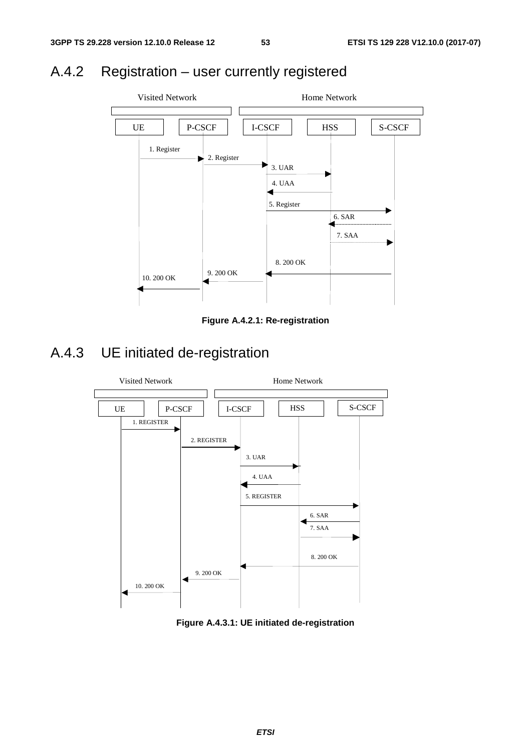## A.4.2 Registration – user currently registered

Visited Network | Home Network

UE | P-CSCF | I-CSCF | HSS | S-CSCF

1. Register
2. Register
3. UAR
4. UAA
5. Register
6. SAR
7. SAA
8. 200 OK
9. 200 OK
10. 200 OK

**Figure A.4.2.1: Re-registration**

## A.4.3 UE initiated de-registration

Visited Network | Home Network

UE | P-CSCF | I-CSCF | HSS | S-CSCF

1. REGISTER
2. REGISTER
3. UAR
4. UAA
5. REGISTER
6. SAR
7. SAA
8. 200 OK
9. 200 OK
10. 200 OK

**Figure A.4.3.1: UE initiated de-registration**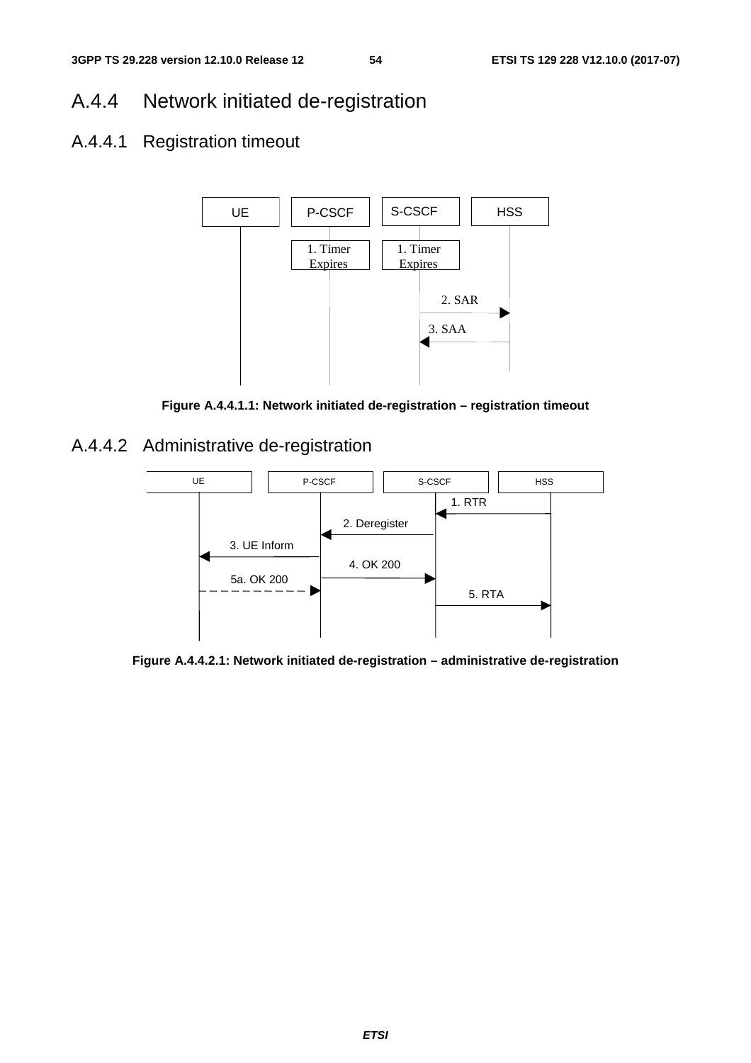## A.4.4 Network initiated de-registration

### A.4.4.1 Registration timeout

**Figure A.4.4.1.1: Network initiated de-registration – registration timeout**

### A.4.4.2 Administrative de-registration

**Figure A.4.4.2.1: Network initiated de-registration – administrative de-registration**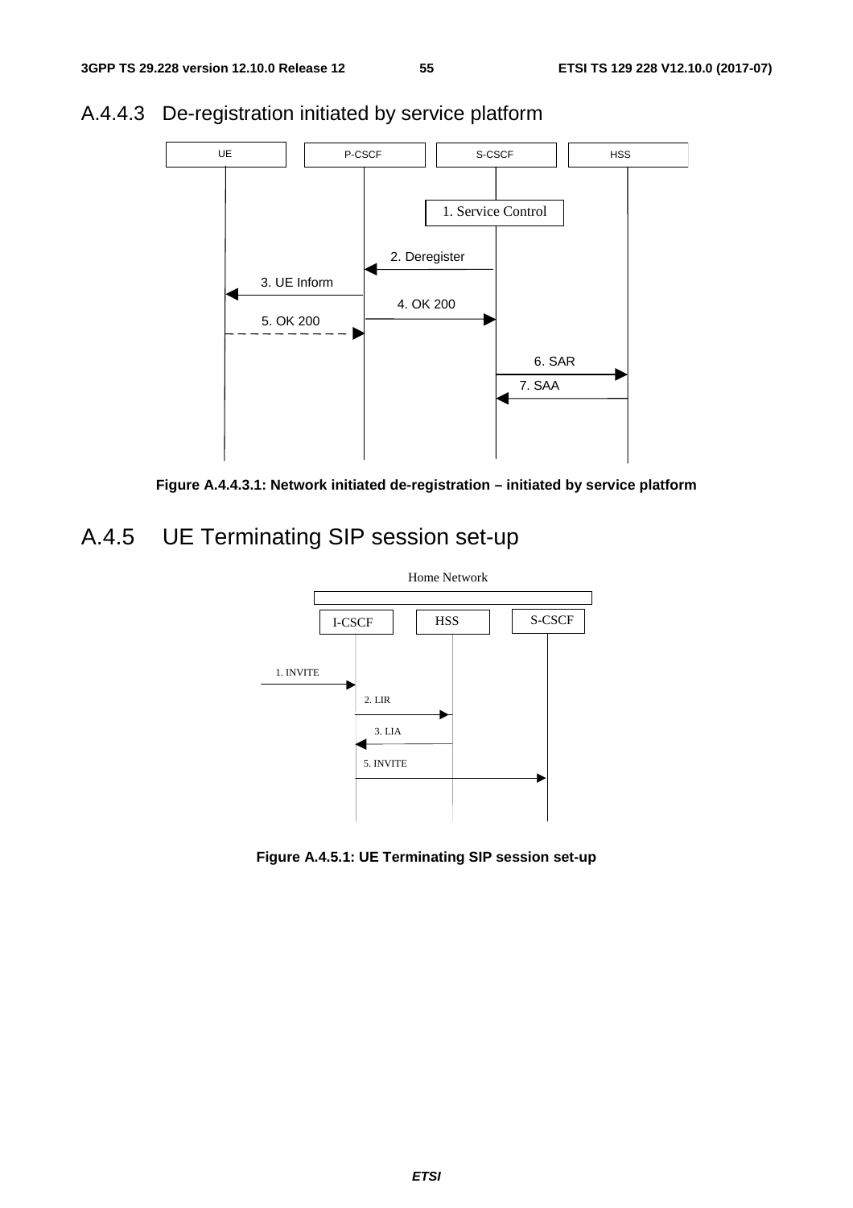### A.4.4.3 De-registration initiated by service platform

**Figure A.4.4.3.1: Network initiated de-registration – initiated by service platform**

## A.4.5 UE Terminating SIP session set-up

**Figure A.4.5.1: UE Terminating SIP session set-up**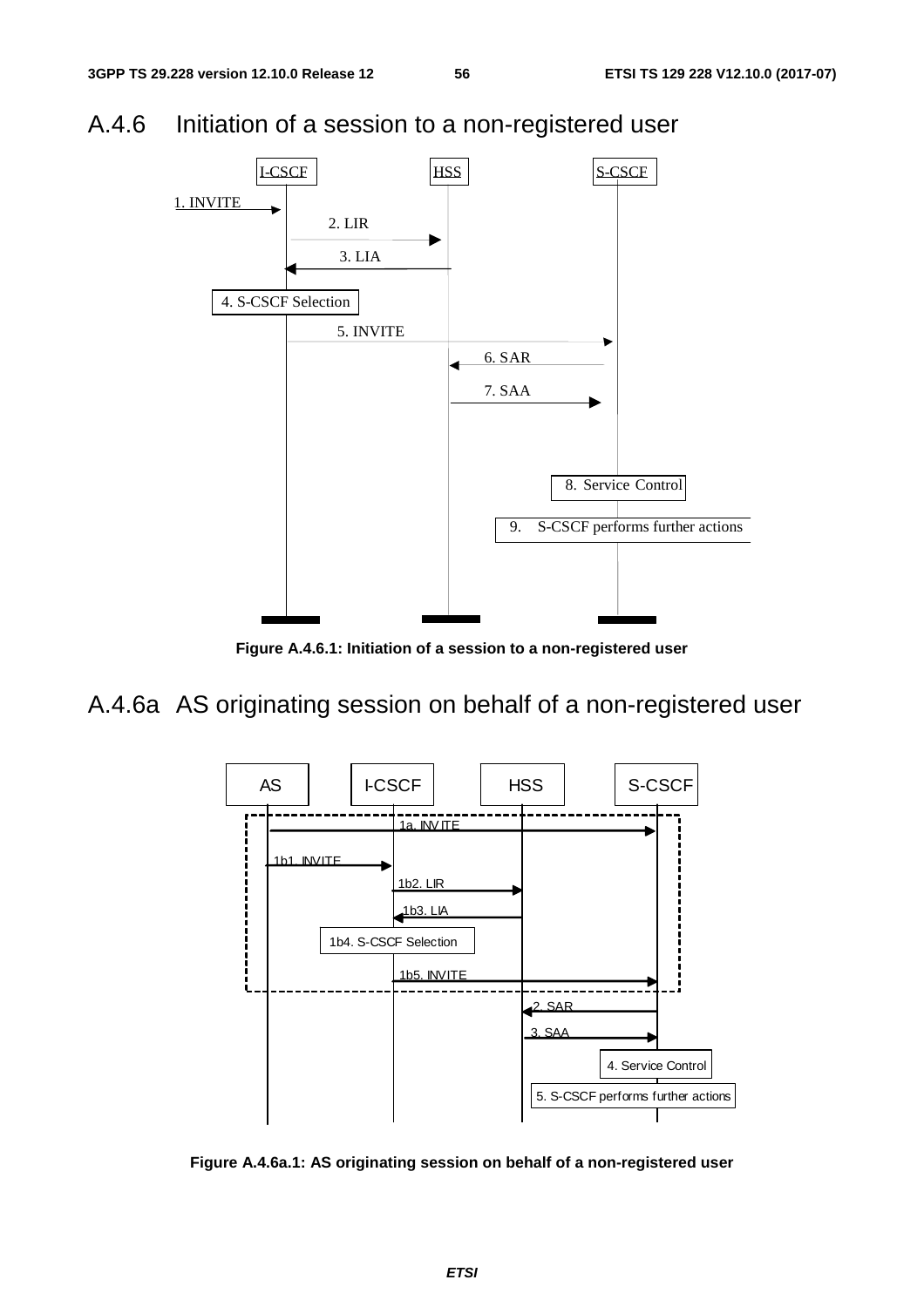## A.4.6 Initiation of a session to a non-registered user

I-CSCF | HSS | S-CSCF

1. INVITE

2. LIR

3. LIA

4. S-CSCF Selection

5. INVITE

6. SAR

7. SAA

8. Service Control

9. S-CSCF performs further actions

**Figure A.4.6.1: Initiation of a session to a non-registered user**

## A.4.6a AS originating session on behalf of a non-registered user

AS | I-CSCF | HSS | S-CSCF

1a. INVITE

1b1. INVITE

1b2. LIR

1b3. LIA

1b4. S-CSCF Selection

1b5. INVITE

2. SAR

3. SAA

4. Service Control

5. S-CSCF performs further actions

**Figure A.4.6a.1: AS originating session on behalf of a non-registered user**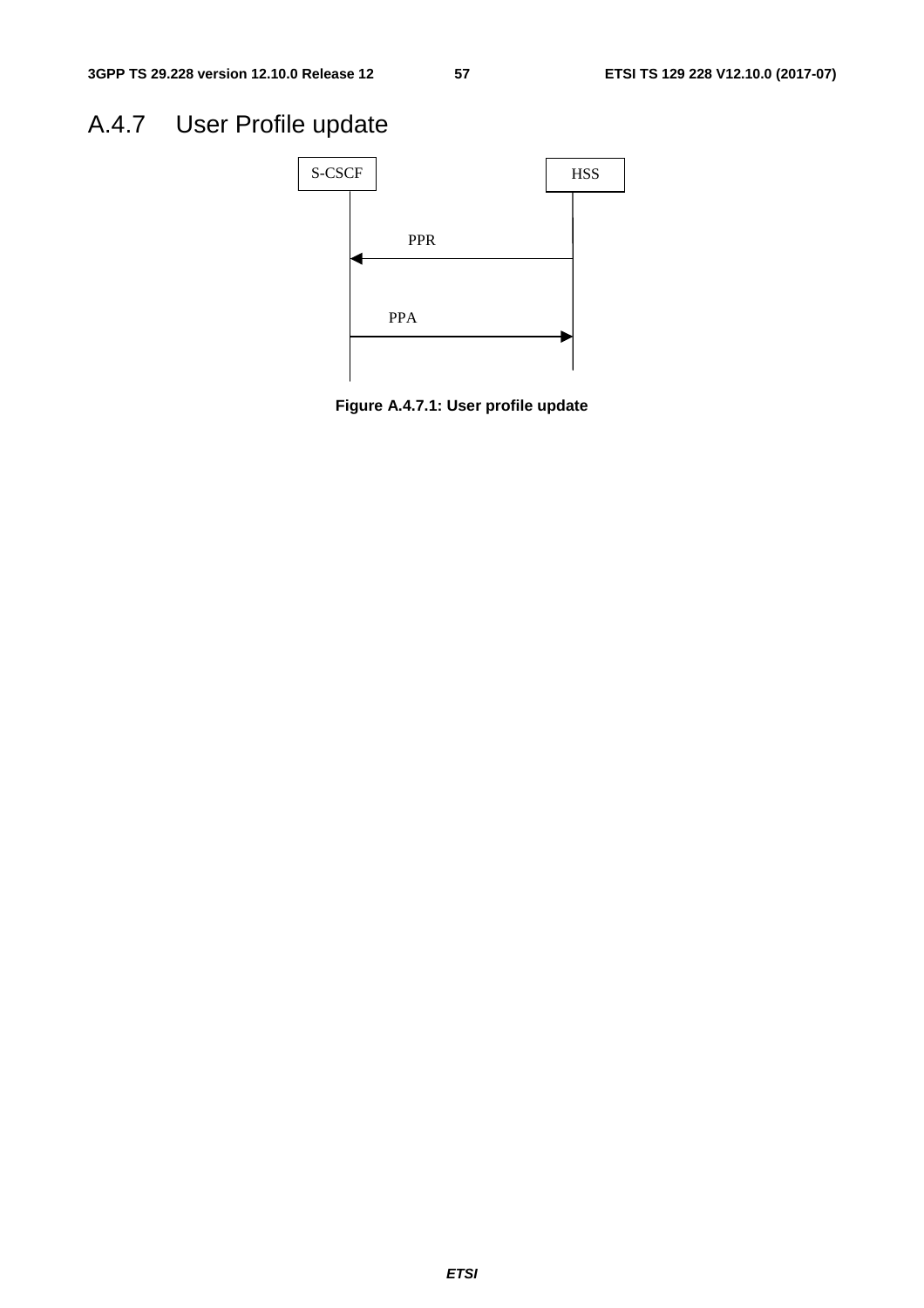## A.4.7 User Profile update

**Figure A.4.7.1: User profile update**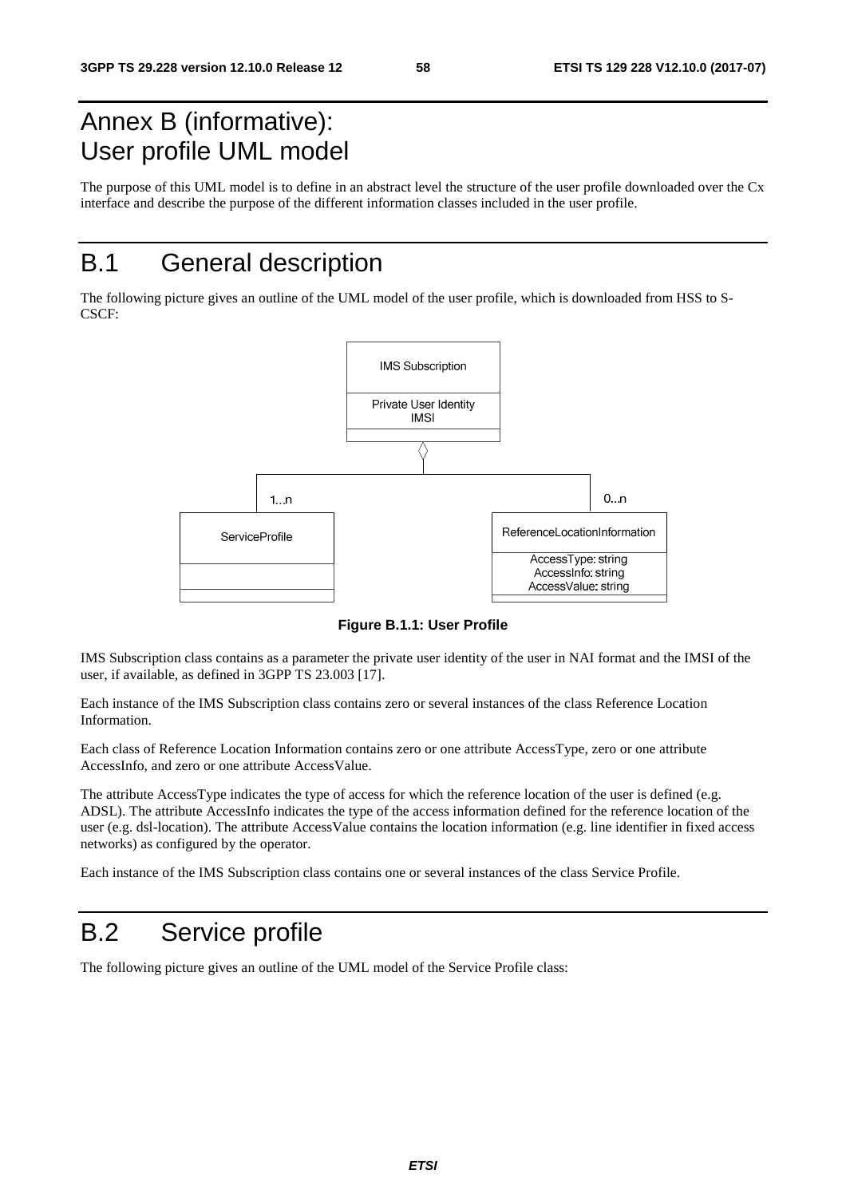# Annex B (informative): User profile UML model

The purpose of this UML model is to define in an abstract level the structure of the user profile downloaded over the Cx interface and describe the purpose of the different information classes included in the user profile.

# B.1 General description

The following picture gives an outline of the UML model of the user profile, which is downloaded from HSS to S-CSCF:

**Figure B.1.1: User Profile**

IMS Subscription class contains as a parameter the private user identity of the user in NAI format and the IMSI of the user, if available, as defined in 3GPP TS 23.003 [17].

Each instance of the IMS Subscription class contains zero or several instances of the class Reference Location Information.

Each class of Reference Location Information contains zero or one attribute AccessType, zero or one attribute AccessInfo, and zero or one attribute AccessValue.

The attribute AccessType indicates the type of access for which the reference location of the user is defined (e.g. ADSL). The attribute AccessInfo indicates the type of the access information defined for the reference location of the user (e.g. dsl-location). The attribute AccessValue contains the location information (e.g. line identifier in fixed access networks) as configured by the operator.

Each instance of the IMS Subscription class contains one or several instances of the class Service Profile.

# B.2 Service profile

The following picture gives an outline of the UML model of the Service Profile class: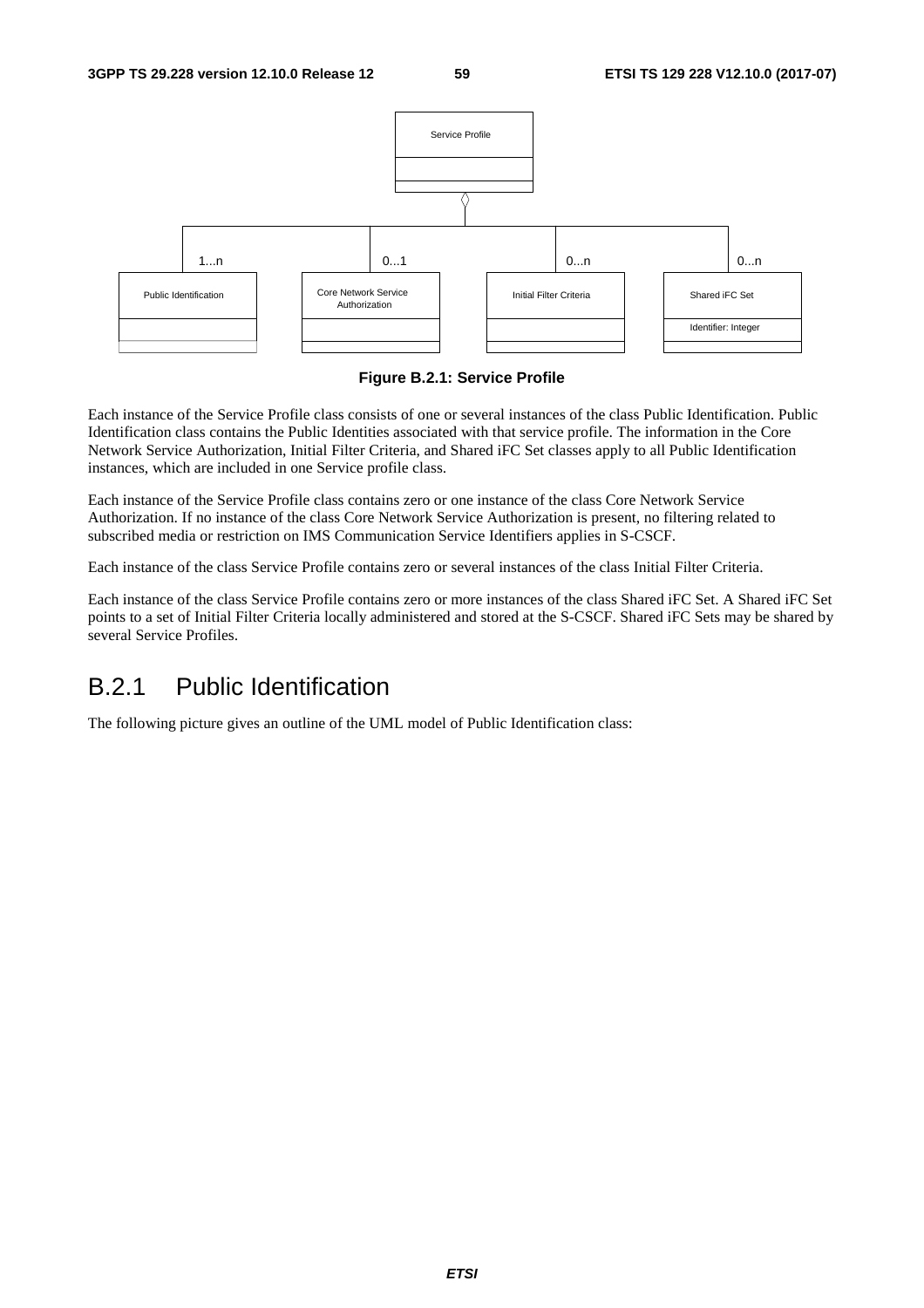Figure B.2.1: Service Profile

Each instance of the Service Profile class consists of one or several instances of the class Public Identification. Public Identification class contains the Public Identities associated with that service profile. The information in the Core Network Service Authorization, Initial Filter Criteria, and Shared iFC Set classes apply to all Public Identification instances, which are included in one Service profile class.

Each instance of the Service Profile class contains zero or one instance of the class Core Network Service Authorization. If no instance of the class Core Network Service Authorization is present, no filtering related to subscribed media or restriction on IMS Communication Service Identifiers applies in S-CSCF.

Each instance of the class Service Profile contains zero or several instances of the class Initial Filter Criteria.

Each instance of the class Service Profile contains zero or more instances of the class Shared iFC Set. A Shared iFC Set points to a set of Initial Filter Criteria locally administered and stored at the S-CSCF. Shared iFC Sets may be shared by several Service Profiles.

## B.2.1 Public Identification

The following picture gives an outline of the UML model of Public Identification class: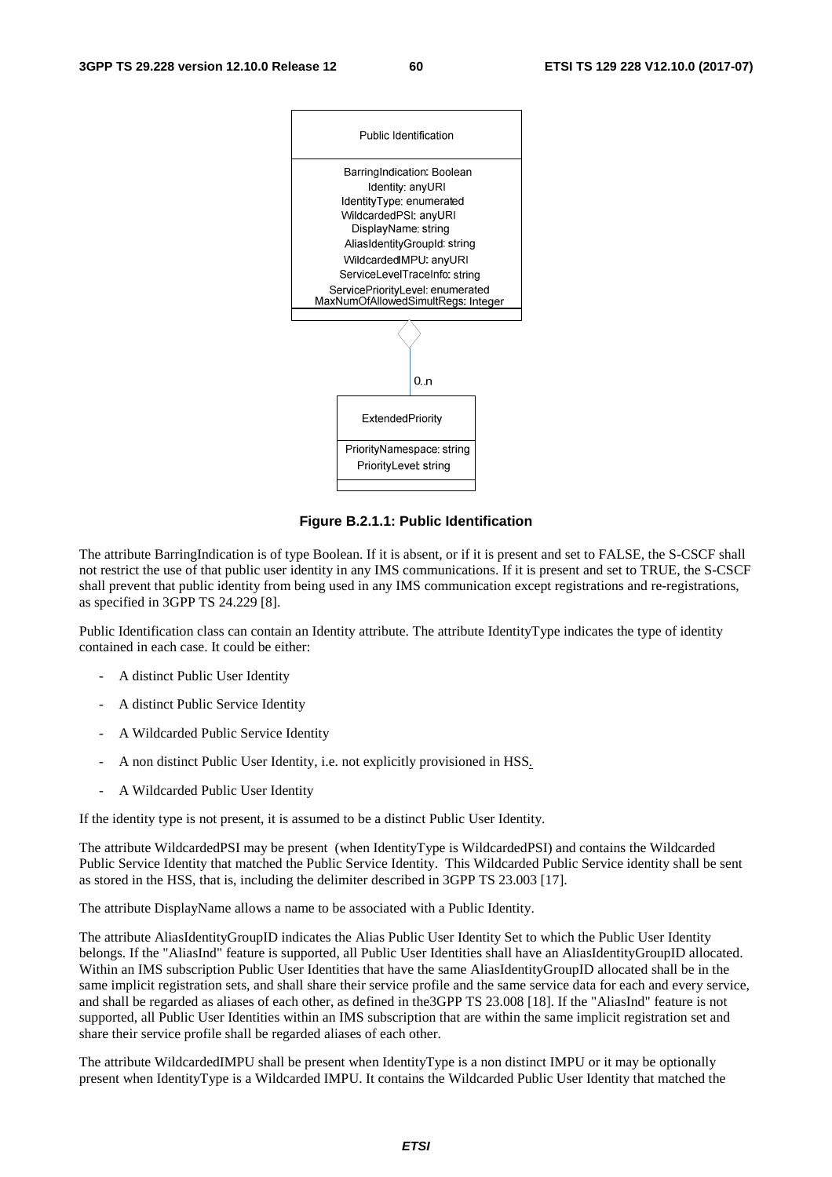Public Identification

BarringIndication: Boolean
Identity: anyURI
IdentityType: enumerated
WildcardedPSI: anyURI
DisplayName: string
AliasIdentityGroupId: string
WildcardedIMPU: anyURI
ServiceLevelTraceInfo: string
ServicePriorityLevel: enumerated
MaxNumOfAllowedSimultRegs: Integer

0..n

ExtendedPriority

PriorityNamespace: string
PriorityLevel: string

**Figure B.2.1.1: Public Identification**

The attribute BarringIndication is of type Boolean. If it is absent, or if it is present and set to FALSE, the S-CSCF shall not restrict the use of that public user identity in any IMS communications. If it is present and set to TRUE, the S-CSCF shall prevent that public identity from being used in any IMS communication except registrations and re-registrations, as specified in 3GPP TS 24.229 [8].

Public Identification class can contain an Identity attribute. The attribute IdentityType indicates the type of identity contained in each case. It could be either:

- A distinct Public User Identity
- A distinct Public Service Identity
- A Wildcarded Public Service Identity
- A non distinct Public User Identity, i.e. not explicitly provisioned in HSS.
- A Wildcarded Public User Identity

If the identity type is not present, it is assumed to be a distinct Public User Identity.

The attribute WildcardedPSI may be present (when IdentityType is WildcardedPSI) and contains the Wildcarded Public Service Identity that matched the Public Service Identity. This Wildcarded Public Service identity shall be sent as stored in the HSS, that is, including the delimiter described in 3GPP TS 23.003 [17].

The attribute DisplayName allows a name to be associated with a Public Identity.

The attribute AliasIdentityGroupID indicates the Alias Public User Identity Set to which the Public User Identity belongs. If the "AliasInd" feature is supported, all Public User Identities shall have an AliasIdentityGroupID allocated. Within an IMS subscription Public User Identities that have the same AliasIdentityGroupID allocated shall be in the same implicit registration sets, and shall share their service profile and the same service data for each and every service, and shall be regarded as aliases of each other, as defined in the3GPP TS 23.008 [18]. If the "AliasInd" feature is not supported, all Public User Identities within an IMS subscription that are within the same implicit registration set and share their service profile shall be regarded aliases of each other.

The attribute WildcardedIMPU shall be present when IdentityType is a non distinct IMPU or it may be optionally present when IdentityType is a Wildcarded IMPU. It contains the Wildcarded Public User Identity that matched the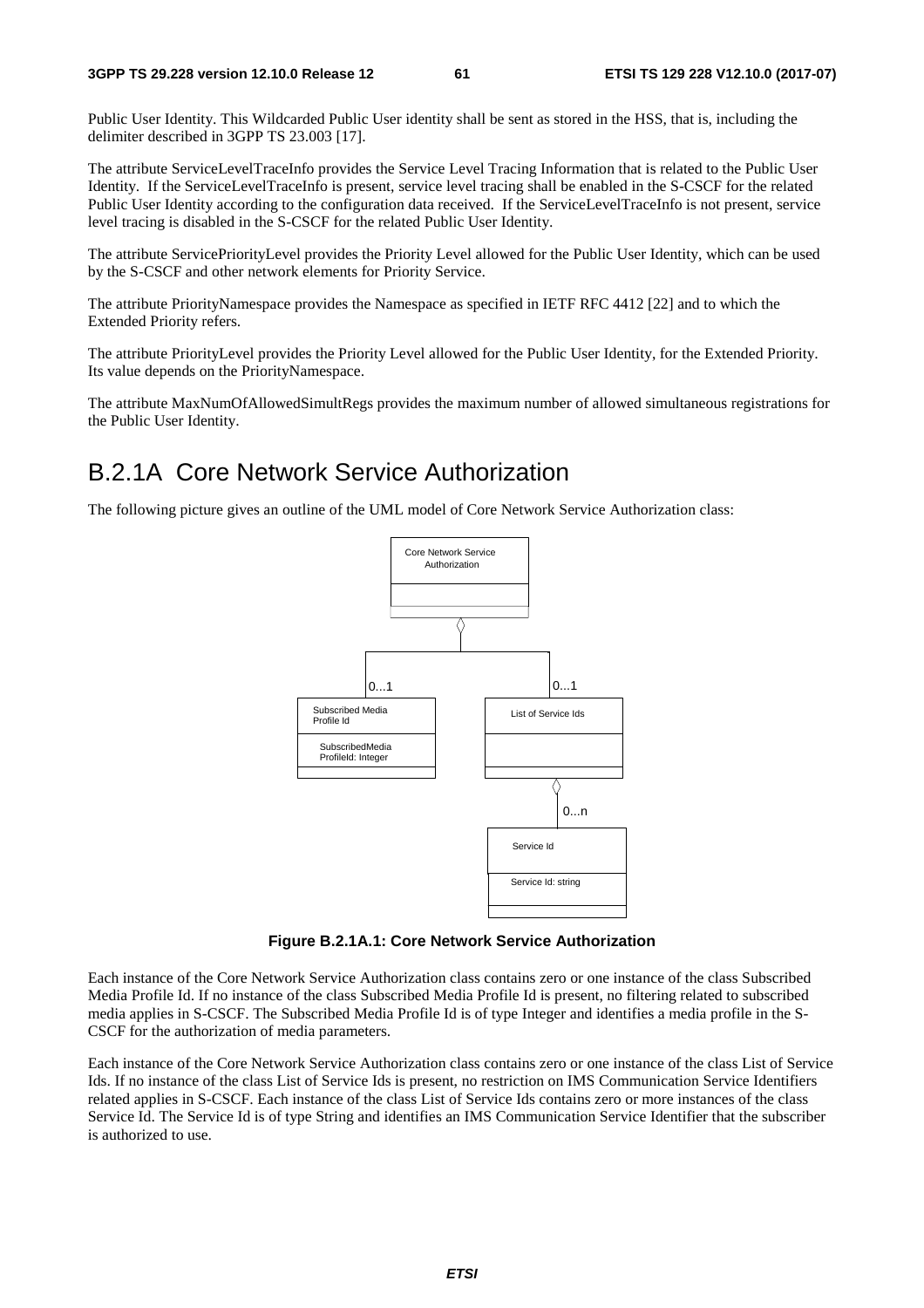Public User Identity. This Wildcarded Public User identity shall be sent as stored in the HSS, that is, including the delimiter described in 3GPP TS 23.003 [17].

The attribute ServiceLevelTraceInfo provides the Service Level Tracing Information that is related to the Public User Identity. If the ServiceLevelTraceInfo is present, service level tracing shall be enabled in the S-CSCF for the related Public User Identity according to the configuration data received. If the ServiceLevelTraceInfo is not present, service level tracing is disabled in the S-CSCF for the related Public User Identity.

The attribute ServicePriorityLevel provides the Priority Level allowed for the Public User Identity, which can be used by the S-CSCF and other network elements for Priority Service.

The attribute PriorityNamespace provides the Namespace as specified in IETF RFC 4412 [22] and to which the Extended Priority refers.

The attribute PriorityLevel provides the Priority Level allowed for the Public User Identity, for the Extended Priority. Its value depends on the PriorityNamespace.

The attribute MaxNumOfAllowedSimultRegs provides the maximum number of allowed simultaneous registrations for the Public User Identity.

## B.2.1A Core Network Service Authorization

The following picture gives an outline of the UML model of Core Network Service Authorization class:

Core Network Service Authorization

0...1 Subscribed Media Profile Id — SubscribedMedia ProfileId: Integer

0...1 List of Service Ids

0...n Service Id — Service Id: string

**Figure B.2.1A.1: Core Network Service Authorization**

Each instance of the Core Network Service Authorization class contains zero or one instance of the class Subscribed Media Profile Id. If no instance of the class Subscribed Media Profile Id is present, no filtering related to subscribed media applies in S-CSCF. The Subscribed Media Profile Id is of type Integer and identifies a media profile in the S-CSCF for the authorization of media parameters.

Each instance of the Core Network Service Authorization class contains zero or one instance of the class List of Service Ids. If no instance of the class List of Service Ids is present, no restriction on IMS Communication Service Identifiers related applies in S-CSCF. Each instance of the class List of Service Ids contains zero or more instances of the class Service Id. The Service Id is of type String and identifies an IMS Communication Service Identifier that the subscriber is authorized to use.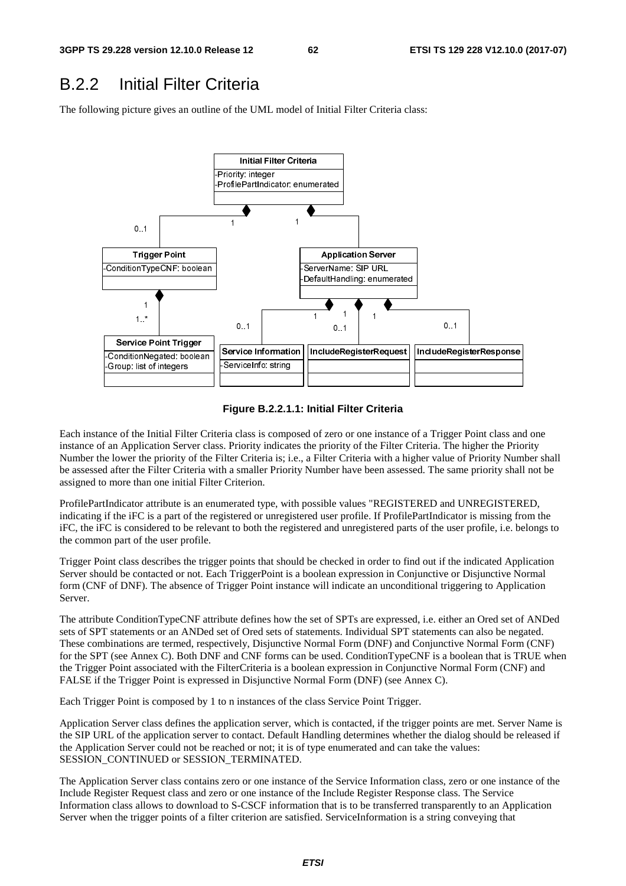## B.2.2 Initial Filter Criteria

The following picture gives an outline of the UML model of Initial Filter Criteria class:

**Figure B.2.2.1.1: Initial Filter Criteria**

Each instance of the Initial Filter Criteria class is composed of zero or one instance of a Trigger Point class and one instance of an Application Server class. Priority indicates the priority of the Filter Criteria. The higher the Priority Number the lower the priority of the Filter Criteria is; i.e., a Filter Criteria with a higher value of Priority Number shall be assessed after the Filter Criteria with a smaller Priority Number have been assessed. The same priority shall not be assigned to more than one initial Filter Criterion.

ProfilePartIndicator attribute is an enumerated type, with possible values "REGISTERED and UNREGISTERED, indicating if the iFC is a part of the registered or unregistered user profile. If ProfilePartIndicator is missing from the iFC, the iFC is considered to be relevant to both the registered and unregistered parts of the user profile, i.e. belongs to the common part of the user profile.

Trigger Point class describes the trigger points that should be checked in order to find out if the indicated Application Server should be contacted or not. Each TriggerPoint is a boolean expression in Conjunctive or Disjunctive Normal form (CNF of DNF). The absence of Trigger Point instance will indicate an unconditional triggering to Application Server.

The attribute ConditionTypeCNF attribute defines how the set of SPTs are expressed, i.e. either an Ored set of ANDed sets of SPT statements or an ANDed set of Ored sets of statements. Individual SPT statements can also be negated. These combinations are termed, respectively, Disjunctive Normal Form (DNF) and Conjunctive Normal Form (CNF) for the SPT (see Annex C). Both DNF and CNF forms can be used. ConditionTypeCNF is a boolean that is TRUE when the Trigger Point associated with the FilterCriteria is a boolean expression in Conjunctive Normal Form (CNF) and FALSE if the Trigger Point is expressed in Disjunctive Normal Form (DNF) (see Annex C).

Each Trigger Point is composed by 1 to n instances of the class Service Point Trigger.

Application Server class defines the application server, which is contacted, if the trigger points are met. Server Name is the SIP URL of the application server to contact. Default Handling determines whether the dialog should be released if the Application Server could not be reached or not; it is of type enumerated and can take the values: SESSION_CONTINUED or SESSION_TERMINATED.

The Application Server class contains zero or one instance of the Service Information class, zero or one instance of the Include Register Request class and zero or one instance of the Include Register Response class. The Service Information class allows to download to S-CSCF information that is to be transferred transparently to an Application Server when the trigger points of a filter criterion are satisfied. ServiceInformation is a string conveying that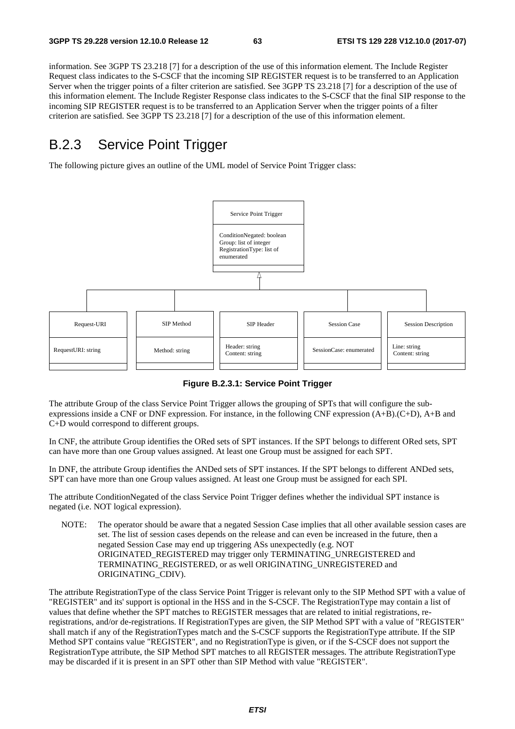information. See 3GPP TS 23.218 [7] for a description of the use of this information element. The Include Register Request class indicates to the S-CSCF that the incoming SIP REGISTER request is to be transferred to an Application Server when the trigger points of a filter criterion are satisfied. See 3GPP TS 23.218 [7] for a description of the use of this information element. The Include Register Response class indicates to the S-CSCF that the final SIP response to the incoming SIP REGISTER request is to be transferred to an Application Server when the trigger points of a filter criterion are satisfied. See 3GPP TS 23.218 [7] for a description of the use of this information element.

## B.2.3 Service Point Trigger

The following picture gives an outline of the UML model of Service Point Trigger class:

**Figure B.2.3.1: Service Point Trigger**

The attribute Group of the class Service Point Trigger allows the grouping of SPTs that will configure the sub-expressions inside a CNF or DNF expression. For instance, in the following CNF expression (A+B).(C+D), A+B and C+D would correspond to different groups.

In CNF, the attribute Group identifies the ORed sets of SPT instances. If the SPT belongs to different ORed sets, SPT can have more than one Group values assigned. At least one Group must be assigned for each SPT.

In DNF, the attribute Group identifies the ANDed sets of SPT instances. If the SPT belongs to different ANDed sets, SPT can have more than one Group values assigned. At least one Group must be assigned for each SPI.

The attribute ConditionNegated of the class Service Point Trigger defines whether the individual SPT instance is negated (i.e. NOT logical expression).

NOTE: The operator should be aware that a negated Session Case implies that all other available session cases are set. The list of session cases depends on the release and can even be increased in the future, then a negated Session Case may end up triggering ASs unexpectedly (e.g. NOT ORIGINATED_REGISTERED may trigger only TERMINATING_UNREGISTERED and TERMINATING_REGISTERED, or as well ORIGINATING_UNREGISTERED and ORIGINATING_CDIV).

The attribute RegistrationType of the class Service Point Trigger is relevant only to the SIP Method SPT with a value of "REGISTER" and its' support is optional in the HSS and in the S-CSCF. The RegistrationType may contain a list of values that define whether the SPT matches to REGISTER messages that are related to initial registrations, re-registrations, and/or de-registrations. If RegistrationTypes are given, the SIP Method SPT with a value of "REGISTER" shall match if any of the RegistrationTypes match and the S-CSCF supports the RegistrationType attribute. If the SIP Method SPT contains value "REGISTER", and no RegistrationType is given, or if the S-CSCF does not support the RegistrationType attribute, the SIP Method SPT matches to all REGISTER messages. The attribute RegistrationType may be discarded if it is present in an SPT other than SIP Method with value "REGISTER".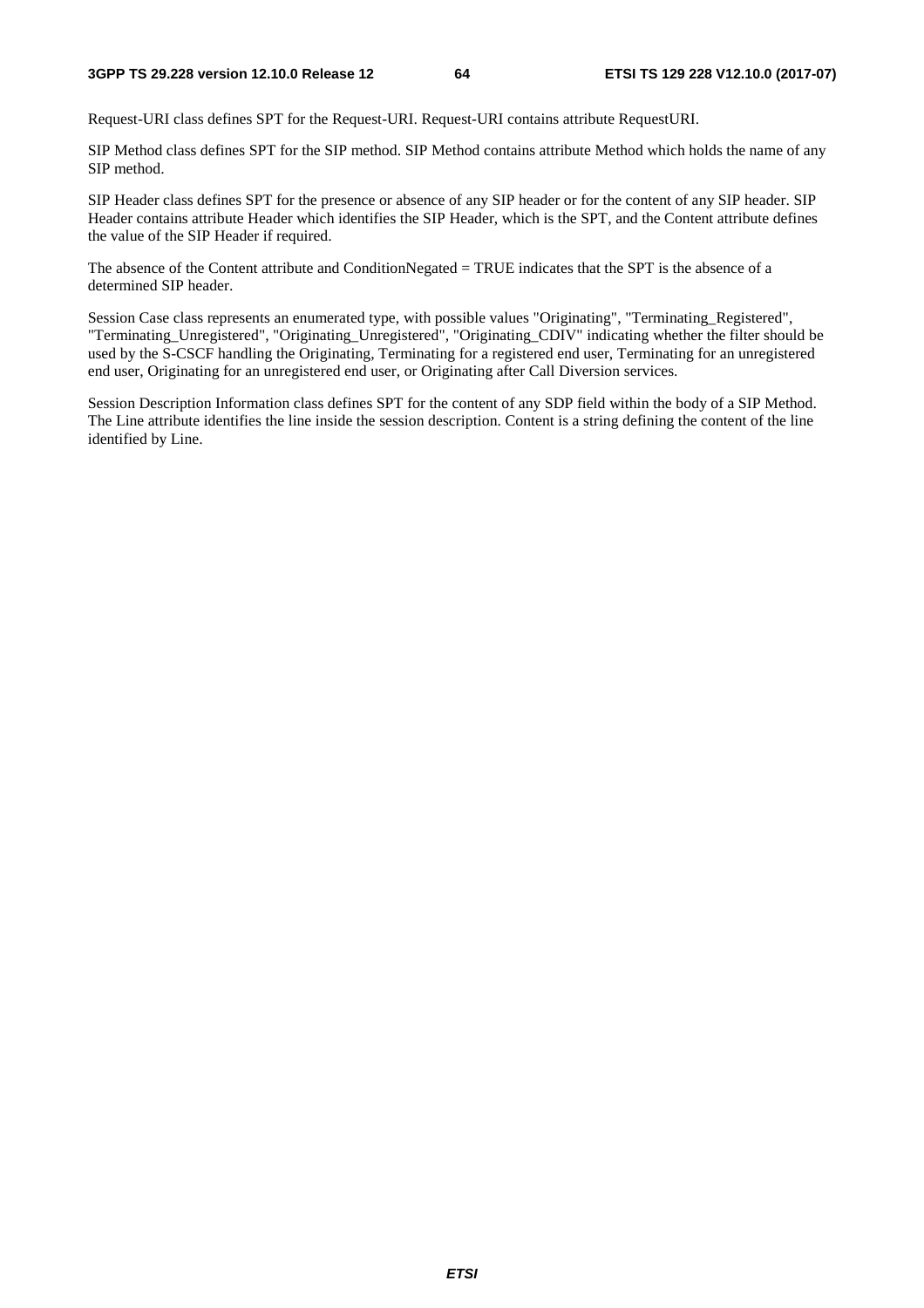Request-URI class defines SPT for the Request-URI. Request-URI contains attribute RequestURI.

SIP Method class defines SPT for the SIP method. SIP Method contains attribute Method which holds the name of any SIP method.

SIP Header class defines SPT for the presence or absence of any SIP header or for the content of any SIP header. SIP Header contains attribute Header which identifies the SIP Header, which is the SPT, and the Content attribute defines the value of the SIP Header if required.

The absence of the Content attribute and ConditionNegated = TRUE indicates that the SPT is the absence of a determined SIP header.

Session Case class represents an enumerated type, with possible values "Originating", "Terminating_Registered", "Terminating_Unregistered", "Originating_Unregistered", "Originating_CDIV" indicating whether the filter should be used by the S-CSCF handling the Originating, Terminating for a registered end user, Terminating for an unregistered end user, Originating for an unregistered end user, or Originating after Call Diversion services.

Session Description Information class defines SPT for the content of any SDP field within the body of a SIP Method. The Line attribute identifies the line inside the session description. Content is a string defining the content of the line identified by Line.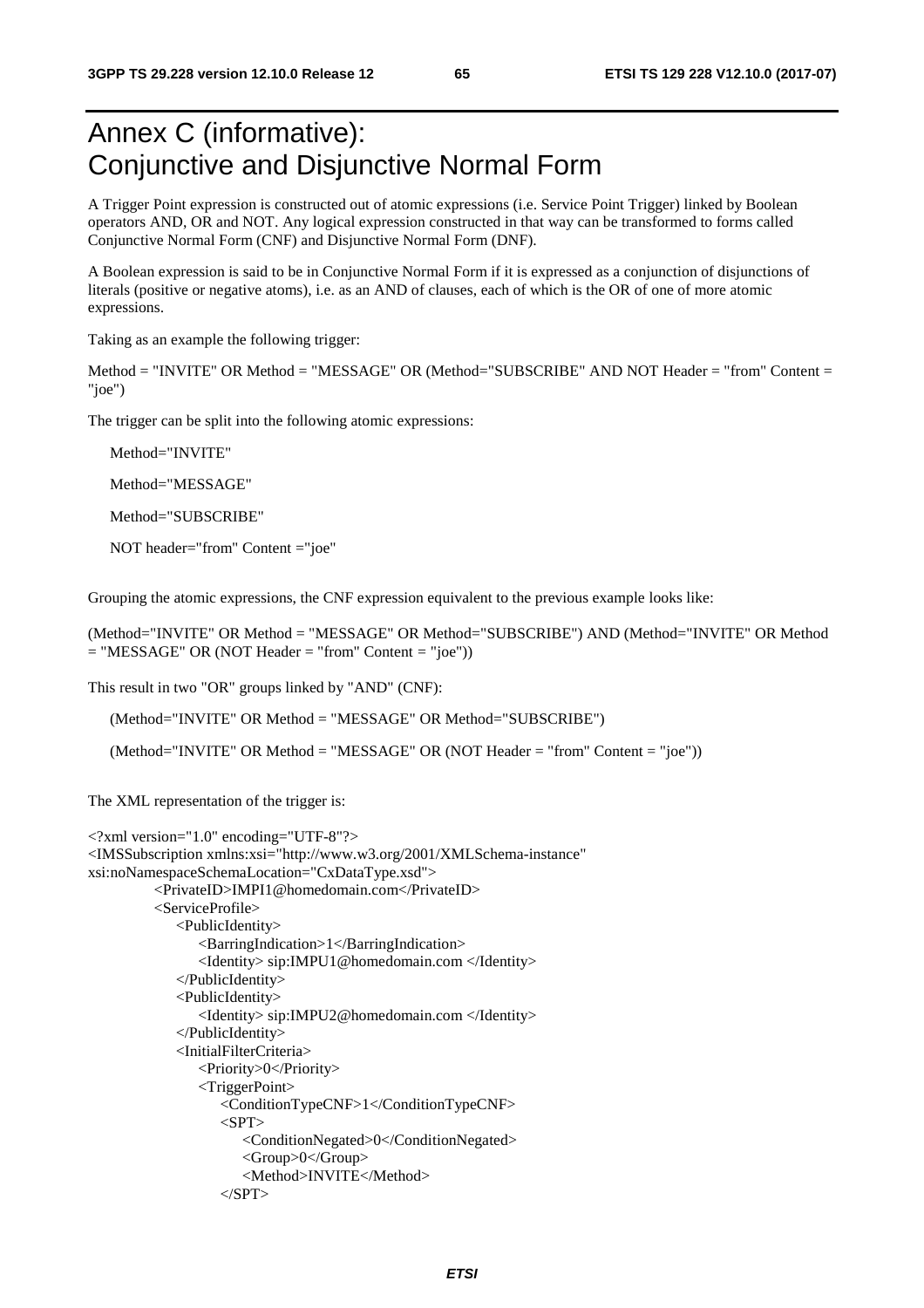# Annex C (informative): Conjunctive and Disjunctive Normal Form

A Trigger Point expression is constructed out of atomic expressions (i.e. Service Point Trigger) linked by Boolean operators AND, OR and NOT. Any logical expression constructed in that way can be transformed to forms called Conjunctive Normal Form (CNF) and Disjunctive Normal Form (DNF).

A Boolean expression is said to be in Conjunctive Normal Form if it is expressed as a conjunction of disjunctions of literals (positive or negative atoms), i.e. as an AND of clauses, each of which is the OR of one of more atomic expressions.

Taking as an example the following trigger:

Method = "INVITE" OR Method = "MESSAGE" OR (Method="SUBSCRIBE" AND NOT Header = "from" Content = "joe")

The trigger can be split into the following atomic expressions:

Method="INVITE"

Method="MESSAGE"

Method="SUBSCRIBE"

NOT header="from" Content ="joe"

Grouping the atomic expressions, the CNF expression equivalent to the previous example looks like:

(Method="INVITE" OR Method = "MESSAGE" OR Method="SUBSCRIBE") AND (Method="INVITE" OR Method = "MESSAGE" OR (NOT Header = "from" Content = "joe"))

This result in two "OR" groups linked by "AND" (CNF):

(Method="INVITE" OR Method = "MESSAGE" OR Method="SUBSCRIBE")

(Method="INVITE" OR Method = "MESSAGE" OR (NOT Header = "from" Content = "joe"))

The XML representation of the trigger is:

```
<?xml version="1.0" encoding="UTF-8"?>
<IMSSubscription xmlns:xsi="http://www.w3.org/2001/XMLSchema-instance"
xsi:noNamespaceSchemaLocation="CxDataType.xsd">
            <PrivateID>IMPI1@homedomain.com</PrivateID>
            <ServiceProfile>
                <PublicIdentity>
                    <BarringIndication>1</BarringIndication>
                    <Identity> sip:IMPU1@homedomain.com </Identity>
                </PublicIdentity>
                <PublicIdentity>
                    <Identity> sip:IMPU2@homedomain.com </Identity>
                </PublicIdentity>
                <InitialFilterCriteria>
                    <Priority>0</Priority>
                    <TriggerPoint>
                        <ConditionTypeCNF>1</ConditionTypeCNF>
                        <SPT>
                            <ConditionNegated>0</ConditionNegated>
                            <Group>0</Group>
                            <Method>INVITE</Method>
                        </SPT>
```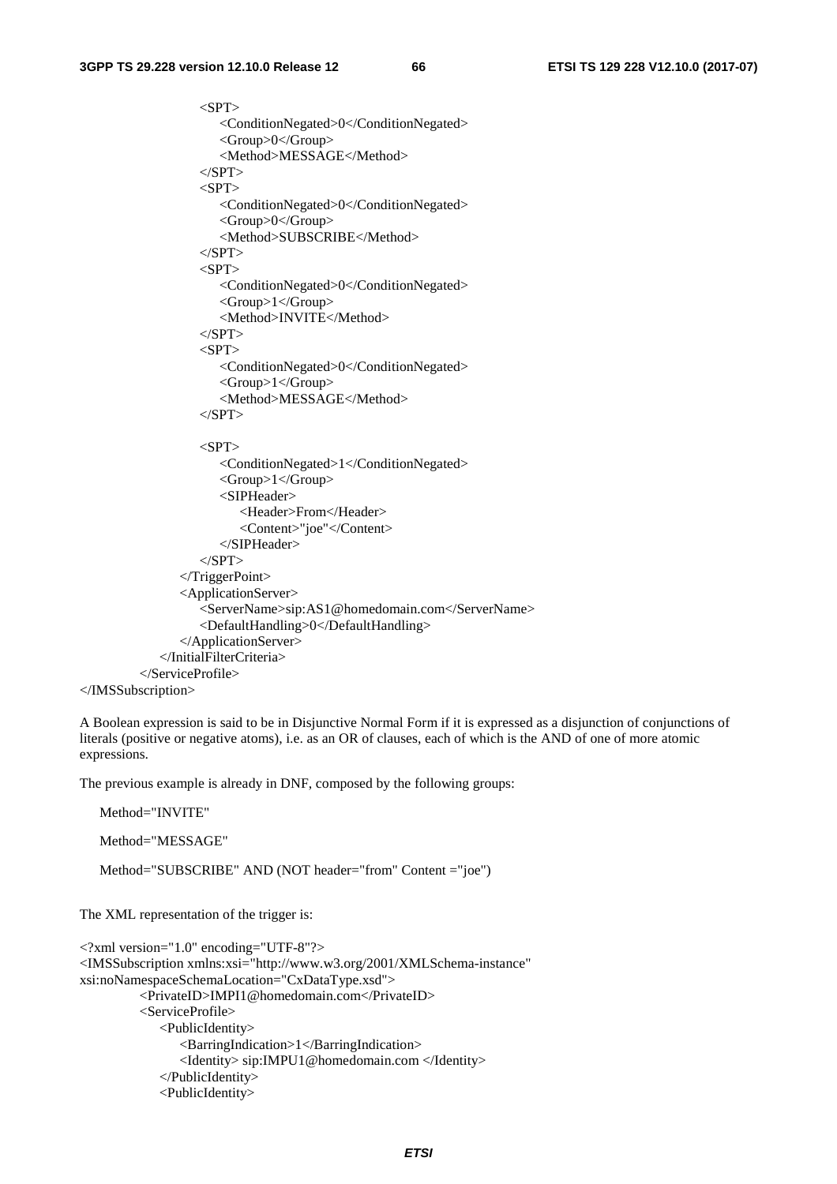```
                <SPT>
                    <ConditionNegated>0</ConditionNegated>
                    <Group>0</Group>
                    <Method>MESSAGE</Method>
                </SPT>
                <SPT>
                    <ConditionNegated>0</ConditionNegated>
                    <Group>0</Group>
                    <Method>SUBSCRIBE</Method>
                </SPT>
                <SPT>
                    <ConditionNegated>0</ConditionNegated>
                    <Group>1</Group>
                    <Method>INVITE</Method>
                </SPT>
                <SPT>
                    <ConditionNegated>0</ConditionNegated>
                    <Group>1</Group>
                    <Method>MESSAGE</Method>
                </SPT>

                <SPT>
                    <ConditionNegated>1</ConditionNegated>
                    <Group>1</Group>
                    <SIPHeader>
                        <Header>From</Header>
                        <Content>"joe"</Content>
                    </SIPHeader>
                </SPT>
            </TriggerPoint>
            <ApplicationServer>
                <ServerName>sip:AS1@homedomain.com</ServerName>
                <DefaultHandling>0</DefaultHandling>
            </ApplicationServer>
        </InitialFilterCriteria>
    </ServiceProfile>
</IMSSubscription>
```

A Boolean expression is said to be in Disjunctive Normal Form if it is expressed as a disjunction of conjunctions of literals (positive or negative atoms), i.e. as an OR of clauses, each of which is the AND of one of more atomic expressions.

The previous example is already in DNF, composed by the following groups:

Method="INVITE"

Method="MESSAGE"

Method="SUBSCRIBE" AND (NOT header="from" Content ="joe")

The XML representation of the trigger is:

```
<?xml version="1.0" encoding="UTF-8"?>
<IMSSubscription xmlns:xsi="http://www.w3.org/2001/XMLSchema-instance"
xsi:noNamespaceSchemaLocation="CxDataType.xsd">
        <PrivateID>IMPI1@homedomain.com</PrivateID>
        <ServiceProfile>
            <PublicIdentity>
                <BarringIndication>1</BarringIndication>
                <Identity> sip:IMPU1@homedomain.com </Identity>
            </PublicIdentity>
            <PublicIdentity>
```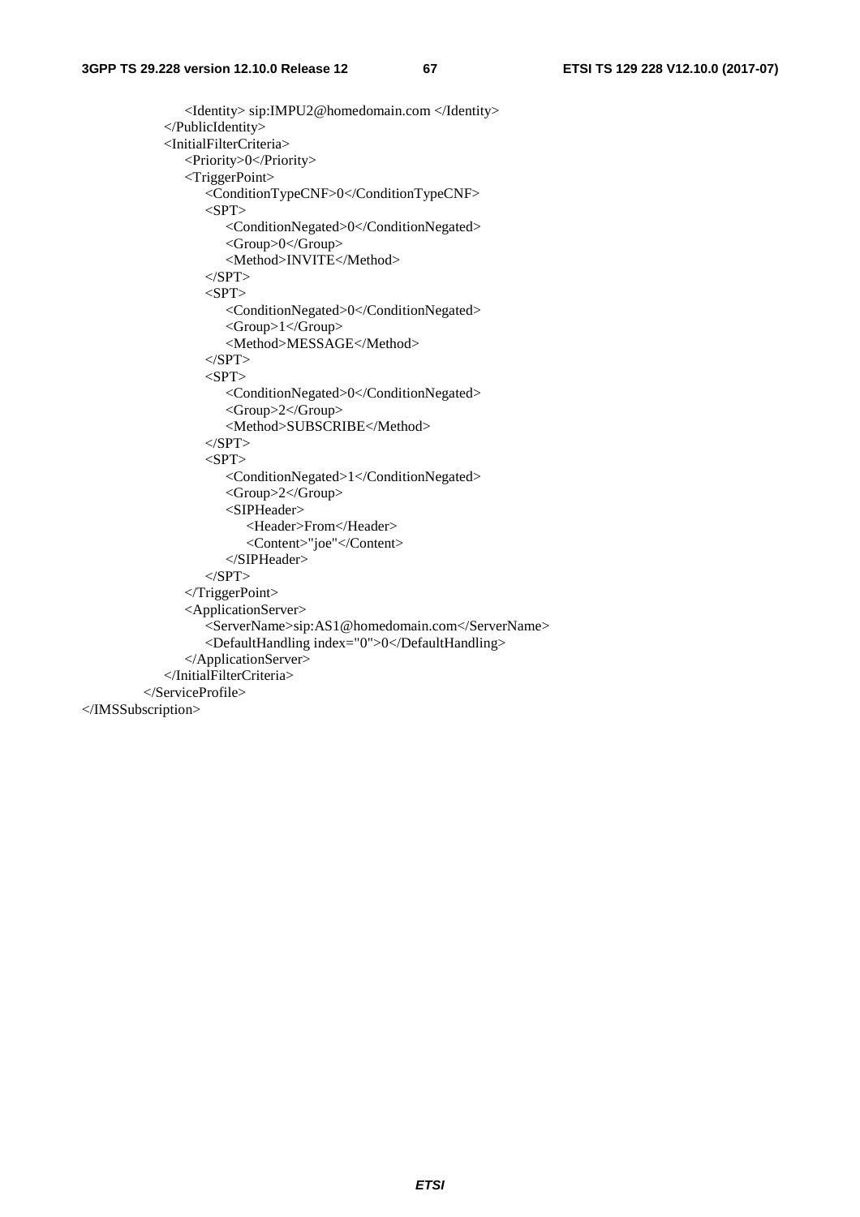```
                <Identity> sip:IMPU2@homedomain.com </Identity>
            </PublicIdentity>
            <InitialFilterCriteria>
                <Priority>0</Priority>
                <TriggerPoint>
                    <ConditionTypeCNF>0</ConditionTypeCNF>
                    <SPT>
                        <ConditionNegated>0</ConditionNegated>
                        <Group>0</Group>
                        <Method>INVITE</Method>
                    </SPT>
                    <SPT>
                        <ConditionNegated>0</ConditionNegated>
                        <Group>1</Group>
                        <Method>MESSAGE</Method>
                    </SPT>
                    <SPT>
                        <ConditionNegated>0</ConditionNegated>
                        <Group>2</Group>
                        <Method>SUBSCRIBE</Method>
                    </SPT>
                    <SPT>
                        <ConditionNegated>1</ConditionNegated>
                        <Group>2</Group>
                        <SIPHeader>
                            <Header>From</Header>
                            <Content>"joe"</Content>
                        </SIPHeader>
                    </SPT>
                </TriggerPoint>
                <ApplicationServer>
                    <ServerName>sip:AS1@homedomain.com</ServerName>
                    <DefaultHandling index="0">0</DefaultHandling>
                </ApplicationServer>
            </InitialFilterCriteria>
        </ServiceProfile>
</IMSSubscription>
```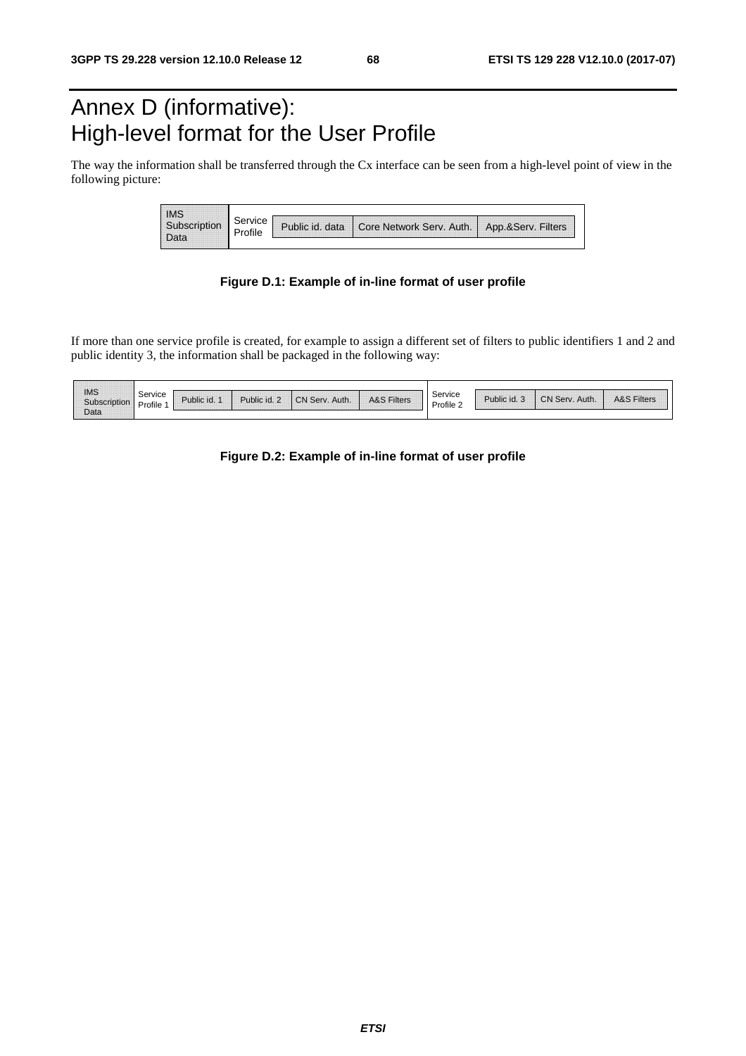# Annex D (informative): High-level format for the User Profile

The way the information shall be transferred through the Cx interface can be seen from a high-level point of view in the following picture:

| IMS Subscription Data | Service Profile | Public id. data | Core Network Serv. Auth. | App.&Serv. Filters |
|---|---|---|---|---|

**Figure D.1: Example of in-line format of user profile**

If more than one service profile is created, for example to assign a different set of filters to public identifiers 1 and 2 and public identity 3, the information shall be packaged in the following way:

| IMS Subscription Data | Service Profile 1 | Public id. 1 | Public id. 2 | CN Serv. Auth. | A&S Filters | Service Profile 2 | Public id. 3 | CN Serv. Auth. | A&S Filters |
|---|---|---|---|---|---|---|---|---|---|

**Figure D.2: Example of in-line format of user profile**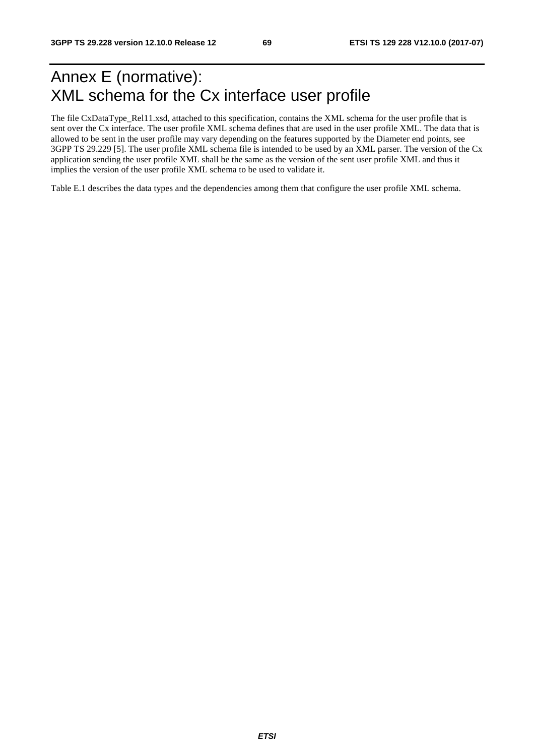# Annex E (normative): XML schema for the Cx interface user profile

The file CxDataType_Rel11.xsd, attached to this specification, contains the XML schema for the user profile that is sent over the Cx interface. The user profile XML schema defines that are used in the user profile XML. The data that is allowed to be sent in the user profile may vary depending on the features supported by the Diameter end points, see 3GPP TS 29.229 [5]. The user profile XML schema file is intended to be used by an XML parser. The version of the Cx application sending the user profile XML shall be the same as the version of the sent user profile XML and thus it implies the version of the user profile XML schema to be used to validate it.

Table E.1 describes the data types and the dependencies among them that configure the user profile XML schema.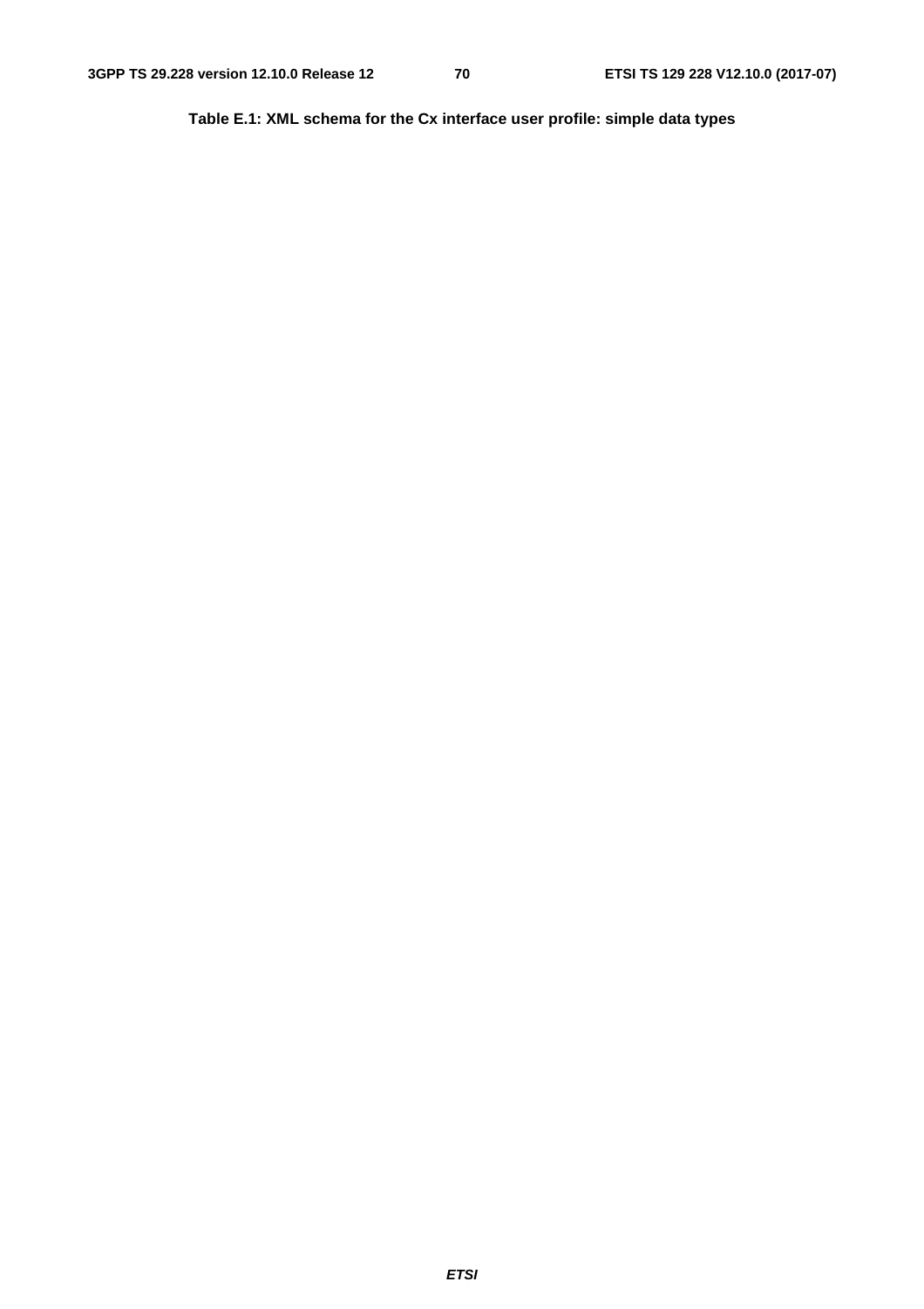**Table E.1: XML schema for the Cx interface user profile: simple data types**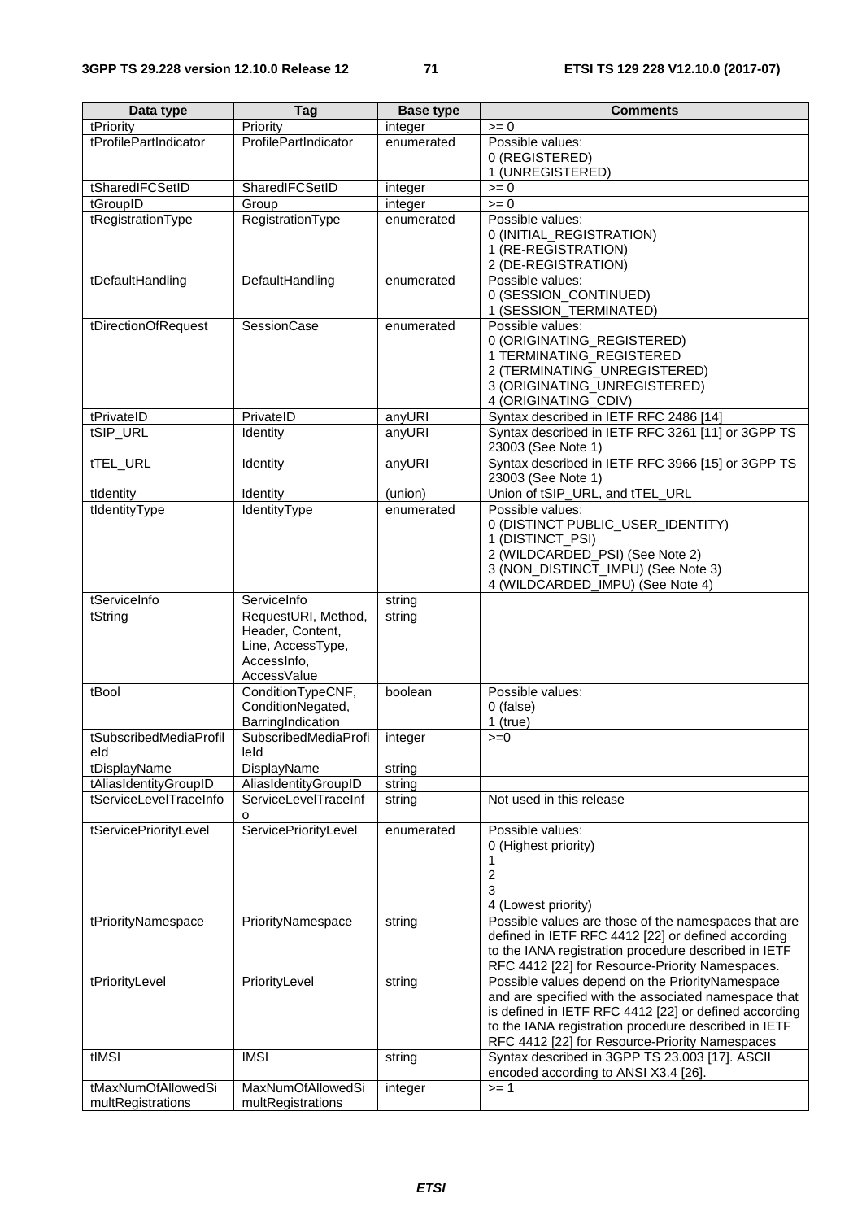| Data type | Tag | Base type | Comments |
|---|---|---|---|
| tPriority | Priority | integer | >= 0 |
| tProfilePartIndicator | ProfilePartIndicator | enumerated | Possible values:<br>0 (REGISTERED)<br>1 (UNREGISTERED) |
| tSharedIFCSetID | SharedIFCSetID | integer | >= 0 |
| tGroupID | Group | integer | >= 0 |
| tRegistrationType | RegistrationType | enumerated | Possible values:<br>0 (INITIAL_REGISTRATION)<br>1 (RE-REGISTRATION)<br>2 (DE-REGISTRATION) |
| tDefaultHandling | DefaultHandling | enumerated | Possible values:<br>0 (SESSION_CONTINUED)<br>1 (SESSION_TERMINATED) |
| tDirectionOfRequest | SessionCase | enumerated | Possible values:<br>0 (ORIGINATING_REGISTERED)<br>1 TERMINATING_REGISTERED<br>2 (TERMINATING_UNREGISTERED)<br>3 (ORIGINATING_UNREGISTERED)<br>4 (ORIGINATING_CDIV) |
| tPrivateID | PrivateID | anyURI | Syntax described in IETF RFC 2486 [14] |
| tSIP_URL | Identity | anyURI | Syntax described in IETF RFC 3261 [11] or 3GPP TS 23003 (See Note 1) |
| tTEL_URL | Identity | anyURI | Syntax described in IETF RFC 3966 [15] or 3GPP TS 23003 (See Note 1) |
| tIdentity | Identity | (union) | Union of tSIP_URL, and tTEL_URL |
| tIdentityType | IdentityType | enumerated | Possible values:<br>0 (DISTINCT PUBLIC_USER_IDENTITY)<br>1 (DISTINCT_PSI)<br>2 (WILDCARDED_PSI) (See Note 2)<br>3 (NON_DISTINCT_IMPU) (See Note 3)<br>4 (WILDCARDED_IMPU) (See Note 4) |
| tServiceInfo | ServiceInfo | string | |
| tString | RequestURI, Method, Header, Content, Line, AccessType, AccessInfo, AccessValue | string | |
| tBool | ConditionTypeCNF, ConditionNegated, BarringIndication | boolean | Possible values:<br>0 (false)<br>1 (true) |
| tSubscribedMediaProfileId | SubscribedMediaProfileId | integer | >=0 |
| tDisplayName | DisplayName | string | |
| tAliasIdentityGroupID | AliasIdentityGroupID | string | |
| tServiceLevelTraceInfo | ServiceLevelTraceInfo | string | Not used in this release |
| tServicePriorityLevel | ServicePriorityLevel | enumerated | Possible values:<br>0 (Highest priority)<br>1<br>2<br>3<br>4 (Lowest priority) |
| tPriorityNamespace | PriorityNamespace | string | Possible values are those of the namespaces that are defined in IETF RFC 4412 [22] or defined according to the IANA registration procedure described in IETF RFC 4412 [22] for Resource-Priority Namespaces. |
| tPriorityLevel | PriorityLevel | string | Possible values depend on the PriorityNamespace and are specified with the associated namespace that is defined in IETF RFC 4412 [22] or defined according to the IANA registration procedure described in IETF RFC 4412 [22] for Resource-Priority Namespaces |
| tIMSI | IMSI | string | Syntax described in 3GPP TS 23.003 [17]. ASCII encoded according to ANSI X3.4 [26]. |
| tMaxNumOfAllowedSimultRegistrations | MaxNumOfAllowedSimultRegistrations | integer | >= 1 |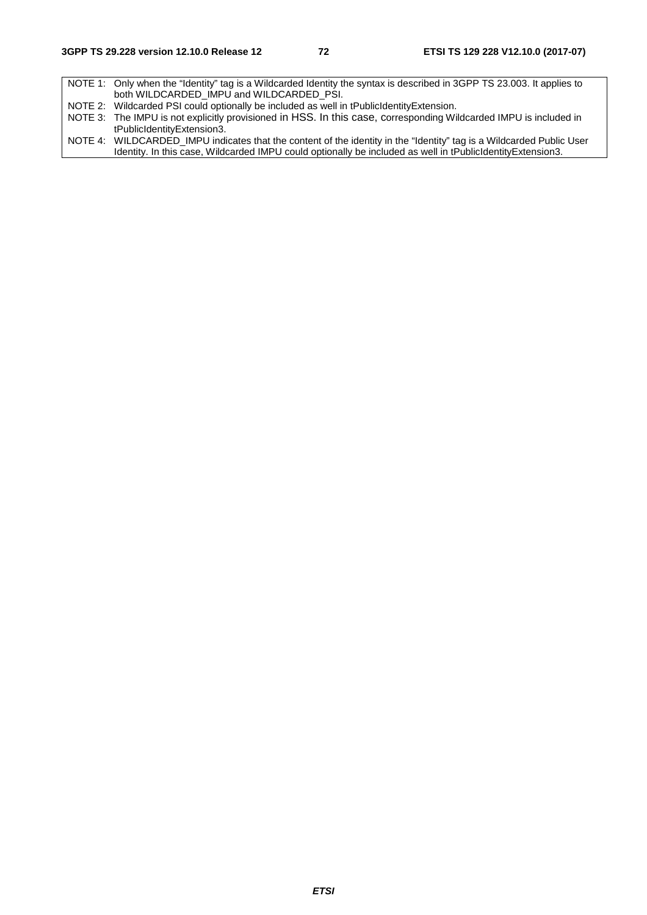| |
|---|
| NOTE 1: Only when the "Identity" tag is a Wildcarded Identity the syntax is described in 3GPP TS 23.003. It applies to both WILDCARDED_IMPU and WILDCARDED_PSI. |
| NOTE 2: Wildcarded PSI could optionally be included as well in tPublicIdentityExtension. |
| NOTE 3: The IMPU is not explicitly provisioned in HSS. In this case, corresponding Wildcarded IMPU is included in tPublicIdentityExtension3. |
| NOTE 4: WILDCARDED_IMPU indicates that the content of the identity in the "Identity" tag is a Wildcarded Public User Identity. In this case, Wildcarded IMPU could optionally be included as well in tPublicIdentityExtension3. |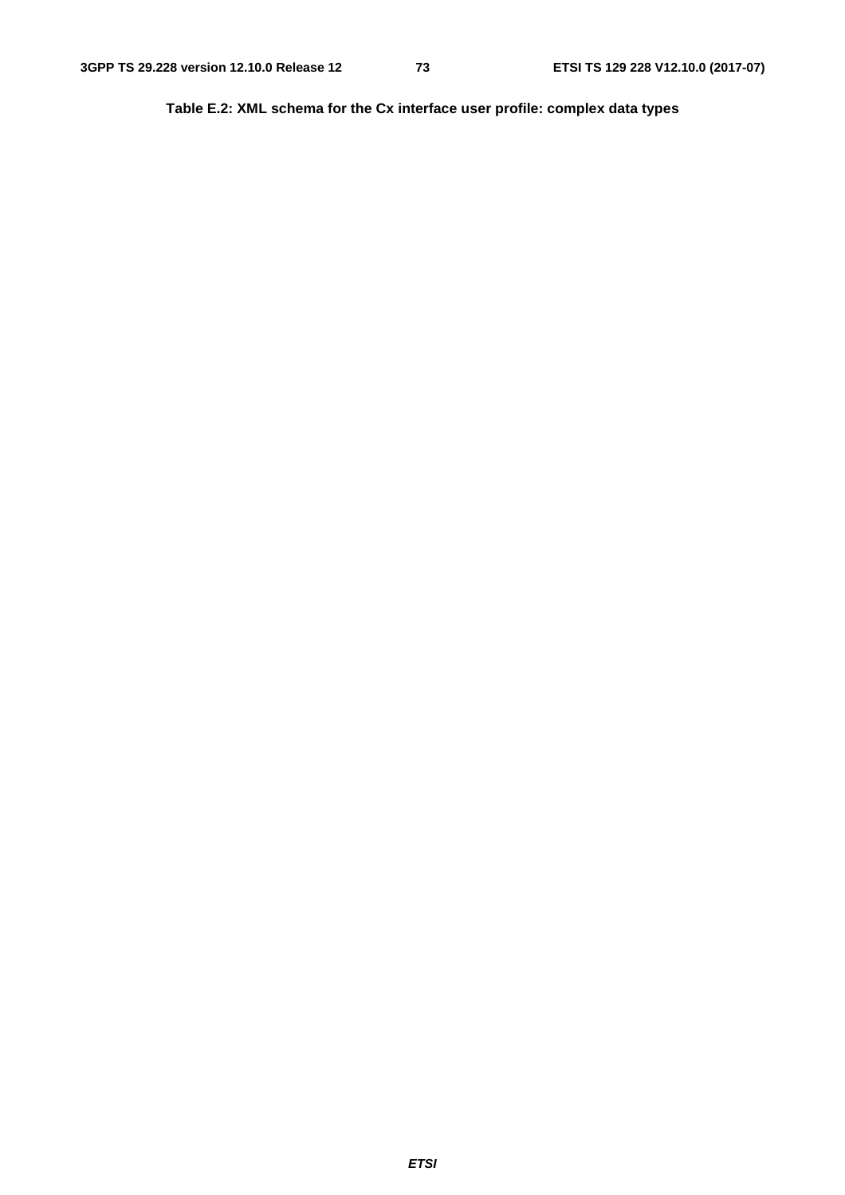**Table E.2: XML schema for the Cx interface user profile: complex data types**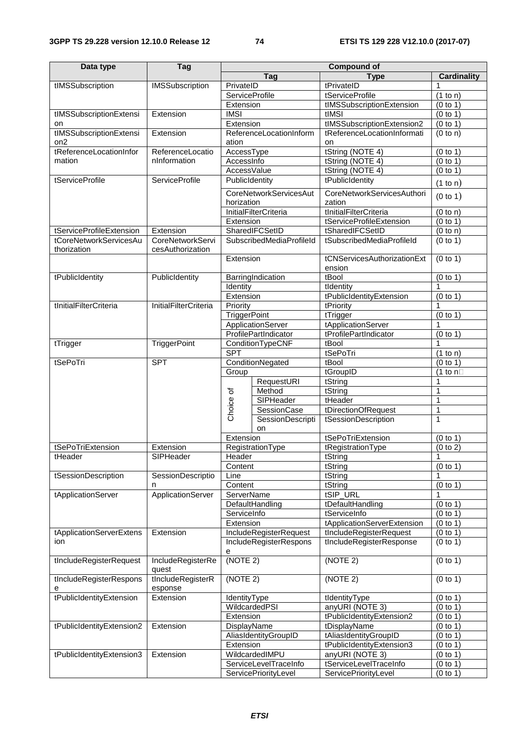| Data type | Tag | Compound of | | | |
|---|---|---|---|---|---|
| | | Tag | | Type | Cardinality |
| tIMSSubscription | IMSSubscription | PrivateID | | tPrivateID | 1 |
| | | ServiceProfile | | tServiceProfile | (1 to n) |
| | | Extension | | tIMSSubscriptionExtension | (0 to 1) |
| tIMSSubscriptionExtension | Extension | IMSI | | tIMSI | (0 to 1) |
| | | Extension | | tIMSSubscriptionExtension2 | (0 to 1) |
| tIMSSubscriptionExtension2 | Extension | ReferenceLocationInformation | | tReferenceLocationInformation | (0 to n) |
| tReferenceLocationInformation | ReferenceLocationInformation | AccessType | | tString (NOTE 4) | (0 to 1) |
| | | AccessInfo | | tString (NOTE 4) | (0 to 1) |
| | | AccessValue | | tString (NOTE 4) | (0 to 1) |
| tServiceProfile | ServiceProfile | PublicIdentity | | tPublicIdentity | (1 to n) |
| | | CoreNetworkServicesAuthorization | | CoreNetworkServicesAuthorization | (0 to 1) |
| | | InitialFilterCriteria | | tInitialFilterCriteria | (0 to n) |
| | | Extension | | tServiceProfileExtension | (0 to 1) |
| tServiceProfileExtension | Extension | SharedIFCSetID | | tSharedIFCSetID | (0 to n) |
| tCoreNetworkServicesAuthorization | CoreNetworkServicesAuthorization | SubscribedMediaProfileId | | tSubscribedMediaProfileId | (0 to 1) |
| | | Extension | | tCNServicesAuthorizationExtension | (0 to 1) |
| tPublicIdentity | PublicIdentity | BarringIndication | | tBool | (0 to 1) |
| | | Identity | | tIdentity | 1 |
| | | Extension | | tPublicIdentityExtension | (0 to 1) |
| tInitialFilterCriteria | InitialFilterCriteria | Priority | | tPriority | 1 |
| | | TriggerPoint | | tTrigger | (0 to 1) |
| | | ApplicationServer | | tApplicationServer | 1 |
| | | ProfilePartIndicator | | tProfilePartIndicator | (0 to 1) |
| tTrigger | TriggerPoint | ConditionTypeCNF | | tBool | 1 |
| | | SPT | | tSePoTri | (1 to n) |
| tSePoTri | SPT | ConditionNegated | | tBool | (0 to 1) |
| | | Group | | tGroupID | (1 to n) |
| | | Choice of | RequestURI | tString | 1 |
| | | | Method | tString | 1 |
| | | | SIPHeader | tHeader | 1 |
| | | | SessionCase | tDirectionOfRequest | 1 |
| | | | SessionDescription | tSessionDescription | 1 |
| | | Extension | | tSePoTriExtension | (0 to 1) |
| tSePoTriExtension | Extension | RegistrationType | | tRegistrationType | (0 to 2) |
| tHeader | SIPHeader | Header | | tString | 1 |
| | | Content | | tString | (0 to 1) |
| tSessionDescription | SessionDescription | Line | | tString | 1 |
| | | Content | | tString | (0 to 1) |
| tApplicationServer | ApplicationServer | ServerName | | tSIP_URL | 1 |
| | | DefaultHandling | | tDefaultHandling | (0 to 1) |
| | | ServiceInfo | | tServiceInfo | (0 to 1) |
| | | Extension | | tApplicationServerExtension | (0 to 1) |
| tApplicationServerExtension | Extension | IncludeRegisterRequest | | tIncludeRegisterRequest | (0 to 1) |
| | | IncludeRegisterResponse | | tIncludeRegisterResponse | (0 to 1) |
| tIncludeRegisterRequest | IncludeRegisterRequest | (NOTE 2) | | (NOTE 2) | (0 to 1) |
| tIncludeRegisterResponse | tIncludeRegisterResponse | (NOTE 2) | | (NOTE 2) | (0 to 1) |
| tPublicIdentityExtension | Extension | IdentityType | | tIdentityType | (0 to 1) |
| | | WildcardedPSI | | anyURI (NOTE 3) | (0 to 1) |
| | | Extension | | tPublicIdentityExtension2 | (0 to 1) |
| tPublicIdentityExtension2 | Extension | DisplayName | | tDisplayName | (0 to 1) |
| | | AliasIdentityGroupID | | tAliasIdentityGroupID | (0 to 1) |
| | | Extension | | tPublicIdentityExtension3 | (0 to 1) |
| tPublicIdentityExtension3 | Extension | WildcardedIMPU | | anyURI (NOTE 3) | (0 to 1) |
| | | ServiceLevelTraceInfo | | tServiceLevelTraceInfo | (0 to 1) |
| | | ServicePriorityLevel | | ServicePriorityLevel | (0 to 1) |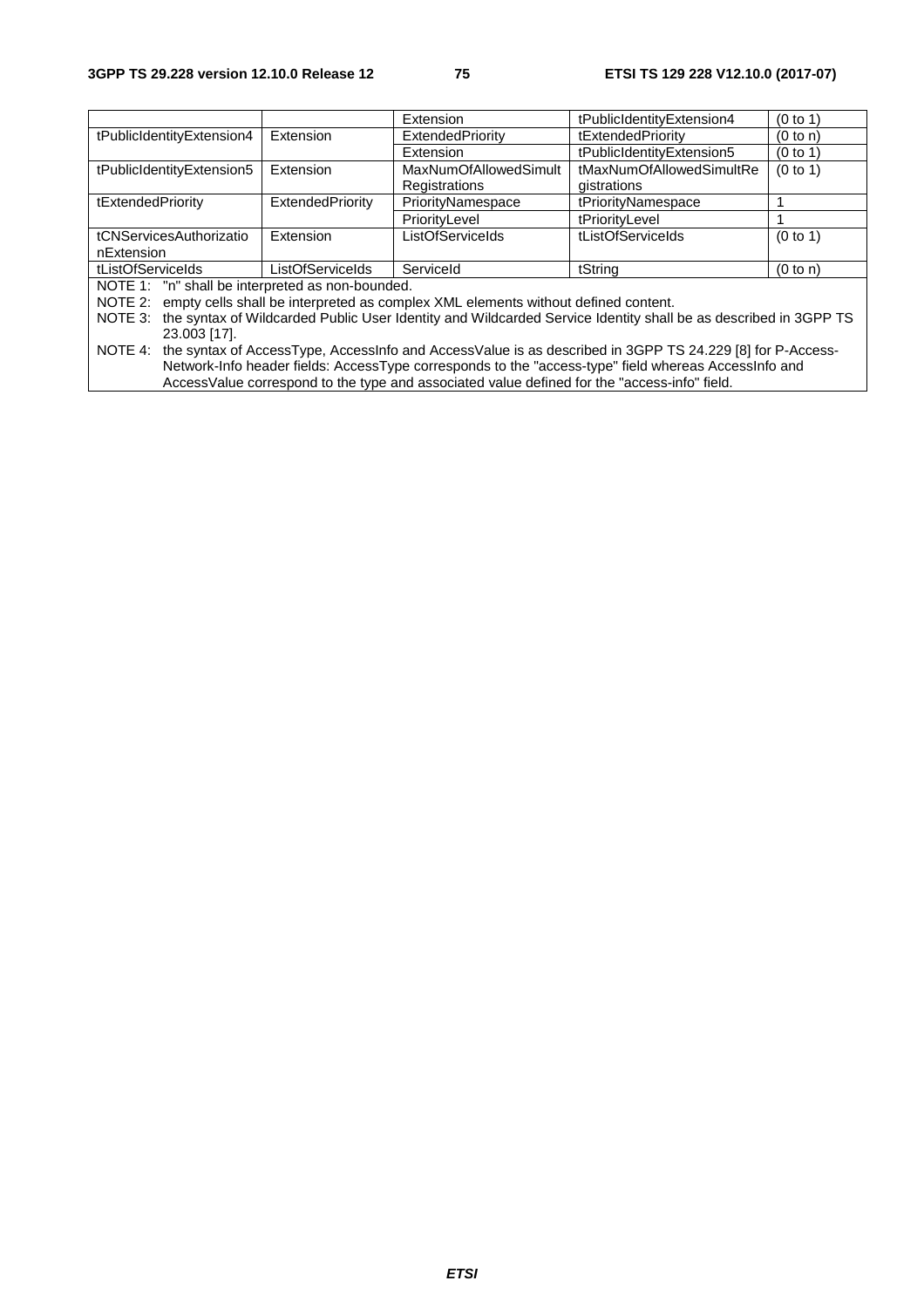| | | Extension | tPublicIdentityExtension4 | (0 to 1) |
|---|---|---|---|---|
| tPublicIdentityExtension4 | Extension | ExtendedPriority | tExtendedPriority | (0 to n) |
| | | Extension | tPublicIdentityExtension5 | (0 to 1) |
| tPublicIdentityExtension5 | Extension | MaxNumOfAllowedSimultRegistrations | tMaxNumOfAllowedSimultRegistrations | (0 to 1) |
| tExtendedPriority | ExtendedPriority | PriorityNamespace | tPriorityNamespace | 1 |
| | | PriorityLevel | tPriorityLevel | 1 |
| tCNServicesAuthorizationExtension | Extension | ListOfServiceIds | tListOfServiceIds | (0 to 1) |
| tListOfServiceIds | ListOfServiceIds | ServiceId | tString | (0 to n) |

NOTE 1: "n" shall be interpreted as non-bounded.

NOTE 2: empty cells shall be interpreted as complex XML elements without defined content.

NOTE 3: the syntax of Wildcarded Public User Identity and Wildcarded Service Identity shall be as described in 3GPP TS 23.003 [17].

NOTE 4: the syntax of AccessType, AccessInfo and AccessValue is as described in 3GPP TS 24.229 [8] for P-Access-Network-Info header fields: AccessType corresponds to the "access-type" field whereas AccessInfo and AccessValue correspond to the type and associated value defined for the "access-info" field.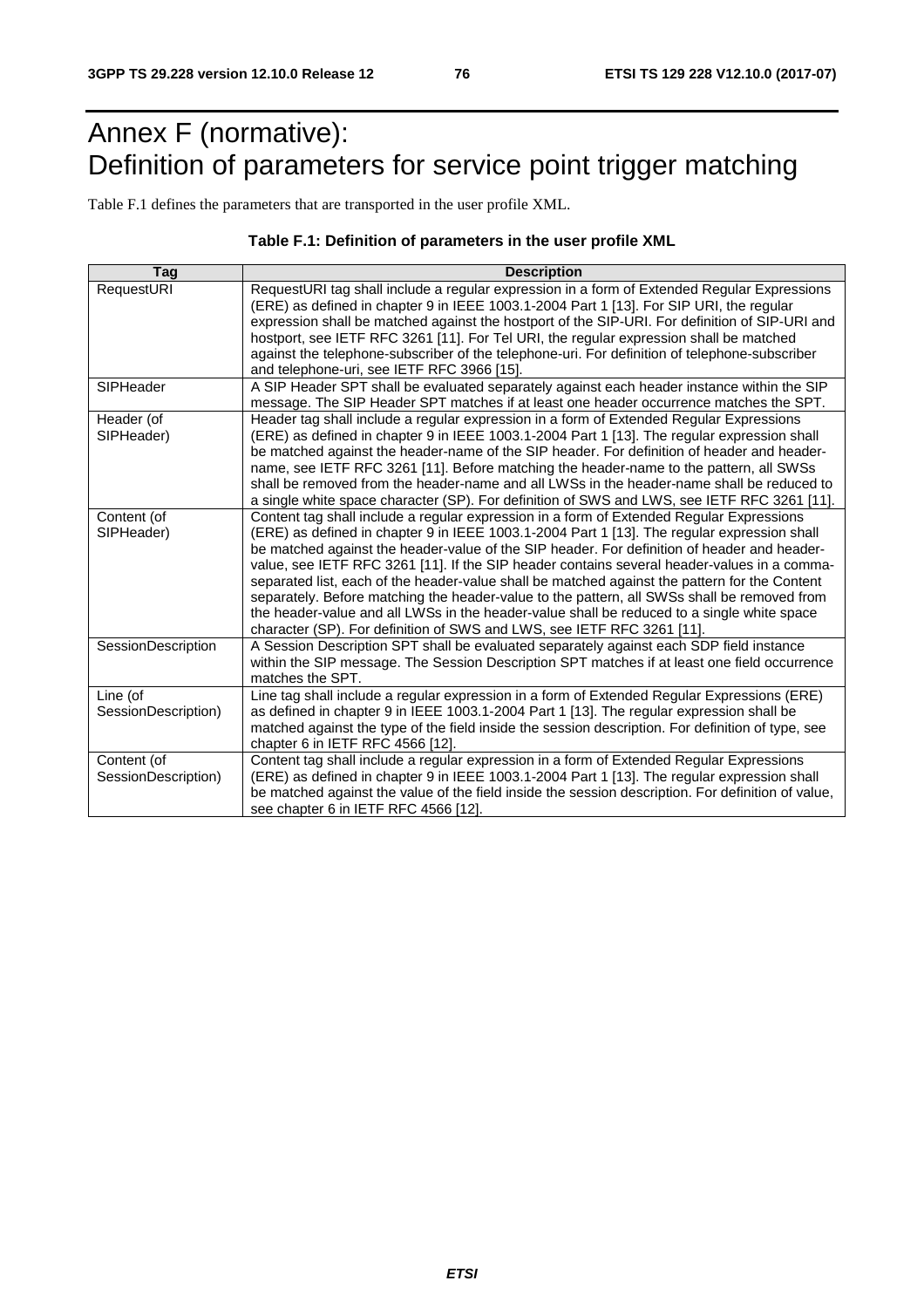# Annex F (normative): Definition of parameters for service point trigger matching

Table F.1 defines the parameters that are transported in the user profile XML.

**Table F.1: Definition of parameters in the user profile XML**

| Tag | Description |
|---|---|
| RequestURI | RequestURI tag shall include a regular expression in a form of Extended Regular Expressions (ERE) as defined in chapter 9 in IEEE 1003.1-2004 Part 1 [13]. For SIP URI, the regular expression shall be matched against the hostport of the SIP-URI. For definition of SIP-URI and hostport, see IETF RFC 3261 [11]. For Tel URI, the regular expression shall be matched against the telephone-subscriber of the telephone-uri. For definition of telephone-subscriber and telephone-uri, see IETF RFC 3966 [15]. |
| SIPHeader | A SIP Header SPT shall be evaluated separately against each header instance within the SIP message. The SIP Header SPT matches if at least one header occurrence matches the SPT. |
| Header (of SIPHeader) | Header tag shall include a regular expression in a form of Extended Regular Expressions (ERE) as defined in chapter 9 in IEEE 1003.1-2004 Part 1 [13]. The regular expression shall be matched against the header-name of the SIP header. For definition of header and header-name, see IETF RFC 3261 [11]. Before matching the header-name to the pattern, all SWSs shall be removed from the header-name and all LWSs in the header-name shall be reduced to a single white space character (SP). For definition of SWS and LWS, see IETF RFC 3261 [11]. |
| Content (of SIPHeader) | Content tag shall include a regular expression in a form of Extended Regular Expressions (ERE) as defined in chapter 9 in IEEE 1003.1-2004 Part 1 [13]. The regular expression shall be matched against the header-value of the SIP header. For definition of header and header-value, see IETF RFC 3261 [11]. If the SIP header contains several header-values in a comma-separated list, each of the header-value shall be matched against the pattern for the Content separately. Before matching the header-value to the pattern, all SWSs shall be removed from the header-value and all LWSs in the header-value shall be reduced to a single white space character (SP). For definition of SWS and LWS, see IETF RFC 3261 [11]. |
| SessionDescription | A Session Description SPT shall be evaluated separately against each SDP field instance within the SIP message. The Session Description SPT matches if at least one field occurrence matches the SPT. |
| Line (of SessionDescription) | Line tag shall include a regular expression in a form of Extended Regular Expressions (ERE) as defined in chapter 9 in IEEE 1003.1-2004 Part 1 [13]. The regular expression shall be matched against the type of the field inside the session description. For definition of type, see chapter 6 in IETF RFC 4566 [12]. |
| Content (of SessionDescription) | Content tag shall include a regular expression in a form of Extended Regular Expressions (ERE) as defined in chapter 9 in IEEE 1003.1-2004 Part 1 [13]. The regular expression shall be matched against the value of the field inside the session description. For definition of value, see chapter 6 in IETF RFC 4566 [12]. |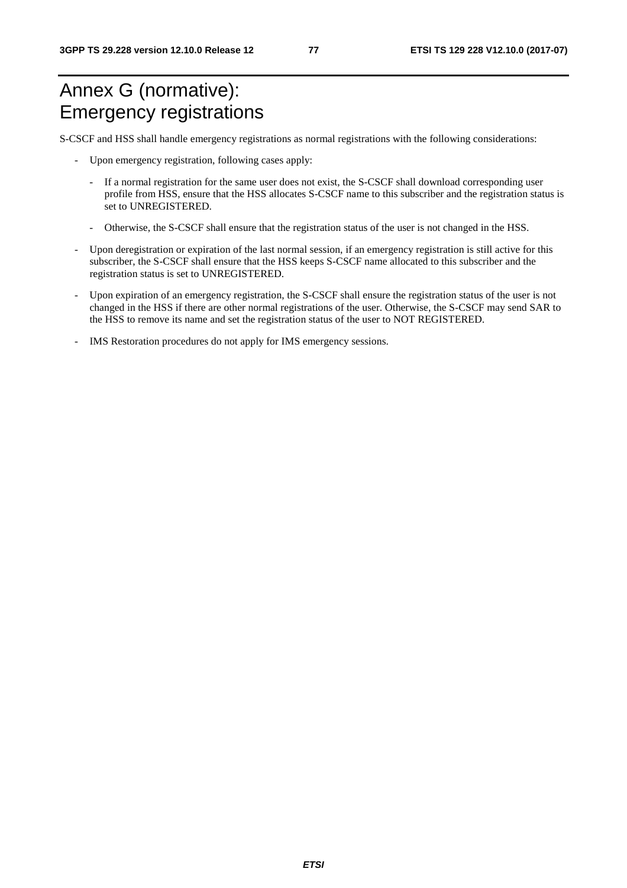# Annex G (normative): Emergency registrations

S-CSCF and HSS shall handle emergency registrations as normal registrations with the following considerations:

- Upon emergency registration, following cases apply:
    - If a normal registration for the same user does not exist, the S-CSCF shall download corresponding user profile from HSS, ensure that the HSS allocates S-CSCF name to this subscriber and the registration status is set to UNREGISTERED.
    - Otherwise, the S-CSCF shall ensure that the registration status of the user is not changed in the HSS.
- Upon deregistration or expiration of the last normal session, if an emergency registration is still active for this subscriber, the S-CSCF shall ensure that the HSS keeps S-CSCF name allocated to this subscriber and the registration status is set to UNREGISTERED.
- Upon expiration of an emergency registration, the S-CSCF shall ensure the registration status of the user is not changed in the HSS if there are other normal registrations of the user. Otherwise, the S-CSCF may send SAR to the HSS to remove its name and set the registration status of the user to NOT REGISTERED.
- IMS Restoration procedures do not apply for IMS emergency sessions.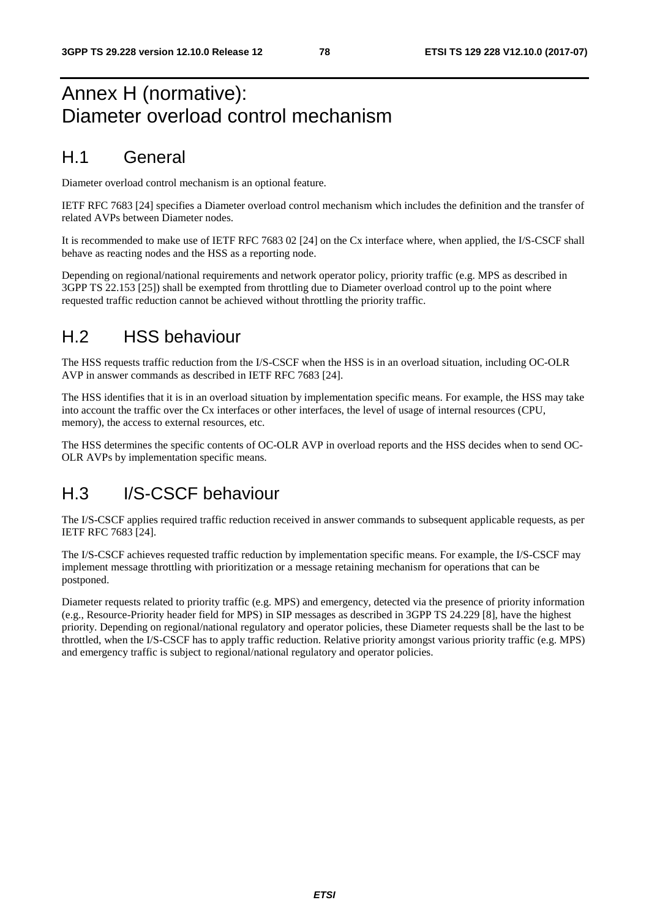# Annex H (normative): Diameter overload control mechanism

## H.1 General

Diameter overload control mechanism is an optional feature.

IETF RFC 7683 [24] specifies a Diameter overload control mechanism which includes the definition and the transfer of related AVPs between Diameter nodes.

It is recommended to make use of IETF RFC 7683 02 [24] on the Cx interface where, when applied, the I/S-CSCF shall behave as reacting nodes and the HSS as a reporting node.

Depending on regional/national requirements and network operator policy, priority traffic (e.g. MPS as described in 3GPP TS 22.153 [25]) shall be exempted from throttling due to Diameter overload control up to the point where requested traffic reduction cannot be achieved without throttling the priority traffic.

## H.2 HSS behaviour

The HSS requests traffic reduction from the I/S-CSCF when the HSS is in an overload situation, including OC-OLR AVP in answer commands as described in IETF RFC 7683 [24].

The HSS identifies that it is in an overload situation by implementation specific means. For example, the HSS may take into account the traffic over the Cx interfaces or other interfaces, the level of usage of internal resources (CPU, memory), the access to external resources, etc.

The HSS determines the specific contents of OC-OLR AVP in overload reports and the HSS decides when to send OC-OLR AVPs by implementation specific means.

## H.3 I/S-CSCF behaviour

The I/S-CSCF applies required traffic reduction received in answer commands to subsequent applicable requests, as per IETF RFC 7683 [24].

The I/S-CSCF achieves requested traffic reduction by implementation specific means. For example, the I/S-CSCF may implement message throttling with prioritization or a message retaining mechanism for operations that can be postponed.

Diameter requests related to priority traffic (e.g. MPS) and emergency, detected via the presence of priority information (e.g., Resource-Priority header field for MPS) in SIP messages as described in 3GPP TS 24.229 [8], have the highest priority. Depending on regional/national regulatory and operator policies, these Diameter requests shall be the last to be throttled, when the I/S-CSCF has to apply traffic reduction. Relative priority amongst various priority traffic (e.g. MPS) and emergency traffic is subject to regional/national regulatory and operator policies.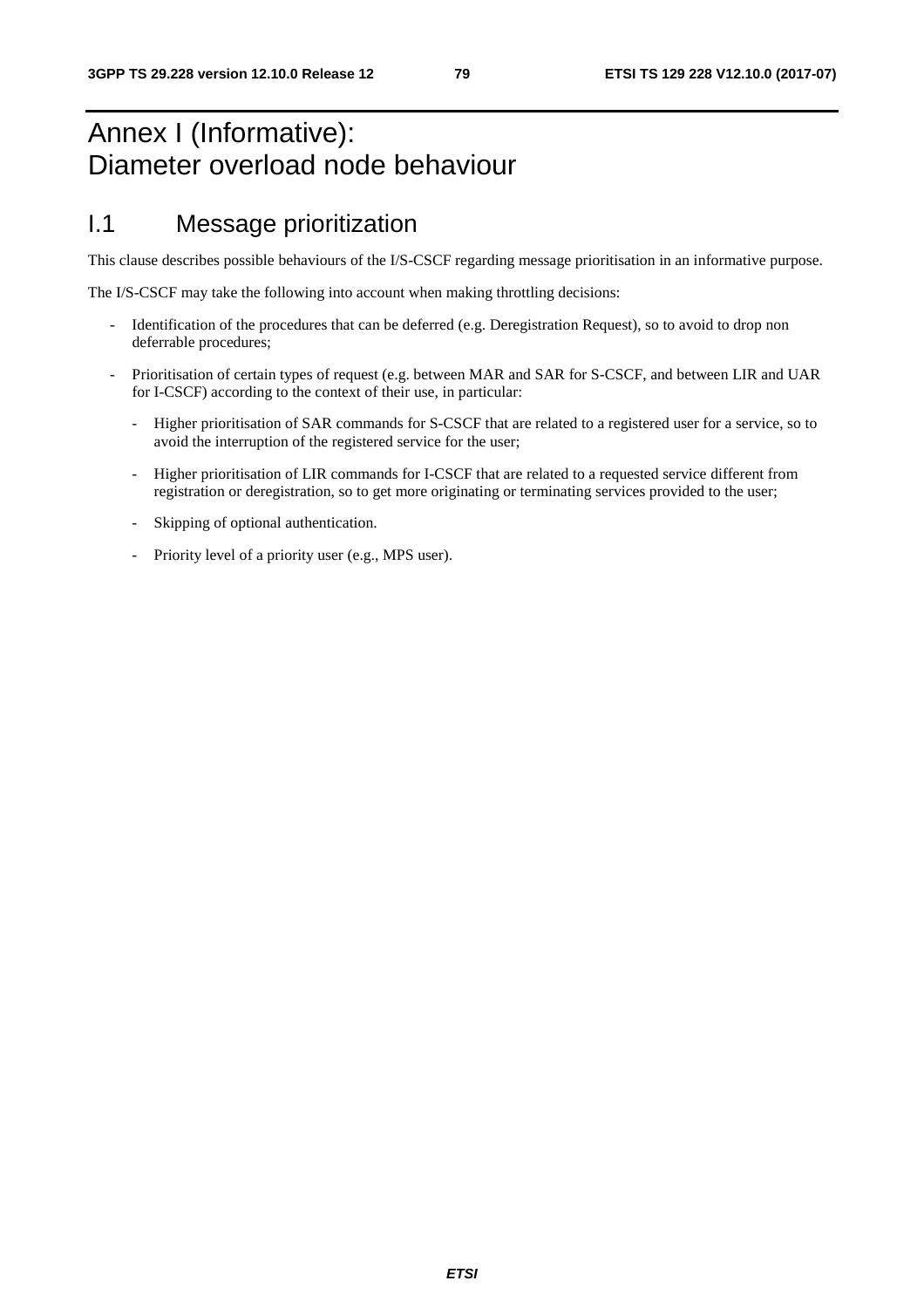# Annex I (Informative): Diameter overload node behaviour

## I.1 Message prioritization

This clause describes possible behaviours of the I/S-CSCF regarding message prioritisation in an informative purpose.

The I/S-CSCF may take the following into account when making throttling decisions:

- Identification of the procedures that can be deferred (e.g. Deregistration Request), so to avoid to drop non deferrable procedures;
- Prioritisation of certain types of request (e.g. between MAR and SAR for S-CSCF, and between LIR and UAR for I-CSCF) according to the context of their use, in particular:
  - Higher prioritisation of SAR commands for S-CSCF that are related to a registered user for a service, so to avoid the interruption of the registered service for the user;
  - Higher prioritisation of LIR commands for I-CSCF that are related to a requested service different from registration or deregistration, so to get more originating or terminating services provided to the user;
  - Skipping of optional authentication.
  - Priority level of a priority user (e.g., MPS user).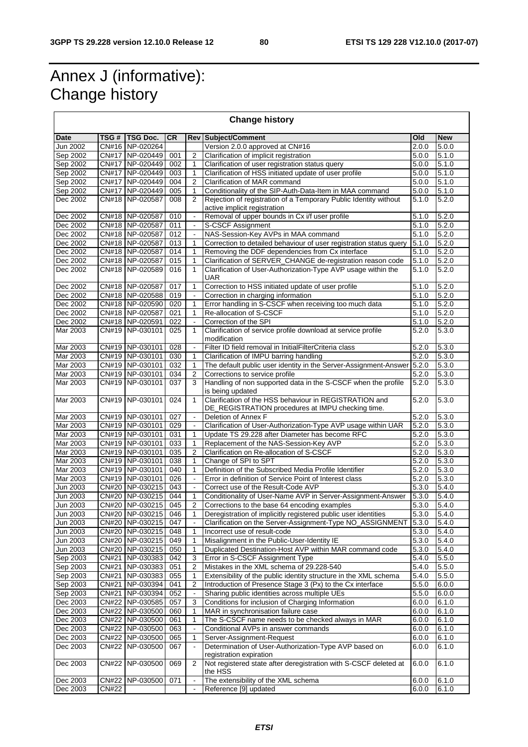# Annex J (informative): Change history

| Change history | | | | | | | |
|---|---|---|---|---|---|---|---|
| **Date** | **TSG #** | **TSG Doc.** | **CR** | **Rev** | **Subject/Comment** | **Old** | **New** |
| Jun 2002 | CN#16 | NP-020264 | | | Version 2.0.0 approved at CN#16 | 2.0.0 | 5.0.0 |
| Sep 2002 | CN#17 | NP-020449 | 001 | 2 | Clarification of implicit registration | 5.0.0 | 5.1.0 |
| Sep 2002 | CN#17 | NP-020449 | 002 | 1 | Clarification of user registration status query | 5.0.0 | 5.1.0 |
| Sep 2002 | CN#17 | NP-020449 | 003 | 1 | Clarification of HSS initiated update of user profile | 5.0.0 | 5.1.0 |
| Sep 2002 | CN#17 | NP-020449 | 004 | 2 | Clarification of MAR command | 5.0.0 | 5.1.0 |
| Sep 2002 | CN#17 | NP-020449 | 005 | 1 | Conditionality of the SIP-Auth-Data-Item in MAA command | 5.0.0 | 5.1.0 |
| Dec 2002 | CN#18 | NP-020587 | 008 | 2 | Rejection of registration of a Temporary Public Identity without active implicit registration | 5.1.0 | 5.2.0 |
| Dec 2002 | CN#18 | NP-020587 | 010 | - | Removal of upper bounds in Cx i/f user profile | 5.1.0 | 5.2.0 |
| Dec 2002 | CN#18 | NP-020587 | 011 | - | S-CSCF Assignment | 5.1.0 | 5.2.0 |
| Dec 2002 | CN#18 | NP-020587 | 012 | - | NAS-Session-Key AVPs in MAA command | 5.1.0 | 5.2.0 |
| Dec 2002 | CN#18 | NP-020587 | 013 | 1 | Correction to detailed behaviour of user registration status query | 5.1.0 | 5.2.0 |
| Dec 2002 | CN#18 | NP-020587 | 014 | 1 | Removing the DDF dependencies from Cx interface | 5.1.0 | 5.2.0 |
| Dec 2002 | CN#18 | NP-020587 | 015 | 1 | Clarification of SERVER_CHANGE de-registration reason code | 5.1.0 | 5.2.0 |
| Dec 2002 | CN#18 | NP-020589 | 016 | 1 | Clarification of User-Authorization-Type AVP usage within the UAR | 5.1.0 | 5.2.0 |
| Dec 2002 | CN#18 | NP-020587 | 017 | 1 | Correction to HSS initiated update of user profile | 5.1.0 | 5.2.0 |
| Dec 2002 | CN#18 | NP-020588 | 019 | - | Correction in charging information | 5.1.0 | 5.2.0 |
| Dec 2002 | CN#18 | NP-020590 | 020 | 1 | Error handling in S-CSCF when receiving too much data | 5.1.0 | 5.2.0 |
| Dec 2002 | CN#18 | NP-020587 | 021 | 1 | Re-allocation of S-CSCF | 5.1.0 | 5.2.0 |
| Dec 2002 | CN#18 | NP-020591 | 022 | - | Correction of the SPI | 5.1.0 | 5.2.0 |
| Mar 2003 | CN#19 | NP-030101 | 025 | 1 | Clarification of service profile download at service profile modification | 5.2.0 | 5.3.0 |
| Mar 2003 | CN#19 | NP-030101 | 028 | - | Filter ID field removal in InitialFilterCriteria class | 5.2.0 | 5.3.0 |
| Mar 2003 | CN#19 | NP-030101 | 030 | 1 | Clarification of IMPU barring handling | 5.2.0 | 5.3.0 |
| Mar 2003 | CN#19 | NP-030101 | 032 | 1 | The default public user identity in the Server-Assignment-Answer | 5.2.0 | 5.3.0 |
| Mar 2003 | CN#19 | NP-030101 | 034 | 2 | Corrections to service profile | 5.2.0 | 5.3.0 |
| Mar 2003 | CN#19 | NP-030101 | 037 | 3 | Handling of non supported data in the S-CSCF when the profile is being updated | 5.2.0 | 5.3.0 |
| Mar 2003 | CN#19 | NP-030101 | 024 | 1 | Clarification of the HSS behaviour in REGISTRATION and DE_REGISTRATION procedures at IMPU checking time. | 5.2.0 | 5.3.0 |
| Mar 2003 | CN#19 | NP-030101 | 027 | - | Deletion of Annex F | 5.2.0 | 5.3.0 |
| Mar 2003 | CN#19 | NP-030101 | 029 | - | Clarification of User-Authorization-Type AVP usage within UAR | 5.2.0 | 5.3.0 |
| Mar 2003 | CN#19 | NP-030101 | 031 | 1 | Update TS 29.228 after Diameter has become RFC | 5.2.0 | 5.3.0 |
| Mar 2003 | CN#19 | NP-030101 | 033 | 1 | Replacement of the NAS-Session-Key AVP | 5.2.0 | 5.3.0 |
| Mar 2003 | CN#19 | NP-030101 | 035 | 2 | Clarification on Re-allocation of S-CSCF | 5.2.0 | 5.3.0 |
| Mar 2003 | CN#19 | NP-030101 | 038 | 1 | Change of SPI to SPT | 5.2.0 | 5.3.0 |
| Mar 2003 | CN#19 | NP-030101 | 040 | 1 | Definition of the Subscribed Media Profile Identifier | 5.2.0 | 5.3.0 |
| Mar 2003 | CN#19 | NP-030101 | 026 | - | Error in definition of Service Point of Interest class | 5.2.0 | 5.3.0 |
| Jun 2003 | CN#20 | NP-030215 | 043 | - | Correct use of the Result-Code AVP | 5.3.0 | 5.4.0 |
| Jun 2003 | CN#20 | NP-030215 | 044 | 1 | Conditionality of User-Name AVP in Server-Assignment-Answer | 5.3.0 | 5.4.0 |
| Jun 2003 | CN#20 | NP-030215 | 045 | 2 | Corrections to the base 64 encoding examples | 5.3.0 | 5.4.0 |
| Jun 2003 | CN#20 | NP-030215 | 046 | 1 | Deregistration of implicitly registered public user identities | 5.3.0 | 5.4.0 |
| Jun 2003 | CN#20 | NP-030215 | 047 | - | Clarification on the Server-Assignment-Type NO_ASSIGNMENT | 5.3.0 | 5.4.0 |
| Jun 2003 | CN#20 | NP-030215 | 048 | 1 | Incorrect use of result-code | 5.3.0 | 5.4.0 |
| Jun 2003 | CN#20 | NP-030215 | 049 | 1 | Misalignment in the Public-User-Identity IE | 5.3.0 | 5.4.0 |
| Jun 2003 | CN#20 | NP-030215 | 050 | 1 | Duplicated Destination-Host AVP within MAR command code | 5.3.0 | 5.4.0 |
| Sep 2003 | CN#21 | NP-030383 | 042 | 3 | Error in S-CSCF Assignment Type | 5.4.0 | 5.5.0 |
| Sep 2003 | CN#21 | NP-030383 | 051 | 2 | Mistakes in the XML schema of 29.228-540 | 5.4.0 | 5.5.0 |
| Sep 2003 | CN#21 | NP-030383 | 055 | 1 | Extensibility of the public identity structure in the XML schema | 5.4.0 | 5.5.0 |
| Sep 2003 | CN#21 | NP-030394 | 041 | 2 | Introduction of Presence Stage 3 (Px) to the Cx interface | 5.5.0 | 6.0.0 |
| Sep 2003 | CN#21 | NP-030394 | 052 | - | Sharing public identities across multiple UEs | 5.5.0 | 6.0.0 |
| Dec 2003 | CN#22 | NP-030585 | 057 | 3 | Conditions for inclusion of Charging Information | 6.0.0 | 6.1.0 |
| Dec 2003 | CN#22 | NP-030500 | 060 | 1 | MAR in synchronisation failure case | 6.0.0 | 6.1.0 |
| Dec 2003 | CN#22 | NP-030500 | 061 | 1 | The S-CSCF name needs to be checked always in MAR | 6.0.0 | 6.1.0 |
| Dec 2003 | CN#22 | NP-030500 | 063 | - | Conditional AVPs in answer commands | 6.0.0 | 6.1.0 |
| Dec 2003 | CN#22 | NP-030500 | 065 | 1 | Server-Assignment-Request | 6.0.0 | 6.1.0 |
| Dec 2003 | CN#22 | NP-030500 | 067 | - | Determination of User-Authorization-Type AVP based on registration expiration | 6.0.0 | 6.1.0 |
| Dec 2003 | CN#22 | NP-030500 | 069 | 2 | Not registered state after deregistration with S-CSCF deleted at the HSS | 6.0.0 | 6.1.0 |
| Dec 2003 | CN#22 | NP-030500 | 071 | - | The extensibility of the XML schema | 6.0.0 | 6.1.0 |
| Dec 2003 | CN#22 | | | - | Reference [9] updated | 6.0.0 | 6.1.0 |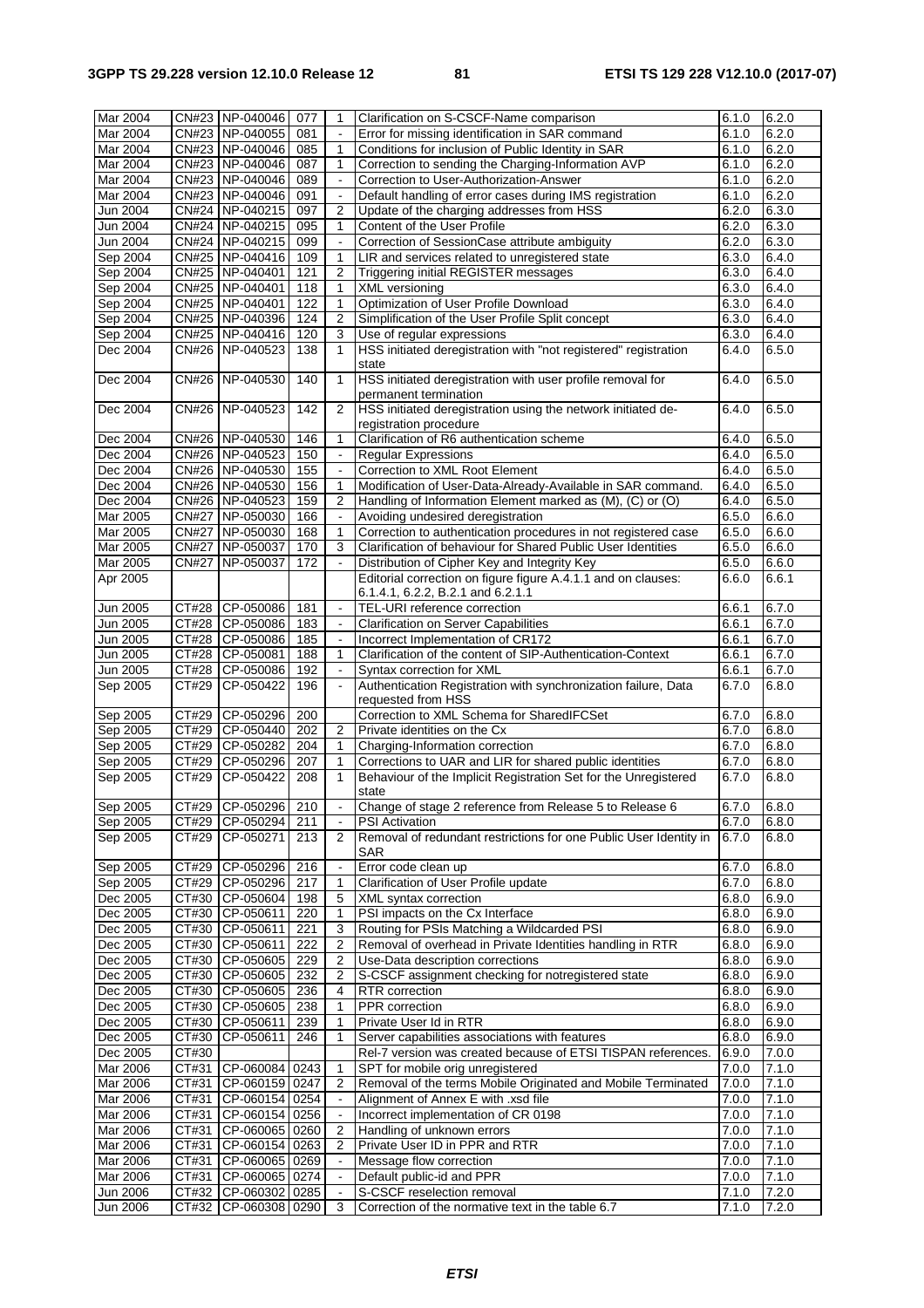| Mar 2004 | CN#23 | NP-040046 | 077 | 1 | Clarification on S-CSCF-Name comparison | 6.1.0 | 6.2.0 |
|---|---|---|---|---|---|---|---|
| Mar 2004 | CN#23 | NP-040055 | 081 | - | Error for missing identification in SAR command | 6.1.0 | 6.2.0 |
| Mar 2004 | CN#23 | NP-040046 | 085 | 1 | Conditions for inclusion of Public Identity in SAR | 6.1.0 | 6.2.0 |
| Mar 2004 | CN#23 | NP-040046 | 087 | 1 | Correction to sending the Charging-Information AVP | 6.1.0 | 6.2.0 |
| Mar 2004 | CN#23 | NP-040046 | 089 | - | Correction to User-Authorization-Answer | 6.1.0 | 6.2.0 |
| Mar 2004 | CN#23 | NP-040046 | 091 | - | Default handling of error cases during IMS registration | 6.1.0 | 6.2.0 |
| Jun 2004 | CN#24 | NP-040215 | 097 | 2 | Update of the charging addresses from HSS | 6.2.0 | 6.3.0 |
| Jun 2004 | CN#24 | NP-040215 | 095 | 1 | Content of the User Profile | 6.2.0 | 6.3.0 |
| Jun 2004 | CN#24 | NP-040215 | 099 | - | Correction of SessionCase attribute ambiguity | 6.2.0 | 6.3.0 |
| Sep 2004 | CN#25 | NP-040416 | 109 | 1 | LIR and services related to unregistered state | 6.3.0 | 6.4.0 |
| Sep 2004 | CN#25 | NP-040401 | 121 | 2 | Triggering initial REGISTER messages | 6.3.0 | 6.4.0 |
| Sep 2004 | CN#25 | NP-040401 | 118 | 1 | XML versioning | 6.3.0 | 6.4.0 |
| Sep 2004 | CN#25 | NP-040401 | 122 | 1 | Optimization of User Profile Download | 6.3.0 | 6.4.0 |
| Sep 2004 | CN#25 | NP-040396 | 124 | 2 | Simplification of the User Profile Split concept | 6.3.0 | 6.4.0 |
| Sep 2004 | CN#25 | NP-040416 | 120 | 3 | Use of regular expressions | 6.3.0 | 6.4.0 |
| Dec 2004 | CN#26 | NP-040523 | 138 | 1 | HSS initiated deregistration with "not registered" registration state | 6.4.0 | 6.5.0 |
| Dec 2004 | CN#26 | NP-040530 | 140 | 1 | HSS initiated deregistration with user profile removal for permanent termination | 6.4.0 | 6.5.0 |
| Dec 2004 | CN#26 | NP-040523 | 142 | 2 | HSS initiated deregistration using the network initiated de-registration procedure | 6.4.0 | 6.5.0 |
| Dec 2004 | CN#26 | NP-040530 | 146 | 1 | Clarification of R6 authentication scheme | 6.4.0 | 6.5.0 |
| Dec 2004 | CN#26 | NP-040523 | 150 | - | Regular Expressions | 6.4.0 | 6.5.0 |
| Dec 2004 | CN#26 | NP-040530 | 155 | - | Correction to XML Root Element | 6.4.0 | 6.5.0 |
| Dec 2004 | CN#26 | NP-040530 | 156 | 1 | Modification of User-Data-Already-Available in SAR command. | 6.4.0 | 6.5.0 |
| Dec 2004 | CN#26 | NP-040523 | 159 | 2 | Handling of Information Element marked as (M), (C) or (O) | 6.4.0 | 6.5.0 |
| Mar 2005 | CN#27 | NP-050030 | 166 | - | Avoiding undesired deregistration | 6.5.0 | 6.6.0 |
| Mar 2005 | CN#27 | NP-050030 | 168 | 1 | Correction to authentication procedures in not registered case | 6.5.0 | 6.6.0 |
| Mar 2005 | CN#27 | NP-050037 | 170 | 3 | Clarification of behaviour for Shared Public User Identities | 6.5.0 | 6.6.0 |
| Mar 2005 | CN#27 | NP-050037 | 172 | - | Distribution of Cipher Key and Integrity Key | 6.5.0 | 6.6.0 |
| Apr 2005 | | | | | Editorial correction on figure figure A.4.1.1 and on clauses: 6.1.4.1, 6.2.2, B.2.1 and 6.2.1.1 | 6.6.0 | 6.6.1 |
| Jun 2005 | CT#28 | CP-050086 | 181 | - | TEL-URI reference correction | 6.6.1 | 6.7.0 |
| Jun 2005 | CT#28 | CP-050086 | 183 | - | Clarification on Server Capabilities | 6.6.1 | 6.7.0 |
| Jun 2005 | CT#28 | CP-050086 | 185 | - | Incorrect Implementation of CR172 | 6.6.1 | 6.7.0 |
| Jun 2005 | CT#28 | CP-050081 | 188 | 1 | Clarification of the content of SIP-Authentication-Context | 6.6.1 | 6.7.0 |
| Jun 2005 | CT#28 | CP-050086 | 192 | - | Syntax correction for XML | 6.6.1 | 6.7.0 |
| Sep 2005 | CT#29 | CP-050422 | 196 | - | Authentication Registration with synchronization failure, Data requested from HSS | 6.7.0 | 6.8.0 |
| Sep 2005 | CT#29 | CP-050296 | 200 | | Correction to XML Schema for SharedIFCSet | 6.7.0 | 6.8.0 |
| Sep 2005 | CT#29 | CP-050440 | 202 | 2 | Private identities on the Cx | 6.7.0 | 6.8.0 |
| Sep 2005 | CT#29 | CP-050282 | 204 | 1 | Charging-Information correction | 6.7.0 | 6.8.0 |
| Sep 2005 | CT#29 | CP-050296 | 207 | 1 | Corrections to UAR and LIR for shared public identities | 6.7.0 | 6.8.0 |
| Sep 2005 | CT#29 | CP-050422 | 208 | 1 | Behaviour of the Implicit Registration Set for the Unregistered state | 6.7.0 | 6.8.0 |
| Sep 2005 | CT#29 | CP-050296 | 210 | - | Change of stage 2 reference from Release 5 to Release 6 | 6.7.0 | 6.8.0 |
| Sep 2005 | CT#29 | CP-050294 | 211 | - | PSI Activation | 6.7.0 | 6.8.0 |
| Sep 2005 | CT#29 | CP-050271 | 213 | 2 | Removal of redundant restrictions for one Public User Identity in SAR | 6.7.0 | 6.8.0 |
| Sep 2005 | CT#29 | CP-050296 | 216 | - | Error code clean up | 6.7.0 | 6.8.0 |
| Sep 2005 | CT#29 | CP-050296 | 217 | 1 | Clarification of User Profile update | 6.7.0 | 6.8.0 |
| Dec 2005 | CT#30 | CP-050604 | 198 | 5 | XML syntax correction | 6.8.0 | 6.9.0 |
| Dec 2005 | CT#30 | CP-050611 | 220 | 1 | PSI impacts on the Cx Interface | 6.8.0 | 6.9.0 |
| Dec 2005 | CT#30 | CP-050611 | 221 | 3 | Routing for PSIs Matching a Wildcarded PSI | 6.8.0 | 6.9.0 |
| Dec 2005 | CT#30 | CP-050611 | 222 | 2 | Removal of overhead in Private Identities handling in RTR | 6.8.0 | 6.9.0 |
| Dec 2005 | CT#30 | CP-050605 | 229 | 2 | Use-Data description corrections | 6.8.0 | 6.9.0 |
| Dec 2005 | CT#30 | CP-050605 | 232 | 2 | S-CSCF assignment checking for notregistered state | 6.8.0 | 6.9.0 |
| Dec 2005 | CT#30 | CP-050605 | 236 | 4 | RTR correction | 6.8.0 | 6.9.0 |
| Dec 2005 | CT#30 | CP-050605 | 238 | 1 | PPR correction | 6.8.0 | 6.9.0 |
| Dec 2005 | CT#30 | CP-050611 | 239 | 1 | Private User Id in RTR | 6.8.0 | 6.9.0 |
| Dec 2005 | CT#30 | CP-050611 | 246 | 1 | Server capabilities associations with features | 6.8.0 | 6.9.0 |
| Dec 2005 | CT#30 | | | | Rel-7 version was created because of ETSI TISPAN references. | 6.9.0 | 7.0.0 |
| Mar 2006 | CT#31 | CP-060084 | 0243 | 1 | SPT for mobile orig unregistered | 7.0.0 | 7.1.0 |
| Mar 2006 | CT#31 | CP-060159 | 0247 | 2 | Removal of the terms Mobile Originated and Mobile Terminated | 7.0.0 | 7.1.0 |
| Mar 2006 | CT#31 | CP-060154 | 0254 | - | Alignment of Annex E with .xsd file | 7.0.0 | 7.1.0 |
| Mar 2006 | CT#31 | CP-060154 | 0256 | - | Incorrect implementation of CR 0198 | 7.0.0 | 7.1.0 |
| Mar 2006 | CT#31 | CP-060065 | 0260 | 2 | Handling of unknown errors | 7.0.0 | 7.1.0 |
| Mar 2006 | CT#31 | CP-060154 | 0263 | 2 | Private User ID in PPR and RTR | 7.0.0 | 7.1.0 |
| Mar 2006 | CT#31 | CP-060065 | 0269 | - | Message flow correction | 7.0.0 | 7.1.0 |
| Mar 2006 | CT#31 | CP-060065 | 0274 | - | Default public-id and PPR | 7.0.0 | 7.1.0 |
| Jun 2006 | CT#32 | CP-060302 | 0285 | - | S-CSCF reselection removal | 7.1.0 | 7.2.0 |
| Jun 2006 | CT#32 | CP-060308 | 0290 | 3 | Correction of the normative text in the table 6.7 | 7.1.0 | 7.2.0 |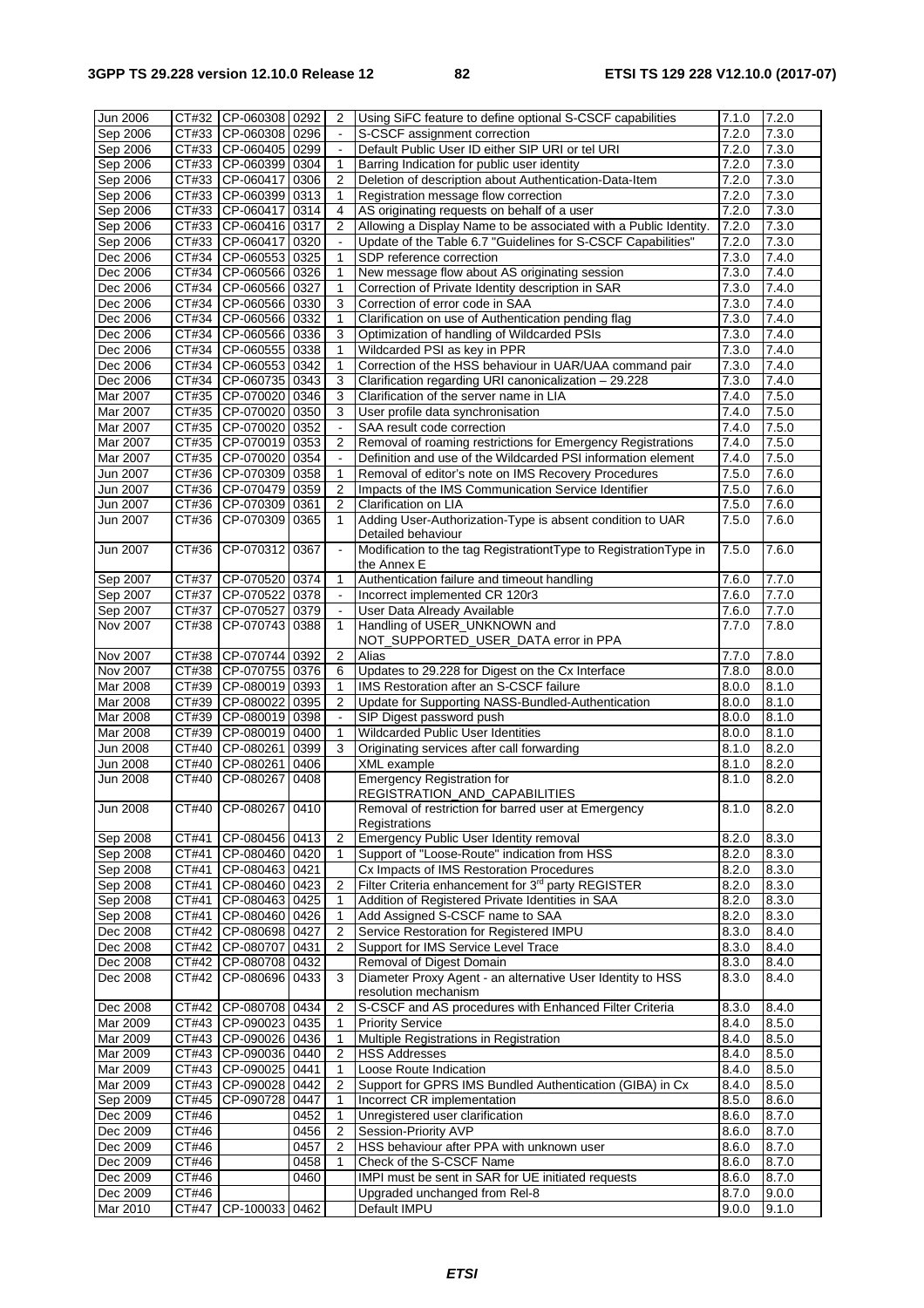| Jun 2006 | CT#32 | CP-060308 | 0292 | 2 | Using SiFC feature to define optional S-CSCF capabilities | 7.1.0 | 7.2.0 |
|---|---|---|---|---|---|---|---|
| Sep 2006 | CT#33 | CP-060308 | 0296 | - | S-CSCF assignment correction | 7.2.0 | 7.3.0 |
| Sep 2006 | CT#33 | CP-060405 | 0299 | - | Default Public User ID either SIP URI or tel URI | 7.2.0 | 7.3.0 |
| Sep 2006 | CT#33 | CP-060399 | 0304 | 1 | Barring Indication for public user identity | 7.2.0 | 7.3.0 |
| Sep 2006 | CT#33 | CP-060417 | 0306 | 2 | Deletion of description about Authentication-Data-Item | 7.2.0 | 7.3.0 |
| Sep 2006 | CT#33 | CP-060399 | 0313 | 1 | Registration message flow correction | 7.2.0 | 7.3.0 |
| Sep 2006 | CT#33 | CP-060417 | 0314 | 4 | AS originating requests on behalf of a user | 7.2.0 | 7.3.0 |
| Sep 2006 | CT#33 | CP-060416 | 0317 | 2 | Allowing a Display Name to be associated with a Public Identity. | 7.2.0 | 7.3.0 |
| Sep 2006 | CT#33 | CP-060417 | 0320 | - | Update of the Table 6.7 "Guidelines for S-CSCF Capabilities" | 7.2.0 | 7.3.0 |
| Dec 2006 | CT#34 | CP-060553 | 0325 | 1 | SDP reference correction | 7.3.0 | 7.4.0 |
| Dec 2006 | CT#34 | CP-060566 | 0326 | 1 | New message flow about AS originating session | 7.3.0 | 7.4.0 |
| Dec 2006 | CT#34 | CP-060566 | 0327 | 1 | Correction of Private Identity description in SAR | 7.3.0 | 7.4.0 |
| Dec 2006 | CT#34 | CP-060566 | 0330 | 3 | Correction of error code in SAA | 7.3.0 | 7.4.0 |
| Dec 2006 | CT#34 | CP-060566 | 0332 | 1 | Clarification on use of Authentication pending flag | 7.3.0 | 7.4.0 |
| Dec 2006 | CT#34 | CP-060566 | 0336 | 3 | Optimization of handling of Wildcarded PSIs | 7.3.0 | 7.4.0 |
| Dec 2006 | CT#34 | CP-060555 | 0338 | 1 | Wildcarded PSI as key in PPR | 7.3.0 | 7.4.0 |
| Dec 2006 | CT#34 | CP-060553 | 0342 | 1 | Correction of the HSS behaviour in UAR/UAA command pair | 7.3.0 | 7.4.0 |
| Dec 2006 | CT#34 | CP-060735 | 0343 | 3 | Clarification regarding URI canonicalization – 29.228 | 7.3.0 | 7.4.0 |
| Mar 2007 | CT#35 | CP-070020 | 0346 | 3 | Clarification of the server name in LIA | 7.4.0 | 7.5.0 |
| Mar 2007 | CT#35 | CP-070020 | 0350 | 3 | User profile data synchronisation | 7.4.0 | 7.5.0 |
| Mar 2007 | CT#35 | CP-070020 | 0352 | - | SAA result code correction | 7.4.0 | 7.5.0 |
| Mar 2007 | CT#35 | CP-070019 | 0353 | 2 | Removal of roaming restrictions for Emergency Registrations | 7.4.0 | 7.5.0 |
| Mar 2007 | CT#35 | CP-070020 | 0354 | - | Definition and use of the Wildcarded PSI information element | 7.4.0 | 7.5.0 |
| Jun 2007 | CT#36 | CP-070309 | 0358 | 1 | Removal of editor's note on IMS Recovery Procedures | 7.5.0 | 7.6.0 |
| Jun 2007 | CT#36 | CP-070479 | 0359 | 2 | Impacts of the IMS Communication Service Identifier | 7.5.0 | 7.6.0 |
| Jun 2007 | CT#36 | CP-070309 | 0361 | 2 | Clarification on LIA | 7.5.0 | 7.6.0 |
| Jun 2007 | CT#36 | CP-070309 | 0365 | 1 | Adding User-Authorization-Type is absent condition to UAR Detailed behaviour | 7.5.0 | 7.6.0 |
| Jun 2007 | CT#36 | CP-070312 | 0367 | - | Modification to the tag RegistrationType to RegistrationType in the Annex E | 7.5.0 | 7.6.0 |
| Sep 2007 | CT#37 | CP-070520 | 0374 | 1 | Authentication failure and timeout handling | 7.6.0 | 7.7.0 |
| Sep 2007 | CT#37 | CP-070522 | 0378 | - | Incorrect implemented CR 120r3 | 7.6.0 | 7.7.0 |
| Sep 2007 | CT#37 | CP-070527 | 0379 | - | User Data Already Available | 7.6.0 | 7.7.0 |
| Nov 2007 | CT#38 | CP-070743 | 0388 | 1 | Handling of USER_UNKNOWN and NOT_SUPPORTED_USER_DATA error in PPA | 7.7.0 | 7.8.0 |
| Nov 2007 | CT#38 | CP-070744 | 0392 | 2 | Alias | 7.7.0 | 7.8.0 |
| Nov 2007 | CT#38 | CP-070755 | 0376 | 6 | Updates to 29.228 for Digest on the Cx Interface | 7.8.0 | 8.0.0 |
| Mar 2008 | CT#39 | CP-080019 | 0393 | 1 | IMS Restoration after an S-CSCF failure | 8.0.0 | 8.1.0 |
| Mar 2008 | CT#39 | CP-080022 | 0395 | 2 | Update for Supporting NASS-Bundled-Authentication | 8.0.0 | 8.1.0 |
| Mar 2008 | CT#39 | CP-080019 | 0398 | - | SIP Digest password push | 8.0.0 | 8.1.0 |
| Mar 2008 | CT#39 | CP-080019 | 0400 | 1 | Wildcarded Public User Identities | 8.0.0 | 8.1.0 |
| Jun 2008 | CT#40 | CP-080261 | 0399 | 3 | Originating services after call forwarding | 8.1.0 | 8.2.0 |
| Jun 2008 | CT#40 | CP-080261 | 0406 | | XML example | 8.1.0 | 8.2.0 |
| Jun 2008 | CT#40 | CP-080267 | 0408 | | Emergency Registration for REGISTRATION_AND_CAPABILITIES | 8.1.0 | 8.2.0 |
| Jun 2008 | CT#40 | CP-080267 | 0410 | | Removal of restriction for barred user at Emergency Registrations | 8.1.0 | 8.2.0 |
| Sep 2008 | CT#41 | CP-080456 | 0413 | 2 | Emergency Public User Identity removal | 8.2.0 | 8.3.0 |
| Sep 2008 | CT#41 | CP-080460 | 0420 | 1 | Support of "Loose-Route" indication from HSS | 8.2.0 | 8.3.0 |
| Sep 2008 | CT#41 | CP-080463 | 0421 | | Cx Impacts of IMS Restoration Procedures | 8.2.0 | 8.3.0 |
| Sep 2008 | CT#41 | CP-080460 | 0423 | 2 | Filter Criteria enhancement for 3rd party REGISTER | 8.2.0 | 8.3.0 |
| Sep 2008 | CT#41 | CP-080463 | 0425 | 1 | Addition of Registered Private Identities in SAA | 8.2.0 | 8.3.0 |
| Sep 2008 | CT#41 | CP-080460 | 0426 | 1 | Add Assigned S-CSCF name to SAA | 8.2.0 | 8.3.0 |
| Dec 2008 | CT#42 | CP-080698 | 0427 | 2 | Service Restoration for Registered IMPU | 8.3.0 | 8.4.0 |
| Dec 2008 | CT#42 | CP-080707 | 0431 | 2 | Support for IMS Service Level Trace | 8.3.0 | 8.4.0 |
| Dec 2008 | CT#42 | CP-080708 | 0432 | | Removal of Digest Domain | 8.3.0 | 8.4.0 |
| Dec 2008 | CT#42 | CP-080696 | 0433 | 3 | Diameter Proxy Agent - an alternative User Identity to HSS resolution mechanism | 8.3.0 | 8.4.0 |
| Dec 2008 | CT#42 | CP-080708 | 0434 | 2 | S-CSCF and AS procedures with Enhanced Filter Criteria | 8.3.0 | 8.4.0 |
| Mar 2009 | CT#43 | CP-090023 | 0435 | 1 | Priority Service | 8.4.0 | 8.5.0 |
| Mar 2009 | CT#43 | CP-090026 | 0436 | 1 | Multiple Registrations in Registration | 8.4.0 | 8.5.0 |
| Mar 2009 | CT#43 | CP-090036 | 0440 | 2 | HSS Addresses | 8.4.0 | 8.5.0 |
| Mar 2009 | CT#43 | CP-090025 | 0441 | 1 | Loose Route Indication | 8.4.0 | 8.5.0 |
| Mar 2009 | CT#43 | CP-090028 | 0442 | 2 | Support for GPRS IMS Bundled Authentication (GIBA) in Cx | 8.4.0 | 8.5.0 |
| Sep 2009 | CT#45 | CP-090728 | 0447 | 1 | Incorrect CR implementation | 8.5.0 | 8.6.0 |
| Dec 2009 | CT#46 | | 0452 | 1 | Unregistered user clarification | 8.6.0 | 8.7.0 |
| Dec 2009 | CT#46 | | 0456 | 2 | Session-Priority AVP | 8.6.0 | 8.7.0 |
| Dec 2009 | CT#46 | | 0457 | 2 | HSS behaviour after PPA with unknown user | 8.6.0 | 8.7.0 |
| Dec 2009 | CT#46 | | 0458 | 1 | Check of the S-CSCF Name | 8.6.0 | 8.7.0 |
| Dec 2009 | CT#46 | | 0460 | | IMPI must be sent in SAR for UE initiated requests | 8.6.0 | 8.7.0 |
| Dec 2009 | CT#46 | | | | Upgraded unchanged from Rel-8 | 8.7.0 | 9.0.0 |
| Mar 2010 | CT#47 | CP-100033 | 0462 | | Default IMPU | 9.0.0 | 9.1.0 |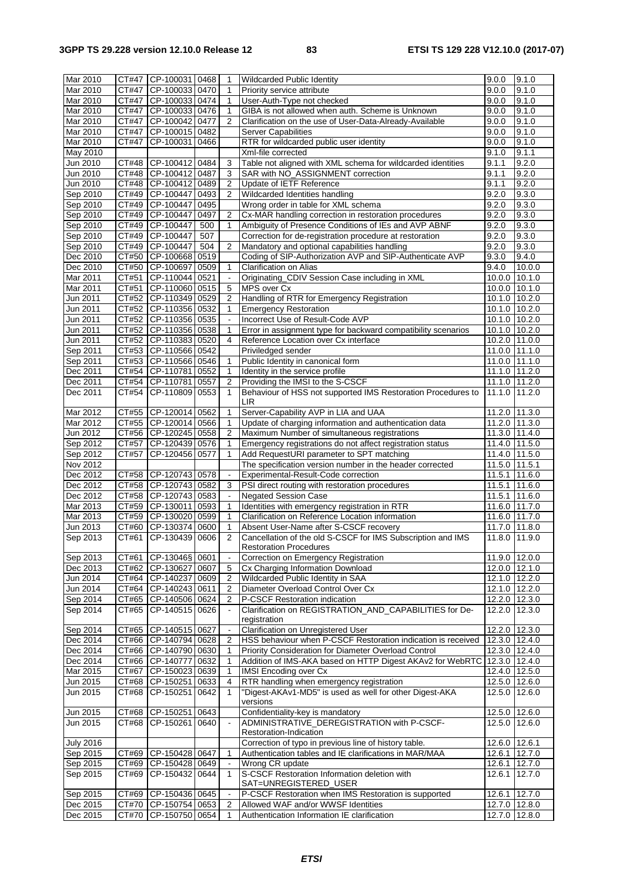| Mar 2010 | CT#47 | CP-100031 | 0468 | 1 | Wildcarded Public Identity | 9.0.0 | 9.1.0 |
|---|---|---|---|---|---|---|---|
| Mar 2010 | CT#47 | CP-100033 | 0470 | 1 | Priority service attribute | 9.0.0 | 9.1.0 |
| Mar 2010 | CT#47 | CP-100033 | 0474 | 1 | User-Auth-Type not checked | 9.0.0 | 9.1.0 |
| Mar 2010 | CT#47 | CP-100033 | 0476 | 1 | GIBA is not allowed when auth. Scheme is Unknown | 9.0.0 | 9.1.0 |
| Mar 2010 | CT#47 | CP-100042 | 0477 | 2 | Clarification on the use of User-Data-Already-Available | 9.0.0 | 9.1.0 |
| Mar 2010 | CT#47 | CP-100015 | 0482 | | Server Capabilities | 9.0.0 | 9.1.0 |
| Mar 2010 | CT#47 | CP-100031 | 0466 | | RTR for wildcarded public user identity | 9.0.0 | 9.1.0 |
| May 2010 | | | | | Xml-file corrected | 9.1.0 | 9.1.1 |
| Jun 2010 | CT#48 | CP-100412 | 0484 | 3 | Table not aligned with XML schema for wildcarded identities | 9.1.1 | 9.2.0 |
| Jun 2010 | CT#48 | CP-100412 | 0487 | 3 | SAR with NO_ASSIGNMENT correction | 9.1.1 | 9.2.0 |
| Jun 2010 | CT#48 | CP-100412 | 0489 | 2 | Update of IETF Reference | 9.1.1 | 9.2.0 |
| Sep 2010 | CT#49 | CP-100447 | 0493 | 2 | Wildcarded Identities handling | 9.2.0 | 9.3.0 |
| Sep 2010 | CT#49 | CP-100447 | 0495 | | Wrong order in table for XML schema | 9.2.0 | 9.3.0 |
| Sep 2010 | CT#49 | CP-100447 | 0497 | 2 | Cx-MAR handling correction in restoration procedures | 9.2.0 | 9.3.0 |
| Sep 2010 | CT#49 | CP-100447 | 500 | 1 | Ambiguity of Presence Conditions of IEs and AVP ABNF | 9.2.0 | 9.3.0 |
| Sep 2010 | CT#49 | CP-100447 | 507 | | Correction for de-registration procedure at restoration | 9.2.0 | 9.3.0 |
| Sep 2010 | CT#49 | CP-100447 | 504 | 2 | Mandatory and optional capabilities handling | 9.2.0 | 9.3.0 |
| Dec 2010 | CT#50 | CP-100668 | 0519 | | Coding of SIP-Authorization AVP and SIP-Authenticate AVP | 9.3.0 | 9.4.0 |
| Dec 2010 | CT#50 | CP-100697 | 0509 | 1 | Clarification on Alias | 9.4.0 | 10.0.0 |
| Mar 2011 | CT#51 | CP-110044 | 0521 | - | Originating_CDIV Session Case including in XML | 10.0.0 | 10.1.0 |
| Mar 2011 | CT#51 | CP-110060 | 0515 | 5 | MPS over Cx | 10.0.0 | 10.1.0 |
| Jun 2011 | CT#52 | CP-110349 | 0529 | 2 | Handling of RTR for Emergency Registration | 10.1.0 | 10.2.0 |
| Jun 2011 | CT#52 | CP-110356 | 0532 | 1 | Emergency Restoration | 10.1.0 | 10.2.0 |
| Jun 2011 | CT#52 | CP-110356 | 0535 | - | Incorrect Use of Result-Code AVP | 10.1.0 | 10.2.0 |
| Jun 2011 | CT#52 | CP-110356 | 0538 | 1 | Error in assignment type for backward compatibility scenarios | 10.1.0 | 10.2.0 |
| Jun 2011 | CT#52 | CP-110383 | 0520 | 4 | Reference Location over Cx interface | 10.2.0 | 11.0.0 |
| Sep 2011 | CT#53 | CP-110566 | 0542 | | Priviledged sender | 11.0.0 | 11.1.0 |
| Sep 2011 | CT#53 | CP-110566 | 0546 | 1 | Public Identity in canonical form | 11.0.0 | 11.1.0 |
| Dec 2011 | CT#54 | CP-110781 | 0552 | 1 | Identity in the service profile | 11.1.0 | 11.2.0 |
| Dec 2011 | CT#54 | CP-110781 | 0557 | 2 | Providing the IMSI to the S-CSCF | 11.1.0 | 11.2.0 |
| Dec 2011 | CT#54 | CP-110809 | 0553 | 1 | Behaviour of HSS not supported IMS Restoration Procedures to LIR | 11.1.0 | 11.2.0 |
| Mar 2012 | CT#55 | CP-120014 | 0562 | 1 | Server-Capability AVP in LIA and UAA | 11.2.0 | 11.3.0 |
| Mar 2012 | CT#55 | CP-120014 | 0566 | 1 | Update of charging information and authentication data | 11.2.0 | 11.3.0 |
| Jun 2012 | CT#56 | CP-120245 | 0558 | 2 | Maximum Number of simultaneous registrations | 11.3.0 | 11.4.0 |
| Sep 2012 | CT#57 | CP-120439 | 0576 | 1 | Emergency registrations do not affect registration status | 11.4.0 | 11.5.0 |
| Sep 2012 | CT#57 | CP-120456 | 0577 | 1 | Add RequestURI parameter to SPT matching | 11.4.0 | 11.5.0 |
| Nov 2012 | | | | | The specification version number in the header corrected | 11.5.0 | 11.5.1 |
| Dec 2012 | CT#58 | CP-120743 | 0578 | - | Experimental-Result-Code correction | 11.5.1 | 11.6.0 |
| Dec 2012 | CT#58 | CP-120743 | 0582 | 3 | PSI direct routing with restoration procedures | 11.5.1 | 11.6.0 |
| Dec 2012 | CT#58 | CP-120743 | 0583 | - | Negated Session Case | 11.5.1 | 11.6.0 |
| Mar 2013 | CT#59 | CP-130011 | 0593 | 1 | Identities with emergency registration in RTR | 11.6.0 | 11.7.0 |
| Mar 2013 | CT#59 | CP-130020 | 0599 | 1 | Clarification on Reference Location information | 11.6.0 | 11.7.0 |
| Jun 2013 | CT#60 | CP-130374 | 0600 | 1 | Absent User-Name after S-CSCF recovery | 11.7.0 | 11.8.0 |
| Sep 2013 | CT#61 | CP-130439 | 0606 | 2 | Cancellation of the old S-CSCF for IMS Subscription and IMS Restoration Procedures | 11.8.0 | 11.9.0 |
| Sep 2013 | CT#61 | CP-13046§ | 0601 | - | Correction on Emergency Registration | 11.9.0 | 12.0.0 |
| Dec 2013 | CT#62 | CP-130627 | 0607 | 5 | Cx Charging Information Download | 12.0.0 | 12.1.0 |
| Jun 2014 | CT#64 | CP-140237 | 0609 | 2 | Wildcarded Public Identity in SAA | 12.1.0 | 12.2.0 |
| Jun 2014 | CT#64 | CP-140243 | 0611 | 2 | Diameter Overload Control Over Cx | 12.1.0 | 12.2.0 |
| Sep 2014 | CT#65 | CP-140506 | 0624 | 2 | P-CSCF Restoration indication | 12.2.0 | 12.3.0 |
| Sep 2014 | CT#65 | CP-140515 | 0626 | - | Clarification on REGISTRATION_AND_CAPABILITIES for De-registration | 12.2.0 | 12.3.0 |
| Sep 2014 | CT#65 | CP-140515 | 0627 | - | Clarification on Unregistered User | 12.2.0 | 12.3.0 |
| Dec 2014 | CT#66 | CP-140794 | 0628 | 2 | HSS behaviour when P-CSCF Restoration indication is received | 12.3.0 | 12.4.0 |
| Dec 2014 | CT#66 | CP-140790 | 0630 | 1 | Priority Consideration for Diameter Overload Control | 12.3.0 | 12.4.0 |
| Dec 2014 | CT#66 | CP-140777 | 0632 | 1 | Addition of IMS-AKA based on HTTP Digest AKAv2 for WebRTC | 12.3.0 | 12.4.0 |
| Mar 2015 | CT#67 | CP-150023 | 0639 | 1 | IMSI Encoding over Cx | 12.4.0 | 12.5.0 |
| Jun 2015 | CT#68 | CP-150251 | 0633 | 4 | RTR handling when emergency registration | 12.5.0 | 12.6.0 |
| Jun 2015 | CT#68 | CP-150251 | 0642 | 1 | "Digest-AKAv1-MD5" is used as well for other Digest-AKA versions | 12.5.0 | 12.6.0 |
| Jun 2015 | CT#68 | CP-150251 | 0643 | | Confidentiality-key is mandatory | 12.5.0 | 12.6.0 |
| Jun 2015 | CT#68 | CP-150261 | 0640 | - | ADMINISTRATIVE_DEREGISTRATION with P-CSCF-Restoration-Indication | 12.5.0 | 12.6.0 |
| July 2016 | | | | | Correction of typo in previous line of history table. | 12.6.0 | 12.6.1 |
| Sep 2015 | CT#69 | CP-150428 | 0647 | 1 | Authentication tables and IE clarifications in MAR/MAA | 12.6.1 | 12.7.0 |
| Sep 2015 | CT#69 | CP-150428 | 0649 | - | Wrong CR update | 12.6.1 | 12.7.0 |
| Sep 2015 | CT#69 | CP-150432 | 0644 | 1 | S-CSCF Restoration Information deletion with SAT=UNREGISTERED_USER | 12.6.1 | 12.7.0 |
| Sep 2015 | CT#69 | CP-150436 | 0645 | - | P-CSCF Restoration when IMS Restoration is supported | 12.6.1 | 12.7.0 |
| Dec 2015 | CT#70 | CP-150754 | 0653 | 2 | Allowed WAF and/or WWSF Identities | 12.7.0 | 12.8.0 |
| Dec 2015 | CT#70 | CP-150750 | 0654 | 1 | Authentication Information IE clarification | 12.7.0 | 12.8.0 |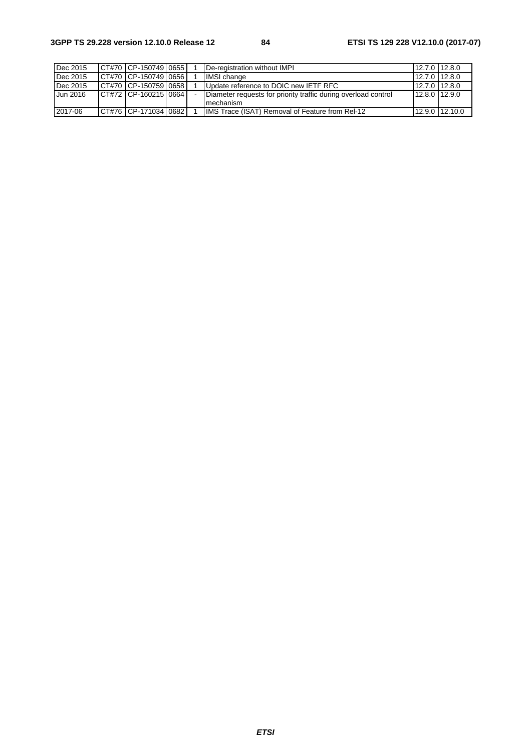| Dec 2015 | CT#70 | CP-150749 | 0655 | 1 | De-registration without IMPI | 12.7.0 | 12.8.0 |
|---|---|---|---|---|---|---|---|
| Dec 2015 | CT#70 | CP-150749 | 0656 | 1 | IMSI change | 12.7.0 | 12.8.0 |
| Dec 2015 | CT#70 | CP-150759 | 0658 | 1 | Update reference to DOIC new IETF RFC | 12.7.0 | 12.8.0 |
| Jun 2016 | CT#72 | CP-160215 | 0664 | - | Diameter requests for priority traffic during overload control mechanism | 12.8.0 | 12.9.0 |
| 2017-06 | CT#76 | CP-171034 | 0682 | 1 | IMS Trace (ISAT) Removal of Feature from Rel-12 | 12.9.0 | 12.10.0 |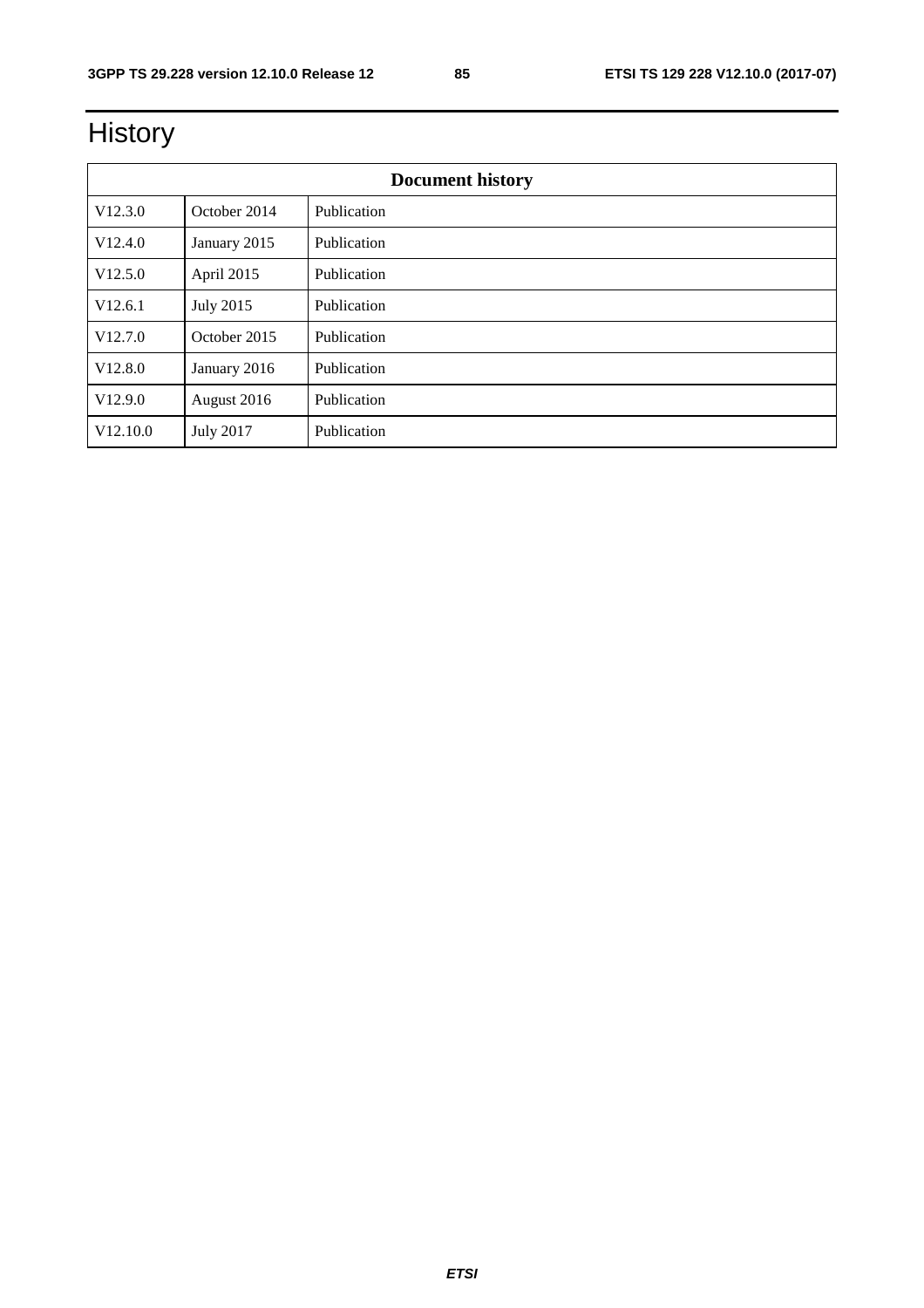# History

| Document history | | |
|---|---|---|
| V12.3.0 | October 2014 | Publication |
| V12.4.0 | January 2015 | Publication |
| V12.5.0 | April 2015 | Publication |
| V12.6.1 | July 2015 | Publication |
| V12.7.0 | October 2015 | Publication |
| V12.8.0 | January 2016 | Publication |
| V12.9.0 | August 2016 | Publication |
| V12.10.0 | July 2017 | Publication |